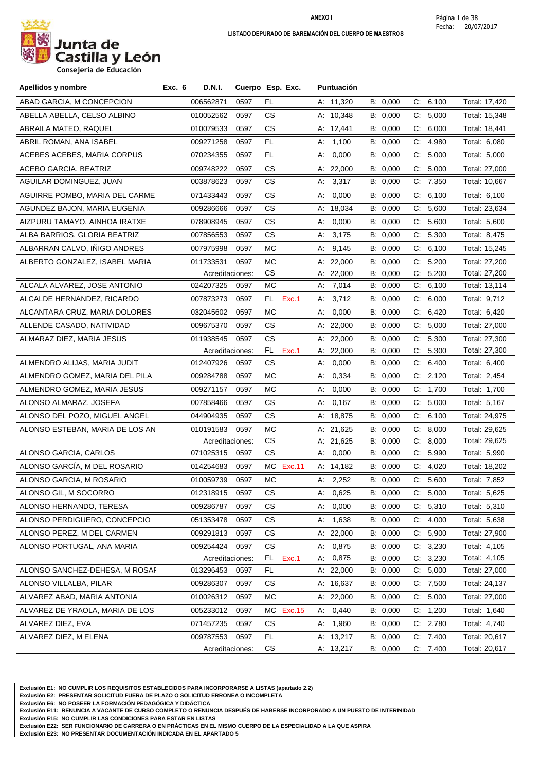Junta de Castilla y León
Consejería de Educación

**ANEXO I**

**LISTADO DEPURADO DE BAREMACIÓN DEL CUERPO DE MAESTROS**

Fecha: 20/07/2017

| Apellidos y nombre | Exc. 6 | D.N.I. | Cuerpo | Esp. | Exc. | Puntuación | | | |
|---|---|---|---|---|---|---|---|---|---|
| ABAD GARCIA, M CONCEPCION | | 006562871 | 0597 | FL | | A: 11,320 | B: 0,000 | C: 6,100 | Total: 17,420 |
| ABELLA ABELLA, CELSO ALBINO | | 010052562 | 0597 | CS | | A: 10,348 | B: 0,000 | C: 5,000 | Total: 15,348 |
| ABRAILA MATEO, RAQUEL | | 010079533 | 0597 | CS | | A: 12,441 | B: 0,000 | C: 6,000 | Total: 18,441 |
| ABRIL ROMAN, ANA ISABEL | | 009271258 | 0597 | FL | | A: 1,100 | B: 0,000 | C: 4,980 | Total: 6,080 |
| ACEBES ACEBES, MARIA CORPUS | | 070234355 | 0597 | FL | | A: 0,000 | B: 0,000 | C: 5,000 | Total: 5,000 |
| ACEBO GARCIA, BEATRIZ | | 009748222 | 0597 | CS | | A: 22,000 | B: 0,000 | C: 5,000 | Total: 27,000 |
| AGUILAR DOMINGUEZ, JUAN | | 003878623 | 0597 | CS | | A: 3,317 | B: 0,000 | C: 7,350 | Total: 10,667 |
| AGUIRRE POMBO, MARIA DEL CARME | | 071433443 | 0597 | CS | | A: 0,000 | B: 0,000 | C: 6,100 | Total: 6,100 |
| AGUNDEZ BAJON, MARIA EUGENIA | | 009286666 | 0597 | CS | | A: 18,034 | B: 0,000 | C: 5,600 | Total: 23,634 |
| AIZPURU TAMAYO, AINHOA IRATXE | | 078908945 | 0597 | CS | | A: 0,000 | B: 0,000 | C: 5,600 | Total: 5,600 |
| ALBA BARRIOS, GLORIA BEATRIZ | | 007856553 | 0597 | CS | | A: 3,175 | B: 0,000 | C: 5,300 | Total: 8,475 |
| ALBARRAN CALVO, IÑIGO ANDRES | | 007975998 | 0597 | MC | | A: 9,145 | B: 0,000 | C: 6,100 | Total: 15,245 |
| ALBERTO GONZALEZ, ISABEL MARIA | | 011733531 | 0597 | MC | | A: 22,000 | B: 0,000 | C: 5,200 | Total: 27,200 |
| | | Acreditaciones: | | CS | | A: 22,000 | B: 0,000 | C: 5,200 | Total: 27,200 |
| ALCALA ALVAREZ, JOSE ANTONIO | | 024207325 | 0597 | MC | | A: 7,014 | B: 0,000 | C: 6,100 | Total: 13,114 |
| ALCALDE HERNANDEZ, RICARDO | | 007873273 | 0597 | FL | Exc.1 | A: 3,712 | B: 0,000 | C: 6,000 | Total: 9,712 |
| ALCANTARA CRUZ, MARIA DOLORES | | 032045602 | 0597 | MC | | A: 0,000 | B: 0,000 | C: 6,420 | Total: 6,420 |
| ALLENDE CASADO, NATIVIDAD | | 009675370 | 0597 | CS | | A: 22,000 | B: 0,000 | C: 5,000 | Total: 27,000 |
| ALMARAZ DIEZ, MARIA JESUS | | 011938545 | 0597 | CS | | A: 22,000 | B: 0,000 | C: 5,300 | Total: 27,300 |
| | | Acreditaciones: | | FL | Exc.1 | A: 22,000 | B: 0,000 | C: 5,300 | Total: 27,300 |
| ALMENDRO ALIJAS, MARIA JUDIT | | 012407926 | 0597 | CS | | A: 0,000 | B: 0,000 | C: 6,400 | Total: 6,400 |
| ALMENDRO GOMEZ, MARIA DEL PILA | | 009284788 | 0597 | MC | | A: 0,334 | B: 0,000 | C: 2,120 | Total: 2,454 |
| ALMENDRO GOMEZ, MARIA JESUS | | 009271157 | 0597 | MC | | A: 0,000 | B: 0,000 | C: 1,700 | Total: 1,700 |
| ALONSO ALMARAZ, JOSEFA | | 007858466 | 0597 | CS | | A: 0,167 | B: 0,000 | C: 5,000 | Total: 5,167 |
| ALONSO DEL POZO, MIGUEL ANGEL | | 044904935 | 0597 | CS | | A: 18,875 | B: 0,000 | C: 6,100 | Total: 24,975 |
| ALONSO ESTEBAN, MARIA DE LOS AN | | 010191583 | 0597 | MC | | A: 21,625 | B: 0,000 | C: 8,000 | Total: 29,625 |
| | | Acreditaciones: | | CS | | A: 21,625 | B: 0,000 | C: 8,000 | Total: 29,625 |
| ALONSO GARCIA, CARLOS | | 071025315 | 0597 | CS | | A: 0,000 | B: 0,000 | C: 5,990 | Total: 5,990 |
| ALONSO GARCÍA, M DEL ROSARIO | | 014254683 | 0597 | MC | Exc.11 | A: 14,182 | B: 0,000 | C: 4,020 | Total: 18,202 |
| ALONSO GARCIA, M ROSARIO | | 010059739 | 0597 | MC | | A: 2,252 | B: 0,000 | C: 5,600 | Total: 7,852 |
| ALONSO GIL, M SOCORRO | | 012318915 | 0597 | CS | | A: 0,625 | B: 0,000 | C: 5,000 | Total: 5,625 |
| ALONSO HERNANDO, TERESA | | 009286787 | 0597 | CS | | A: 0,000 | B: 0,000 | C: 5,310 | Total: 5,310 |
| ALONSO PERDIGUERO, CONCEPCIO | | 051353478 | 0597 | CS | | A: 1,638 | B: 0,000 | C: 4,000 | Total: 5,638 |
| ALONSO PEREZ, M DEL CARMEN | | 009291813 | 0597 | CS | | A: 22,000 | B: 0,000 | C: 5,900 | Total: 27,900 |
| ALONSO PORTUGAL, ANA MARIA | | 009254424 | 0597 | CS | | A: 0,875 | B: 0,000 | C: 3,230 | Total: 4,105 |
| | | Acreditaciones: | | FL | Exc.1 | A: 0,875 | B: 0,000 | C: 3,230 | Total: 4,105 |
| ALONSO SANCHEZ-DEHESA, M ROSAI | | 013296453 | 0597 | FL | | A: 22,000 | B: 0,000 | C: 5,000 | Total: 27,000 |
| ALONSO VILLALBA, PILAR | | 009286307 | 0597 | CS | | A: 16,637 | B: 0,000 | C: 7,500 | Total: 24,137 |
| ALVAREZ ABAD, MARIA ANTONIA | | 010026312 | 0597 | MC | | A: 22,000 | B: 0,000 | C: 5,000 | Total: 27,000 |
| ALVAREZ DE YRAOLA, MARIA DE LOS | | 005233012 | 0597 | MC | Exc.15 | A: 0,440 | B: 0,000 | C: 1,200 | Total: 1,640 |
| ALVAREZ DIEZ, EVA | | 071457235 | 0597 | CS | | A: 1,960 | B: 0,000 | C: 2,780 | Total: 4,740 |
| ALVAREZ DIEZ, M ELENA | | 009787553 | 0597 | FL | | A: 13,217 | B: 0,000 | C: 7,400 | Total: 20,617 |
| | | Acreditaciones: | | CS | | A: 13,217 | B: 0,000 | C: 7,400 | Total: 20,617 |

**Exclusión E1: NO CUMPLIR LOS REQUISITOS ESTABLECIDOS PARA INCORPORARSE A LISTAS (apartado 2.2)**
**Exclusión E2: PRESENTAR SOLICITUD FUERA DE PLAZO O SOLICITUD ERRONEA O INCOMPLETA**
**Exclusión E6: NO POSEER LA FORMACIÓN PEDAGÓGICA Y DIDÁCTICA**
**Exclusión E11: RENUNCIA A VACANTE DE CURSO COMPLETO O RENUNCIA DESPUÉS DE HABERSE INCORPORADO A UN PUESTO DE INTERINIDAD**
**Exclusión E15: NO CUMPLIR LAS CONDICIONES PARA ESTAR EN LISTAS**
**Exclusión E22: SER FUNCIONARIO DE CARRERA O EN PRÁCTICAS EN EL MISMO CUERPO DE LA ESPECIALIDAD A LA QUE ASPIRA**
**Exclusión E23: NO PRESENTAR DOCUMENTACIÓN INDICADA EN EL APARTADO 5**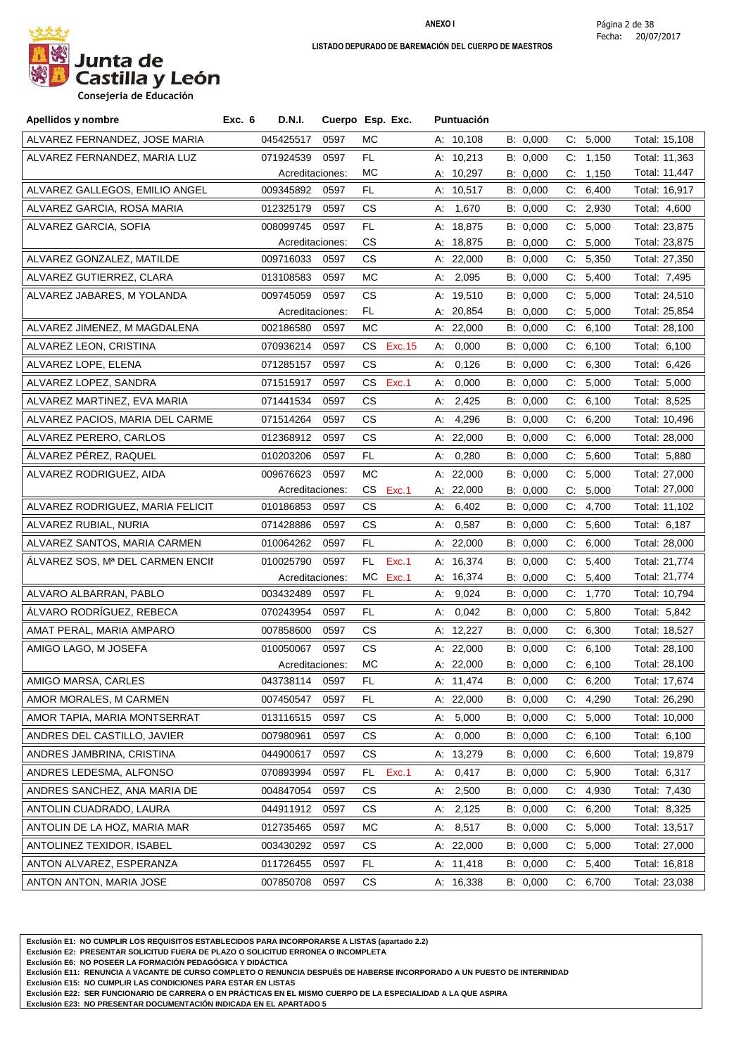**ANEXO I**

**LISTADO DEPURADO DE BAREMACIÓN DEL CUERPO DE MAESTROS**

Junta de Castilla y León
Consejería de Educación

Fecha: 20/07/2017

| Apellidos y nombre | Exc. 6 | D.N.I. | Cuerpo | Esp. | Exc. | Puntuación | | | |
|---|---|---|---|---|---|---|---|---|---|
| ALVAREZ FERNANDEZ, JOSE MARIA | | 045425517 | 0597 | MC | | A: 10,108 | B: 0,000 | C: 5,000 | Total: 15,108 |
| ALVAREZ FERNANDEZ, MARIA LUZ | | 071924539 | 0597 | FL | | A: 10,213 | B: 0,000 | C: 1,150 | Total: 11,363 |
| | | Acreditaciones: | | MC | | A: 10,297 | B: 0,000 | C: 1,150 | Total: 11,447 |
| ALVAREZ GALLEGOS, EMILIO ANGEL | | 009345892 | 0597 | FL | | A: 10,517 | B: 0,000 | C: 6,400 | Total: 16,917 |
| ALVAREZ GARCIA, ROSA MARIA | | 012325179 | 0597 | CS | | A: 1,670 | B: 0,000 | C: 2,930 | Total: 4,600 |
| ALVAREZ GARCIA, SOFIA | | 008099745 | 0597 | FL | | A: 18,875 | B: 0,000 | C: 5,000 | Total: 23,875 |
| | | Acreditaciones: | | CS | | A: 18,875 | B: 0,000 | C: 5,000 | Total: 23,875 |
| ALVAREZ GONZALEZ, MATILDE | | 009716033 | 0597 | CS | | A: 22,000 | B: 0,000 | C: 5,350 | Total: 27,350 |
| ALVAREZ GUTIERREZ, CLARA | | 013108583 | 0597 | MC | | A: 2,095 | B: 0,000 | C: 5,400 | Total: 7,495 |
| ALVAREZ JABARES, M YOLANDA | | 009745059 | 0597 | CS | | A: 19,510 | B: 0,000 | C: 5,000 | Total: 24,510 |
| | | Acreditaciones: | | FL | | A: 20,854 | B: 0,000 | C: 5,000 | Total: 25,854 |
| ALVAREZ JIMENEZ, M MAGDALENA | | 002186580 | 0597 | MC | | A: 22,000 | B: 0,000 | C: 6,100 | Total: 28,100 |
| ALVAREZ LEON, CRISTINA | | 070936214 | 0597 | CS | Exc.15 | A: 0,000 | B: 0,000 | C: 6,100 | Total: 6,100 |
| ALVAREZ LOPE, ELENA | | 071285157 | 0597 | CS | | A: 0,126 | B: 0,000 | C: 6,300 | Total: 6,426 |
| ALVAREZ LOPEZ, SANDRA | | 071515917 | 0597 | CS | Exc.1 | A: 0,000 | B: 0,000 | C: 5,000 | Total: 5,000 |
| ALVAREZ MARTINEZ, EVA MARIA | | 071441534 | 0597 | CS | | A: 2,425 | B: 0,000 | C: 6,100 | Total: 8,525 |
| ALVAREZ PACIOS, MARIA DEL CARME | | 071514264 | 0597 | CS | | A: 4,296 | B: 0,000 | C: 6,200 | Total: 10,496 |
| ALVAREZ PERERO, CARLOS | | 012368912 | 0597 | CS | | A: 22,000 | B: 0,000 | C: 6,000 | Total: 28,000 |
| ÁLVAREZ PÉREZ, RAQUEL | | 010203206 | 0597 | FL | | A: 0,280 | B: 0,000 | C: 5,600 | Total: 5,880 |
| ALVAREZ RODRIGUEZ, AIDA | | 009676623 | 0597 | MC | | A: 22,000 | B: 0,000 | C: 5,000 | Total: 27,000 |
| | | Acreditaciones: | | CS | Exc.1 | A: 22,000 | B: 0,000 | C: 5,000 | Total: 27,000 |
| ALVAREZ RODRIGUEZ, MARIA FELICIT | | 010186853 | 0597 | CS | | A: 6,402 | B: 0,000 | C: 4,700 | Total: 11,102 |
| ALVAREZ RUBIAL, NURIA | | 071428886 | 0597 | CS | | A: 0,587 | B: 0,000 | C: 5,600 | Total: 6,187 |
| ALVAREZ SANTOS, MARIA CARMEN | | 010064262 | 0597 | FL | | A: 22,000 | B: 0,000 | C: 6,000 | Total: 28,000 |
| ÁLVAREZ SOS, Mª DEL CARMEN ENCII | | 010025790 | 0597 | FL | Exc.1 | A: 16,374 | B: 0,000 | C: 5,400 | Total: 21,774 |
| | | Acreditaciones: | | MC | Exc.1 | A: 16,374 | B: 0,000 | C: 5,400 | Total: 21,774 |
| ALVARO ALBARRAN, PABLO | | 003432489 | 0597 | FL | | A: 9,024 | B: 0,000 | C: 1,770 | Total: 10,794 |
| ÁLVARO RODRÍGUEZ, REBECA | | 070243954 | 0597 | FL | | A: 0,042 | B: 0,000 | C: 5,800 | Total: 5,842 |
| AMAT PERAL, MARIA AMPARO | | 007858600 | 0597 | CS | | A: 12,227 | B: 0,000 | C: 6,300 | Total: 18,527 |
| AMIGO LAGO, M JOSEFA | | 010050067 | 0597 | CS | | A: 22,000 | B: 0,000 | C: 6,100 | Total: 28,100 |
| | | Acreditaciones: | | MC | | A: 22,000 | B: 0,000 | C: 6,100 | Total: 28,100 |
| AMIGO MARSA, CARLES | | 043738114 | 0597 | FL | | A: 11,474 | B: 0,000 | C: 6,200 | Total: 17,674 |
| AMOR MORALES, M CARMEN | | 007450547 | 0597 | FL | | A: 22,000 | B: 0,000 | C: 4,290 | Total: 26,290 |
| AMOR TAPIA, MARIA MONTSERRAT | | 013116515 | 0597 | CS | | A: 5,000 | B: 0,000 | C: 5,000 | Total: 10,000 |
| ANDRES DEL CASTILLO, JAVIER | | 007980961 | 0597 | CS | | A: 0,000 | B: 0,000 | C: 6,100 | Total: 6,100 |
| ANDRES JAMBRINA, CRISTINA | | 044900617 | 0597 | CS | | A: 13,279 | B: 0,000 | C: 6,600 | Total: 19,879 |
| ANDRES LEDESMA, ALFONSO | | 070893994 | 0597 | FL | Exc.1 | A: 0,417 | B: 0,000 | C: 5,900 | Total: 6,317 |
| ANDRES SANCHEZ, ANA MARIA DE | | 004847054 | 0597 | CS | | A: 2,500 | B: 0,000 | C: 4,930 | Total: 7,430 |
| ANTOLIN CUADRADO, LAURA | | 044911912 | 0597 | CS | | A: 2,125 | B: 0,000 | C: 6,200 | Total: 8,325 |
| ANTOLIN DE LA HOZ, MARIA MAR | | 012735465 | 0597 | MC | | A: 8,517 | B: 0,000 | C: 5,000 | Total: 13,517 |
| ANTOLINEZ TEXIDOR, ISABEL | | 003430292 | 0597 | CS | | A: 22,000 | B: 0,000 | C: 5,000 | Total: 27,000 |
| ANTON ALVAREZ, ESPERANZA | | 011726455 | 0597 | FL | | A: 11,418 | B: 0,000 | C: 5,400 | Total: 16,818 |
| ANTON ANTON, MARIA JOSE | | 007850708 | 0597 | CS | | A: 16,338 | B: 0,000 | C: 6,700 | Total: 23,038 |

**Exclusión E1: NO CUMPLIR LOS REQUISITOS ESTABLECIDOS PARA INCORPORARSE A LISTAS (apartado 2.2)**
**Exclusión E2: PRESENTAR SOLICITUD FUERA DE PLAZO O SOLICITUD ERRONEA O INCOMPLETA**
**Exclusión E6: NO POSEER LA FORMACIÓN PEDAGÓGICA Y DIDÁCTICA**
**Exclusión E11: RENUNCIA A VACANTE DE CURSO COMPLETO O RENUNCIA DESPUÉS DE HABERSE INCORPORADO A UN PUESTO DE INTERINIDAD**
**Exclusión E15: NO CUMPLIR LAS CONDICIONES PARA ESTAR EN LISTAS**
**Exclusión E22: SER FUNCIONARIO DE CARRERA O EN PRÁCTICAS EN EL MISMO CUERPO DE LA ESPECIALIDAD A LA QUE ASPIRA**
**Exclusión E23: NO PRESENTAR DOCUMENTACIÓN INDICADA EN EL APARTADO 5**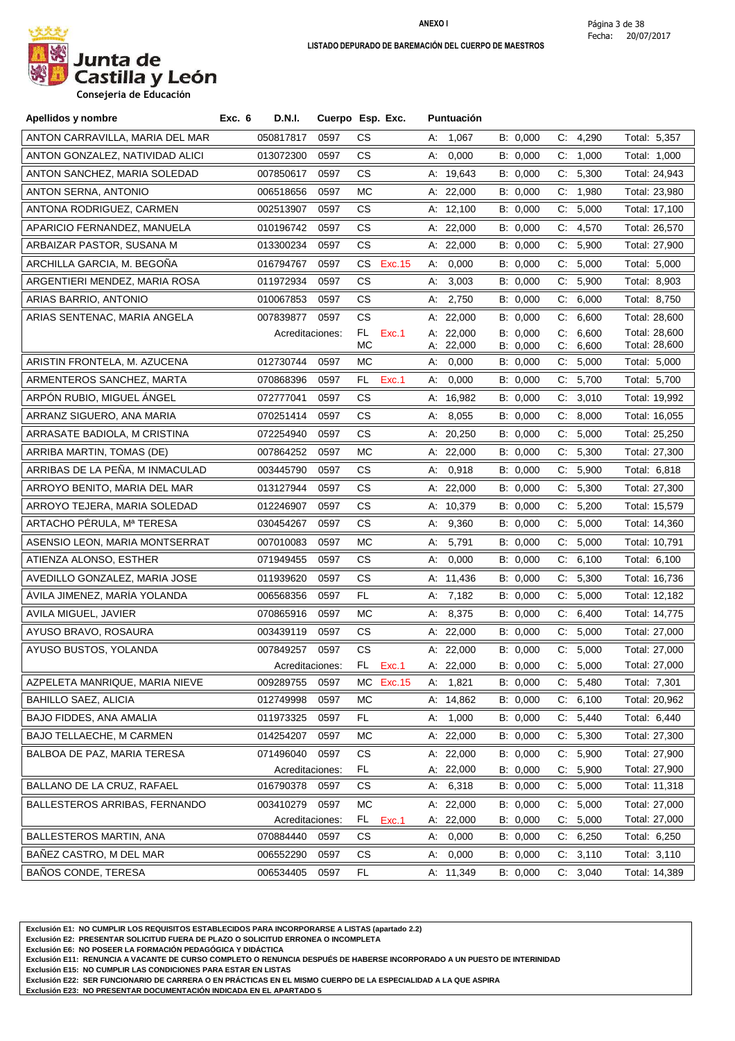**ANEXO I**

**LISTADO DEPURADO DE BAREMACIÓN DEL CUERPO DE MAESTROS**

Junta de Castilla y León
Consejería de Educación

Fecha: 20/07/2017

| Apellidos y nombre | Exc. 6 | D.N.I. | Cuerpo | Esp. | Exc. | Puntuación | | | |
|---|---|---|---|---|---|---|---|---|---|
| ANTON CARRAVILLA, MARIA DEL MAR | | 050817817 | 0597 | CS | | A: 1,067 | B: 0,000 | C: 4,290 | Total: 5,357 |
| ANTON GONZALEZ, NATIVIDAD ALICI | | 013072300 | 0597 | CS | | A: 0,000 | B: 0,000 | C: 1,000 | Total: 1,000 |
| ANTON SANCHEZ, MARIA SOLEDAD | | 007850617 | 0597 | CS | | A: 19,643 | B: 0,000 | C: 5,300 | Total: 24,943 |
| ANTON SERNA, ANTONIO | | 006518656 | 0597 | MC | | A: 22,000 | B: 0,000 | C: 1,980 | Total: 23,980 |
| ANTONA RODRIGUEZ, CARMEN | | 002513907 | 0597 | CS | | A: 12,100 | B: 0,000 | C: 5,000 | Total: 17,100 |
| APARICIO FERNANDEZ, MANUELA | | 010196742 | 0597 | CS | | A: 22,000 | B: 0,000 | C: 4,570 | Total: 26,570 |
| ARBAIZAR PASTOR, SUSANA M | | 013300234 | 0597 | CS | | A: 22,000 | B: 0,000 | C: 5,900 | Total: 27,900 |
| ARCHILLA GARCIA, M. BEGOÑA | | 016794767 | 0597 | CS | Exc.15 | A: 0,000 | B: 0,000 | C: 5,000 | Total: 5,000 |
| ARGENTIERI MENDEZ, MARIA ROSA | | 011972934 | 0597 | CS | | A: 3,003 | B: 0,000 | C: 5,900 | Total: 8,903 |
| ARIAS BARRIO, ANTONIO | | 010067853 | 0597 | CS | | A: 2,750 | B: 0,000 | C: 6,000 | Total: 8,750 |
| ARIAS SENTENAC, MARIA ANGELA | | 007839877 | 0597 | CS | | A: 22,000 | B: 0,000 | C: 6,600 | Total: 28,600 |
| | | Acreditaciones: | | FL | Exc.1 | A: 22,000 | B: 0,000 | C: 6,600 | Total: 28,600 |
| | | | | MC | | A: 22,000 | B: 0,000 | C: 6,600 | Total: 28,600 |
| ARISTIN FRONTELA, M. AZUCENA | | 012730744 | 0597 | MC | | A: 0,000 | B: 0,000 | C: 5,000 | Total: 5,000 |
| ARMENTEROS SANCHEZ, MARTA | | 070868396 | 0597 | FL | Exc.1 | A: 0,000 | B: 0,000 | C: 5,700 | Total: 5,700 |
| ARPÓN RUBIO, MIGUEL ÁNGEL | | 072777041 | 0597 | CS | | A: 16,982 | B: 0,000 | C: 3,010 | Total: 19,992 |
| ARRANZ SIGUERO, ANA MARIA | | 070251414 | 0597 | CS | | A: 8,055 | B: 0,000 | C: 8,000 | Total: 16,055 |
| ARRASATE BADIOLA, M CRISTINA | | 072254940 | 0597 | CS | | A: 20,250 | B: 0,000 | C: 5,000 | Total: 25,250 |
| ARRIBA MARTIN, TOMAS (DE) | | 007864252 | 0597 | MC | | A: 22,000 | B: 0,000 | C: 5,300 | Total: 27,300 |
| ARRIBAS DE LA PEÑA, M INMACULAD | | 003445790 | 0597 | CS | | A: 0,918 | B: 0,000 | C: 5,900 | Total: 6,818 |
| ARROYO BENITO, MARIA DEL MAR | | 013127944 | 0597 | CS | | A: 22,000 | B: 0,000 | C: 5,300 | Total: 27,300 |
| ARROYO TEJERA, MARIA SOLEDAD | | 012246907 | 0597 | CS | | A: 10,379 | B: 0,000 | C: 5,200 | Total: 15,579 |
| ARTACHO PÉRULA, Mª TERESA | | 030454267 | 0597 | CS | | A: 9,360 | B: 0,000 | C: 5,000 | Total: 14,360 |
| ASENSIO LEON, MARIA MONTSERRAT | | 007010083 | 0597 | MC | | A: 5,791 | B: 0,000 | C: 5,000 | Total: 10,791 |
| ATIENZA ALONSO, ESTHER | | 071949455 | 0597 | CS | | A: 0,000 | B: 0,000 | C: 6,100 | Total: 6,100 |
| AVEDILLO GONZALEZ, MARIA JOSE | | 011939620 | 0597 | CS | | A: 11,436 | B: 0,000 | C: 5,300 | Total: 16,736 |
| ÁVILA JIMENEZ, MARÍA YOLANDA | | 006568356 | 0597 | FL | | A: 7,182 | B: 0,000 | C: 5,000 | Total: 12,182 |
| AVILA MIGUEL, JAVIER | | 070865916 | 0597 | MC | | A: 8,375 | B: 0,000 | C: 6,400 | Total: 14,775 |
| AYUSO BRAVO, ROSAURA | | 003439119 | 0597 | CS | | A: 22,000 | B: 0,000 | C: 5,000 | Total: 27,000 |
| AYUSO BUSTOS, YOLANDA | | 007849257 | 0597 | CS | | A: 22,000 | B: 0,000 | C: 5,000 | Total: 27,000 |
| | | Acreditaciones: | | FL | Exc.1 | A: 22,000 | B: 0,000 | C: 5,000 | Total: 27,000 |
| AZPELETA MANRIQUE, MARIA NIEVE | | 009289755 | 0597 | MC | Exc.15 | A: 1,821 | B: 0,000 | C: 5,480 | Total: 7,301 |
| BAHILLO SAEZ, ALICIA | | 012749998 | 0597 | MC | | A: 14,862 | B: 0,000 | C: 6,100 | Total: 20,962 |
| BAJO FIDDES, ANA AMALIA | | 011973325 | 0597 | FL | | A: 1,000 | B: 0,000 | C: 5,440 | Total: 6,440 |
| BAJO TELLAECHE, M CARMEN | | 014254207 | 0597 | MC | | A: 22,000 | B: 0,000 | C: 5,300 | Total: 27,300 |
| BALBOA DE PAZ, MARIA TERESA | | 071496040 | 0597 | CS | | A: 22,000 | B: 0,000 | C: 5,900 | Total: 27,900 |
| | | Acreditaciones: | | FL | | A: 22,000 | B: 0,000 | C: 5,900 | Total: 27,900 |
| BALLANO DE LA CRUZ, RAFAEL | | 016790378 | 0597 | CS | | A: 6,318 | B: 0,000 | C: 5,000 | Total: 11,318 |
| BALLESTEROS ARRIBAS, FERNANDO | | 003410279 | 0597 | MC | | A: 22,000 | B: 0,000 | C: 5,000 | Total: 27,000 |
| | | Acreditaciones: | | FL | Exc.1 | A: 22,000 | B: 0,000 | C: 5,000 | Total: 27,000 |
| BALLESTEROS MARTIN, ANA | | 070884440 | 0597 | CS | | A: 0,000 | B: 0,000 | C: 6,250 | Total: 6,250 |
| BAÑEZ CASTRO, M DEL MAR | | 006552290 | 0597 | CS | | A: 0,000 | B: 0,000 | C: 3,110 | Total: 3,110 |
| BAÑOS CONDE, TERESA | | 006534405 | 0597 | FL | | A: 11,349 | B: 0,000 | C: 3,040 | Total: 14,389 |

**Exclusión E1: NO CUMPLIR LOS REQUISITOS ESTABLECIDOS PARA INCORPORARSE A LISTAS (apartado 2.2)**
**Exclusión E2: PRESENTAR SOLICITUD FUERA DE PLAZO O SOLICITUD ERRONEA O INCOMPLETA**
**Exclusión E6: NO POSEER LA FORMACIÓN PEDAGÓGICA Y DIDÁCTICA**
**Exclusión E11: RENUNCIA A VACANTE DE CURSO COMPLETO O RENUNCIA DESPUÉS DE HABERSE INCORPORADO A UN PUESTO DE INTERINIDAD**
**Exclusión E15: NO CUMPLIR LAS CONDICIONES PARA ESTAR EN LISTAS**
**Exclusión E22: SER FUNCIONARIO DE CARRERA O EN PRÁCTICAS EN EL MISMO CUERPO DE LA ESPECIALIDAD A LA QUE ASPIRA**
**Exclusión E23: NO PRESENTAR DOCUMENTACIÓN INDICADA EN EL APARTADO 5**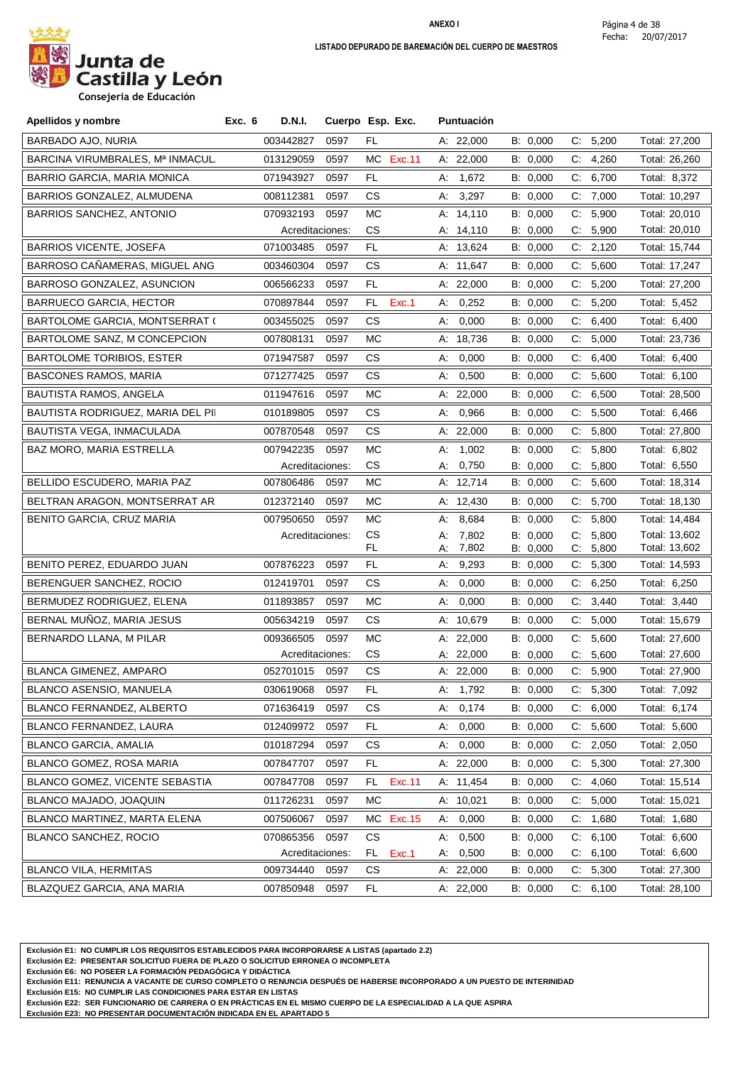**ANEXO I**

**LISTADO DEPURADO DE BAREMACIÓN DEL CUERPO DE MAESTROS**

Junta de Castilla y León
Consejería de Educación

Fecha: 20/07/2017

| Apellidos y nombre | Exc. 6 | D.N.I. | Cuerpo | Esp. | Exc. | Puntuación | | | |
|---|---|---|---|---|---|---|---|---|---|
| BARBADO AJO, NURIA | | 003442827 | 0597 | FL | | A: 22,000 | B: 0,000 | C: 5,200 | Total: 27,200 |
| BARCINA VIRUMBRALES, Mª INMACUL | | 013129059 | 0597 | MC | Exc.11 | A: 22,000 | B: 0,000 | C: 4,260 | Total: 26,260 |
| BARRIO GARCIA, MARIA MONICA | | 071943927 | 0597 | FL | | A: 1,672 | B: 0,000 | C: 6,700 | Total: 8,372 |
| BARRIOS GONZALEZ, ALMUDENA | | 008112381 | 0597 | CS | | A: 3,297 | B: 0,000 | C: 7,000 | Total: 10,297 |
| BARRIOS SANCHEZ, ANTONIO | | 070932193 | 0597 | MC | | A: 14,110 | B: 0,000 | C: 5,900 | Total: 20,010 |
| | | Acreditaciones: | | CS | | A: 14,110 | B: 0,000 | C: 5,900 | Total: 20,010 |
| BARRIOS VICENTE, JOSEFA | | 071003485 | 0597 | FL | | A: 13,624 | B: 0,000 | C: 2,120 | Total: 15,744 |
| BARROSO CAÑAMERAS, MIGUEL ANG | | 003460304 | 0597 | CS | | A: 11,647 | B: 0,000 | C: 5,600 | Total: 17,247 |
| BARROSO GONZALEZ, ASUNCION | | 006566233 | 0597 | FL | | A: 22,000 | B: 0,000 | C: 5,200 | Total: 27,200 |
| BARRUECO GARCIA, HECTOR | | 070897844 | 0597 | FL | Exc.1 | A: 0,252 | B: 0,000 | C: 5,200 | Total: 5,452 |
| BARTOLOME GARCIA, MONTSERRAT ( | | 003455025 | 0597 | CS | | A: 0,000 | B: 0,000 | C: 6,400 | Total: 6,400 |
| BARTOLOME SANZ, M CONCEPCION | | 007808131 | 0597 | MC | | A: 18,736 | B: 0,000 | C: 5,000 | Total: 23,736 |
| BARTOLOME TORIBIOS, ESTER | | 071947587 | 0597 | CS | | A: 0,000 | B: 0,000 | C: 6,400 | Total: 6,400 |
| BASCONES RAMOS, MARIA | | 071277425 | 0597 | CS | | A: 0,500 | B: 0,000 | C: 5,600 | Total: 6,100 |
| BAUTISTA RAMOS, ANGELA | | 011947616 | 0597 | MC | | A: 22,000 | B: 0,000 | C: 6,500 | Total: 28,500 |
| BAUTISTA RODRIGUEZ, MARIA DEL PI | | 010189805 | 0597 | CS | | A: 0,966 | B: 0,000 | C: 5,500 | Total: 6,466 |
| BAUTISTA VEGA, INMACULADA | | 007870548 | 0597 | CS | | A: 22,000 | B: 0,000 | C: 5,800 | Total: 27,800 |
| BAZ MORO, MARIA ESTRELLA | | 007942235 | 0597 | MC | | A: 1,002 | B: 0,000 | C: 5,800 | Total: 6,802 |
| | | Acreditaciones: | | CS | | A: 0,750 | B: 0,000 | C: 5,800 | Total: 6,550 |
| BELLIDO ESCUDERO, MARIA PAZ | | 007806486 | 0597 | MC | | A: 12,714 | B: 0,000 | C: 5,600 | Total: 18,314 |
| BELTRAN ARAGON, MONTSERRAT AR | | 012372140 | 0597 | MC | | A: 12,430 | B: 0,000 | C: 5,700 | Total: 18,130 |
| BENITO GARCIA, CRUZ MARIA | | 007950650 | 0597 | MC | | A: 8,684 | B: 0,000 | C: 5,800 | Total: 14,484 |
| | | Acreditaciones: | | CS | | A: 7,802 | B: 0,000 | C: 5,800 | Total: 13,602 |
| | | | | FL | | A: 7,802 | B: 0,000 | C: 5,800 | Total: 13,602 |
| BENITO PEREZ, EDUARDO JUAN | | 007876223 | 0597 | FL | | A: 9,293 | B: 0,000 | C: 5,300 | Total: 14,593 |
| BERENGUER SANCHEZ, ROCIO | | 012419701 | 0597 | CS | | A: 0,000 | B: 0,000 | C: 6,250 | Total: 6,250 |
| BERMUDEZ RODRIGUEZ, ELENA | | 011893857 | 0597 | MC | | A: 0,000 | B: 0,000 | C: 3,440 | Total: 3,440 |
| BERNAL MUÑOZ, MARIA JESUS | | 005634219 | 0597 | CS | | A: 10,679 | B: 0,000 | C: 5,000 | Total: 15,679 |
| BERNARDO LLANA, M PILAR | | 009366505 | 0597 | MC | | A: 22,000 | B: 0,000 | C: 5,600 | Total: 27,600 |
| | | Acreditaciones: | | CS | | A: 22,000 | B: 0,000 | C: 5,600 | Total: 27,600 |
| BLANCA GIMENEZ, AMPARO | | 052701015 | 0597 | CS | | A: 22,000 | B: 0,000 | C: 5,900 | Total: 27,900 |
| BLANCO ASENSIO, MANUELA | | 030619068 | 0597 | FL | | A: 1,792 | B: 0,000 | C: 5,300 | Total: 7,092 |
| BLANCO FERNANDEZ, ALBERTO | | 071636419 | 0597 | CS | | A: 0,174 | B: 0,000 | C: 6,000 | Total: 6,174 |
| BLANCO FERNANDEZ, LAURA | | 012409972 | 0597 | FL | | A: 0,000 | B: 0,000 | C: 5,600 | Total: 5,600 |
| BLANCO GARCIA, AMALIA | | 010187294 | 0597 | CS | | A: 0,000 | B: 0,000 | C: 2,050 | Total: 2,050 |
| BLANCO GOMEZ, ROSA MARIA | | 007847707 | 0597 | FL | | A: 22,000 | B: 0,000 | C: 5,300 | Total: 27,300 |
| BLANCO GOMEZ, VICENTE SEBASTIA | | 007847708 | 0597 | FL | Exc.11 | A: 11,454 | B: 0,000 | C: 4,060 | Total: 15,514 |
| BLANCO MAJADO, JOAQUIN | | 011726231 | 0597 | MC | | A: 10,021 | B: 0,000 | C: 5,000 | Total: 15,021 |
| BLANCO MARTINEZ, MARTA ELENA | | 007506067 | 0597 | MC | Exc.15 | A: 0,000 | B: 0,000 | C: 1,680 | Total: 1,680 |
| BLANCO SANCHEZ, ROCIO | | 070865356 | 0597 | CS | | A: 0,500 | B: 0,000 | C: 6,100 | Total: 6,600 |
| | | Acreditaciones: | | FL | Exc.1 | A: 0,500 | B: 0,000 | C: 6,100 | Total: 6,600 |
| BLANCO VILA, HERMITAS | | 009734440 | 0597 | CS | | A: 22,000 | B: 0,000 | C: 5,300 | Total: 27,300 |
| BLAZQUEZ GARCIA, ANA MARIA | | 007850948 | 0597 | FL | | A: 22,000 | B: 0,000 | C: 6,100 | Total: 28,100 |

**Exclusión E1: NO CUMPLIR LOS REQUISITOS ESTABLECIDOS PARA INCORPORARSE A LISTAS (apartado 2.2)**
**Exclusión E2: PRESENTAR SOLICITUD FUERA DE PLAZO O SOLICITUD ERRONEA O INCOMPLETA**
**Exclusión E6: NO POSEER LA FORMACIÓN PEDAGÓGICA Y DIDÁCTICA**
**Exclusión E11: RENUNCIA A VACANTE DE CURSO COMPLETO O RENUNCIA DESPUÉS DE HABERSE INCORPORADO A UN PUESTO DE INTERINIDAD**
**Exclusión E15: NO CUMPLIR LAS CONDICIONES PARA ESTAR EN LISTAS**
**Exclusión E22: SER FUNCIONARIO DE CARRERA O EN PRÁCTICAS EN EL MISMO CUERPO DE LA ESPECIALIDAD A LA QUE ASPIRA**
**Exclusión E23: NO PRESENTAR DOCUMENTACIÓN INDICADA EN EL APARTADO 5**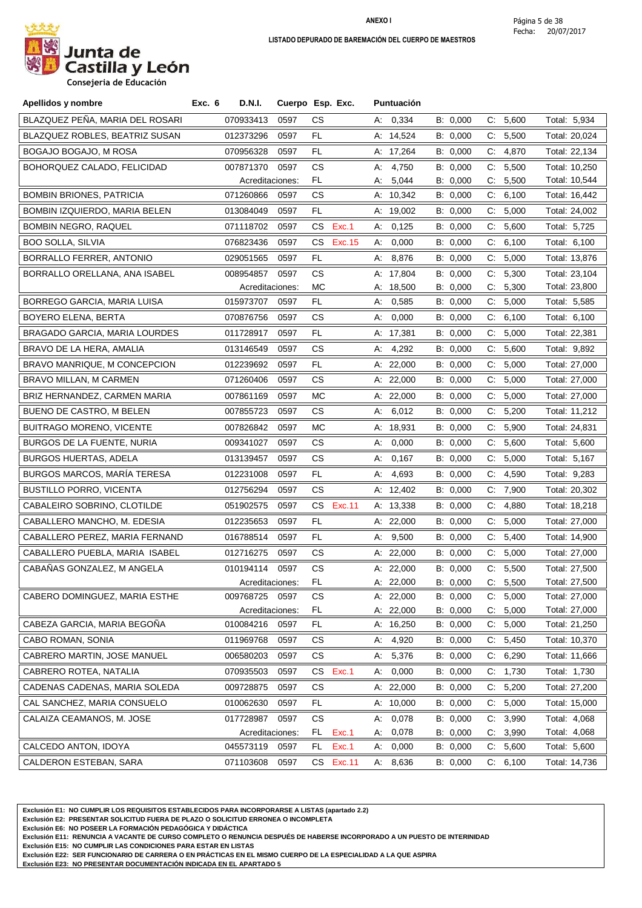**ANEXO I**

**LISTADO DEPURADO DE BAREMACIÓN DEL CUERPO DE MAESTROS**

Fecha: 20/07/2017

Junta de Castilla y León
Consejería de Educación

| Apellidos y nombre | Exc. 6 | D.N.I. | Cuerpo | Esp. | Exc. | Puntuación | | | |
|---|---|---|---|---|---|---|---|---|---|
| BLAZQUEZ PEÑA, MARIA DEL ROSARI | | 070933413 | 0597 | CS | | A: 0,334 | B: 0,000 | C: 5,600 | Total: 5,934 |
| BLAZQUEZ ROBLES, BEATRIZ SUSAN | | 012373296 | 0597 | FL | | A: 14,524 | B: 0,000 | C: 5,500 | Total: 20,024 |
| BOGAJO BOGAJO, M ROSA | | 070956328 | 0597 | FL | | A: 17,264 | B: 0,000 | C: 4,870 | Total: 22,134 |
| BOHORQUEZ CALADO, FELICIDAD | | 007871370 | 0597 | CS | | A: 4,750 | B: 0,000 | C: 5,500 | Total: 10,250 |
| | | Acreditaciones: | | FL | | A: 5,044 | B: 0,000 | C: 5,500 | Total: 10,544 |
| BOMBIN BRIONES, PATRICIA | | 071260866 | 0597 | CS | | A: 10,342 | B: 0,000 | C: 6,100 | Total: 16,442 |
| BOMBIN IZQUIERDO, MARIA BELEN | | 013084049 | 0597 | FL | | A: 19,002 | B: 0,000 | C: 5,000 | Total: 24,002 |
| BOMBIN NEGRO, RAQUEL | | 071118702 | 0597 | CS | Exc.1 | A: 0,125 | B: 0,000 | C: 5,600 | Total: 5,725 |
| BOO SOLLA, SILVIA | | 076823436 | 0597 | CS | Exc.15 | A: 0,000 | B: 0,000 | C: 6,100 | Total: 6,100 |
| BORRALLO FERRER, ANTONIO | | 029051565 | 0597 | FL | | A: 8,876 | B: 0,000 | C: 5,000 | Total: 13,876 |
| BORRALLO ORELLANA, ANA ISABEL | | 008954857 | 0597 | CS | | A: 17,804 | B: 0,000 | C: 5,300 | Total: 23,104 |
| | | Acreditaciones: | | MC | | A: 18,500 | B: 0,000 | C: 5,300 | Total: 23,800 |
| BORREGO GARCIA, MARIA LUISA | | 015973707 | 0597 | FL | | A: 0,585 | B: 0,000 | C: 5,000 | Total: 5,585 |
| BOYERO ELENA, BERTA | | 070876756 | 0597 | CS | | A: 0,000 | B: 0,000 | C: 6,100 | Total: 6,100 |
| BRAGADO GARCIA, MARIA LOURDES | | 011728917 | 0597 | FL | | A: 17,381 | B: 0,000 | C: 5,000 | Total: 22,381 |
| BRAVO DE LA HERA, AMALIA | | 013146549 | 0597 | CS | | A: 4,292 | B: 0,000 | C: 5,600 | Total: 9,892 |
| BRAVO MANRIQUE, M CONCEPCION | | 012239692 | 0597 | FL | | A: 22,000 | B: 0,000 | C: 5,000 | Total: 27,000 |
| BRAVO MILLAN, M CARMEN | | 071260406 | 0597 | CS | | A: 22,000 | B: 0,000 | C: 5,000 | Total: 27,000 |
| BRIZ HERNANDEZ, CARMEN MARIA | | 007861169 | 0597 | MC | | A: 22,000 | B: 0,000 | C: 5,000 | Total: 27,000 |
| BUENO DE CASTRO, M BELEN | | 007855723 | 0597 | CS | | A: 6,012 | B: 0,000 | C: 5,200 | Total: 11,212 |
| BUITRAGO MORENO, VICENTE | | 007826842 | 0597 | MC | | A: 18,931 | B: 0,000 | C: 5,900 | Total: 24,831 |
| BURGOS DE LA FUENTE, NURIA | | 009341027 | 0597 | CS | | A: 0,000 | B: 0,000 | C: 5,600 | Total: 5,600 |
| BURGOS HUERTAS, ADELA | | 013139457 | 0597 | CS | | A: 0,167 | B: 0,000 | C: 5,000 | Total: 5,167 |
| BURGOS MARCOS, MARÍA TERESA | | 012231008 | 0597 | FL | | A: 4,693 | B: 0,000 | C: 4,590 | Total: 9,283 |
| BUSTILLO PORRO, VICENTA | | 012756294 | 0597 | CS | | A: 12,402 | B: 0,000 | C: 7,900 | Total: 20,302 |
| CABALEIRO SOBRINO, CLOTILDE | | 051902575 | 0597 | CS | Exc.11 | A: 13,338 | B: 0,000 | C: 4,880 | Total: 18,218 |
| CABALLERO MANCHO, M. EDESIA | | 012235653 | 0597 | FL | | A: 22,000 | B: 0,000 | C: 5,000 | Total: 27,000 |
| CABALLERO PEREZ, MARIA FERNAND | | 016788514 | 0597 | FL | | A: 9,500 | B: 0,000 | C: 5,400 | Total: 14,900 |
| CABALLERO PUEBLA, MARIA ISABEL | | 012716275 | 0597 | CS | | A: 22,000 | B: 0,000 | C: 5,000 | Total: 27,000 |
| CABAÑAS GONZALEZ, M ANGELA | | 010194114 | 0597 | CS | | A: 22,000 | B: 0,000 | C: 5,500 | Total: 27,500 |
| | | Acreditaciones: | | FL | | A: 22,000 | B: 0,000 | C: 5,500 | Total: 27,500 |
| CABERO DOMINGUEZ, MARIA ESTHE | | 009768725 | 0597 | CS | | A: 22,000 | B: 0,000 | C: 5,000 | Total: 27,000 |
| | | Acreditaciones: | | FL | | A: 22,000 | B: 0,000 | C: 5,000 | Total: 27,000 |
| CABEZA GARCIA, MARIA BEGOÑA | | 010084216 | 0597 | FL | | A: 16,250 | B: 0,000 | C: 5,000 | Total: 21,250 |
| CABO ROMAN, SONIA | | 011969768 | 0597 | CS | | A: 4,920 | B: 0,000 | C: 5,450 | Total: 10,370 |
| CABRERO MARTIN, JOSE MANUEL | | 006580203 | 0597 | CS | | A: 5,376 | B: 0,000 | C: 6,290 | Total: 11,666 |
| CABRERO ROTEA, NATALIA | | 070935503 | 0597 | CS | Exc.1 | A: 0,000 | B: 0,000 | C: 1,730 | Total: 1,730 |
| CADENAS CADENAS, MARIA SOLEDA | | 009728875 | 0597 | CS | | A: 22,000 | B: 0,000 | C: 5,200 | Total: 27,200 |
| CAL SANCHEZ, MARIA CONSUELO | | 010062630 | 0597 | FL | | A: 10,000 | B: 0,000 | C: 5,000 | Total: 15,000 |
| CALAIZA CEAMANOS, M. JOSE | | 017728987 | 0597 | CS | | A: 0,078 | B: 0,000 | C: 3,990 | Total: 4,068 |
| | | Acreditaciones: | | FL | Exc.1 | A: 0,078 | B: 0,000 | C: 3,990 | Total: 4,068 |
| CALCEDO ANTON, IDOYA | | 045573119 | 0597 | FL | Exc.1 | A: 0,000 | B: 0,000 | C: 5,600 | Total: 5,600 |
| CALDERON ESTEBAN, SARA | | 071103608 | 0597 | CS | Exc.11 | A: 8,636 | B: 0,000 | C: 6,100 | Total: 14,736 |

**Exclusión E1: NO CUMPLIR LOS REQUISITOS ESTABLECIDOS PARA INCORPORARSE A LISTAS (apartado 2.2)**
**Exclusión E2: PRESENTAR SOLICITUD FUERA DE PLAZO O SOLICITUD ERRONEA O INCOMPLETA**
**Exclusión E6: NO POSEER LA FORMACIÓN PEDAGÓGICA Y DIDÁCTICA**
**Exclusión E11: RENUNCIA A VACANTE DE CURSO COMPLETO O RENUNCIA DESPUÉS DE HABERSE INCORPORADO A UN PUESTO DE INTERINIDAD**
**Exclusión E15: NO CUMPLIR LAS CONDICIONES PARA ESTAR EN LISTAS**
**Exclusión E22: SER FUNCIONARIO DE CARRERA O EN PRÁCTICAS EN EL MISMO CUERPO DE LA ESPECIALIDAD A LA QUE ASPIRA**
**Exclusión E23: NO PRESENTAR DOCUMENTACIÓN INDICADA EN EL APARTADO 5**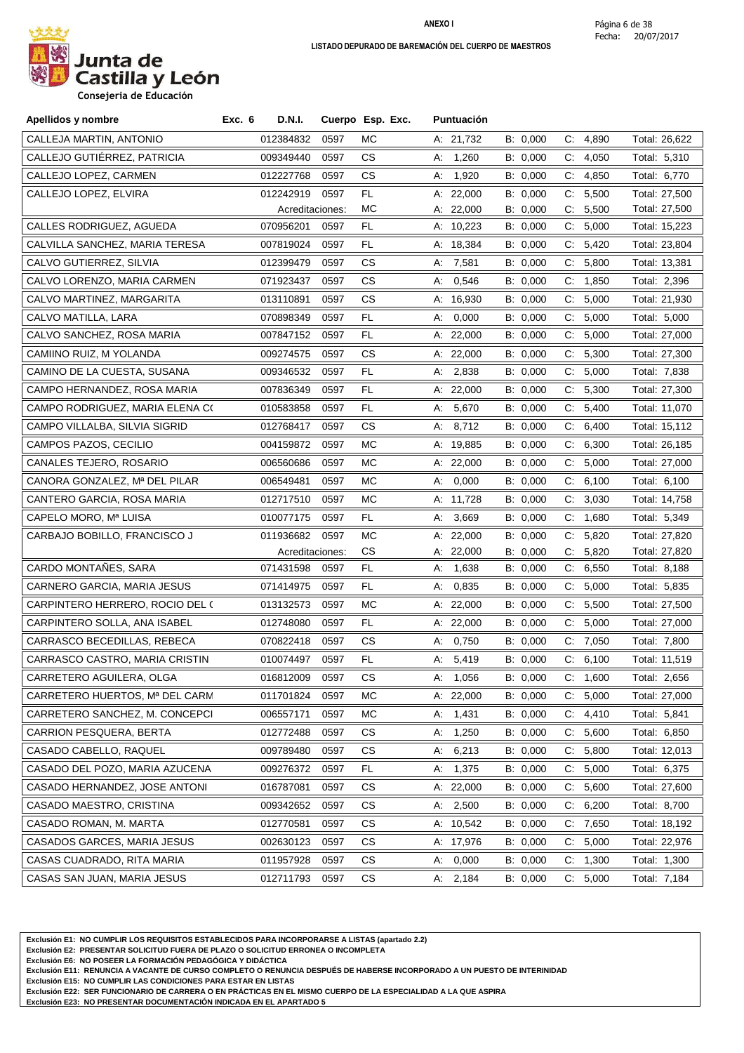**ANEXO I**

**LISTADO DEPURADO DE BAREMACIÓN DEL CUERPO DE MAESTROS**

Junta de Castilla y León
Consejería de Educación

| Apellidos y nombre | Exc. 6 | D.N.I. | Cuerpo | Esp. | Exc. | Puntuación | | | |
|---|---|---|---|---|---|---|---|---|---|
| CALLEJA MARTIN, ANTONIO | | 012384832 | 0597 | MC | | A: 21,732 | B: 0,000 | C: 4,890 | Total: 26,622 |
| CALLEJO GUTIÉRREZ, PATRICIA | | 009349440 | 0597 | CS | | A: 1,260 | B: 0,000 | C: 4,050 | Total: 5,310 |
| CALLEJO LOPEZ, CARMEN | | 012227768 | 0597 | CS | | A: 1,920 | B: 0,000 | C: 4,850 | Total: 6,770 |
| CALLEJO LOPEZ, ELVIRA | | 012242919 | 0597 | FL | | A: 22,000 | B: 0,000 | C: 5,500 | Total: 27,500 |
| | | Acreditaciones: | | MC | | A: 22,000 | B: 0,000 | C: 5,500 | Total: 27,500 |
| CALLES RODRIGUEZ, AGUEDA | | 070956201 | 0597 | FL | | A: 10,223 | B: 0,000 | C: 5,000 | Total: 15,223 |
| CALVILLA SANCHEZ, MARIA TERESA | | 007819024 | 0597 | FL | | A: 18,384 | B: 0,000 | C: 5,420 | Total: 23,804 |
| CALVO GUTIERREZ, SILVIA | | 012399479 | 0597 | CS | | A: 7,581 | B: 0,000 | C: 5,800 | Total: 13,381 |
| CALVO LORENZO, MARIA CARMEN | | 071923437 | 0597 | CS | | A: 0,546 | B: 0,000 | C: 1,850 | Total: 2,396 |
| CALVO MARTINEZ, MARGARITA | | 013110891 | 0597 | CS | | A: 16,930 | B: 0,000 | C: 5,000 | Total: 21,930 |
| CALVO MATILLA, LARA | | 070898349 | 0597 | FL | | A: 0,000 | B: 0,000 | C: 5,000 | Total: 5,000 |
| CALVO SANCHEZ, ROSA MARIA | | 007847152 | 0597 | FL | | A: 22,000 | B: 0,000 | C: 5,000 | Total: 27,000 |
| CAMIINO RUIZ, M YOLANDA | | 009274575 | 0597 | CS | | A: 22,000 | B: 0,000 | C: 5,300 | Total: 27,300 |
| CAMINO DE LA CUESTA, SUSANA | | 009346532 | 0597 | FL | | A: 2,838 | B: 0,000 | C: 5,000 | Total: 7,838 |
| CAMPO HERNANDEZ, ROSA MARIA | | 007836349 | 0597 | FL | | A: 22,000 | B: 0,000 | C: 5,300 | Total: 27,300 |
| CAMPO RODRIGUEZ, MARIA ELENA C( | | 010583858 | 0597 | FL | | A: 5,670 | B: 0,000 | C: 5,400 | Total: 11,070 |
| CAMPO VILLALBA, SILVIA SIGRID | | 012768417 | 0597 | CS | | A: 8,712 | B: 0,000 | C: 6,400 | Total: 15,112 |
| CAMPOS PAZOS, CECILIO | | 004159872 | 0597 | MC | | A: 19,885 | B: 0,000 | C: 6,300 | Total: 26,185 |
| CANALES TEJERO, ROSARIO | | 006560686 | 0597 | MC | | A: 22,000 | B: 0,000 | C: 5,000 | Total: 27,000 |
| CANORA GONZALEZ, Mª DEL PILAR | | 006549481 | 0597 | MC | | A: 0,000 | B: 0,000 | C: 6,100 | Total: 6,100 |
| CANTERO GARCIA, ROSA MARIA | | 012717510 | 0597 | MC | | A: 11,728 | B: 0,000 | C: 3,030 | Total: 14,758 |
| CAPELO MORO, Mª LUISA | | 010077175 | 0597 | FL | | A: 3,669 | B: 0,000 | C: 1,680 | Total: 5,349 |
| CARBAJO BOBILLO, FRANCISCO J | | 011936682 | 0597 | MC | | A: 22,000 | B: 0,000 | C: 5,820 | Total: 27,820 |
| | | Acreditaciones: | | CS | | A: 22,000 | B: 0,000 | C: 5,820 | Total: 27,820 |
| CARDO MONTAÑES, SARA | | 071431598 | 0597 | FL | | A: 1,638 | B: 0,000 | C: 6,550 | Total: 8,188 |
| CARNERO GARCIA, MARIA JESUS | | 071414975 | 0597 | FL | | A: 0,835 | B: 0,000 | C: 5,000 | Total: 5,835 |
| CARPINTERO HERRERO, ROCIO DEL ( | | 013132573 | 0597 | MC | | A: 22,000 | B: 0,000 | C: 5,500 | Total: 27,500 |
| CARPINTERO SOLLA, ANA ISABEL | | 012748080 | 0597 | FL | | A: 22,000 | B: 0,000 | C: 5,000 | Total: 27,000 |
| CARRASCO BECEDILLAS, REBECA | | 070822418 | 0597 | CS | | A: 0,750 | B: 0,000 | C: 7,050 | Total: 7,800 |
| CARRASCO CASTRO, MARIA CRISTIN | | 010074497 | 0597 | FL | | A: 5,419 | B: 0,000 | C: 6,100 | Total: 11,519 |
| CARRETERO AGUILERA, OLGA | | 016812009 | 0597 | CS | | A: 1,056 | B: 0,000 | C: 1,600 | Total: 2,656 |
| CARRETERO HUERTOS, Mª DEL CARM | | 011701824 | 0597 | MC | | A: 22,000 | B: 0,000 | C: 5,000 | Total: 27,000 |
| CARRETERO SANCHEZ, M. CONCEPCI | | 006557171 | 0597 | MC | | A: 1,431 | B: 0,000 | C: 4,410 | Total: 5,841 |
| CARRION PESQUERA, BERTA | | 012772488 | 0597 | CS | | A: 1,250 | B: 0,000 | C: 5,600 | Total: 6,850 |
| CASADO CABELLO, RAQUEL | | 009789480 | 0597 | CS | | A: 6,213 | B: 0,000 | C: 5,800 | Total: 12,013 |
| CASADO DEL POZO, MARIA AZUCENA | | 009276372 | 0597 | FL | | A: 1,375 | B: 0,000 | C: 5,000 | Total: 6,375 |
| CASADO HERNANDEZ, JOSE ANTONI | | 016787081 | 0597 | CS | | A: 22,000 | B: 0,000 | C: 5,600 | Total: 27,600 |
| CASADO MAESTRO, CRISTINA | | 009342652 | 0597 | CS | | A: 2,500 | B: 0,000 | C: 6,200 | Total: 8,700 |
| CASADO ROMAN, M. MARTA | | 012770581 | 0597 | CS | | A: 10,542 | B: 0,000 | C: 7,650 | Total: 18,192 |
| CASADOS GARCES, MARIA JESUS | | 002630123 | 0597 | CS | | A: 17,976 | B: 0,000 | C: 5,000 | Total: 22,976 |
| CASAS CUADRADO, RITA MARIA | | 011957928 | 0597 | CS | | A: 0,000 | B: 0,000 | C: 1,300 | Total: 1,300 |
| CASAS SAN JUAN, MARIA JESUS | | 012711793 | 0597 | CS | | A: 2,184 | B: 0,000 | C: 5,000 | Total: 7,184 |

**Exclusión E1: NO CUMPLIR LOS REQUISITOS ESTABLECIDOS PARA INCORPORARSE A LISTAS (apartado 2.2)**
**Exclusión E2: PRESENTAR SOLICITUD FUERA DE PLAZO O SOLICITUD ERRONEA O INCOMPLETA**
**Exclusión E6: NO POSEER LA FORMACIÓN PEDAGÓGICA Y DIDÁCTICA**
**Exclusión E11: RENUNCIA A VACANTE DE CURSO COMPLETO O RENUNCIA DESPUÉS DE HABERSE INCORPORADO A UN PUESTO DE INTERINIDAD**
**Exclusión E15: NO CUMPLIR LAS CONDICIONES PARA ESTAR EN LISTAS**
**Exclusión E22: SER FUNCIONARIO DE CARRERA O EN PRÁCTICAS EN EL MISMO CUERPO DE LA ESPECIALIDAD A LA QUE ASPIRA**
**Exclusión E23: NO PRESENTAR DOCUMENTACIÓN INDICADA EN EL APARTADO 5**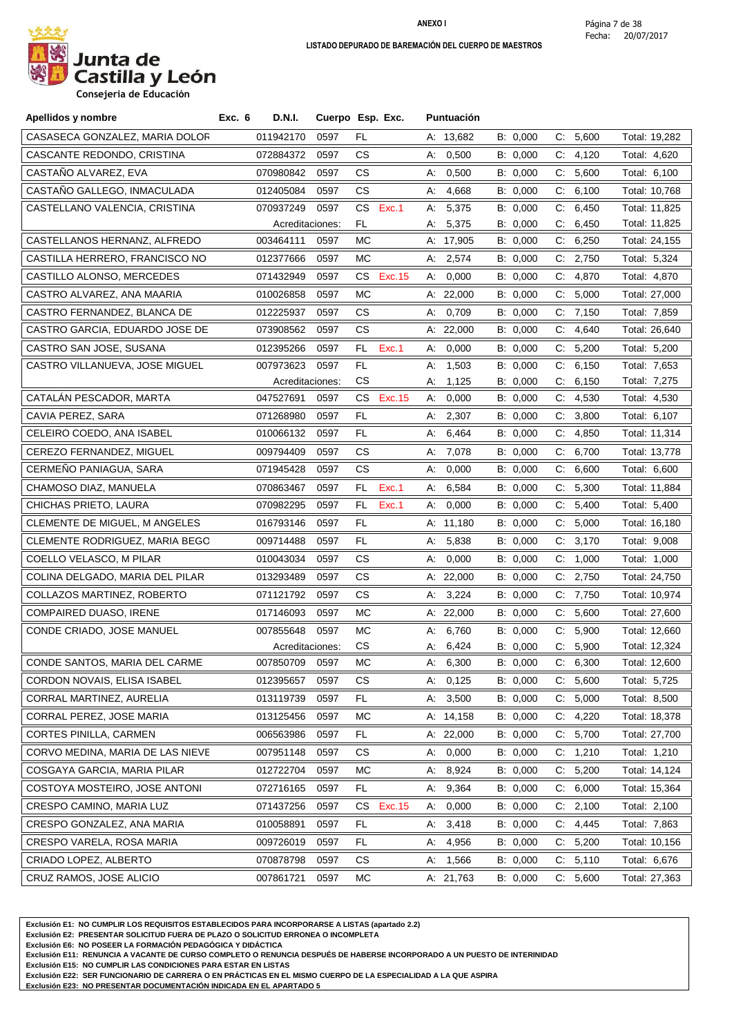**ANEXO I**

**LISTADO DEPURADO DE BAREMACIÓN DEL CUERPO DE MAESTROS**

Junta de Castilla y León
Consejería de Educación

Fecha: 20/07/2017

| Apellidos y nombre | Exc. 6 | D.N.I. | Cuerpo | Esp. | Exc. | Puntuación | | | |
|---|---|---|---|---|---|---|---|---|---|
| CASASECA GONZALEZ, MARIA DOLOR | | 011942170 | 0597 | FL | | A: 13,682 | B: 0,000 | C: 5,600 | Total: 19,282 |
| CASCANTE REDONDO, CRISTINA | | 072884372 | 0597 | CS | | A: 0,500 | B: 0,000 | C: 4,120 | Total: 4,620 |
| CASTAÑO ALVAREZ, EVA | | 070980842 | 0597 | CS | | A: 0,500 | B: 0,000 | C: 5,600 | Total: 6,100 |
| CASTAÑO GALLEGO, INMACULADA | | 012405084 | 0597 | CS | | A: 4,668 | B: 0,000 | C: 6,100 | Total: 10,768 |
| CASTELLANO VALENCIA, CRISTINA | | 070937249 | 0597 | CS | Exc.1 | A: 5,375 | B: 0,000 | C: 6,450 | Total: 11,825 |
| | | Acreditaciones: | | FL | | A: 5,375 | B: 0,000 | C: 6,450 | Total: 11,825 |
| CASTELLANOS HERNANZ, ALFREDO | | 003464111 | 0597 | MC | | A: 17,905 | B: 0,000 | C: 6,250 | Total: 24,155 |
| CASTILLA HERRERO, FRANCISCO NO | | 012377666 | 0597 | MC | | A: 2,574 | B: 0,000 | C: 2,750 | Total: 5,324 |
| CASTILLO ALONSO, MERCEDES | | 071432949 | 0597 | CS | Exc.15 | A: 0,000 | B: 0,000 | C: 4,870 | Total: 4,870 |
| CASTRO ALVAREZ, ANA MAARIA | | 010026858 | 0597 | MC | | A: 22,000 | B: 0,000 | C: 5,000 | Total: 27,000 |
| CASTRO FERNANDEZ, BLANCA DE | | 012225937 | 0597 | CS | | A: 0,709 | B: 0,000 | C: 7,150 | Total: 7,859 |
| CASTRO GARCIA, EDUARDO JOSE DE | | 073908562 | 0597 | CS | | A: 22,000 | B: 0,000 | C: 4,640 | Total: 26,640 |
| CASTRO SAN JOSE, SUSANA | | 012395266 | 0597 | FL | Exc.1 | A: 0,000 | B: 0,000 | C: 5,200 | Total: 5,200 |
| CASTRO VILLANUEVA, JOSE MIGUEL | | 007973623 | 0597 | FL | | A: 1,503 | B: 0,000 | C: 6,150 | Total: 7,653 |
| | | Acreditaciones: | | CS | | A: 1,125 | B: 0,000 | C: 6,150 | Total: 7,275 |
| CATALÁN PESCADOR, MARTA | | 047527691 | 0597 | CS | Exc.15 | A: 0,000 | B: 0,000 | C: 4,530 | Total: 4,530 |
| CAVIA PEREZ, SARA | | 071268980 | 0597 | FL | | A: 2,307 | B: 0,000 | C: 3,800 | Total: 6,107 |
| CELEIRO COEDO, ANA ISABEL | | 010066132 | 0597 | FL | | A: 6,464 | B: 0,000 | C: 4,850 | Total: 11,314 |
| CEREZO FERNANDEZ, MIGUEL | | 009794409 | 0597 | CS | | A: 7,078 | B: 0,000 | C: 6,700 | Total: 13,778 |
| CERMEÑO PANIAGUA, SARA | | 071945428 | 0597 | CS | | A: 0,000 | B: 0,000 | C: 6,600 | Total: 6,600 |
| CHAMOSO DIAZ, MANUELA | | 070863467 | 0597 | FL | Exc.1 | A: 6,584 | B: 0,000 | C: 5,300 | Total: 11,884 |
| CHICHAS PRIETO, LAURA | | 070982295 | 0597 | FL | Exc.1 | A: 0,000 | B: 0,000 | C: 5,400 | Total: 5,400 |
| CLEMENTE DE MIGUEL, M ANGELES | | 016793146 | 0597 | FL | | A: 11,180 | B: 0,000 | C: 5,000 | Total: 16,180 |
| CLEMENTE RODRIGUEZ, MARIA BEGO | | 009714488 | 0597 | FL | | A: 5,838 | B: 0,000 | C: 3,170 | Total: 9,008 |
| COELLO VELASCO, M PILAR | | 010043034 | 0597 | CS | | A: 0,000 | B: 0,000 | C: 1,000 | Total: 1,000 |
| COLINA DELGADO, MARIA DEL PILAR | | 013293489 | 0597 | CS | | A: 22,000 | B: 0,000 | C: 2,750 | Total: 24,750 |
| COLLAZOS MARTINEZ, ROBERTO | | 071121792 | 0597 | CS | | A: 3,224 | B: 0,000 | C: 7,750 | Total: 10,974 |
| COMPAIRED DUASO, IRENE | | 017146093 | 0597 | MC | | A: 22,000 | B: 0,000 | C: 5,600 | Total: 27,600 |
| CONDE CRIADO, JOSE MANUEL | | 007855648 | 0597 | MC | | A: 6,760 | B: 0,000 | C: 5,900 | Total: 12,660 |
| | | Acreditaciones: | | CS | | A: 6,424 | B: 0,000 | C: 5,900 | Total: 12,324 |
| CONDE SANTOS, MARIA DEL CARME | | 007850709 | 0597 | MC | | A: 6,300 | B: 0,000 | C: 6,300 | Total: 12,600 |
| CORDON NOVAIS, ELISA ISABEL | | 012395657 | 0597 | CS | | A: 0,125 | B: 0,000 | C: 5,600 | Total: 5,725 |
| CORRAL MARTINEZ, AURELIA | | 013119739 | 0597 | FL | | A: 3,500 | B: 0,000 | C: 5,000 | Total: 8,500 |
| CORRAL PEREZ, JOSE MARIA | | 013125456 | 0597 | MC | | A: 14,158 | B: 0,000 | C: 4,220 | Total: 18,378 |
| CORTES PINILLA, CARMEN | | 006563986 | 0597 | FL | | A: 22,000 | B: 0,000 | C: 5,700 | Total: 27,700 |
| CORVO MEDINA, MARIA DE LAS NIEVE | | 007951148 | 0597 | CS | | A: 0,000 | B: 0,000 | C: 1,210 | Total: 1,210 |
| COSGAYA GARCIA, MARIA PILAR | | 012722704 | 0597 | MC | | A: 8,924 | B: 0,000 | C: 5,200 | Total: 14,124 |
| COSTOYA MOSTEIRO, JOSE ANTONI | | 072716165 | 0597 | FL | | A: 9,364 | B: 0,000 | C: 6,000 | Total: 15,364 |
| CRESPO CAMINO, MARIA LUZ | | 071437256 | 0597 | CS | Exc.15 | A: 0,000 | B: 0,000 | C: 2,100 | Total: 2,100 |
| CRESPO GONZALEZ, ANA MARIA | | 010058891 | 0597 | FL | | A: 3,418 | B: 0,000 | C: 4,445 | Total: 7,863 |
| CRESPO VARELA, ROSA MARIA | | 009726019 | 0597 | FL | | A: 4,956 | B: 0,000 | C: 5,200 | Total: 10,156 |
| CRIADO LOPEZ, ALBERTO | | 070878798 | 0597 | CS | | A: 1,566 | B: 0,000 | C: 5,110 | Total: 6,676 |
| CRUZ RAMOS, JOSE ALICIO | | 007861721 | 0597 | MC | | A: 21,763 | B: 0,000 | C: 5,600 | Total: 27,363 |

**Exclusión E1: NO CUMPLIR LOS REQUISITOS ESTABLECIDOS PARA INCORPORARSE A LISTAS (apartado 2.2)**
**Exclusión E2: PRESENTAR SOLICITUD FUERA DE PLAZO O SOLICITUD ERRONEA O INCOMPLETA**
**Exclusión E6: NO POSEER LA FORMACIÓN PEDAGÓGICA Y DIDÁCTICA**
**Exclusión E11: RENUNCIA A VACANTE DE CURSO COMPLETO O RENUNCIA DESPUÉS DE HABERSE INCORPORADO A UN PUESTO DE INTERINIDAD**
**Exclusión E15: NO CUMPLIR LAS CONDICIONES PARA ESTAR EN LISTAS**
**Exclusión E22: SER FUNCIONARIO DE CARRERA O EN PRÁCTICAS EN EL MISMO CUERPO DE LA ESPECIALIDAD A LA QUE ASPIRA**
**Exclusión E23: NO PRESENTAR DOCUMENTACIÓN INDICADA EN EL APARTADO 5**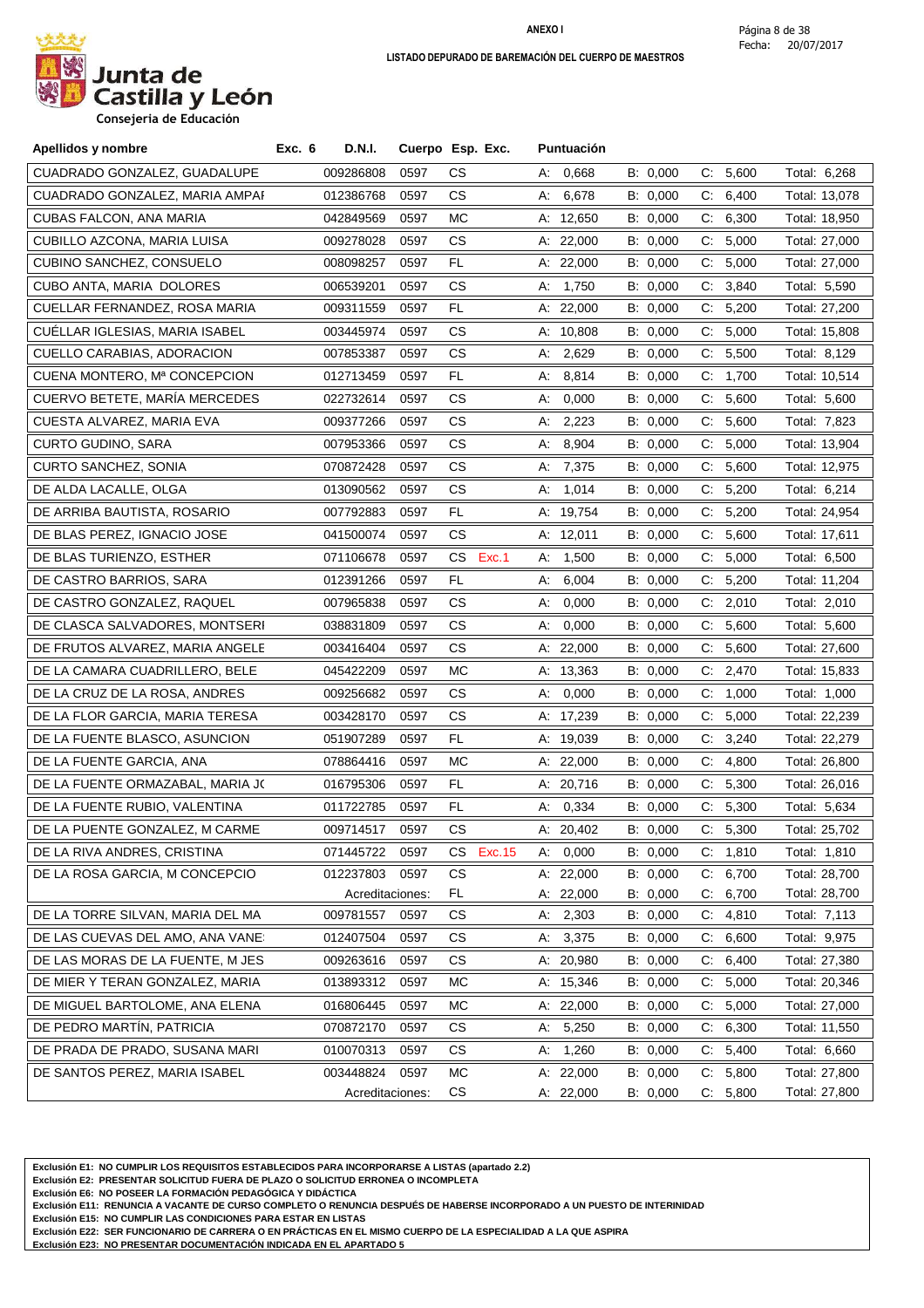**ANEXO I**

**LISTADO DEPURADO DE BAREMACIÓN DEL CUERPO DE MAESTROS**

Junta de Castilla y León
Consejería de Educación

Fecha: 20/07/2017

| Apellidos y nombre | Exc. 6 | D.N.I. | Cuerpo | Esp. | Exc. | Puntuación | | | |
|---|---|---|---|---|---|---|---|---|---|
| CUADRADO GONZALEZ, GUADALUPE | | 009286808 | 0597 | CS | | A: 0,668 | B: 0,000 | C: 5,600 | Total: 6,268 |
| CUADRADO GONZALEZ, MARIA AMPAI | | 012386768 | 0597 | CS | | A: 6,678 | B: 0,000 | C: 6,400 | Total: 13,078 |
| CUBAS FALCON, ANA MARIA | | 042849569 | 0597 | MC | | A: 12,650 | B: 0,000 | C: 6,300 | Total: 18,950 |
| CUBILLO AZCONA, MARIA LUISA | | 009278028 | 0597 | CS | | A: 22,000 | B: 0,000 | C: 5,000 | Total: 27,000 |
| CUBINO SANCHEZ, CONSUELO | | 008098257 | 0597 | FL | | A: 22,000 | B: 0,000 | C: 5,000 | Total: 27,000 |
| CUBO ANTA, MARIA DOLORES | | 006539201 | 0597 | CS | | A: 1,750 | B: 0,000 | C: 3,840 | Total: 5,590 |
| CUELLAR FERNANDEZ, ROSA MARIA | | 009311559 | 0597 | FL | | A: 22,000 | B: 0,000 | C: 5,200 | Total: 27,200 |
| CUÉLLAR IGLESIAS, MARIA ISABEL | | 003445974 | 0597 | CS | | A: 10,808 | B: 0,000 | C: 5,000 | Total: 15,808 |
| CUELLO CARABIAS, ADORACION | | 007853387 | 0597 | CS | | A: 2,629 | B: 0,000 | C: 5,500 | Total: 8,129 |
| CUENA MONTERO, Mª CONCEPCION | | 012713459 | 0597 | FL | | A: 8,814 | B: 0,000 | C: 1,700 | Total: 10,514 |
| CUERVO BETETE, MARÍA MERCEDES | | 022732614 | 0597 | CS | | A: 0,000 | B: 0,000 | C: 5,600 | Total: 5,600 |
| CUESTA ALVAREZ, MARIA EVA | | 009377266 | 0597 | CS | | A: 2,223 | B: 0,000 | C: 5,600 | Total: 7,823 |
| CURTO GUDINO, SARA | | 007953366 | 0597 | CS | | A: 8,904 | B: 0,000 | C: 5,000 | Total: 13,904 |
| CURTO SANCHEZ, SONIA | | 070872428 | 0597 | CS | | A: 7,375 | B: 0,000 | C: 5,600 | Total: 12,975 |
| DE ALDA LACALLE, OLGA | | 013090562 | 0597 | CS | | A: 1,014 | B: 0,000 | C: 5,200 | Total: 6,214 |
| DE ARRIBA BAUTISTA, ROSARIO | | 007792883 | 0597 | FL | | A: 19,754 | B: 0,000 | C: 5,200 | Total: 24,954 |
| DE BLAS PEREZ, IGNACIO JOSE | | 041500074 | 0597 | CS | | A: 12,011 | B: 0,000 | C: 5,600 | Total: 17,611 |
| DE BLAS TURIENZO, ESTHER | | 071106678 | 0597 | CS | Exc.1 | A: 1,500 | B: 0,000 | C: 5,000 | Total: 6,500 |
| DE CASTRO BARRIOS, SARA | | 012391266 | 0597 | FL | | A: 6,004 | B: 0,000 | C: 5,200 | Total: 11,204 |
| DE CASTRO GONZALEZ, RAQUEL | | 007965838 | 0597 | CS | | A: 0,000 | B: 0,000 | C: 2,010 | Total: 2,010 |
| DE CLASCA SALVADORES, MONTSERI | | 038831809 | 0597 | CS | | A: 0,000 | B: 0,000 | C: 5,600 | Total: 5,600 |
| DE FRUTOS ALVAREZ, MARIA ANGELE | | 003416404 | 0597 | CS | | A: 22,000 | B: 0,000 | C: 5,600 | Total: 27,600 |
| DE LA CAMARA CUADRILLERO, BELE | | 045422209 | 0597 | MC | | A: 13,363 | B: 0,000 | C: 2,470 | Total: 15,833 |
| DE LA CRUZ DE LA ROSA, ANDRES | | 009256682 | 0597 | CS | | A: 0,000 | B: 0,000 | C: 1,000 | Total: 1,000 |
| DE LA FLOR GARCIA, MARIA TERESA | | 003428170 | 0597 | CS | | A: 17,239 | B: 0,000 | C: 5,000 | Total: 22,239 |
| DE LA FUENTE BLASCO, ASUNCION | | 051907289 | 0597 | FL | | A: 19,039 | B: 0,000 | C: 3,240 | Total: 22,279 |
| DE LA FUENTE GARCIA, ANA | | 078864416 | 0597 | MC | | A: 22,000 | B: 0,000 | C: 4,800 | Total: 26,800 |
| DE LA FUENTE ORMAZABAL, MARIA JC | | 016795306 | 0597 | FL | | A: 20,716 | B: 0,000 | C: 5,300 | Total: 26,016 |
| DE LA FUENTE RUBIO, VALENTINA | | 011722785 | 0597 | FL | | A: 0,334 | B: 0,000 | C: 5,300 | Total: 5,634 |
| DE LA PUENTE GONZALEZ, M CARME | | 009714517 | 0597 | CS | | A: 20,402 | B: 0,000 | C: 5,300 | Total: 25,702 |
| DE LA RIVA ANDRES, CRISTINA | | 071445722 | 0597 | CS | Exc.15 | A: 0,000 | B: 0,000 | C: 1,810 | Total: 1,810 |
| DE LA ROSA GARCIA, M CONCEPCIO | | 012237803 | 0597 | CS | | A: 22,000 | B: 0,000 | C: 6,700 | Total: 28,700 |
| | | Acreditaciones: | | FL | | A: 22,000 | B: 0,000 | C: 6,700 | Total: 28,700 |
| DE LA TORRE SILVAN, MARIA DEL MA | | 009781557 | 0597 | CS | | A: 2,303 | B: 0,000 | C: 4,810 | Total: 7,113 |
| DE LAS CUEVAS DEL AMO, ANA VANE | | 012407504 | 0597 | CS | | A: 3,375 | B: 0,000 | C: 6,600 | Total: 9,975 |
| DE LAS MORAS DE LA FUENTE, M JES | | 009263616 | 0597 | CS | | A: 20,980 | B: 0,000 | C: 6,400 | Total: 27,380 |
| DE MIER Y TERAN GONZALEZ, MARIA | | 013893312 | 0597 | MC | | A: 15,346 | B: 0,000 | C: 5,000 | Total: 20,346 |
| DE MIGUEL BARTOLOME, ANA ELENA | | 016806445 | 0597 | MC | | A: 22,000 | B: 0,000 | C: 5,000 | Total: 27,000 |
| DE PEDRO MARTÍN, PATRICIA | | 070872170 | 0597 | CS | | A: 5,250 | B: 0,000 | C: 6,300 | Total: 11,550 |
| DE PRADA DE PRADO, SUSANA MARI | | 010070313 | 0597 | CS | | A: 1,260 | B: 0,000 | C: 5,400 | Total: 6,660 |
| DE SANTOS PEREZ, MARIA ISABEL | | 003448824 | 0597 | MC | | A: 22,000 | B: 0,000 | C: 5,800 | Total: 27,800 |
| | | Acreditaciones: | | CS | | A: 22,000 | B: 0,000 | C: 5,800 | Total: 27,800 |

**Exclusión E1: NO CUMPLIR LOS REQUISITOS ESTABLECIDOS PARA INCORPORARSE A LISTAS (apartado 2.2)**
**Exclusión E2: PRESENTAR SOLICITUD FUERA DE PLAZO O SOLICITUD ERRONEA O INCOMPLETA**
**Exclusión E6: NO POSEER LA FORMACIÓN PEDAGÓGICA Y DIDÁCTICA**
**Exclusión E11: RENUNCIA A VACANTE DE CURSO COMPLETO O RENUNCIA DESPUÉS DE HABERSE INCORPORADO A UN PUESTO DE INTERINIDAD**
**Exclusión E15: NO CUMPLIR LAS CONDICIONES PARA ESTAR EN LISTAS**
**Exclusión E22: SER FUNCIONARIO DE CARRERA O EN PRÁCTICAS EN EL MISMO CUERPO DE LA ESPECIALIDAD A LA QUE ASPIRA**
**Exclusión E23: NO PRESENTAR DOCUMENTACIÓN INDICADA EN EL APARTADO 5**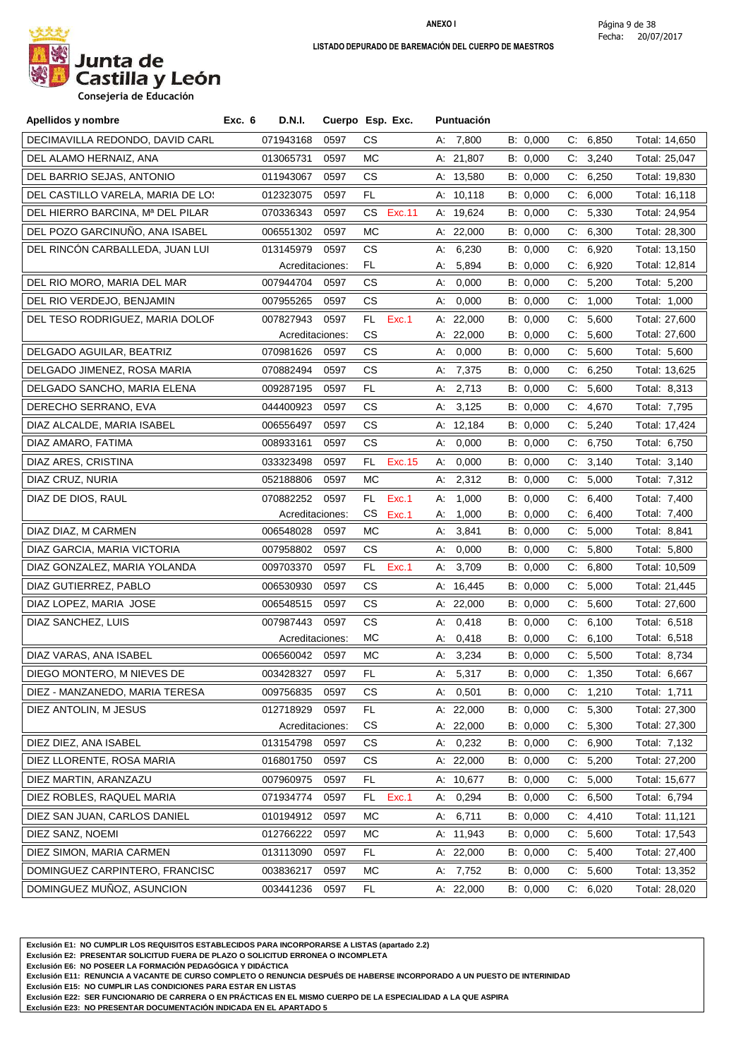**ANEXO I**

**LISTADO DEPURADO DE BAREMACIÓN DEL CUERPO DE MAESTROS**

Junta de Castilla y León
Consejería de Educación

Fecha: 20/07/2017

| Apellidos y nombre | Exc. 6 | D.N.I. | Cuerpo | Esp. | Exc. | Puntuación | | | |
|---|---|---|---|---|---|---|---|---|---|
| DECIMAVILLA REDONDO, DAVID CARL | | 071943168 | 0597 | CS | | A: 7,800 | B: 0,000 | C: 6,850 | Total: 14,650 |
| DEL ALAMO HERNAIZ, ANA | | 013065731 | 0597 | MC | | A: 21,807 | B: 0,000 | C: 3,240 | Total: 25,047 |
| DEL BARRIO SEJAS, ANTONIO | | 011943067 | 0597 | CS | | A: 13,580 | B: 0,000 | C: 6,250 | Total: 19,830 |
| DEL CASTILLO VARELA, MARIA DE LO: | | 012323075 | 0597 | FL | | A: 10,118 | B: 0,000 | C: 6,000 | Total: 16,118 |
| DEL HIERRO BARCINA, Mª DEL PILAR | | 070336343 | 0597 | CS | Exc.11 | A: 19,624 | B: 0,000 | C: 5,330 | Total: 24,954 |
| DEL POZO GARCINUÑO, ANA ISABEL | | 006551302 | 0597 | MC | | A: 22,000 | B: 0,000 | C: 6,300 | Total: 28,300 |
| DEL RINCÓN CARBALLEDA, JUAN LUI | | 013145979 | 0597 | CS | | A: 6,230 | B: 0,000 | C: 6,920 | Total: 13,150 |
| | | Acreditaciones: | | FL | | A: 5,894 | B: 0,000 | C: 6,920 | Total: 12,814 |
| DEL RIO MORO, MARIA DEL MAR | | 007944704 | 0597 | CS | | A: 0,000 | B: 0,000 | C: 5,200 | Total: 5,200 |
| DEL RIO VERDEJO, BENJAMIN | | 007955265 | 0597 | CS | | A: 0,000 | B: 0,000 | C: 1,000 | Total: 1,000 |
| DEL TESO RODRIGUEZ, MARIA DOLOF | | 007827943 | 0597 | FL | Exc.1 | A: 22,000 | B: 0,000 | C: 5,600 | Total: 27,600 |
| | | Acreditaciones: | | CS | | A: 22,000 | B: 0,000 | C: 5,600 | Total: 27,600 |
| DELGADO AGUILAR, BEATRIZ | | 070981626 | 0597 | CS | | A: 0,000 | B: 0,000 | C: 5,600 | Total: 5,600 |
| DELGADO JIMENEZ, ROSA MARIA | | 070882494 | 0597 | CS | | A: 7,375 | B: 0,000 | C: 6,250 | Total: 13,625 |
| DELGADO SANCHO, MARIA ELENA | | 009287195 | 0597 | FL | | A: 2,713 | B: 0,000 | C: 5,600 | Total: 8,313 |
| DERECHO SERRANO, EVA | | 044400923 | 0597 | CS | | A: 3,125 | B: 0,000 | C: 4,670 | Total: 7,795 |
| DIAZ ALCALDE, MARIA ISABEL | | 006556497 | 0597 | CS | | A: 12,184 | B: 0,000 | C: 5,240 | Total: 17,424 |
| DIAZ AMARO, FATIMA | | 008933161 | 0597 | CS | | A: 0,000 | B: 0,000 | C: 6,750 | Total: 6,750 |
| DIAZ ARES, CRISTINA | | 033323498 | 0597 | FL | Exc.15 | A: 0,000 | B: 0,000 | C: 3,140 | Total: 3,140 |
| DIAZ CRUZ, NURIA | | 052188806 | 0597 | MC | | A: 2,312 | B: 0,000 | C: 5,000 | Total: 7,312 |
| DIAZ DE DIOS, RAUL | | 070882252 | 0597 | FL | Exc.1 | A: 1,000 | B: 0,000 | C: 6,400 | Total: 7,400 |
| | | Acreditaciones: | | CS | Exc.1 | A: 1,000 | B: 0,000 | C: 6,400 | Total: 7,400 |
| DIAZ DIAZ, M CARMEN | | 006548028 | 0597 | MC | | A: 3,841 | B: 0,000 | C: 5,000 | Total: 8,841 |
| DIAZ GARCIA, MARIA VICTORIA | | 007958802 | 0597 | CS | | A: 0,000 | B: 0,000 | C: 5,800 | Total: 5,800 |
| DIAZ GONZALEZ, MARIA YOLANDA | | 009703370 | 0597 | FL | Exc.1 | A: 3,709 | B: 0,000 | C: 6,800 | Total: 10,509 |
| DIAZ GUTIERREZ, PABLO | | 006530930 | 0597 | CS | | A: 16,445 | B: 0,000 | C: 5,000 | Total: 21,445 |
| DIAZ LOPEZ, MARIA JOSE | | 006548515 | 0597 | CS | | A: 22,000 | B: 0,000 | C: 5,600 | Total: 27,600 |
| DIAZ SANCHEZ, LUIS | | 007987443 | 0597 | CS | | A: 0,418 | B: 0,000 | C: 6,100 | Total: 6,518 |
| | | Acreditaciones: | | MC | | A: 0,418 | B: 0,000 | C: 6,100 | Total: 6,518 |
| DIAZ VARAS, ANA ISABEL | | 006560042 | 0597 | MC | | A: 3,234 | B: 0,000 | C: 5,500 | Total: 8,734 |
| DIEGO MONTERO, M NIEVES DE | | 003428327 | 0597 | FL | | A: 5,317 | B: 0,000 | C: 1,350 | Total: 6,667 |
| DIEZ - MANZANEDO, MARIA TERESA | | 009756835 | 0597 | CS | | A: 0,501 | B: 0,000 | C: 1,210 | Total: 1,711 |
| DIEZ ANTOLIN, M JESUS | | 012718929 | 0597 | FL | | A: 22,000 | B: 0,000 | C: 5,300 | Total: 27,300 |
| | | Acreditaciones: | | CS | | A: 22,000 | B: 0,000 | C: 5,300 | Total: 27,300 |
| DIEZ DIEZ, ANA ISABEL | | 013154798 | 0597 | CS | | A: 0,232 | B: 0,000 | C: 6,900 | Total: 7,132 |
| DIEZ LLORENTE, ROSA MARIA | | 016801750 | 0597 | CS | | A: 22,000 | B: 0,000 | C: 5,200 | Total: 27,200 |
| DIEZ MARTIN, ARANZAZU | | 007960975 | 0597 | FL | | A: 10,677 | B: 0,000 | C: 5,000 | Total: 15,677 |
| DIEZ ROBLES, RAQUEL MARIA | | 071934774 | 0597 | FL | Exc.1 | A: 0,294 | B: 0,000 | C: 6,500 | Total: 6,794 |
| DIEZ SAN JUAN, CARLOS DANIEL | | 010194912 | 0597 | MC | | A: 6,711 | B: 0,000 | C: 4,410 | Total: 11,121 |
| DIEZ SANZ, NOEMI | | 012766222 | 0597 | MC | | A: 11,943 | B: 0,000 | C: 5,600 | Total: 17,543 |
| DIEZ SIMON, MARIA CARMEN | | 013113090 | 0597 | FL | | A: 22,000 | B: 0,000 | C: 5,400 | Total: 27,400 |
| DOMINGUEZ CARPINTERO, FRANCISC | | 003836217 | 0597 | MC | | A: 7,752 | B: 0,000 | C: 5,600 | Total: 13,352 |
| DOMINGUEZ MUÑOZ, ASUNCION | | 003441236 | 0597 | FL | | A: 22,000 | B: 0,000 | C: 6,020 | Total: 28,020 |

**Exclusión E1: NO CUMPLIR LOS REQUISITOS ESTABLECIDOS PARA INCORPORARSE A LISTAS (apartado 2.2)**
**Exclusión E2: PRESENTAR SOLICITUD FUERA DE PLAZO O SOLICITUD ERRONEA O INCOMPLETA**
**Exclusión E6: NO POSEER LA FORMACIÓN PEDAGÓGICA Y DIDÁCTICA**
**Exclusión E11: RENUNCIA A VACANTE DE CURSO COMPLETO O RENUNCIA DESPUÉS DE HABERSE INCORPORADO A UN PUESTO DE INTERINIDAD**
**Exclusión E15: NO CUMPLIR LAS CONDICIONES PARA ESTAR EN LISTAS**
**Exclusión E22: SER FUNCIONARIO DE CARRERA O EN PRÁCTICAS EN EL MISMO CUERPO DE LA ESPECIALIDAD A LA QUE ASPIRA**
**Exclusión E23: NO PRESENTAR DOCUMENTACIÓN INDICADA EN EL APARTADO 5**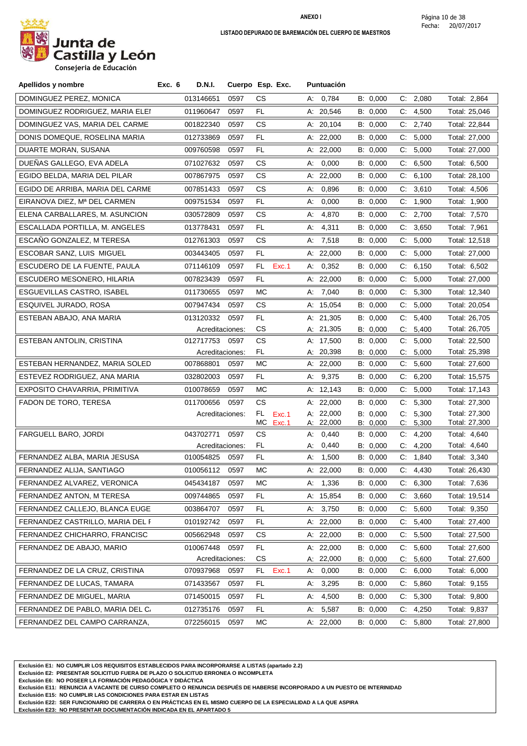**Junta de Castilla y León**
Consejería de Educación

**ANEXO I**

**LISTADO DEPURADO DE BAREMACIÓN DEL CUERPO DE MAESTROS**

Fecha: 20/07/2017

| Apellidos y nombre | Exc. 6 | D.N.I. | Cuerpo | Esp. | Exc. | Puntuación | | | |
|---|---|---|---|---|---|---|---|---|---|
| DOMINGUEZ PEREZ, MONICA | | 013146651 | 0597 | CS | | A: 0,784 | B: 0,000 | C: 2,080 | Total: 2,864 |
| DOMINGUEZ RODRIGUEZ, MARIA ELEI | | 011960647 | 0597 | FL | | A: 20,546 | B: 0,000 | C: 4,500 | Total: 25,046 |
| DOMINGUEZ VAS, MARIA DEL CARME | | 001822340 | 0597 | CS | | A: 20,104 | B: 0,000 | C: 2,740 | Total: 22,844 |
| DONIS DOMEQUE, ROSELINA MARIA | | 012733869 | 0597 | FL | | A: 22,000 | B: 0,000 | C: 5,000 | Total: 27,000 |
| DUARTE MORAN, SUSANA | | 009760598 | 0597 | FL | | A: 22,000 | B: 0,000 | C: 5,000 | Total: 27,000 |
| DUEÑAS GALLEGO, EVA ADELA | | 071027632 | 0597 | CS | | A: 0,000 | B: 0,000 | C: 6,500 | Total: 6,500 |
| EGIDO BELDA, MARIA DEL PILAR | | 007867975 | 0597 | CS | | A: 22,000 | B: 0,000 | C: 6,100 | Total: 28,100 |
| EGIDO DE ARRIBA, MARIA DEL CARME | | 007851433 | 0597 | CS | | A: 0,896 | B: 0,000 | C: 3,610 | Total: 4,506 |
| EIRANOVA DIEZ, Mª DEL CARMEN | | 009751534 | 0597 | FL | | A: 0,000 | B: 0,000 | C: 1,900 | Total: 1,900 |
| ELENA CARBALLARES, M. ASUNCION | | 030572809 | 0597 | CS | | A: 4,870 | B: 0,000 | C: 2,700 | Total: 7,570 |
| ESCALLADA PORTILLA, M. ANGELES | | 013778431 | 0597 | FL | | A: 4,311 | B: 0,000 | C: 3,650 | Total: 7,961 |
| ESCAÑO GONZALEZ, M TERESA | | 012761303 | 0597 | CS | | A: 7,518 | B: 0,000 | C: 5,000 | Total: 12,518 |
| ESCOBAR SANZ, LUIS MIGUEL | | 003443405 | 0597 | FL | | A: 22,000 | B: 0,000 | C: 5,000 | Total: 27,000 |
| ESCUDERO DE LA FUENTE, PAULA | | 071146109 | 0597 | FL | Exc.1 | A: 0,352 | B: 0,000 | C: 6,150 | Total: 6,502 |
| ESCUDERO MESONERO, HILARIA | | 007823439 | 0597 | FL | | A: 22,000 | B: 0,000 | C: 5,000 | Total: 27,000 |
| ESGUEVILLAS CASTRO, ISABEL | | 011730655 | 0597 | MC | | A: 7,040 | B: 0,000 | C: 5,300 | Total: 12,340 |
| ESQUIVEL JURADO, ROSA | | 007947434 | 0597 | CS | | A: 15,054 | B: 0,000 | C: 5,000 | Total: 20,054 |
| ESTEBAN ABAJO, ANA MARIA | | 013120332 | 0597 | FL | | A: 21,305 | B: 0,000 | C: 5,400 | Total: 26,705 |
| | | Acreditaciones: | | CS | | A: 21,305 | B: 0,000 | C: 5,400 | Total: 26,705 |
| ESTEBAN ANTOLIN, CRISTINA | | 012717753 | 0597 | CS | | A: 17,500 | B: 0,000 | C: 5,000 | Total: 22,500 |
| | | Acreditaciones: | | FL | | A: 20,398 | B: 0,000 | C: 5,000 | Total: 25,398 |
| ESTEBAN HERNANDEZ, MARIA SOLED | | 007868801 | 0597 | MC | | A: 22,000 | B: 0,000 | C: 5,600 | Total: 27,600 |
| ESTEVEZ RODRIGUEZ, ANA MARIA | | 032802003 | 0597 | FL | | A: 9,375 | B: 0,000 | C: 6,200 | Total: 15,575 |
| EXPOSITO CHAVARRIA, PRIMITIVA | | 010078659 | 0597 | MC | | A: 12,143 | B: 0,000 | C: 5,000 | Total: 17,143 |
| FADON DE TORO, TERESA | | 011700656 | 0597 | CS | | A: 22,000 | B: 0,000 | C: 5,300 | Total: 27,300 |
| | | Acreditaciones: | | FL | Exc.1 | A: 22,000 | B: 0,000 | C: 5,300 | Total: 27,300 |
| | | | | MC | Exc.1 | A: 22,000 | B: 0,000 | C: 5,300 | Total: 27,300 |
| FARGUELL BARO, JORDI | | 043702771 | 0597 | CS | | A: 0,440 | B: 0,000 | C: 4,200 | Total: 4,640 |
| | | Acreditaciones: | | FL | | A: 0,440 | B: 0,000 | C: 4,200 | Total: 4,640 |
| FERNANDEZ ALBA, MARIA JESUSA | | 010054825 | 0597 | FL | | A: 1,500 | B: 0,000 | C: 1,840 | Total: 3,340 |
| FERNANDEZ ALIJA, SANTIAGO | | 010056112 | 0597 | MC | | A: 22,000 | B: 0,000 | C: 4,430 | Total: 26,430 |
| FERNANDEZ ALVAREZ, VERONICA | | 045434187 | 0597 | MC | | A: 1,336 | B: 0,000 | C: 6,300 | Total: 7,636 |
| FERNANDEZ ANTON, M TERESA | | 009744865 | 0597 | FL | | A: 15,854 | B: 0,000 | C: 3,660 | Total: 19,514 |
| FERNANDEZ CALLEJO, BLANCA EUGE | | 003864707 | 0597 | FL | | A: 3,750 | B: 0,000 | C: 5,600 | Total: 9,350 |
| FERNANDEZ CASTRILLO, MARIA DEL F | | 010192742 | 0597 | FL | | A: 22,000 | B: 0,000 | C: 5,400 | Total: 27,400 |
| FERNANDEZ CHICHARRO, FRANCISC | | 005662948 | 0597 | CS | | A: 22,000 | B: 0,000 | C: 5,500 | Total: 27,500 |
| FERNANDEZ DE ABAJO, MARIO | | 010067448 | 0597 | FL | | A: 22,000 | B: 0,000 | C: 5,600 | Total: 27,600 |
| | | Acreditaciones: | | CS | | A: 22,000 | B: 0,000 | C: 5,600 | Total: 27,600 |
| FERNANDEZ DE LA CRUZ, CRISTINA | | 070937968 | 0597 | FL | Exc.1 | A: 0,000 | B: 0,000 | C: 6,000 | Total: 6,000 |
| FERNANDEZ DE LUCAS, TAMARA | | 071433567 | 0597 | FL | | A: 3,295 | B: 0,000 | C: 5,860 | Total: 9,155 |
| FERNANDEZ DE MIGUEL, MARIA | | 071450015 | 0597 | FL | | A: 4,500 | B: 0,000 | C: 5,300 | Total: 9,800 |
| FERNANDEZ DE PABLO, MARIA DEL C. | | 012735176 | 0597 | FL | | A: 5,587 | B: 0,000 | C: 4,250 | Total: 9,837 |
| FERNANDEZ DEL CAMPO CARRANZA, | | 072256015 | 0597 | MC | | A: 22,000 | B: 0,000 | C: 5,800 | Total: 27,800 |

**Exclusión E1: NO CUMPLIR LOS REQUISITOS ESTABLECIDOS PARA INCORPORARSE A LISTAS (apartado 2.2)**
**Exclusión E2: PRESENTAR SOLICITUD FUERA DE PLAZO O SOLICITUD ERRONEA O INCOMPLETA**
**Exclusión E6: NO POSEER LA FORMACIÓN PEDAGÓGICA Y DIDÁCTICA**
**Exclusión E11: RENUNCIA A VACANTE DE CURSO COMPLETO O RENUNCIA DESPUÉS DE HABERSE INCORPORADO A UN PUESTO DE INTERINIDAD**
**Exclusión E15: NO CUMPLIR LAS CONDICIONES PARA ESTAR EN LISTAS**
**Exclusión E22: SER FUNCIONARIO DE CARRERA O EN PRÁCTICAS EN EL MISMO CUERPO DE LA ESPECIALIDAD A LA QUE ASPIRA**
**Exclusión E23: NO PRESENTAR DOCUMENTACIÓN INDICADA EN EL APARTADO 5**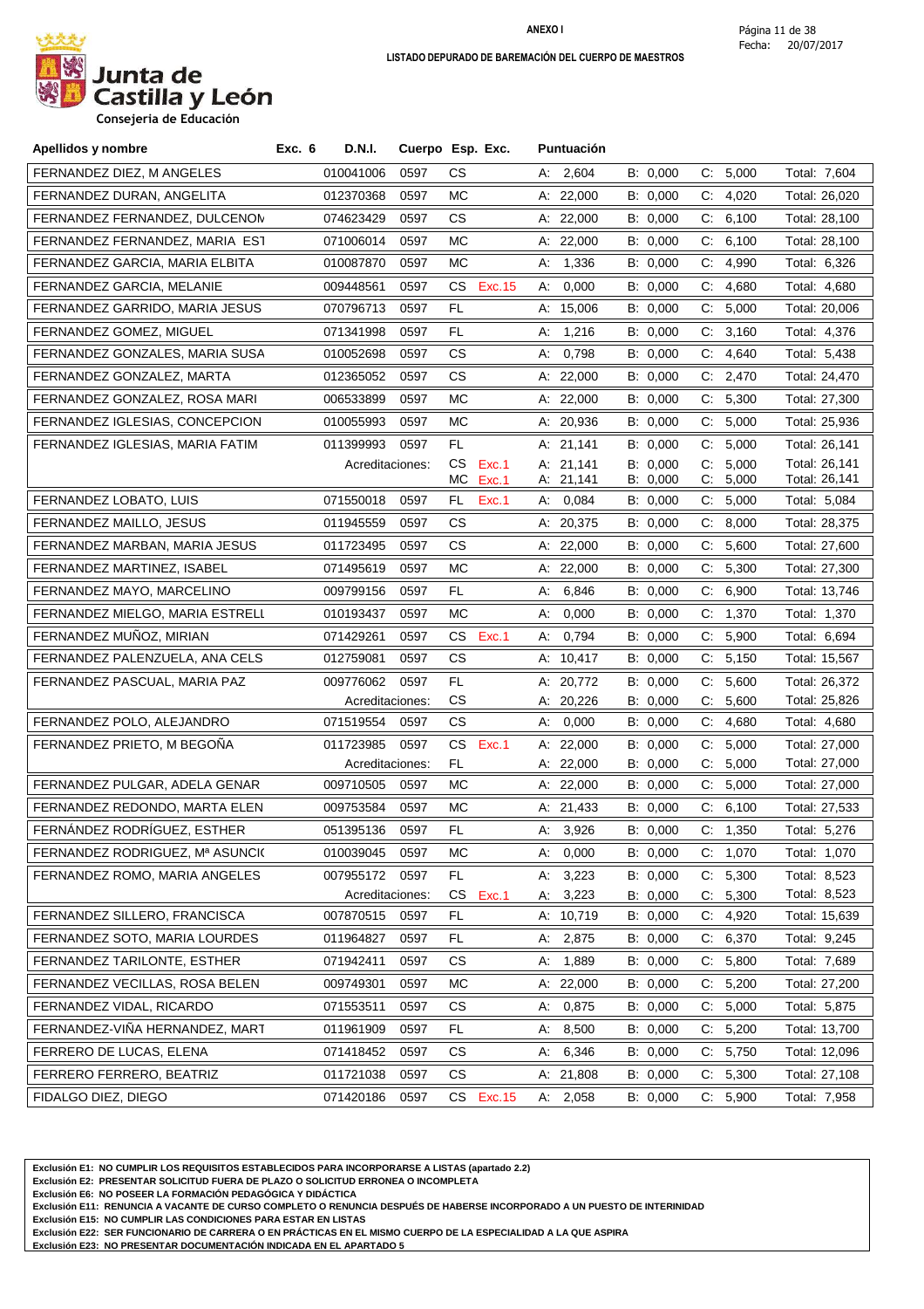**ANEXO I**

**LISTADO DEPURADO DE BAREMACIÓN DEL CUERPO DE MAESTROS**

Junta de Castilla y León
Consejería de Educación

Fecha: 20/07/2017

| Apellidos y nombre | Exc. 6 | D.N.I. | Cuerpo | Esp. | Exc. | Puntuación | | | |
|---|---|---|---|---|---|---|---|---|---|
| FERNANDEZ DIEZ, M ANGELES | | 010041006 | 0597 | CS | | A: 2,604 | B: 0,000 | C: 5,000 | Total: 7,604 |
| FERNANDEZ DURAN, ANGELITA | | 012370368 | 0597 | MC | | A: 22,000 | B: 0,000 | C: 4,020 | Total: 26,020 |
| FERNANDEZ FERNANDEZ, DULCENON | | 074623429 | 0597 | CS | | A: 22,000 | B: 0,000 | C: 6,100 | Total: 28,100 |
| FERNANDEZ FERNANDEZ, MARIA EST | | 071006014 | 0597 | MC | | A: 22,000 | B: 0,000 | C: 6,100 | Total: 28,100 |
| FERNANDEZ GARCIA, MARIA ELBITA | | 010087870 | 0597 | MC | | A: 1,336 | B: 0,000 | C: 4,990 | Total: 6,326 |
| FERNANDEZ GARCIA, MELANIE | | 009448561 | 0597 | CS | Exc.15 | A: 0,000 | B: 0,000 | C: 4,680 | Total: 4,680 |
| FERNANDEZ GARRIDO, MARIA JESUS | | 070796713 | 0597 | FL | | A: 15,006 | B: 0,000 | C: 5,000 | Total: 20,006 |
| FERNANDEZ GOMEZ, MIGUEL | | 071341998 | 0597 | FL | | A: 1,216 | B: 0,000 | C: 3,160 | Total: 4,376 |
| FERNANDEZ GONZALES, MARIA SUSA | | 010052698 | 0597 | CS | | A: 0,798 | B: 0,000 | C: 4,640 | Total: 5,438 |
| FERNANDEZ GONZALEZ, MARTA | | 012365052 | 0597 | CS | | A: 22,000 | B: 0,000 | C: 2,470 | Total: 24,470 |
| FERNANDEZ GONZALEZ, ROSA MARI | | 006533899 | 0597 | MC | | A: 22,000 | B: 0,000 | C: 5,300 | Total: 27,300 |
| FERNANDEZ IGLESIAS, CONCEPCION | | 010055993 | 0597 | MC | | A: 20,936 | B: 0,000 | C: 5,000 | Total: 25,936 |
| FERNANDEZ IGLESIAS, MARIA FATIM | | 011399993 | 0597 | FL | | A: 21,141 | B: 0,000 | C: 5,000 | Total: 26,141 |
| | | Acreditaciones: | | CS | Exc.1 | A: 21,141 | B: 0,000 | C: 5,000 | Total: 26,141 |
| | | | | MC | Exc.1 | A: 21,141 | B: 0,000 | C: 5,000 | Total: 26,141 |
| FERNANDEZ LOBATO, LUIS | | 071550018 | 0597 | FL | Exc.1 | A: 0,084 | B: 0,000 | C: 5,000 | Total: 5,084 |
| FERNANDEZ MAILLO, JESUS | | 011945559 | 0597 | CS | | A: 20,375 | B: 0,000 | C: 8,000 | Total: 28,375 |
| FERNANDEZ MARBAN, MARIA JESUS | | 011723495 | 0597 | CS | | A: 22,000 | B: 0,000 | C: 5,600 | Total: 27,600 |
| FERNANDEZ MARTINEZ, ISABEL | | 071495619 | 0597 | MC | | A: 22,000 | B: 0,000 | C: 5,300 | Total: 27,300 |
| FERNANDEZ MAYO, MARCELINO | | 009799156 | 0597 | FL | | A: 6,846 | B: 0,000 | C: 6,900 | Total: 13,746 |
| FERNANDEZ MIELGO, MARIA ESTRELL | | 010193437 | 0597 | MC | | A: 0,000 | B: 0,000 | C: 1,370 | Total: 1,370 |
| FERNANDEZ MUÑOZ, MIRIAN | | 071429261 | 0597 | CS | Exc.1 | A: 0,794 | B: 0,000 | C: 5,900 | Total: 6,694 |
| FERNANDEZ PALENZUELA, ANA CELS | | 012759081 | 0597 | CS | | A: 10,417 | B: 0,000 | C: 5,150 | Total: 15,567 |
| FERNANDEZ PASCUAL, MARIA PAZ | | 009776062 | 0597 | FL | | A: 20,772 | B: 0,000 | C: 5,600 | Total: 26,372 |
| | | Acreditaciones: | | CS | | A: 20,226 | B: 0,000 | C: 5,600 | Total: 25,826 |
| FERNANDEZ POLO, ALEJANDRO | | 071519554 | 0597 | CS | | A: 0,000 | B: 0,000 | C: 4,680 | Total: 4,680 |
| FERNANDEZ PRIETO, M BEGOÑA | | 011723985 | 0597 | CS | Exc.1 | A: 22,000 | B: 0,000 | C: 5,000 | Total: 27,000 |
| | | Acreditaciones: | | FL | | A: 22,000 | B: 0,000 | C: 5,000 | Total: 27,000 |
| FERNANDEZ PULGAR, ADELA GENAR | | 009710505 | 0597 | MC | | A: 22,000 | B: 0,000 | C: 5,000 | Total: 27,000 |
| FERNANDEZ REDONDO, MARTA ELEN | | 009753584 | 0597 | MC | | A: 21,433 | B: 0,000 | C: 6,100 | Total: 27,533 |
| FERNÁNDEZ RODRÍGUEZ, ESTHER | | 051395136 | 0597 | FL | | A: 3,926 | B: 0,000 | C: 1,350 | Total: 5,276 |
| FERNANDEZ RODRIGUEZ, Mª ASUNCI( | | 010039045 | 0597 | MC | | A: 0,000 | B: 0,000 | C: 1,070 | Total: 1,070 |
| FERNANDEZ ROMO, MARIA ANGELES | | 007955172 | 0597 | FL | | A: 3,223 | B: 0,000 | C: 5,300 | Total: 8,523 |
| | | Acreditaciones: | | CS | Exc.1 | A: 3,223 | B: 0,000 | C: 5,300 | Total: 8,523 |
| FERNANDEZ SILLERO, FRANCISCA | | 007870515 | 0597 | FL | | A: 10,719 | B: 0,000 | C: 4,920 | Total: 15,639 |
| FERNANDEZ SOTO, MARIA LOURDES | | 011964827 | 0597 | FL | | A: 2,875 | B: 0,000 | C: 6,370 | Total: 9,245 |
| FERNANDEZ TARILONTE, ESTHER | | 071942411 | 0597 | CS | | A: 1,889 | B: 0,000 | C: 5,800 | Total: 7,689 |
| FERNANDEZ VECILLAS, ROSA BELEN | | 009749301 | 0597 | MC | | A: 22,000 | B: 0,000 | C: 5,200 | Total: 27,200 |
| FERNANDEZ VIDAL, RICARDO | | 071553511 | 0597 | CS | | A: 0,875 | B: 0,000 | C: 5,000 | Total: 5,875 |
| FERNANDEZ-VIÑA HERNANDEZ, MART | | 011961909 | 0597 | FL | | A: 8,500 | B: 0,000 | C: 5,200 | Total: 13,700 |
| FERRERO DE LUCAS, ELENA | | 071418452 | 0597 | CS | | A: 6,346 | B: 0,000 | C: 5,750 | Total: 12,096 |
| FERRERO FERRERO, BEATRIZ | | 011721038 | 0597 | CS | | A: 21,808 | B: 0,000 | C: 5,300 | Total: 27,108 |
| FIDALGO DIEZ, DIEGO | | 071420186 | 0597 | CS | Exc.15 | A: 2,058 | B: 0,000 | C: 5,900 | Total: 7,958 |

**Exclusión E1: NO CUMPLIR LOS REQUISITOS ESTABLECIDOS PARA INCORPORARSE A LISTAS (apartado 2.2)**
**Exclusión E2: PRESENTAR SOLICITUD FUERA DE PLAZO O SOLICITUD ERRONEA O INCOMPLETA**
**Exclusión E6: NO POSEER LA FORMACIÓN PEDAGÓGICA Y DIDÁCTICA**
**Exclusión E11: RENUNCIA A VACANTE DE CURSO COMPLETO O RENUNCIA DESPUÉS DE HABERSE INCORPORADO A UN PUESTO DE INTERINIDAD**
**Exclusión E15: NO CUMPLIR LAS CONDICIONES PARA ESTAR EN LISTAS**
**Exclusión E22: SER FUNCIONARIO DE CARRERA O EN PRÁCTICAS EN EL MISMO CUERPO DE LA ESPECIALIDAD A LA QUE ASPIRA**
**Exclusión E23: NO PRESENTAR DOCUMENTACIÓN INDICADA EN EL APARTADO 5**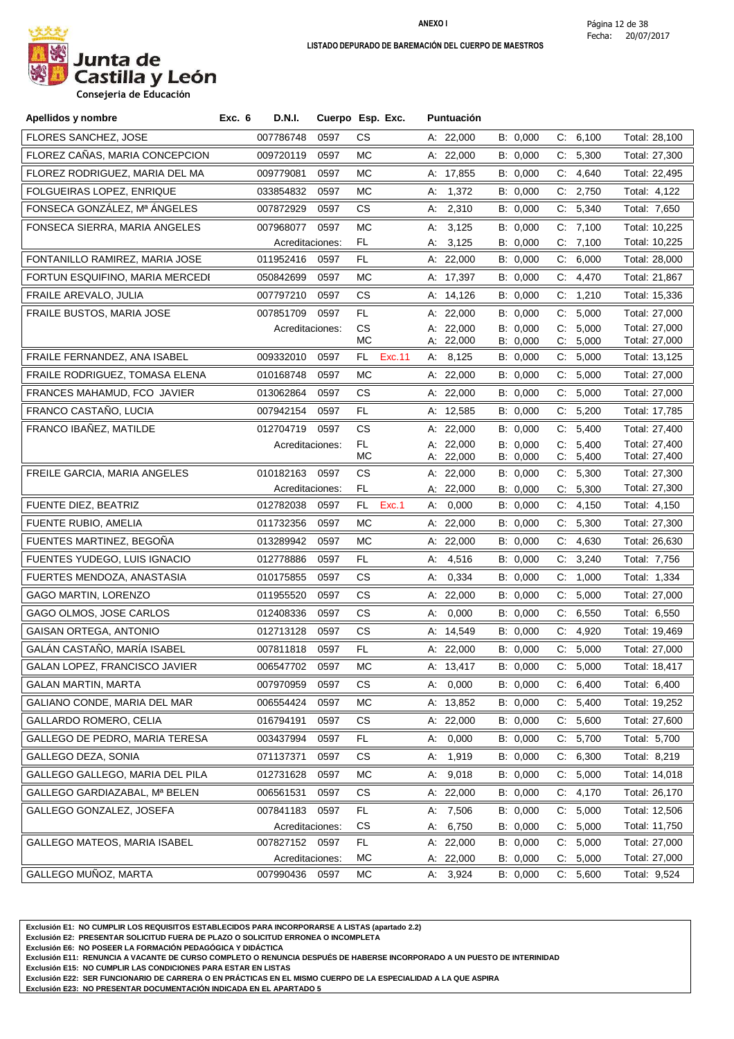**ANEXO I**

**LISTADO DEPURADO DE BAREMACIÓN DEL CUERPO DE MAESTROS**

Fecha: 20/07/2017

Junta de Castilla y León
Consejería de Educación

| Apellidos y nombre | Exc. 6 | D.N.I. | Cuerpo | Esp. | Exc. | Puntuación | | | |
|---|---|---|---|---|---|---|---|---|---|
| FLORES SANCHEZ, JOSE | | 007786748 | 0597 | CS | | A: 22,000 | B: 0,000 | C: 6,100 | Total: 28,100 |
| FLOREZ CAÑAS, MARIA CONCEPCION | | 009720119 | 0597 | MC | | A: 22,000 | B: 0,000 | C: 5,300 | Total: 27,300 |
| FLOREZ RODRIGUEZ, MARIA DEL MA | | 009779081 | 0597 | MC | | A: 17,855 | B: 0,000 | C: 4,640 | Total: 22,495 |
| FOLGUEIRAS LOPEZ, ENRIQUE | | 033854832 | 0597 | MC | | A: 1,372 | B: 0,000 | C: 2,750 | Total: 4,122 |
| FONSECA GONZÁLEZ, Mª ÁNGELES | | 007872929 | 0597 | CS | | A: 2,310 | B: 0,000 | C: 5,340 | Total: 7,650 |
| FONSECA SIERRA, MARIA ANGELES | | 007968077 | 0597 | MC | | A: 3,125 | B: 0,000 | C: 7,100 | Total: 10,225 |
| | | Acreditaciones: | | FL | | A: 3,125 | B: 0,000 | C: 7,100 | Total: 10,225 |
| FONTANILLO RAMIREZ, MARIA JOSE | | 011952416 | 0597 | FL | | A: 22,000 | B: 0,000 | C: 6,000 | Total: 28,000 |
| FORTUN ESQUIFINO, MARIA MERCEDI | | 050842699 | 0597 | MC | | A: 17,397 | B: 0,000 | C: 4,470 | Total: 21,867 |
| FRAILE AREVALO, JULIA | | 007797210 | 0597 | CS | | A: 14,126 | B: 0,000 | C: 1,210 | Total: 15,336 |
| FRAILE BUSTOS, MARIA JOSE | | 007851709 | 0597 | FL | | A: 22,000 | B: 0,000 | C: 5,000 | Total: 27,000 |
| | | Acreditaciones: | | CS | | A: 22,000 | B: 0,000 | C: 5,000 | Total: 27,000 |
| | | | | MC | | A: 22,000 | B: 0,000 | C: 5,000 | Total: 27,000 |
| FRAILE FERNANDEZ, ANA ISABEL | | 009332010 | 0597 | FL | Exc.11 | A: 8,125 | B: 0,000 | C: 5,000 | Total: 13,125 |
| FRAILE RODRIGUEZ, TOMASA ELENA | | 010168748 | 0597 | MC | | A: 22,000 | B: 0,000 | C: 5,000 | Total: 27,000 |
| FRANCES MAHAMUD, FCO JAVIER | | 013062864 | 0597 | CS | | A: 22,000 | B: 0,000 | C: 5,000 | Total: 27,000 |
| FRANCO CASTAÑO, LUCIA | | 007942154 | 0597 | FL | | A: 12,585 | B: 0,000 | C: 5,200 | Total: 17,785 |
| FRANCO IBAÑEZ, MATILDE | | 012704719 | 0597 | CS | | A: 22,000 | B: 0,000 | C: 5,400 | Total: 27,400 |
| | | Acreditaciones: | | FL | | A: 22,000 | B: 0,000 | C: 5,400 | Total: 27,400 |
| | | | | MC | | A: 22,000 | B: 0,000 | C: 5,400 | Total: 27,400 |
| FREILE GARCIA, MARIA ANGELES | | 010182163 | 0597 | CS | | A: 22,000 | B: 0,000 | C: 5,300 | Total: 27,300 |
| | | Acreditaciones: | | FL | | A: 22,000 | B: 0,000 | C: 5,300 | Total: 27,300 |
| FUENTE DIEZ, BEATRIZ | | 012782038 | 0597 | FL | Exc.1 | A: 0,000 | B: 0,000 | C: 4,150 | Total: 4,150 |
| FUENTE RUBIO, AMELIA | | 011732356 | 0597 | MC | | A: 22,000 | B: 0,000 | C: 5,300 | Total: 27,300 |
| FUENTES MARTINEZ, BEGOÑA | | 013289942 | 0597 | MC | | A: 22,000 | B: 0,000 | C: 4,630 | Total: 26,630 |
| FUENTES YUDEGO, LUIS IGNACIO | | 012778886 | 0597 | FL | | A: 4,516 | B: 0,000 | C: 3,240 | Total: 7,756 |
| FUERTES MENDOZA, ANASTASIA | | 010175855 | 0597 | CS | | A: 0,334 | B: 0,000 | C: 1,000 | Total: 1,334 |
| GAGO MARTIN, LORENZO | | 011955520 | 0597 | CS | | A: 22,000 | B: 0,000 | C: 5,000 | Total: 27,000 |
| GAGO OLMOS, JOSE CARLOS | | 012408336 | 0597 | CS | | A: 0,000 | B: 0,000 | C: 6,550 | Total: 6,550 |
| GAISAN ORTEGA, ANTONIO | | 012713128 | 0597 | CS | | A: 14,549 | B: 0,000 | C: 4,920 | Total: 19,469 |
| GALÁN CASTAÑO, MARÍA ISABEL | | 007811818 | 0597 | FL | | A: 22,000 | B: 0,000 | C: 5,000 | Total: 27,000 |
| GALAN LOPEZ, FRANCISCO JAVIER | | 006547702 | 0597 | MC | | A: 13,417 | B: 0,000 | C: 5,000 | Total: 18,417 |
| GALAN MARTIN, MARTA | | 007970959 | 0597 | CS | | A: 0,000 | B: 0,000 | C: 6,400 | Total: 6,400 |
| GALIANO CONDE, MARIA DEL MAR | | 006554424 | 0597 | MC | | A: 13,852 | B: 0,000 | C: 5,400 | Total: 19,252 |
| GALLARDO ROMERO, CELIA | | 016794191 | 0597 | CS | | A: 22,000 | B: 0,000 | C: 5,600 | Total: 27,600 |
| GALLEGO DE PEDRO, MARIA TERESA | | 003437994 | 0597 | FL | | A: 0,000 | B: 0,000 | C: 5,700 | Total: 5,700 |
| GALLEGO DEZA, SONIA | | 071137371 | 0597 | CS | | A: 1,919 | B: 0,000 | C: 6,300 | Total: 8,219 |
| GALLEGO GALLEGO, MARIA DEL PILA | | 012731628 | 0597 | MC | | A: 9,018 | B: 0,000 | C: 5,000 | Total: 14,018 |
| GALLEGO GARDIAZABAL, Mª BELEN | | 006561531 | 0597 | CS | | A: 22,000 | B: 0,000 | C: 4,170 | Total: 26,170 |
| GALLEGO GONZALEZ, JOSEFA | | 007841183 | 0597 | FL | | A: 7,506 | B: 0,000 | C: 5,000 | Total: 12,506 |
| | | Acreditaciones: | | CS | | A: 6,750 | B: 0,000 | C: 5,000 | Total: 11,750 |
| GALLEGO MATEOS, MARIA ISABEL | | 007827152 | 0597 | FL | | A: 22,000 | B: 0,000 | C: 5,000 | Total: 27,000 |
| | | Acreditaciones: | | MC | | A: 22,000 | B: 0,000 | C: 5,000 | Total: 27,000 |
| GALLEGO MUÑOZ, MARTA | | 007990436 | 0597 | MC | | A: 3,924 | B: 0,000 | C: 5,600 | Total: 9,524 |

**Exclusión E1: NO CUMPLIR LOS REQUISITOS ESTABLECIDOS PARA INCORPORARSE A LISTAS (apartado 2.2)**
**Exclusión E2: PRESENTAR SOLICITUD FUERA DE PLAZO O SOLICITUD ERRONEA O INCOMPLETA**
**Exclusión E6: NO POSEER LA FORMACIÓN PEDAGÓGICA Y DIDÁCTICA**
**Exclusión E11: RENUNCIA A VACANTE DE CURSO COMPLETO O RENUNCIA DESPUÉS DE HABERSE INCORPORADO A UN PUESTO DE INTERINIDAD**
**Exclusión E15: NO CUMPLIR LAS CONDICIONES PARA ESTAR EN LISTAS**
**Exclusión E22: SER FUNCIONARIO DE CARRERA O EN PRÁCTICAS EN EL MISMO CUERPO DE LA ESPECIALIDAD A LA QUE ASPIRA**
**Exclusión E23: NO PRESENTAR DOCUMENTACIÓN INDICADA EN EL APARTADO 5**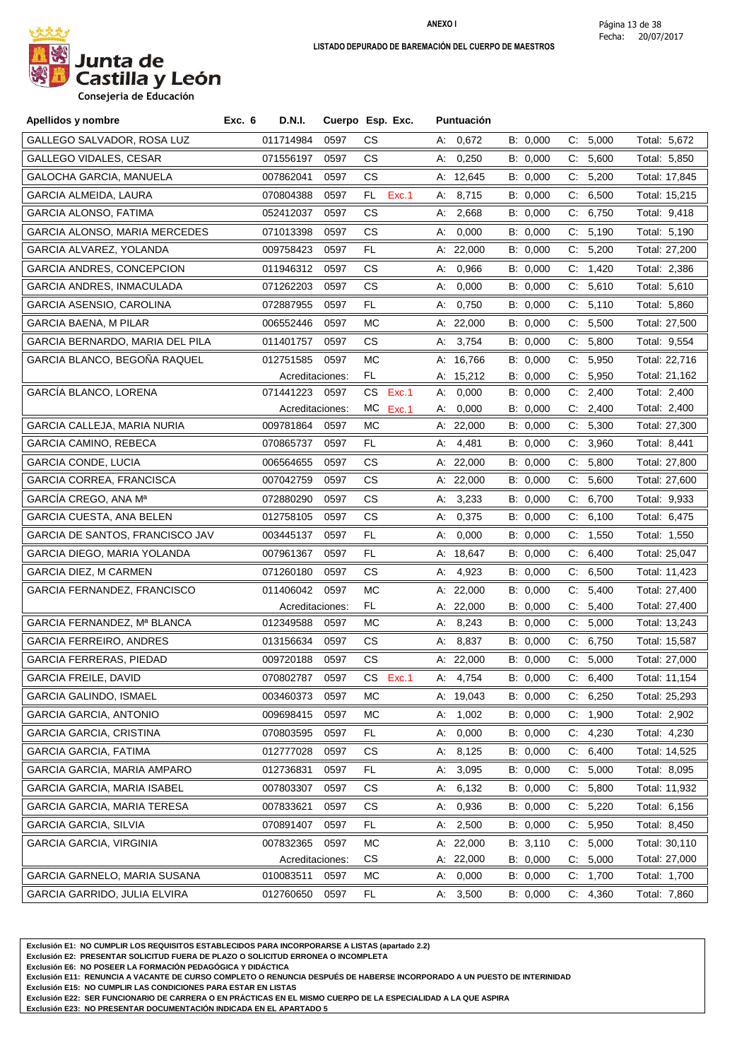**ANEXO I**

**LISTADO DEPURADO DE BAREMACIÓN DEL CUERPO DE MAESTROS**

Junta de Castilla y León
Consejería de Educación

Fecha: 20/07/2017

| Apellidos y nombre | Exc. 6 | D.N.I. | Cuerpo | Esp. | Exc. | Puntuación | | | |
|---|---|---|---|---|---|---|---|---|---|
| GALLEGO SALVADOR, ROSA LUZ | | 011714984 | 0597 | CS | | A: 0,672 | B: 0,000 | C: 5,000 | Total: 5,672 |
| GALLEGO VIDALES, CESAR | | 071556197 | 0597 | CS | | A: 0,250 | B: 0,000 | C: 5,600 | Total: 5,850 |
| GALOCHA GARCIA, MANUELA | | 007862041 | 0597 | CS | | A: 12,645 | B: 0,000 | C: 5,200 | Total: 17,845 |
| GARCIA ALMEIDA, LAURA | | 070804388 | 0597 | FL | Exc.1 | A: 8,715 | B: 0,000 | C: 6,500 | Total: 15,215 |
| GARCIA ALONSO, FATIMA | | 052412037 | 0597 | CS | | A: 2,668 | B: 0,000 | C: 6,750 | Total: 9,418 |
| GARCIA ALONSO, MARIA MERCEDES | | 071013398 | 0597 | CS | | A: 0,000 | B: 0,000 | C: 5,190 | Total: 5,190 |
| GARCIA ALVAREZ, YOLANDA | | 009758423 | 0597 | FL | | A: 22,000 | B: 0,000 | C: 5,200 | Total: 27,200 |
| GARCIA ANDRES, CONCEPCION | | 011946312 | 0597 | CS | | A: 0,966 | B: 0,000 | C: 1,420 | Total: 2,386 |
| GARCIA ANDRES, INMACULADA | | 071262203 | 0597 | CS | | A: 0,000 | B: 0,000 | C: 5,610 | Total: 5,610 |
| GARCIA ASENSIO, CAROLINA | | 072887955 | 0597 | FL | | A: 0,750 | B: 0,000 | C: 5,110 | Total: 5,860 |
| GARCIA BAENA, M PILAR | | 006552446 | 0597 | MC | | A: 22,000 | B: 0,000 | C: 5,500 | Total: 27,500 |
| GARCIA BERNARDO, MARIA DEL PILA | | 011401757 | 0597 | CS | | A: 3,754 | B: 0,000 | C: 5,800 | Total: 9,554 |
| GARCIA BLANCO, BEGOÑA RAQUEL | | 012751585 | 0597 | MC | | A: 16,766 | B: 0,000 | C: 5,950 | Total: 22,716 |
| | | Acreditaciones: | | FL | | A: 15,212 | B: 0,000 | C: 5,950 | Total: 21,162 |
| GARCÍA BLANCO, LORENA | | 071441223 | 0597 | CS | Exc.1 | A: 0,000 | B: 0,000 | C: 2,400 | Total: 2,400 |
| | | Acreditaciones: | | MC | Exc.1 | A: 0,000 | B: 0,000 | C: 2,400 | Total: 2,400 |
| GARCIA CALLEJA, MARIA NURIA | | 009781864 | 0597 | MC | | A: 22,000 | B: 0,000 | C: 5,300 | Total: 27,300 |
| GARCIA CAMINO, REBECA | | 070865737 | 0597 | FL | | A: 4,481 | B: 0,000 | C: 3,960 | Total: 8,441 |
| GARCIA CONDE, LUCIA | | 006564655 | 0597 | CS | | A: 22,000 | B: 0,000 | C: 5,800 | Total: 27,800 |
| GARCIA CORREA, FRANCISCA | | 007042759 | 0597 | CS | | A: 22,000 | B: 0,000 | C: 5,600 | Total: 27,600 |
| GARCÍA CREGO, ANA Mª | | 072880290 | 0597 | CS | | A: 3,233 | B: 0,000 | C: 6,700 | Total: 9,933 |
| GARCIA CUESTA, ANA BELEN | | 012758105 | 0597 | CS | | A: 0,375 | B: 0,000 | C: 6,100 | Total: 6,475 |
| GARCIA DE SANTOS, FRANCISCO JAV | | 003445137 | 0597 | FL | | A: 0,000 | B: 0,000 | C: 1,550 | Total: 1,550 |
| GARCIA DIEGO, MARIA YOLANDA | | 007961367 | 0597 | FL | | A: 18,647 | B: 0,000 | C: 6,400 | Total: 25,047 |
| GARCIA DIEZ, M CARMEN | | 071260180 | 0597 | CS | | A: 4,923 | B: 0,000 | C: 6,500 | Total: 11,423 |
| GARCIA FERNANDEZ, FRANCISCO | | 011406042 | 0597 | MC | | A: 22,000 | B: 0,000 | C: 5,400 | Total: 27,400 |
| | | Acreditaciones: | | FL | | A: 22,000 | B: 0,000 | C: 5,400 | Total: 27,400 |
| GARCIA FERNANDEZ, Mª BLANCA | | 012349588 | 0597 | MC | | A: 8,243 | B: 0,000 | C: 5,000 | Total: 13,243 |
| GARCIA FERREIRO, ANDRES | | 013156634 | 0597 | CS | | A: 8,837 | B: 0,000 | C: 6,750 | Total: 15,587 |
| GARCIA FERRERAS, PIEDAD | | 009720188 | 0597 | CS | | A: 22,000 | B: 0,000 | C: 5,000 | Total: 27,000 |
| GARCIA FREILE, DAVID | | 070802787 | 0597 | CS | Exc.1 | A: 4,754 | B: 0,000 | C: 6,400 | Total: 11,154 |
| GARCIA GALINDO, ISMAEL | | 003460373 | 0597 | MC | | A: 19,043 | B: 0,000 | C: 6,250 | Total: 25,293 |
| GARCIA GARCIA, ANTONIO | | 009698415 | 0597 | MC | | A: 1,002 | B: 0,000 | C: 1,900 | Total: 2,902 |
| GARCIA GARCIA, CRISTINA | | 070803595 | 0597 | FL | | A: 0,000 | B: 0,000 | C: 4,230 | Total: 4,230 |
| GARCIA GARCIA, FATIMA | | 012777028 | 0597 | CS | | A: 8,125 | B: 0,000 | C: 6,400 | Total: 14,525 |
| GARCIA GARCIA, MARIA AMPARO | | 012736831 | 0597 | FL | | A: 3,095 | B: 0,000 | C: 5,000 | Total: 8,095 |
| GARCIA GARCIA, MARIA ISABEL | | 007803307 | 0597 | CS | | A: 6,132 | B: 0,000 | C: 5,800 | Total: 11,932 |
| GARCIA GARCIA, MARIA TERESA | | 007833621 | 0597 | CS | | A: 0,936 | B: 0,000 | C: 5,220 | Total: 6,156 |
| GARCIA GARCIA, SILVIA | | 070891407 | 0597 | FL | | A: 2,500 | B: 0,000 | C: 5,950 | Total: 8,450 |
| GARCIA GARCIA, VIRGINIA | | 007832365 | 0597 | MC | | A: 22,000 | B: 3,110 | C: 5,000 | Total: 30,110 |
| | | Acreditaciones: | | CS | | A: 22,000 | B: 0,000 | C: 5,000 | Total: 27,000 |
| GARCIA GARNELO, MARIA SUSANA | | 010083511 | 0597 | MC | | A: 0,000 | B: 0,000 | C: 1,700 | Total: 1,700 |
| GARCIA GARRIDO, JULIA ELVIRA | | 012760650 | 0597 | FL | | A: 3,500 | B: 0,000 | C: 4,360 | Total: 7,860 |

**Exclusión E1: NO CUMPLIR LOS REQUISITOS ESTABLECIDOS PARA INCORPORARSE A LISTAS (apartado 2.2)**
**Exclusión E2: PRESENTAR SOLICITUD FUERA DE PLAZO O SOLICITUD ERRONEA O INCOMPLETA**
**Exclusión E6: NO POSEER LA FORMACIÓN PEDAGÓGICA Y DIDÁCTICA**
**Exclusión E11: RENUNCIA A VACANTE DE CURSO COMPLETO O RENUNCIA DESPUÉS DE HABERSE INCORPORADO A UN PUESTO DE INTERINIDAD**
**Exclusión E15: NO CUMPLIR LAS CONDICIONES PARA ESTAR EN LISTAS**
**Exclusión E22: SER FUNCIONARIO DE CARRERA O EN PRÁCTICAS EN EL MISMO CUERPO DE LA ESPECIALIDAD A LA QUE ASPIRA**
**Exclusión E23: NO PRESENTAR DOCUMENTACIÓN INDICADA EN EL APARTADO 5**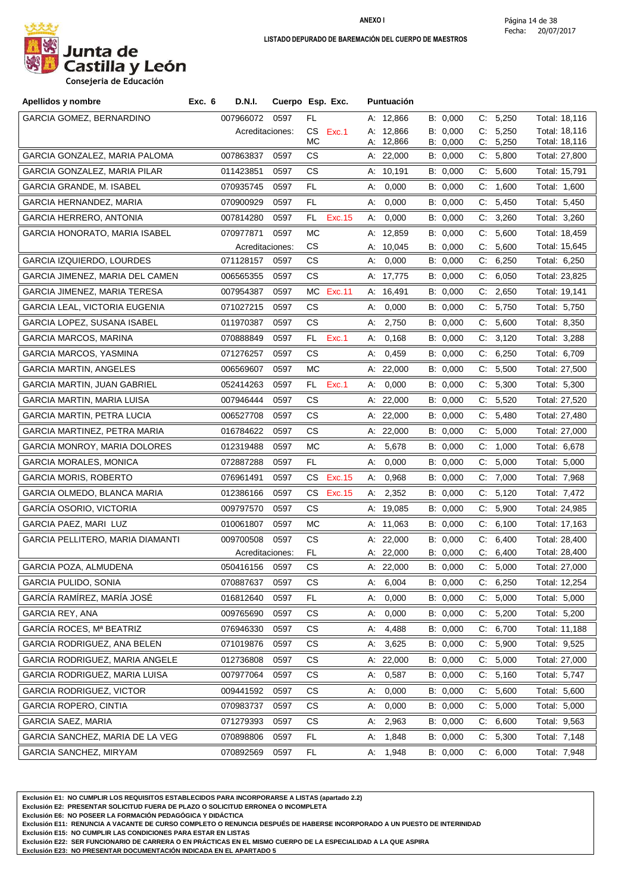**ANEXO I**

**LISTADO DEPURADO DE BAREMACIÓN DEL CUERPO DE MAESTROS**

Junta de Castilla y León
Consejería de Educación

Fecha: 20/07/2017

| Apellidos y nombre | Exc. 6 | D.N.I. | Cuerpo | Esp. | Exc. | Puntuación | | | |
|---|---|---|---|---|---|---|---|---|---|
| GARCIA GOMEZ, BERNARDINO | | 007966072 | 0597 | FL | | A: 12,866 | B: 0,000 | C: 5,250 | Total: 18,116 |
| | | Acreditaciones: | | CS | Exc.1 | A: 12,866 | B: 0,000 | C: 5,250 | Total: 18,116 |
| | | | | MC | | A: 12,866 | B: 0,000 | C: 5,250 | Total: 18,116 |
| GARCIA GONZALEZ, MARIA PALOMA | | 007863837 | 0597 | CS | | A: 22,000 | B: 0,000 | C: 5,800 | Total: 27,800 |
| GARCIA GONZALEZ, MARIA PILAR | | 011423851 | 0597 | CS | | A: 10,191 | B: 0,000 | C: 5,600 | Total: 15,791 |
| GARCIA GRANDE, M. ISABEL | | 070935745 | 0597 | FL | | A: 0,000 | B: 0,000 | C: 1,600 | Total: 1,600 |
| GARCIA HERNANDEZ, MARIA | | 070900929 | 0597 | FL | | A: 0,000 | B: 0,000 | C: 5,450 | Total: 5,450 |
| GARCIA HERRERO, ANTONIA | | 007814280 | 0597 | FL | Exc.15 | A: 0,000 | B: 0,000 | C: 3,260 | Total: 3,260 |
| GARCIA HONORATO, MARIA ISABEL | | 070977871 | 0597 | MC | | A: 12,859 | B: 0,000 | C: 5,600 | Total: 18,459 |
| | | Acreditaciones: | | CS | | A: 10,045 | B: 0,000 | C: 5,600 | Total: 15,645 |
| GARCIA IZQUIERDO, LOURDES | | 071128157 | 0597 | CS | | A: 0,000 | B: 0,000 | C: 6,250 | Total: 6,250 |
| GARCIA JIMENEZ, MARIA DEL CAMEN | | 006565355 | 0597 | CS | | A: 17,775 | B: 0,000 | C: 6,050 | Total: 23,825 |
| GARCIA JIMENEZ, MARIA TERESA | | 007954387 | 0597 | MC | Exc.11 | A: 16,491 | B: 0,000 | C: 2,650 | Total: 19,141 |
| GARCIA LEAL, VICTORIA EUGENIA | | 071027215 | 0597 | CS | | A: 0,000 | B: 0,000 | C: 5,750 | Total: 5,750 |
| GARCIA LOPEZ, SUSANA ISABEL | | 011970387 | 0597 | CS | | A: 2,750 | B: 0,000 | C: 5,600 | Total: 8,350 |
| GARCIA MARCOS, MARINA | | 070888849 | 0597 | FL | Exc.1 | A: 0,168 | B: 0,000 | C: 3,120 | Total: 3,288 |
| GARCIA MARCOS, YASMINA | | 071276257 | 0597 | CS | | A: 0,459 | B: 0,000 | C: 6,250 | Total: 6,709 |
| GARCIA MARTIN, ANGELES | | 006569607 | 0597 | MC | | A: 22,000 | B: 0,000 | C: 5,500 | Total: 27,500 |
| GARCIA MARTIN, JUAN GABRIEL | | 052414263 | 0597 | FL | Exc.1 | A: 0,000 | B: 0,000 | C: 5,300 | Total: 5,300 |
| GARCIA MARTIN, MARIA LUISA | | 007946444 | 0597 | CS | | A: 22,000 | B: 0,000 | C: 5,520 | Total: 27,520 |
| GARCIA MARTIN, PETRA LUCIA | | 006527708 | 0597 | CS | | A: 22,000 | B: 0,000 | C: 5,480 | Total: 27,480 |
| GARCIA MARTINEZ, PETRA MARIA | | 016784622 | 0597 | CS | | A: 22,000 | B: 0,000 | C: 5,000 | Total: 27,000 |
| GARCIA MONROY, MARIA DOLORES | | 012319488 | 0597 | MC | | A: 5,678 | B: 0,000 | C: 1,000 | Total: 6,678 |
| GARCIA MORALES, MONICA | | 072887288 | 0597 | FL | | A: 0,000 | B: 0,000 | C: 5,000 | Total: 5,000 |
| GARCIA MORIS, ROBERTO | | 076961491 | 0597 | CS | Exc.15 | A: 0,968 | B: 0,000 | C: 7,000 | Total: 7,968 |
| GARCIA OLMEDO, BLANCA MARIA | | 012386166 | 0597 | CS | Exc.15 | A: 2,352 | B: 0,000 | C: 5,120 | Total: 7,472 |
| GARCÍA OSORIO, VICTORIA | | 009797570 | 0597 | CS | | A: 19,085 | B: 0,000 | C: 5,900 | Total: 24,985 |
| GARCIA PAEZ, MARI LUZ | | 010061807 | 0597 | MC | | A: 11,063 | B: 0,000 | C: 6,100 | Total: 17,163 |
| GARCIA PELLITERO, MARIA DIAMANTI | | 009700508 | 0597 | CS | | A: 22,000 | B: 0,000 | C: 6,400 | Total: 28,400 |
| | | Acreditaciones: | | FL | | A: 22,000 | B: 0,000 | C: 6,400 | Total: 28,400 |
| GARCIA POZA, ALMUDENA | | 050416156 | 0597 | CS | | A: 22,000 | B: 0,000 | C: 5,000 | Total: 27,000 |
| GARCIA PULIDO, SONIA | | 070887637 | 0597 | CS | | A: 6,004 | B: 0,000 | C: 6,250 | Total: 12,254 |
| GARCÍA RAMÍREZ, MARÍA JOSÉ | | 016812640 | 0597 | FL | | A: 0,000 | B: 0,000 | C: 5,000 | Total: 5,000 |
| GARCIA REY, ANA | | 009765690 | 0597 | CS | | A: 0,000 | B: 0,000 | C: 5,200 | Total: 5,200 |
| GARCÍA ROCES, Mª BEATRIZ | | 076946330 | 0597 | CS | | A: 4,488 | B: 0,000 | C: 6,700 | Total: 11,188 |
| GARCIA RODRIGUEZ, ANA BELEN | | 071019876 | 0597 | CS | | A: 3,625 | B: 0,000 | C: 5,900 | Total: 9,525 |
| GARCIA RODRIGUEZ, MARIA ANGELE | | 012736808 | 0597 | CS | | A: 22,000 | B: 0,000 | C: 5,000 | Total: 27,000 |
| GARCIA RODRIGUEZ, MARIA LUISA | | 007977064 | 0597 | CS | | A: 0,587 | B: 0,000 | C: 5,160 | Total: 5,747 |
| GARCIA RODRIGUEZ, VICTOR | | 009441592 | 0597 | CS | | A: 0,000 | B: 0,000 | C: 5,600 | Total: 5,600 |
| GARCIA ROPERO, CINTIA | | 070983737 | 0597 | CS | | A: 0,000 | B: 0,000 | C: 5,000 | Total: 5,000 |
| GARCIA SAEZ, MARIA | | 071279393 | 0597 | CS | | A: 2,963 | B: 0,000 | C: 6,600 | Total: 9,563 |
| GARCIA SANCHEZ, MARIA DE LA VEG | | 070898806 | 0597 | FL | | A: 1,848 | B: 0,000 | C: 5,300 | Total: 7,148 |
| GARCIA SANCHEZ, MIRYAM | | 070892569 | 0597 | FL | | A: 1,948 | B: 0,000 | C: 6,000 | Total: 7,948 |

**Exclusión E1: NO CUMPLIR LOS REQUISITOS ESTABLECIDOS PARA INCORPORARSE A LISTAS (apartado 2.2)**
**Exclusión E2: PRESENTAR SOLICITUD FUERA DE PLAZO O SOLICITUD ERRONEA O INCOMPLETA**
**Exclusión E6: NO POSEER LA FORMACIÓN PEDAGÓGICA Y DIDÁCTICA**
**Exclusión E11: RENUNCIA A VACANTE DE CURSO COMPLETO O RENUNCIA DESPUÉS DE HABERSE INCORPORADO A UN PUESTO DE INTERINIDAD**
**Exclusión E15: NO CUMPLIR LAS CONDICIONES PARA ESTAR EN LISTAS**
**Exclusión E22: SER FUNCIONARIO DE CARRERA O EN PRÁCTICAS EN EL MISMO CUERPO DE LA ESPECIALIDAD A LA QUE ASPIRA**
**Exclusión E23: NO PRESENTAR DOCUMENTACIÓN INDICADA EN EL APARTADO 5**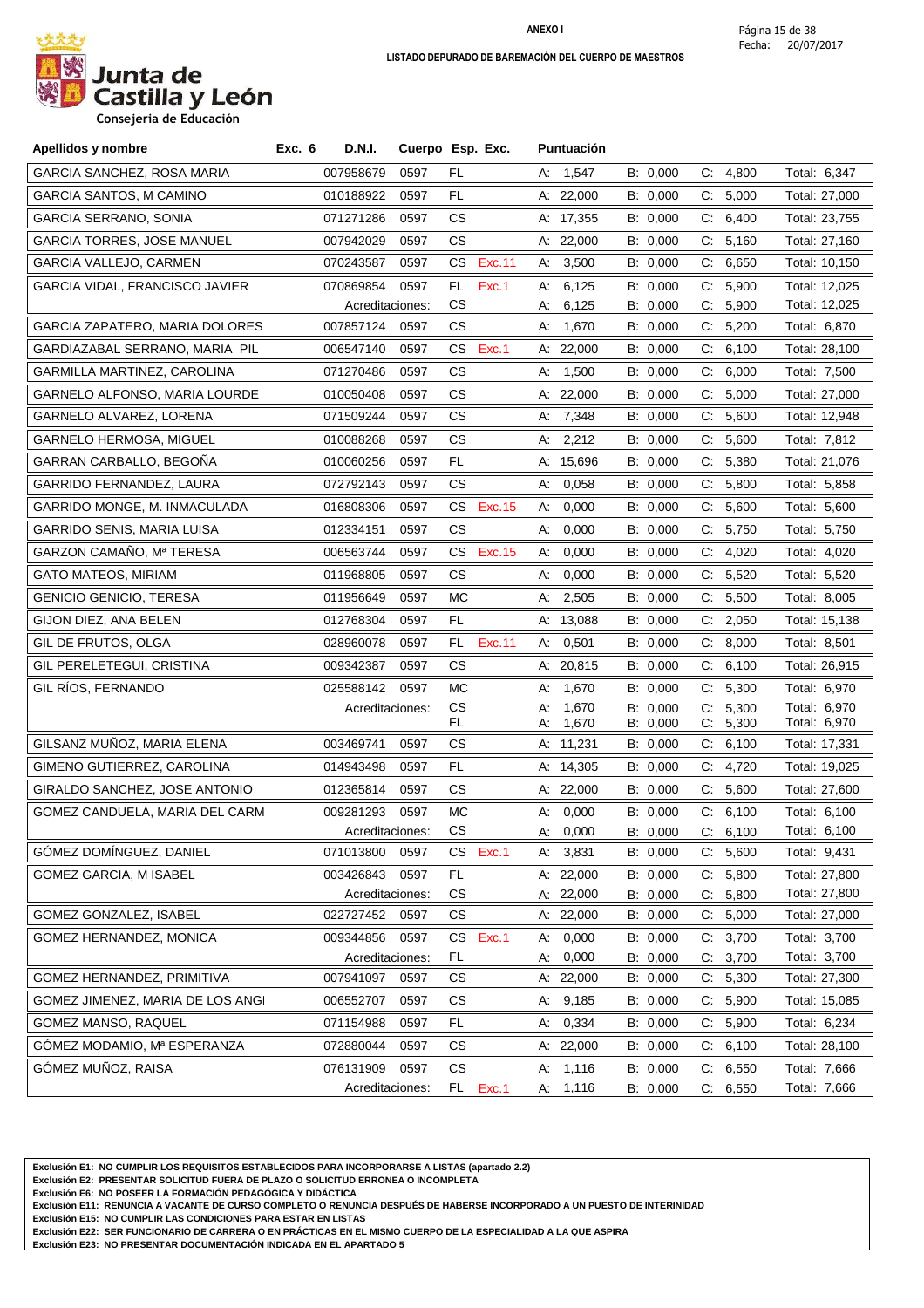# ANEXO I

**LISTADO DEPURADO DE BAREMACIÓN DEL CUERPO DE MAESTROS**

Junta de Castilla y León
Consejería de Educación

Fecha: 20/07/2017

| Apellidos y nombre | Exc. 6 | D.N.I. | Cuerpo | Esp. | Exc. | Puntuación | | | |
|---|---|---|---|---|---|---|---|---|---|
| GARCIA SANCHEZ, ROSA MARIA | | 007958679 | 0597 | FL | | A: 1,547 | B: 0,000 | C: 4,800 | Total: 6,347 |
| GARCIA SANTOS, M CAMINO | | 010188922 | 0597 | FL | | A: 22,000 | B: 0,000 | C: 5,000 | Total: 27,000 |
| GARCIA SERRANO, SONIA | | 071271286 | 0597 | CS | | A: 17,355 | B: 0,000 | C: 6,400 | Total: 23,755 |
| GARCIA TORRES, JOSE MANUEL | | 007942029 | 0597 | CS | | A: 22,000 | B: 0,000 | C: 5,160 | Total: 27,160 |
| GARCIA VALLEJO, CARMEN | | 070243587 | 0597 | CS | Exc.11 | A: 3,500 | B: 0,000 | C: 6,650 | Total: 10,150 |
| GARCIA VIDAL, FRANCISCO JAVIER | | 070869854 | 0597 | FL | Exc.1 | A: 6,125 | B: 0,000 | C: 5,900 | Total: 12,025 |
| | | Acreditaciones: | | CS | | A: 6,125 | B: 0,000 | C: 5,900 | Total: 12,025 |
| GARCIA ZAPATERO, MARIA DOLORES | | 007857124 | 0597 | CS | | A: 1,670 | B: 0,000 | C: 5,200 | Total: 6,870 |
| GARDIAZABAL SERRANO, MARIA PIL | | 006547140 | 0597 | CS | Exc.1 | A: 22,000 | B: 0,000 | C: 6,100 | Total: 28,100 |
| GARMILLA MARTINEZ, CAROLINA | | 071270486 | 0597 | CS | | A: 1,500 | B: 0,000 | C: 6,000 | Total: 7,500 |
| GARNELO ALFONSO, MARIA LOURDE | | 010050408 | 0597 | CS | | A: 22,000 | B: 0,000 | C: 5,000 | Total: 27,000 |
| GARNELO ALVAREZ, LORENA | | 071509244 | 0597 | CS | | A: 7,348 | B: 0,000 | C: 5,600 | Total: 12,948 |
| GARNELO HERMOSA, MIGUEL | | 010088268 | 0597 | CS | | A: 2,212 | B: 0,000 | C: 5,600 | Total: 7,812 |
| GARRAN CARBALLO, BEGOÑA | | 010060256 | 0597 | FL | | A: 15,696 | B: 0,000 | C: 5,380 | Total: 21,076 |
| GARRIDO FERNANDEZ, LAURA | | 072792143 | 0597 | CS | | A: 0,058 | B: 0,000 | C: 5,800 | Total: 5,858 |
| GARRIDO MONGE, M. INMACULADA | | 016808306 | 0597 | CS | Exc.15 | A: 0,000 | B: 0,000 | C: 5,600 | Total: 5,600 |
| GARRIDO SENIS, MARIA LUISA | | 012334151 | 0597 | CS | | A: 0,000 | B: 0,000 | C: 5,750 | Total: 5,750 |
| GARZON CAMAÑO, Mª TERESA | | 006563744 | 0597 | CS | Exc.15 | A: 0,000 | B: 0,000 | C: 4,020 | Total: 4,020 |
| GATO MATEOS, MIRIAM | | 011968805 | 0597 | CS | | A: 0,000 | B: 0,000 | C: 5,520 | Total: 5,520 |
| GENICIO GENICIO, TERESA | | 011956649 | 0597 | MC | | A: 2,505 | B: 0,000 | C: 5,500 | Total: 8,005 |
| GIJON DIEZ, ANA BELEN | | 012768304 | 0597 | FL | | A: 13,088 | B: 0,000 | C: 2,050 | Total: 15,138 |
| GIL DE FRUTOS, OLGA | | 028960078 | 0597 | FL | Exc.11 | A: 0,501 | B: 0,000 | C: 8,000 | Total: 8,501 |
| GIL PERELETEGUI, CRISTINA | | 009342387 | 0597 | CS | | A: 20,815 | B: 0,000 | C: 6,100 | Total: 26,915 |
| GIL RÍOS, FERNANDO | | 025588142 | 0597 | MC | | A: 1,670 | B: 0,000 | C: 5,300 | Total: 6,970 |
| | | Acreditaciones: | | CS | | A: 1,670 | B: 0,000 | C: 5,300 | Total: 6,970 |
| | | | | FL | | A: 1,670 | B: 0,000 | C: 5,300 | Total: 6,970 |
| GILSANZ MUÑOZ, MARIA ELENA | | 003469741 | 0597 | CS | | A: 11,231 | B: 0,000 | C: 6,100 | Total: 17,331 |
| GIMENO GUTIERREZ, CAROLINA | | 014943498 | 0597 | FL | | A: 14,305 | B: 0,000 | C: 4,720 | Total: 19,025 |
| GIRALDO SANCHEZ, JOSE ANTONIO | | 012365814 | 0597 | CS | | A: 22,000 | B: 0,000 | C: 5,600 | Total: 27,600 |
| GOMEZ CANDUELA, MARIA DEL CARM | | 009281293 | 0597 | MC | | A: 0,000 | B: 0,000 | C: 6,100 | Total: 6,100 |
| | | Acreditaciones: | | CS | | A: 0,000 | B: 0,000 | C: 6,100 | Total: 6,100 |
| GÓMEZ DOMÍNGUEZ, DANIEL | | 071013800 | 0597 | CS | Exc.1 | A: 3,831 | B: 0,000 | C: 5,600 | Total: 9,431 |
| GOMEZ GARCIA, M ISABEL | | 003426843 | 0597 | FL | | A: 22,000 | B: 0,000 | C: 5,800 | Total: 27,800 |
| | | Acreditaciones: | | CS | | A: 22,000 | B: 0,000 | C: 5,800 | Total: 27,800 |
| GOMEZ GONZALEZ, ISABEL | | 022727452 | 0597 | CS | | A: 22,000 | B: 0,000 | C: 5,000 | Total: 27,000 |
| GOMEZ HERNANDEZ, MONICA | | 009344856 | 0597 | CS | Exc.1 | A: 0,000 | B: 0,000 | C: 3,700 | Total: 3,700 |
| | | Acreditaciones: | | FL | | A: 0,000 | B: 0,000 | C: 3,700 | Total: 3,700 |
| GOMEZ HERNANDEZ, PRIMITIVA | | 007941097 | 0597 | CS | | A: 22,000 | B: 0,000 | C: 5,300 | Total: 27,300 |
| GOMEZ JIMENEZ, MARIA DE LOS ANGI | | 006552707 | 0597 | CS | | A: 9,185 | B: 0,000 | C: 5,900 | Total: 15,085 |
| GOMEZ MANSO, RAQUEL | | 071154988 | 0597 | FL | | A: 0,334 | B: 0,000 | C: 5,900 | Total: 6,234 |
| GÓMEZ MODAMIO, Mª ESPERANZA | | 072880044 | 0597 | CS | | A: 22,000 | B: 0,000 | C: 6,100 | Total: 28,100 |
| GÓMEZ MUÑOZ, RAISA | | 076131909 | 0597 | CS | | A: 1,116 | B: 0,000 | C: 6,550 | Total: 7,666 |
| | | Acreditaciones: | | FL | Exc.1 | A: 1,116 | B: 0,000 | C: 6,550 | Total: 7,666 |

**Exclusión E1: NO CUMPLIR LOS REQUISITOS ESTABLECIDOS PARA INCORPORARSE A LISTAS (apartado 2.2)**
**Exclusión E2: PRESENTAR SOLICITUD FUERA DE PLAZO O SOLICITUD ERRONEA O INCOMPLETA**
**Exclusión E6: NO POSEER LA FORMACIÓN PEDAGÓGICA Y DIDÁCTICA**
**Exclusión E11: RENUNCIA A VACANTE DE CURSO COMPLETO O RENUNCIA DESPUÉS DE HABERSE INCORPORADO A UN PUESTO DE INTERINIDAD**
**Exclusión E15: NO CUMPLIR LAS CONDICIONES PARA ESTAR EN LISTAS**
**Exclusión E22: SER FUNCIONARIO DE CARRERA O EN PRÁCTICAS EN EL MISMO CUERPO DE LA ESPECIALIDAD A LA QUE ASPIRA**
**Exclusión E23: NO PRESENTAR DOCUMENTACIÓN INDICADA EN EL APARTADO 5**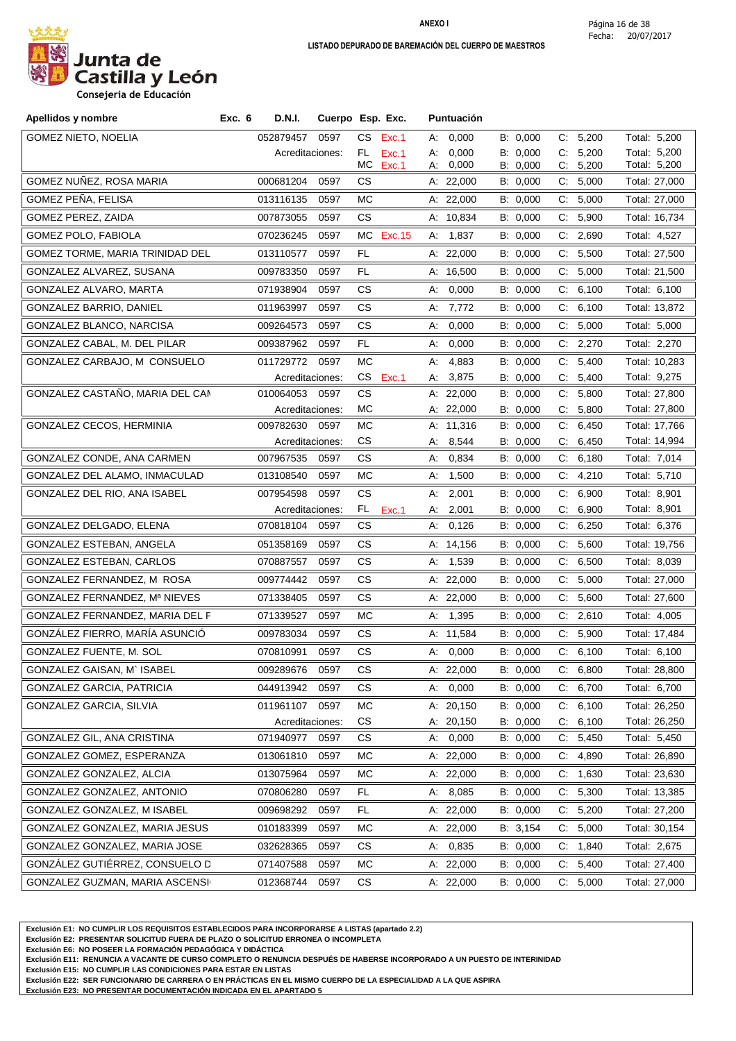**ANEXO I**

**LISTADO DEPURADO DE BAREMACIÓN DEL CUERPO DE MAESTROS**

Fecha: 20/07/2017

Junta de Castilla y León
Consejería de Educación

| Apellidos y nombre | Exc. 6 | D.N.I. | Cuerpo | Esp. | Exc. | Puntuación | | | |
|---|---|---|---|---|---|---|---|---|---|
| GOMEZ NIETO, NOELIA | | 052879457 | 0597 | CS | Exc.1 | A: 0,000 | B: 0,000 | C: 5,200 | Total: 5,200 |
| | | Acreditaciones: | | FL | Exc.1 | A: 0,000 | B: 0,000 | C: 5,200 | Total: 5,200 |
| | | | | MC | Exc.1 | A: 0,000 | B: 0,000 | C: 5,200 | Total: 5,200 |
| GOMEZ NUÑEZ, ROSA MARIA | | 000681204 | 0597 | CS | | A: 22,000 | B: 0,000 | C: 5,000 | Total: 27,000 |
| GOMEZ PEÑA, FELISA | | 013116135 | 0597 | MC | | A: 22,000 | B: 0,000 | C: 5,000 | Total: 27,000 |
| GOMEZ PEREZ, ZAIDA | | 007873055 | 0597 | CS | | A: 10,834 | B: 0,000 | C: 5,900 | Total: 16,734 |
| GOMEZ POLO, FABIOLA | | 070236245 | 0597 | MC | Exc.15 | A: 1,837 | B: 0,000 | C: 2,690 | Total: 4,527 |
| GOMEZ TORME, MARIA TRINIDAD DEL | | 013110577 | 0597 | FL | | A: 22,000 | B: 0,000 | C: 5,500 | Total: 27,500 |
| GONZALEZ ALVAREZ, SUSANA | | 009783350 | 0597 | FL | | A: 16,500 | B: 0,000 | C: 5,000 | Total: 21,500 |
| GONZALEZ ALVARO, MARTA | | 071938904 | 0597 | CS | | A: 0,000 | B: 0,000 | C: 6,100 | Total: 6,100 |
| GONZALEZ BARRIO, DANIEL | | 011963997 | 0597 | CS | | A: 7,772 | B: 0,000 | C: 6,100 | Total: 13,872 |
| GONZALEZ BLANCO, NARCISA | | 009264573 | 0597 | CS | | A: 0,000 | B: 0,000 | C: 5,000 | Total: 5,000 |
| GONZALEZ CABAL, M. DEL PILAR | | 009387962 | 0597 | FL | | A: 0,000 | B: 0,000 | C: 2,270 | Total: 2,270 |
| GONZALEZ CARBAJO, M CONSUELO | | 011729772 | 0597 | MC | | A: 4,883 | B: 0,000 | C: 5,400 | Total: 10,283 |
| | | Acreditaciones: | | CS | Exc.1 | A: 3,875 | B: 0,000 | C: 5,400 | Total: 9,275 |
| GONZALEZ CASTAÑO, MARIA DEL CAI | | 010064053 | 0597 | CS | | A: 22,000 | B: 0,000 | C: 5,800 | Total: 27,800 |
| | | Acreditaciones: | | MC | | A: 22,000 | B: 0,000 | C: 5,800 | Total: 27,800 |
| GONZALEZ CECOS, HERMINIA | | 009782630 | 0597 | MC | | A: 11,316 | B: 0,000 | C: 6,450 | Total: 17,766 |
| | | Acreditaciones: | | CS | | A: 8,544 | B: 0,000 | C: 6,450 | Total: 14,994 |
| GONZALEZ CONDE, ANA CARMEN | | 007967535 | 0597 | CS | | A: 0,834 | B: 0,000 | C: 6,180 | Total: 7,014 |
| GONZALEZ DEL ALAMO, INMACULAD | | 013108540 | 0597 | MC | | A: 1,500 | B: 0,000 | C: 4,210 | Total: 5,710 |
| GONZALEZ DEL RIO, ANA ISABEL | | 007954598 | 0597 | CS | | A: 2,001 | B: 0,000 | C: 6,900 | Total: 8,901 |
| | | Acreditaciones: | | FL | Exc.1 | A: 2,001 | B: 0,000 | C: 6,900 | Total: 8,901 |
| GONZALEZ DELGADO, ELENA | | 070818104 | 0597 | CS | | A: 0,126 | B: 0,000 | C: 6,250 | Total: 6,376 |
| GONZALEZ ESTEBAN, ANGELA | | 051358169 | 0597 | CS | | A: 14,156 | B: 0,000 | C: 5,600 | Total: 19,756 |
| GONZALEZ ESTEBAN, CARLOS | | 070887557 | 0597 | CS | | A: 1,539 | B: 0,000 | C: 6,500 | Total: 8,039 |
| GONZALEZ FERNANDEZ, M ROSA | | 009774442 | 0597 | CS | | A: 22,000 | B: 0,000 | C: 5,000 | Total: 27,000 |
| GONZALEZ FERNANDEZ, Mª NIEVES | | 071338405 | 0597 | CS | | A: 22,000 | B: 0,000 | C: 5,600 | Total: 27,600 |
| GONZALEZ FERNANDEZ, MARIA DEL F | | 071339527 | 0597 | MC | | A: 1,395 | B: 0,000 | C: 2,610 | Total: 4,005 |
| GONZÁLEZ FIERRO, MARÍA ASUNCIÓ | | 009783034 | 0597 | CS | | A: 11,584 | B: 0,000 | C: 5,900 | Total: 17,484 |
| GONZALEZ FUENTE, M. SOL | | 070810991 | 0597 | CS | | A: 0,000 | B: 0,000 | C: 6,100 | Total: 6,100 |
| GONZALEZ GAISAN, M` ISABEL | | 009289676 | 0597 | CS | | A: 22,000 | B: 0,000 | C: 6,800 | Total: 28,800 |
| GONZALEZ GARCIA, PATRICIA | | 044913942 | 0597 | CS | | A: 0,000 | B: 0,000 | C: 6,700 | Total: 6,700 |
| GONZALEZ GARCIA, SILVIA | | 011961107 | 0597 | MC | | A: 20,150 | B: 0,000 | C: 6,100 | Total: 26,250 |
| | | Acreditaciones: | | CS | | A: 20,150 | B: 0,000 | C: 6,100 | Total: 26,250 |
| GONZALEZ GIL, ANA CRISTINA | | 071940977 | 0597 | CS | | A: 0,000 | B: 0,000 | C: 5,450 | Total: 5,450 |
| GONZALEZ GOMEZ, ESPERANZA | | 013061810 | 0597 | MC | | A: 22,000 | B: 0,000 | C: 4,890 | Total: 26,890 |
| GONZALEZ GONZALEZ, ALCIA | | 013075964 | 0597 | MC | | A: 22,000 | B: 0,000 | C: 1,630 | Total: 23,630 |
| GONZALEZ GONZALEZ, ANTONIO | | 070806280 | 0597 | FL | | A: 8,085 | B: 0,000 | C: 5,300 | Total: 13,385 |
| GONZALEZ GONZALEZ, M ISABEL | | 009698292 | 0597 | FL | | A: 22,000 | B: 0,000 | C: 5,200 | Total: 27,200 |
| GONZALEZ GONZALEZ, MARIA JESUS | | 010183399 | 0597 | MC | | A: 22,000 | B: 3,154 | C: 5,000 | Total: 30,154 |
| GONZALEZ GONZALEZ, MARIA JOSE | | 032628365 | 0597 | CS | | A: 0,835 | B: 0,000 | C: 1,840 | Total: 2,675 |
| GONZÁLEZ GUTIÉRREZ, CONSUELO D | | 071407588 | 0597 | MC | | A: 22,000 | B: 0,000 | C: 5,400 | Total: 27,400 |
| GONZALEZ GUZMAN, MARIA ASCENSI | | 012368744 | 0597 | CS | | A: 22,000 | B: 0,000 | C: 5,000 | Total: 27,000 |

**Exclusión E1: NO CUMPLIR LOS REQUISITOS ESTABLECIDOS PARA INCORPORARSE A LISTAS (apartado 2.2)**
**Exclusión E2: PRESENTAR SOLICITUD FUERA DE PLAZO O SOLICITUD ERRONEA O INCOMPLETA**
**Exclusión E6: NO POSEER LA FORMACIÓN PEDAGÓGICA Y DIDÁCTICA**
**Exclusión E11: RENUNCIA A VACANTE DE CURSO COMPLETO O RENUNCIA DESPUÉS DE HABERSE INCORPORADO A UN PUESTO DE INTERINIDAD**
**Exclusión E15: NO CUMPLIR LAS CONDICIONES PARA ESTAR EN LISTAS**
**Exclusión E22: SER FUNCIONARIO DE CARRERA O EN PRÁCTICAS EN EL MISMO CUERPO DE LA ESPECIALIDAD A LA QUE ASPIRA**
**Exclusión E23: NO PRESENTAR DOCUMENTACIÓN INDICADA EN EL APARTADO 5**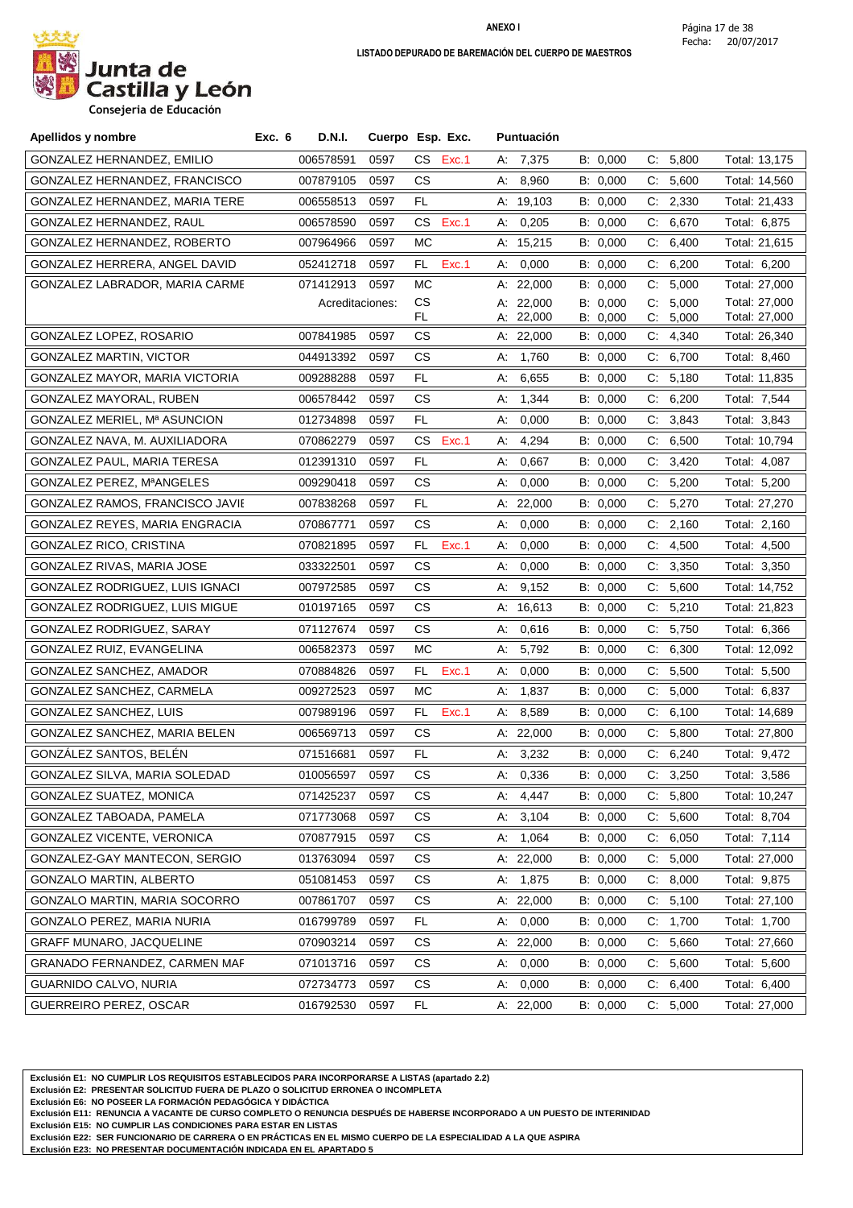**ANEXO I**

**LISTADO DEPURADO DE BAREMACIÓN DEL CUERPO DE MAESTROS**

Fecha: 20/07/2017

Junta de Castilla y León
Consejería de Educación

| Apellidos y nombre | Exc. 6 | D.N.I. | Cuerpo | Esp. | Exc. | Puntuación | | | |
|---|---|---|---|---|---|---|---|---|---|
| GONZALEZ HERNANDEZ, EMILIO | | 006578591 | 0597 | CS | Exc.1 | A: 7,375 | B: 0,000 | C: 5,800 | Total: 13,175 |
| GONZALEZ HERNANDEZ, FRANCISCO | | 007879105 | 0597 | CS | | A: 8,960 | B: 0,000 | C: 5,600 | Total: 14,560 |
| GONZALEZ HERNANDEZ, MARIA TERE | | 006558513 | 0597 | FL | | A: 19,103 | B: 0,000 | C: 2,330 | Total: 21,433 |
| GONZALEZ HERNANDEZ, RAUL | | 006578590 | 0597 | CS | Exc.1 | A: 0,205 | B: 0,000 | C: 6,670 | Total: 6,875 |
| GONZALEZ HERNANDEZ, ROBERTO | | 007964966 | 0597 | MC | | A: 15,215 | B: 0,000 | C: 6,400 | Total: 21,615 |
| GONZALEZ HERRERA, ANGEL DAVID | | 052412718 | 0597 | FL | Exc.1 | A: 0,000 | B: 0,000 | C: 6,200 | Total: 6,200 |
| GONZALEZ LABRADOR, MARIA CARME | | 071412913 | 0597 | MC | | A: 22,000 | B: 0,000 | C: 5,000 | Total: 27,000 |
| | | Acreditaciones: | | CS | | A: 22,000 | B: 0,000 | C: 5,000 | Total: 27,000 |
| | | | | FL | | A: 22,000 | B: 0,000 | C: 5,000 | Total: 27,000 |
| GONZALEZ LOPEZ, ROSARIO | | 007841985 | 0597 | CS | | A: 22,000 | B: 0,000 | C: 4,340 | Total: 26,340 |
| GONZALEZ MARTIN, VICTOR | | 044913392 | 0597 | CS | | A: 1,760 | B: 0,000 | C: 6,700 | Total: 8,460 |
| GONZALEZ MAYOR, MARIA VICTORIA | | 009288288 | 0597 | FL | | A: 6,655 | B: 0,000 | C: 5,180 | Total: 11,835 |
| GONZALEZ MAYORAL, RUBEN | | 006578442 | 0597 | CS | | A: 1,344 | B: 0,000 | C: 6,200 | Total: 7,544 |
| GONZALEZ MERIEL, Mª ASUNCION | | 012734898 | 0597 | FL | | A: 0,000 | B: 0,000 | C: 3,843 | Total: 3,843 |
| GONZALEZ NAVA, M. AUXILIADORA | | 070862279 | 0597 | CS | Exc.1 | A: 4,294 | B: 0,000 | C: 6,500 | Total: 10,794 |
| GONZALEZ PAUL, MARIA TERESA | | 012391310 | 0597 | FL | | A: 0,667 | B: 0,000 | C: 3,420 | Total: 4,087 |
| GONZALEZ PEREZ, MªANGELES | | 009290418 | 0597 | CS | | A: 0,000 | B: 0,000 | C: 5,200 | Total: 5,200 |
| GONZALEZ RAMOS, FRANCISCO JAVIE | | 007838268 | 0597 | FL | | A: 22,000 | B: 0,000 | C: 5,270 | Total: 27,270 |
| GONZALEZ REYES, MARIA ENGRACIA | | 070867771 | 0597 | CS | | A: 0,000 | B: 0,000 | C: 2,160 | Total: 2,160 |
| GONZALEZ RICO, CRISTINA | | 070821895 | 0597 | FL | Exc.1 | A: 0,000 | B: 0,000 | C: 4,500 | Total: 4,500 |
| GONZALEZ RIVAS, MARIA JOSE | | 033322501 | 0597 | CS | | A: 0,000 | B: 0,000 | C: 3,350 | Total: 3,350 |
| GONZALEZ RODRIGUEZ, LUIS IGNACI | | 007972585 | 0597 | CS | | A: 9,152 | B: 0,000 | C: 5,600 | Total: 14,752 |
| GONZALEZ RODRIGUEZ, LUIS MIGUE | | 010197165 | 0597 | CS | | A: 16,613 | B: 0,000 | C: 5,210 | Total: 21,823 |
| GONZALEZ RODRIGUEZ, SARAY | | 071127674 | 0597 | CS | | A: 0,616 | B: 0,000 | C: 5,750 | Total: 6,366 |
| GONZALEZ RUIZ, EVANGELINA | | 006582373 | 0597 | MC | | A: 5,792 | B: 0,000 | C: 6,300 | Total: 12,092 |
| GONZALEZ SANCHEZ, AMADOR | | 070884826 | 0597 | FL | Exc.1 | A: 0,000 | B: 0,000 | C: 5,500 | Total: 5,500 |
| GONZALEZ SANCHEZ, CARMELA | | 009272523 | 0597 | MC | | A: 1,837 | B: 0,000 | C: 5,000 | Total: 6,837 |
| GONZALEZ SANCHEZ, LUIS | | 007989196 | 0597 | FL | Exc.1 | A: 8,589 | B: 0,000 | C: 6,100 | Total: 14,689 |
| GONZALEZ SANCHEZ, MARIA BELEN | | 006569713 | 0597 | CS | | A: 22,000 | B: 0,000 | C: 5,800 | Total: 27,800 |
| GONZÁLEZ SANTOS, BELÉN | | 071516681 | 0597 | FL | | A: 3,232 | B: 0,000 | C: 6,240 | Total: 9,472 |
| GONZALEZ SILVA, MARIA SOLEDAD | | 010056597 | 0597 | CS | | A: 0,336 | B: 0,000 | C: 3,250 | Total: 3,586 |
| GONZALEZ SUATEZ, MONICA | | 071425237 | 0597 | CS | | A: 4,447 | B: 0,000 | C: 5,800 | Total: 10,247 |
| GONZALEZ TABOADA, PAMELA | | 071773068 | 0597 | CS | | A: 3,104 | B: 0,000 | C: 5,600 | Total: 8,704 |
| GONZALEZ VICENTE, VERONICA | | 070877915 | 0597 | CS | | A: 1,064 | B: 0,000 | C: 6,050 | Total: 7,114 |
| GONZALEZ-GAY MANTECON, SERGIO | | 013763094 | 0597 | CS | | A: 22,000 | B: 0,000 | C: 5,000 | Total: 27,000 |
| GONZALO MARTIN, ALBERTO | | 051081453 | 0597 | CS | | A: 1,875 | B: 0,000 | C: 8,000 | Total: 9,875 |
| GONZALO MARTIN, MARIA SOCORRO | | 007861707 | 0597 | CS | | A: 22,000 | B: 0,000 | C: 5,100 | Total: 27,100 |
| GONZALO PEREZ, MARIA NURIA | | 016799789 | 0597 | FL | | A: 0,000 | B: 0,000 | C: 1,700 | Total: 1,700 |
| GRAFF MUNARO, JACQUELINE | | 070903214 | 0597 | CS | | A: 22,000 | B: 0,000 | C: 5,660 | Total: 27,660 |
| GRANADO FERNANDEZ, CARMEN MAF | | 071013716 | 0597 | CS | | A: 0,000 | B: 0,000 | C: 5,600 | Total: 5,600 |
| GUARNIDO CALVO, NURIA | | 072734773 | 0597 | CS | | A: 0,000 | B: 0,000 | C: 6,400 | Total: 6,400 |
| GUERREIRO PEREZ, OSCAR | | 016792530 | 0597 | FL | | A: 22,000 | B: 0,000 | C: 5,000 | Total: 27,000 |

**Exclusión E1: NO CUMPLIR LOS REQUISITOS ESTABLECIDOS PARA INCORPORARSE A LISTAS (apartado 2.2)**
**Exclusión E2: PRESENTAR SOLICITUD FUERA DE PLAZO O SOLICITUD ERRONEA O INCOMPLETA**
**Exclusión E6: NO POSEER LA FORMACIÓN PEDAGÓGICA Y DIDÁCTICA**
**Exclusión E11: RENUNCIA A VACANTE DE CURSO COMPLETO O RENUNCIA DESPUÉS DE HABERSE INCORPORADO A UN PUESTO DE INTERINIDAD**
**Exclusión E15: NO CUMPLIR LAS CONDICIONES PARA ESTAR EN LISTAS**
**Exclusión E22: SER FUNCIONARIO DE CARRERA O EN PRÁCTICAS EN EL MISMO CUERPO DE LA ESPECIALIDAD A LA QUE ASPIRA**
**Exclusión E23: NO PRESENTAR DOCUMENTACIÓN INDICADA EN EL APARTADO 5**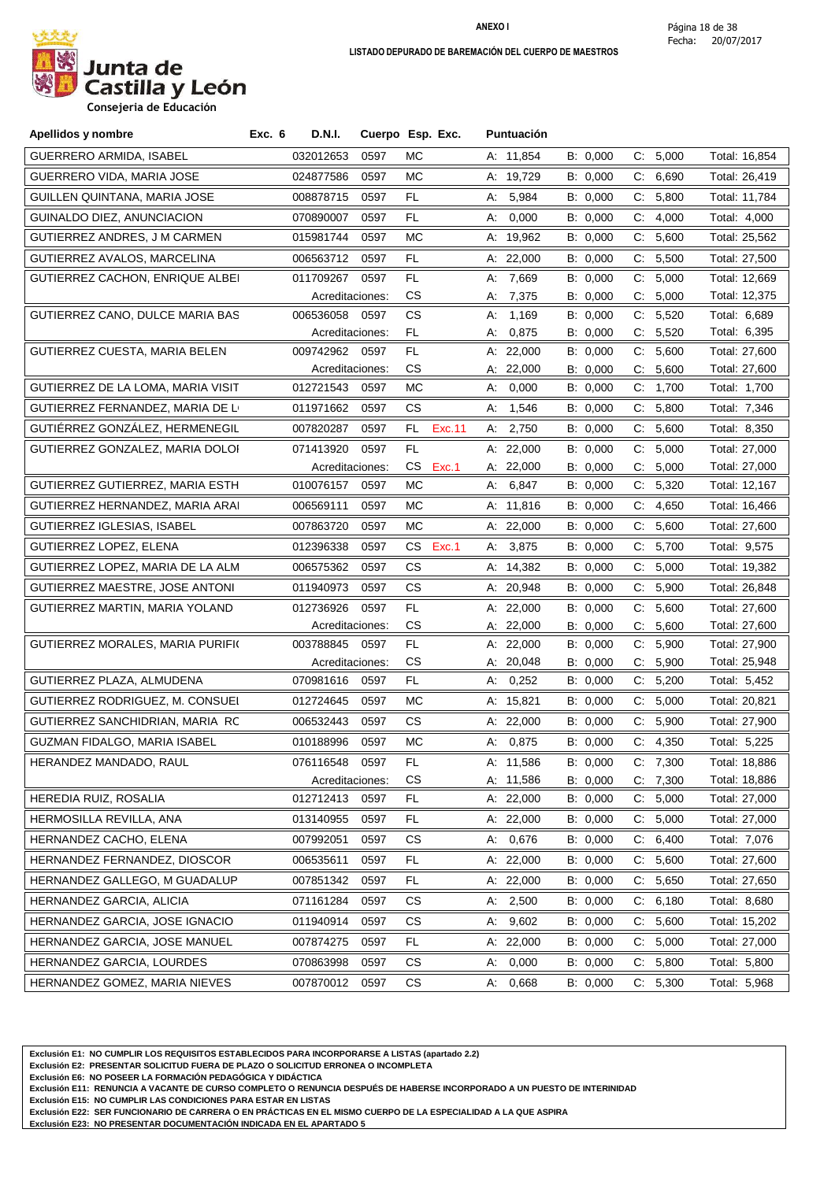**ANEXO I**

**LISTADO DEPURADO DE BAREMACIÓN DEL CUERPO DE MAESTROS**

Fecha: 20/07/2017

Junta de Castilla y León
Consejería de Educación

| Apellidos y nombre | Exc. 6 | D.N.I. | Cuerpo | Esp. | Exc. | Puntuación | | | |
|---|---|---|---|---|---|---|---|---|---|
| GUERRERO ARMIDA, ISABEL | | 032012653 | 0597 | MC | | A: 11,854 | B: 0,000 | C: 5,000 | Total: 16,854 |
| GUERRERO VIDA, MARIA JOSE | | 024877586 | 0597 | MC | | A: 19,729 | B: 0,000 | C: 6,690 | Total: 26,419 |
| GUILLEN QUINTANA, MARIA JOSE | | 008878715 | 0597 | FL | | A: 5,984 | B: 0,000 | C: 5,800 | Total: 11,784 |
| GUINALDO DIEZ, ANUNCIACION | | 070890007 | 0597 | FL | | A: 0,000 | B: 0,000 | C: 4,000 | Total: 4,000 |
| GUTIERREZ ANDRES, J M CARMEN | | 015981744 | 0597 | MC | | A: 19,962 | B: 0,000 | C: 5,600 | Total: 25,562 |
| GUTIERREZ AVALOS, MARCELINA | | 006563712 | 0597 | FL | | A: 22,000 | B: 0,000 | C: 5,500 | Total: 27,500 |
| GUTIERREZ CACHON, ENRIQUE ALBE | | 011709267 | 0597 | FL | | A: 7,669 | B: 0,000 | C: 5,000 | Total: 12,669 |
| | | Acreditaciones: | | CS | | A: 7,375 | B: 0,000 | C: 5,000 | Total: 12,375 |
| GUTIERREZ CANO, DULCE MARIA BAS | | 006536058 | 0597 | CS | | A: 1,169 | B: 0,000 | C: 5,520 | Total: 6,689 |
| | | Acreditaciones: | | FL | | A: 0,875 | B: 0,000 | C: 5,520 | Total: 6,395 |
| GUTIERREZ CUESTA, MARIA BELEN | | 009742962 | 0597 | FL | | A: 22,000 | B: 0,000 | C: 5,600 | Total: 27,600 |
| | | Acreditaciones: | | CS | | A: 22,000 | B: 0,000 | C: 5,600 | Total: 27,600 |
| GUTIERREZ DE LA LOMA, MARIA VISIT | | 012721543 | 0597 | MC | | A: 0,000 | B: 0,000 | C: 1,700 | Total: 1,700 |
| GUTIERREZ FERNANDEZ, MARIA DE L | | 011971662 | 0597 | CS | | A: 1,546 | B: 0,000 | C: 5,800 | Total: 7,346 |
| GUTIÉRREZ GONZÁLEZ, HERMENEGIL | | 007820287 | 0597 | FL | Exc.11 | A: 2,750 | B: 0,000 | C: 5,600 | Total: 8,350 |
| GUTIERREZ GONZALEZ, MARIA DOLO | | 071413920 | 0597 | FL | | A: 22,000 | B: 0,000 | C: 5,000 | Total: 27,000 |
| | | Acreditaciones: | | CS | Exc.1 | A: 22,000 | B: 0,000 | C: 5,000 | Total: 27,000 |
| GUTIERREZ GUTIERREZ, MARIA ESTH | | 010076157 | 0597 | MC | | A: 6,847 | B: 0,000 | C: 5,320 | Total: 12,167 |
| GUTIERREZ HERNANDEZ, MARIA ARA | | 006569111 | 0597 | MC | | A: 11,816 | B: 0,000 | C: 4,650 | Total: 16,466 |
| GUTIERREZ IGLESIAS, ISABEL | | 007863720 | 0597 | MC | | A: 22,000 | B: 0,000 | C: 5,600 | Total: 27,600 |
| GUTIERREZ LOPEZ, ELENA | | 012396338 | 0597 | CS | Exc.1 | A: 3,875 | B: 0,000 | C: 5,700 | Total: 9,575 |
| GUTIERREZ LOPEZ, MARIA DE LA ALM | | 006575362 | 0597 | CS | | A: 14,382 | B: 0,000 | C: 5,000 | Total: 19,382 |
| GUTIERREZ MAESTRE, JOSE ANTONI | | 011940973 | 0597 | CS | | A: 20,948 | B: 0,000 | C: 5,900 | Total: 26,848 |
| GUTIERREZ MARTIN, MARIA YOLAND | | 012736926 | 0597 | FL | | A: 22,000 | B: 0,000 | C: 5,600 | Total: 27,600 |
| | | Acreditaciones: | | CS | | A: 22,000 | B: 0,000 | C: 5,600 | Total: 27,600 |
| GUTIERREZ MORALES, MARIA PURIFI | | 003788845 | 0597 | FL | | A: 22,000 | B: 0,000 | C: 5,900 | Total: 27,900 |
| | | Acreditaciones: | | CS | | A: 20,048 | B: 0,000 | C: 5,900 | Total: 25,948 |
| GUTIERREZ PLAZA, ALMUDENA | | 070981616 | 0597 | FL | | A: 0,252 | B: 0,000 | C: 5,200 | Total: 5,452 |
| GUTIERREZ RODRIGUEZ, M. CONSUE | | 012724645 | 0597 | MC | | A: 15,821 | B: 0,000 | C: 5,000 | Total: 20,821 |
| GUTIERREZ SANCHIDRIAN, MARIA RC | | 006532443 | 0597 | CS | | A: 22,000 | B: 0,000 | C: 5,900 | Total: 27,900 |
| GUZMAN FIDALGO, MARIA ISABEL | | 010188996 | 0597 | MC | | A: 0,875 | B: 0,000 | C: 4,350 | Total: 5,225 |
| HERANDEZ MANDADO, RAUL | | 076116548 | 0597 | FL | | A: 11,586 | B: 0,000 | C: 7,300 | Total: 18,886 |
| | | Acreditaciones: | | CS | | A: 11,586 | B: 0,000 | C: 7,300 | Total: 18,886 |
| HEREDIA RUIZ, ROSALIA | | 012712413 | 0597 | FL | | A: 22,000 | B: 0,000 | C: 5,000 | Total: 27,000 |
| HERMOSILLA REVILLA, ANA | | 013140955 | 0597 | FL | | A: 22,000 | B: 0,000 | C: 5,000 | Total: 27,000 |
| HERNANDEZ CACHO, ELENA | | 007992051 | 0597 | CS | | A: 0,676 | B: 0,000 | C: 6,400 | Total: 7,076 |
| HERNANDEZ FERNANDEZ, DIOSCOR | | 006535611 | 0597 | FL | | A: 22,000 | B: 0,000 | C: 5,600 | Total: 27,600 |
| HERNANDEZ GALLEGO, M GUADALUP | | 007851342 | 0597 | FL | | A: 22,000 | B: 0,000 | C: 5,650 | Total: 27,650 |
| HERNANDEZ GARCIA, ALICIA | | 071161284 | 0597 | CS | | A: 2,500 | B: 0,000 | C: 6,180 | Total: 8,680 |
| HERNANDEZ GARCIA, JOSE IGNACIO | | 011940914 | 0597 | CS | | A: 9,602 | B: 0,000 | C: 5,600 | Total: 15,202 |
| HERNANDEZ GARCIA, JOSE MANUEL | | 007874275 | 0597 | FL | | A: 22,000 | B: 0,000 | C: 5,000 | Total: 27,000 |
| HERNANDEZ GARCIA, LOURDES | | 070863998 | 0597 | CS | | A: 0,000 | B: 0,000 | C: 5,800 | Total: 5,800 |
| HERNANDEZ GOMEZ, MARIA NIEVES | | 007870012 | 0597 | CS | | A: 0,668 | B: 0,000 | C: 5,300 | Total: 5,968 |

**Exclusión E1: NO CUMPLIR LOS REQUISITOS ESTABLECIDOS PARA INCORPORARSE A LISTAS (apartado 2.2)**
**Exclusión E2: PRESENTAR SOLICITUD FUERA DE PLAZO O SOLICITUD ERRONEA O INCOMPLETA**
**Exclusión E6: NO POSEER LA FORMACIÓN PEDAGÓGICA Y DIDÁCTICA**
**Exclusión E11: RENUNCIA A VACANTE DE CURSO COMPLETO O RENUNCIA DESPUÉS DE HABERSE INCORPORADO A UN PUESTO DE INTERINIDAD**
**Exclusión E15: NO CUMPLIR LAS CONDICIONES PARA ESTAR EN LISTAS**
**Exclusión E22: SER FUNCIONARIO DE CARRERA O EN PRÁCTICAS EN EL MISMO CUERPO DE LA ESPECIALIDAD A LA QUE ASPIRA**
**Exclusión E23: NO PRESENTAR DOCUMENTACIÓN INDICADA EN EL APARTADO 5**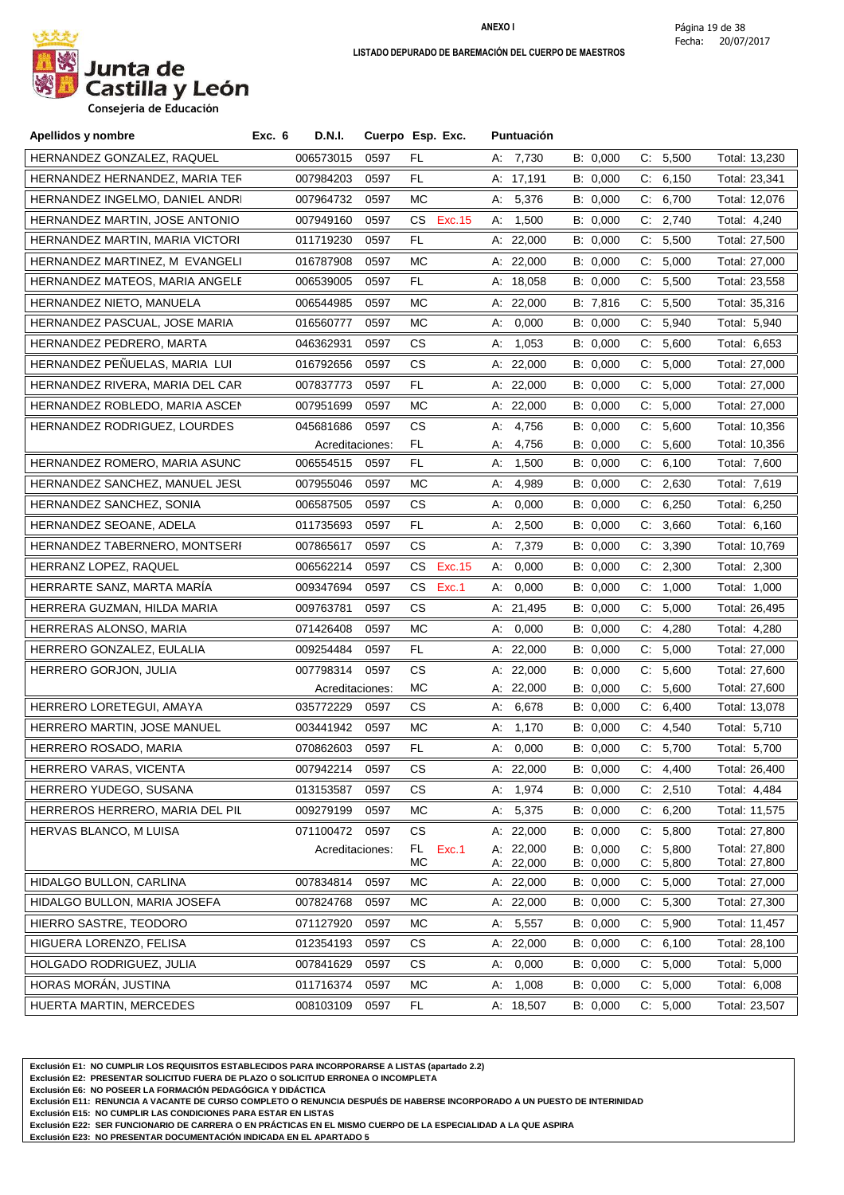**ANEXO I**

**LISTADO DEPURADO DE BAREMACIÓN DEL CUERPO DE MAESTROS**

Fecha: 20/07/2017

Junta de Castilla y León
Consejería de Educación

| Apellidos y nombre | Exc. 6 | D.N.I. | Cuerpo | Esp. | Exc. | Puntuación | | | |
|---|---|---|---|---|---|---|---|---|---|
| HERNANDEZ GONZALEZ, RAQUEL | | 006573015 | 0597 | FL | | A: 7,730 | B: 0,000 | C: 5,500 | Total: 13,230 |
| HERNANDEZ HERNANDEZ, MARIA TEF | | 007984203 | 0597 | FL | | A: 17,191 | B: 0,000 | C: 6,150 | Total: 23,341 |
| HERNANDEZ INGELMO, DANIEL ANDRI | | 007964732 | 0597 | MC | | A: 5,376 | B: 0,000 | C: 6,700 | Total: 12,076 |
| HERNANDEZ MARTIN, JOSE ANTONIO | | 007949160 | 0597 | CS | Exc.15 | A: 1,500 | B: 0,000 | C: 2,740 | Total: 4,240 |
| HERNANDEZ MARTIN, MARIA VICTORI | | 011719230 | 0597 | FL | | A: 22,000 | B: 0,000 | C: 5,500 | Total: 27,500 |
| HERNANDEZ MARTINEZ, M EVANGELI | | 016787908 | 0597 | MC | | A: 22,000 | B: 0,000 | C: 5,000 | Total: 27,000 |
| HERNANDEZ MATEOS, MARIA ANGELE | | 006539005 | 0597 | FL | | A: 18,058 | B: 0,000 | C: 5,500 | Total: 23,558 |
| HERNANDEZ NIETO, MANUELA | | 006544985 | 0597 | MC | | A: 22,000 | B: 7,816 | C: 5,500 | Total: 35,316 |
| HERNANDEZ PASCUAL, JOSE MARIA | | 016560777 | 0597 | MC | | A: 0,000 | B: 0,000 | C: 5,940 | Total: 5,940 |
| HERNANDEZ PEDRERO, MARTA | | 046362931 | 0597 | CS | | A: 1,053 | B: 0,000 | C: 5,600 | Total: 6,653 |
| HERNANDEZ PEÑUELAS, MARIA LUI | | 016792656 | 0597 | CS | | A: 22,000 | B: 0,000 | C: 5,000 | Total: 27,000 |
| HERNANDEZ RIVERA, MARIA DEL CAR | | 007837773 | 0597 | FL | | A: 22,000 | B: 0,000 | C: 5,000 | Total: 27,000 |
| HERNANDEZ ROBLEDO, MARIA ASCEN | | 007951699 | 0597 | MC | | A: 22,000 | B: 0,000 | C: 5,000 | Total: 27,000 |
| HERNANDEZ RODRIGUEZ, LOURDES | | 045681686 | 0597 | CS | | A: 4,756 | B: 0,000 | C: 5,600 | Total: 10,356 |
| | | Acreditaciones: | | FL | | A: 4,756 | B: 0,000 | C: 5,600 | Total: 10,356 |
| HERNANDEZ ROMERO, MARIA ASUNC | | 006554515 | 0597 | FL | | A: 1,500 | B: 0,000 | C: 6,100 | Total: 7,600 |
| HERNANDEZ SANCHEZ, MANUEL JESL | | 007955046 | 0597 | MC | | A: 4,989 | B: 0,000 | C: 2,630 | Total: 7,619 |
| HERNANDEZ SANCHEZ, SONIA | | 006587505 | 0597 | CS | | A: 0,000 | B: 0,000 | C: 6,250 | Total: 6,250 |
| HERNANDEZ SEOANE, ADELA | | 011735693 | 0597 | FL | | A: 2,500 | B: 0,000 | C: 3,660 | Total: 6,160 |
| HERNANDEZ TABERNERO, MONTSERI | | 007865617 | 0597 | CS | | A: 7,379 | B: 0,000 | C: 3,390 | Total: 10,769 |
| HERRANZ LOPEZ, RAQUEL | | 006562214 | 0597 | CS | Exc.15 | A: 0,000 | B: 0,000 | C: 2,300 | Total: 2,300 |
| HERRARTE SANZ, MARTA MARÍA | | 009347694 | 0597 | CS | Exc.1 | A: 0,000 | B: 0,000 | C: 1,000 | Total: 1,000 |
| HERRERA GUZMAN, HILDA MARIA | | 009763781 | 0597 | CS | | A: 21,495 | B: 0,000 | C: 5,000 | Total: 26,495 |
| HERRERAS ALONSO, MARIA | | 071426408 | 0597 | MC | | A: 0,000 | B: 0,000 | C: 4,280 | Total: 4,280 |
| HERRERO GONZALEZ, EULALIA | | 009254484 | 0597 | FL | | A: 22,000 | B: 0,000 | C: 5,000 | Total: 27,000 |
| HERRERO GORJON, JULIA | | 007798314 | 0597 | CS | | A: 22,000 | B: 0,000 | C: 5,600 | Total: 27,600 |
| | | Acreditaciones: | | MC | | A: 22,000 | B: 0,000 | C: 5,600 | Total: 27,600 |
| HERRERO LORETEGUI, AMAYA | | 035772229 | 0597 | CS | | A: 6,678 | B: 0,000 | C: 6,400 | Total: 13,078 |
| HERRERO MARTIN, JOSE MANUEL | | 003441942 | 0597 | MC | | A: 1,170 | B: 0,000 | C: 4,540 | Total: 5,710 |
| HERRERO ROSADO, MARIA | | 070862603 | 0597 | FL | | A: 0,000 | B: 0,000 | C: 5,700 | Total: 5,700 |
| HERRERO VARAS, VICENTA | | 007942214 | 0597 | CS | | A: 22,000 | B: 0,000 | C: 4,400 | Total: 26,400 |
| HERRERO YUDEGO, SUSANA | | 013153587 | 0597 | CS | | A: 1,974 | B: 0,000 | C: 2,510 | Total: 4,484 |
| HERREROS HERRERO, MARIA DEL PIL | | 009279199 | 0597 | MC | | A: 5,375 | B: 0,000 | C: 6,200 | Total: 11,575 |
| HERVAS BLANCO, M LUISA | | 071100472 | 0597 | CS | | A: 22,000 | B: 0,000 | C: 5,800 | Total: 27,800 |
| | | Acreditaciones: | | FL | Exc.1 | A: 22,000 | B: 0,000 | C: 5,800 | Total: 27,800 |
| | | | | MC | | A: 22,000 | B: 0,000 | C: 5,800 | Total: 27,800 |
| HIDALGO BULLON, CARLINA | | 007834814 | 0597 | MC | | A: 22,000 | B: 0,000 | C: 5,000 | Total: 27,000 |
| HIDALGO BULLON, MARIA JOSEFA | | 007824768 | 0597 | MC | | A: 22,000 | B: 0,000 | C: 5,300 | Total: 27,300 |
| HIERRO SASTRE, TEODORO | | 071127920 | 0597 | MC | | A: 5,557 | B: 0,000 | C: 5,900 | Total: 11,457 |
| HIGUERA LORENZO, FELISA | | 012354193 | 0597 | CS | | A: 22,000 | B: 0,000 | C: 6,100 | Total: 28,100 |
| HOLGADO RODRIGUEZ, JULIA | | 007841629 | 0597 | CS | | A: 0,000 | B: 0,000 | C: 5,000 | Total: 5,000 |
| HORAS MORÁN, JUSTINA | | 011716374 | 0597 | MC | | A: 1,008 | B: 0,000 | C: 5,000 | Total: 6,008 |
| HUERTA MARTIN, MERCEDES | | 008103109 | 0597 | FL | | A: 18,507 | B: 0,000 | C: 5,000 | Total: 23,507 |

**Exclusión E1: NO CUMPLIR LOS REQUISITOS ESTABLECIDOS PARA INCORPORARSE A LISTAS (apartado 2.2)**
**Exclusión E2: PRESENTAR SOLICITUD FUERA DE PLAZO O SOLICITUD ERRONEA O INCOMPLETA**
**Exclusión E6: NO POSEER LA FORMACIÓN PEDAGÓGICA Y DIDÁCTICA**
**Exclusión E11: RENUNCIA A VACANTE DE CURSO COMPLETO O RENUNCIA DESPUÉS DE HABERSE INCORPORADO A UN PUESTO DE INTERINIDAD**
**Exclusión E15: NO CUMPLIR LAS CONDICIONES PARA ESTAR EN LISTAS**
**Exclusión E22: SER FUNCIONARIO DE CARRERA O EN PRÁCTICAS EN EL MISMO CUERPO DE LA ESPECIALIDAD A LA QUE ASPIRA**
**Exclusión E23: NO PRESENTAR DOCUMENTACIÓN INDICADA EN EL APARTADO 5**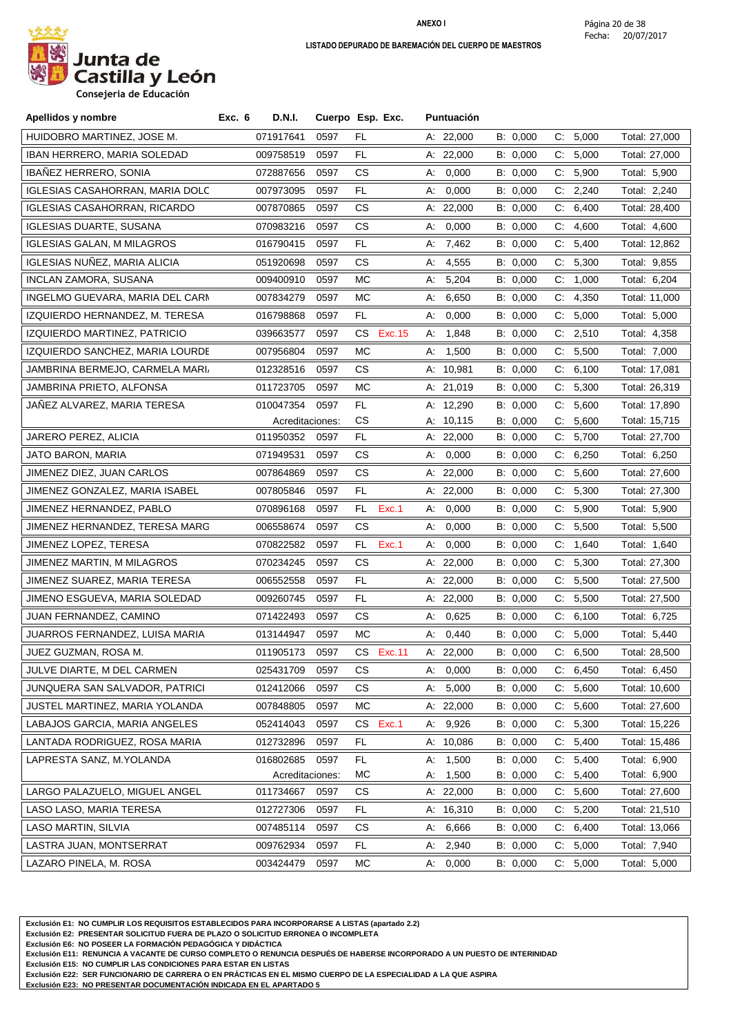**ANEXO I**

**LISTADO DEPURADO DE BAREMACIÓN DEL CUERPO DE MAESTROS**

Fecha: 20/07/2017

Junta de Castilla y León
Consejería de Educación

| Apellidos y nombre | Exc. 6 | D.N.I. | Cuerpo | Esp. | Exc. | Puntuación | | | |
|---|---|---|---|---|---|---|---|---|---|
| HUIDOBRO MARTINEZ, JOSE M. | | 071917641 | 0597 | FL | | A: 22,000 | B: 0,000 | C: 5,000 | Total: 27,000 |
| IBAN HERRERO, MARIA SOLEDAD | | 009758519 | 0597 | FL | | A: 22,000 | B: 0,000 | C: 5,000 | Total: 27,000 |
| IBAÑEZ HERRERO, SONIA | | 072887656 | 0597 | CS | | A: 0,000 | B: 0,000 | C: 5,900 | Total: 5,900 |
| IGLESIAS CASAHORRAN, MARIA DOLC | | 007973095 | 0597 | FL | | A: 0,000 | B: 0,000 | C: 2,240 | Total: 2,240 |
| IGLESIAS CASAHORRAN, RICARDO | | 007870865 | 0597 | CS | | A: 22,000 | B: 0,000 | C: 6,400 | Total: 28,400 |
| IGLESIAS DUARTE, SUSANA | | 070983216 | 0597 | CS | | A: 0,000 | B: 0,000 | C: 4,600 | Total: 4,600 |
| IGLESIAS GALAN, M MILAGROS | | 016790415 | 0597 | FL | | A: 7,462 | B: 0,000 | C: 5,400 | Total: 12,862 |
| IGLESIAS NUÑEZ, MARIA ALICIA | | 051920698 | 0597 | CS | | A: 4,555 | B: 0,000 | C: 5,300 | Total: 9,855 |
| INCLAN ZAMORA, SUSANA | | 009400910 | 0597 | MC | | A: 5,204 | B: 0,000 | C: 1,000 | Total: 6,204 |
| INGELMO GUEVARA, MARIA DEL CARN | | 007834279 | 0597 | MC | | A: 6,650 | B: 0,000 | C: 4,350 | Total: 11,000 |
| IZQUIERDO HERNANDEZ, M. TERESA | | 016798868 | 0597 | FL | | A: 0,000 | B: 0,000 | C: 5,000 | Total: 5,000 |
| IZQUIERDO MARTINEZ, PATRICIO | | 039663577 | 0597 | CS | Exc.15 | A: 1,848 | B: 0,000 | C: 2,510 | Total: 4,358 |
| IZQUIERDO SANCHEZ, MARIA LOURDE | | 007956804 | 0597 | MC | | A: 1,500 | B: 0,000 | C: 5,500 | Total: 7,000 |
| JAMBRINA BERMEJO, CARMELA MARI | | 012328516 | 0597 | CS | | A: 10,981 | B: 0,000 | C: 6,100 | Total: 17,081 |
| JAMBRINA PRIETO, ALFONSA | | 011723705 | 0597 | MC | | A: 21,019 | B: 0,000 | C: 5,300 | Total: 26,319 |
| JAÑEZ ALVAREZ, MARIA TERESA | | 010047354 | 0597 | FL | | A: 12,290 | B: 0,000 | C: 5,600 | Total: 17,890 |
| | | Acreditaciones: | | CS | | A: 10,115 | B: 0,000 | C: 5,600 | Total: 15,715 |
| JARERO PEREZ, ALICIA | | 011950352 | 0597 | FL | | A: 22,000 | B: 0,000 | C: 5,700 | Total: 27,700 |
| JATO BARON, MARIA | | 071949531 | 0597 | CS | | A: 0,000 | B: 0,000 | C: 6,250 | Total: 6,250 |
| JIMENEZ DIEZ, JUAN CARLOS | | 007864869 | 0597 | CS | | A: 22,000 | B: 0,000 | C: 5,600 | Total: 27,600 |
| JIMENEZ GONZALEZ, MARIA ISABEL | | 007805846 | 0597 | FL | | A: 22,000 | B: 0,000 | C: 5,300 | Total: 27,300 |
| JIMENEZ HERNANDEZ, PABLO | | 070896168 | 0597 | FL | Exc.1 | A: 0,000 | B: 0,000 | C: 5,900 | Total: 5,900 |
| JIMENEZ HERNANDEZ, TERESA MARG | | 006558674 | 0597 | CS | | A: 0,000 | B: 0,000 | C: 5,500 | Total: 5,500 |
| JIMENEZ LOPEZ, TERESA | | 070822582 | 0597 | FL | Exc.1 | A: 0,000 | B: 0,000 | C: 1,640 | Total: 1,640 |
| JIMENEZ MARTIN, M MILAGROS | | 070234245 | 0597 | CS | | A: 22,000 | B: 0,000 | C: 5,300 | Total: 27,300 |
| JIMENEZ SUAREZ, MARIA TERESA | | 006552558 | 0597 | FL | | A: 22,000 | B: 0,000 | C: 5,500 | Total: 27,500 |
| JIMENO ESGUEVA, MARIA SOLEDAD | | 009260745 | 0597 | FL | | A: 22,000 | B: 0,000 | C: 5,500 | Total: 27,500 |
| JUAN FERNANDEZ, CAMINO | | 071422493 | 0597 | CS | | A: 0,625 | B: 0,000 | C: 6,100 | Total: 6,725 |
| JUARROS FERNANDEZ, LUISA MARIA | | 013144947 | 0597 | MC | | A: 0,440 | B: 0,000 | C: 5,000 | Total: 5,440 |
| JUEZ GUZMAN, ROSA M. | | 011905173 | 0597 | CS | Exc.11 | A: 22,000 | B: 0,000 | C: 6,500 | Total: 28,500 |
| JULVE DIARTE, M DEL CARMEN | | 025431709 | 0597 | CS | | A: 0,000 | B: 0,000 | C: 6,450 | Total: 6,450 |
| JUNQUERA SAN SALVADOR, PATRICI | | 012412066 | 0597 | CS | | A: 5,000 | B: 0,000 | C: 5,600 | Total: 10,600 |
| JUSTEL MARTINEZ, MARIA YOLANDA | | 007848805 | 0597 | MC | | A: 22,000 | B: 0,000 | C: 5,600 | Total: 27,600 |
| LABAJOS GARCIA, MARIA ANGELES | | 052414043 | 0597 | CS | Exc.1 | A: 9,926 | B: 0,000 | C: 5,300 | Total: 15,226 |
| LANTADA RODRIGUEZ, ROSA MARIA | | 012732896 | 0597 | FL | | A: 10,086 | B: 0,000 | C: 5,400 | Total: 15,486 |
| LAPRESTA SANZ, M.YOLANDA | | 016802685 | 0597 | FL | | A: 1,500 | B: 0,000 | C: 5,400 | Total: 6,900 |
| | | Acreditaciones: | | MC | | A: 1,500 | B: 0,000 | C: 5,400 | Total: 6,900 |
| LARGO PALAZUELO, MIGUEL ANGEL | | 011734667 | 0597 | CS | | A: 22,000 | B: 0,000 | C: 5,600 | Total: 27,600 |
| LASO LASO, MARIA TERESA | | 012727306 | 0597 | FL | | A: 16,310 | B: 0,000 | C: 5,200 | Total: 21,510 |
| LASO MARTIN, SILVIA | | 007485114 | 0597 | CS | | A: 6,666 | B: 0,000 | C: 6,400 | Total: 13,066 |
| LASTRA JUAN, MONTSERRAT | | 009762934 | 0597 | FL | | A: 2,940 | B: 0,000 | C: 5,000 | Total: 7,940 |
| LAZARO PINELA, M. ROSA | | 003424479 | 0597 | MC | | A: 0,000 | B: 0,000 | C: 5,000 | Total: 5,000 |

**Exclusión E1: NO CUMPLIR LOS REQUISITOS ESTABLECIDOS PARA INCORPORARSE A LISTAS (apartado 2.2)**
**Exclusión E2: PRESENTAR SOLICITUD FUERA DE PLAZO O SOLICITUD ERRONEA O INCOMPLETA**
**Exclusión E6: NO POSEER LA FORMACIÓN PEDAGÓGICA Y DIDÁCTICA**
**Exclusión E11: RENUNCIA A VACANTE DE CURSO COMPLETO O RENUNCIA DESPUÉS DE HABERSE INCORPORADO A UN PUESTO DE INTERINIDAD**
**Exclusión E15: NO CUMPLIR LAS CONDICIONES PARA ESTAR EN LISTAS**
**Exclusión E22: SER FUNCIONARIO DE CARRERA O EN PRÁCTICAS EN EL MISMO CUERPO DE LA ESPECIALIDAD A LA QUE ASPIRA**
**Exclusión E23: NO PRESENTAR DOCUMENTACIÓN INDICADA EN EL APARTADO 5**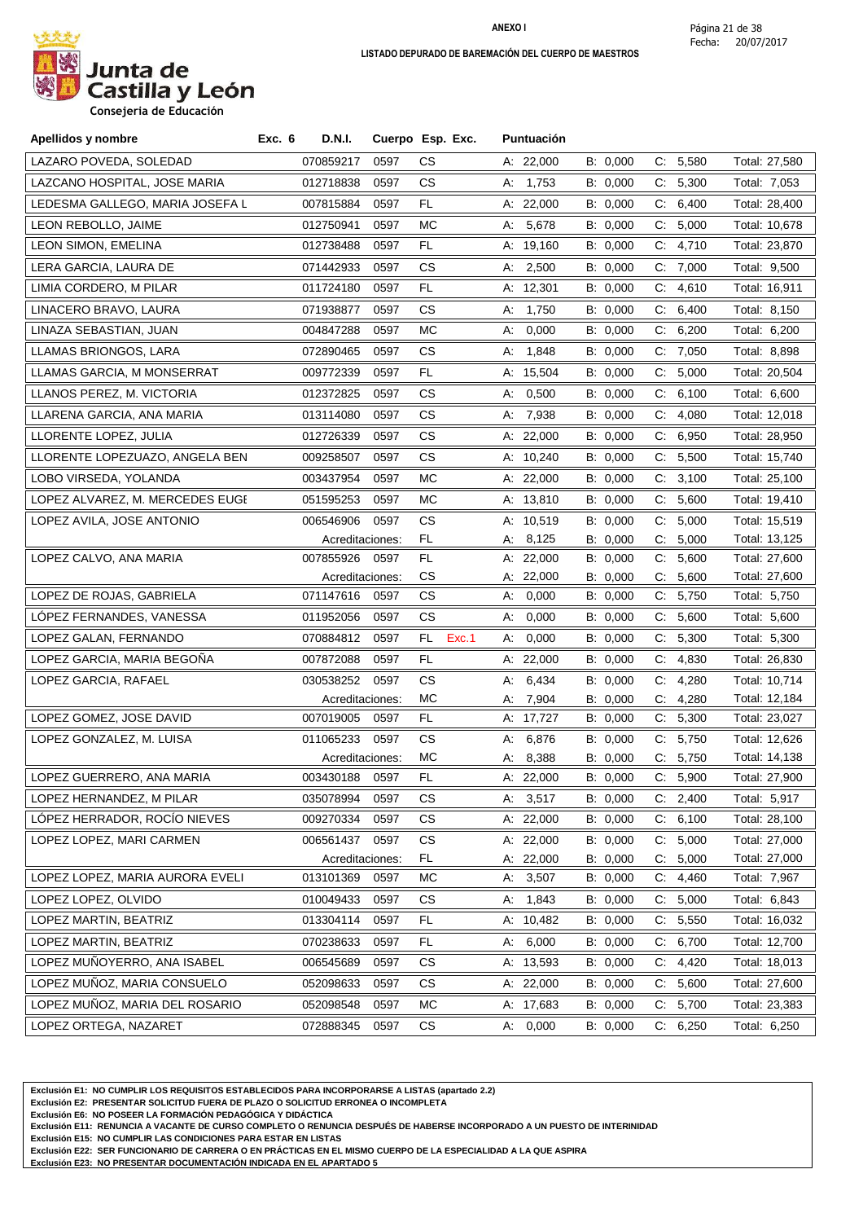**ANEXO I**

**LISTADO DEPURADO DE BAREMACIÓN DEL CUERPO DE MAESTROS**

Fecha: 20/07/2017

Junta de Castilla y León
Consejería de Educación

| Apellidos y nombre | Exc. 6 | D.N.I. | Cuerpo | Esp. | Exc. | Puntuación | | | |
|---|---|---|---|---|---|---|---|---|---|
| LAZARO POVEDA, SOLEDAD | | 070859217 | 0597 | CS | | A: 22,000 | B: 0,000 | C: 5,580 | Total: 27,580 |
| LAZCANO HOSPITAL, JOSE MARIA | | 012718838 | 0597 | CS | | A: 1,753 | B: 0,000 | C: 5,300 | Total: 7,053 |
| LEDESMA GALLEGO, MARIA JOSEFA L | | 007815884 | 0597 | FL | | A: 22,000 | B: 0,000 | C: 6,400 | Total: 28,400 |
| LEON REBOLLO, JAIME | | 012750941 | 0597 | MC | | A: 5,678 | B: 0,000 | C: 5,000 | Total: 10,678 |
| LEON SIMON, EMELINA | | 012738488 | 0597 | FL | | A: 19,160 | B: 0,000 | C: 4,710 | Total: 23,870 |
| LERA GARCIA, LAURA DE | | 071442933 | 0597 | CS | | A: 2,500 | B: 0,000 | C: 7,000 | Total: 9,500 |
| LIMIA CORDERO, M PILAR | | 011724180 | 0597 | FL | | A: 12,301 | B: 0,000 | C: 4,610 | Total: 16,911 |
| LINACERO BRAVO, LAURA | | 071938877 | 0597 | CS | | A: 1,750 | B: 0,000 | C: 6,400 | Total: 8,150 |
| LINAZA SEBASTIAN, JUAN | | 004847288 | 0597 | MC | | A: 0,000 | B: 0,000 | C: 6,200 | Total: 6,200 |
| LLAMAS BRIONGOS, LARA | | 072890465 | 0597 | CS | | A: 1,848 | B: 0,000 | C: 7,050 | Total: 8,898 |
| LLAMAS GARCIA, M MONSERRAT | | 009772339 | 0597 | FL | | A: 15,504 | B: 0,000 | C: 5,000 | Total: 20,504 |
| LLANOS PEREZ, M. VICTORIA | | 012372825 | 0597 | CS | | A: 0,500 | B: 0,000 | C: 6,100 | Total: 6,600 |
| LLARENA GARCIA, ANA MARIA | | 013114080 | 0597 | CS | | A: 7,938 | B: 0,000 | C: 4,080 | Total: 12,018 |
| LLORENTE LOPEZ, JULIA | | 012726339 | 0597 | CS | | A: 22,000 | B: 0,000 | C: 6,950 | Total: 28,950 |
| LLORENTE LOPEZUAZO, ANGELA BEN | | 009258507 | 0597 | CS | | A: 10,240 | B: 0,000 | C: 5,500 | Total: 15,740 |
| LOBO VIRSEDA, YOLANDA | | 003437954 | 0597 | MC | | A: 22,000 | B: 0,000 | C: 3,100 | Total: 25,100 |
| LOPEZ ALVAREZ, M. MERCEDES EUGE | | 051595253 | 0597 | MC | | A: 13,810 | B: 0,000 | C: 5,600 | Total: 19,410 |
| LOPEZ AVILA, JOSE ANTONIO | | 006546906 | 0597 | CS | | A: 10,519 | B: 0,000 | C: 5,000 | Total: 15,519 |
| | | Acreditaciones: | | FL | | A: 8,125 | B: 0,000 | C: 5,000 | Total: 13,125 |
| LOPEZ CALVO, ANA MARIA | | 007855926 | 0597 | FL | | A: 22,000 | B: 0,000 | C: 5,600 | Total: 27,600 |
| | | Acreditaciones: | | CS | | A: 22,000 | B: 0,000 | C: 5,600 | Total: 27,600 |
| LOPEZ DE ROJAS, GABRIELA | | 071147616 | 0597 | CS | | A: 0,000 | B: 0,000 | C: 5,750 | Total: 5,750 |
| LÓPEZ FERNANDES, VANESSA | | 011952056 | 0597 | CS | | A: 0,000 | B: 0,000 | C: 5,600 | Total: 5,600 |
| LOPEZ GALAN, FERNANDO | | 070884812 | 0597 | FL | Exc.1 | A: 0,000 | B: 0,000 | C: 5,300 | Total: 5,300 |
| LOPEZ GARCIA, MARIA BEGOÑA | | 007872088 | 0597 | FL | | A: 22,000 | B: 0,000 | C: 4,830 | Total: 26,830 |
| LOPEZ GARCIA, RAFAEL | | 030538252 | 0597 | CS | | A: 6,434 | B: 0,000 | C: 4,280 | Total: 10,714 |
| | | Acreditaciones: | | MC | | A: 7,904 | B: 0,000 | C: 4,280 | Total: 12,184 |
| LOPEZ GOMEZ, JOSE DAVID | | 007019005 | 0597 | FL | | A: 17,727 | B: 0,000 | C: 5,300 | Total: 23,027 |
| LOPEZ GONZALEZ, M. LUISA | | 011065233 | 0597 | CS | | A: 6,876 | B: 0,000 | C: 5,750 | Total: 12,626 |
| | | Acreditaciones: | | MC | | A: 8,388 | B: 0,000 | C: 5,750 | Total: 14,138 |
| LOPEZ GUERRERO, ANA MARIA | | 003430188 | 0597 | FL | | A: 22,000 | B: 0,000 | C: 5,900 | Total: 27,900 |
| LOPEZ HERNANDEZ, M PILAR | | 035078994 | 0597 | CS | | A: 3,517 | B: 0,000 | C: 2,400 | Total: 5,917 |
| LÓPEZ HERRADOR, ROCÍO NIEVES | | 009270334 | 0597 | CS | | A: 22,000 | B: 0,000 | C: 6,100 | Total: 28,100 |
| LOPEZ LOPEZ, MARI CARMEN | | 006561437 | 0597 | CS | | A: 22,000 | B: 0,000 | C: 5,000 | Total: 27,000 |
| | | Acreditaciones: | | FL | | A: 22,000 | B: 0,000 | C: 5,000 | Total: 27,000 |
| LOPEZ LOPEZ, MARIA AURORA EVELI | | 013101369 | 0597 | MC | | A: 3,507 | B: 0,000 | C: 4,460 | Total: 7,967 |
| LOPEZ LOPEZ, OLVIDO | | 010049433 | 0597 | CS | | A: 1,843 | B: 0,000 | C: 5,000 | Total: 6,843 |
| LOPEZ MARTIN, BEATRIZ | | 013304114 | 0597 | FL | | A: 10,482 | B: 0,000 | C: 5,550 | Total: 16,032 |
| LOPEZ MARTIN, BEATRIZ | | 070238633 | 0597 | FL | | A: 6,000 | B: 0,000 | C: 6,700 | Total: 12,700 |
| LOPEZ MUÑOYERRO, ANA ISABEL | | 006545689 | 0597 | CS | | A: 13,593 | B: 0,000 | C: 4,420 | Total: 18,013 |
| LOPEZ MUÑOZ, MARIA CONSUELO | | 052098633 | 0597 | CS | | A: 22,000 | B: 0,000 | C: 5,600 | Total: 27,600 |
| LOPEZ MUÑOZ, MARIA DEL ROSARIO | | 052098548 | 0597 | MC | | A: 17,683 | B: 0,000 | C: 5,700 | Total: 23,383 |
| LOPEZ ORTEGA, NAZARET | | 072888345 | 0597 | CS | | A: 0,000 | B: 0,000 | C: 6,250 | Total: 6,250 |

**Exclusión E1: NO CUMPLIR LOS REQUISITOS ESTABLECIDOS PARA INCORPORARSE A LISTAS (apartado 2.2)**
**Exclusión E2: PRESENTAR SOLICITUD FUERA DE PLAZO O SOLICITUD ERRONEA O INCOMPLETA**
**Exclusión E6: NO POSEER LA FORMACIÓN PEDAGÓGICA Y DIDÁCTICA**
**Exclusión E11: RENUNCIA A VACANTE DE CURSO COMPLETO O RENUNCIA DESPUÉS DE HABERSE INCORPORADO A UN PUESTO DE INTERINIDAD**
**Exclusión E15: NO CUMPLIR LAS CONDICIONES PARA ESTAR EN LISTAS**
**Exclusión E22: SER FUNCIONARIO DE CARRERA O EN PRÁCTICAS EN EL MISMO CUERPO DE LA ESPECIALIDAD A LA QUE ASPIRA**
**Exclusión E23: NO PRESENTAR DOCUMENTACIÓN INDICADA EN EL APARTADO 5**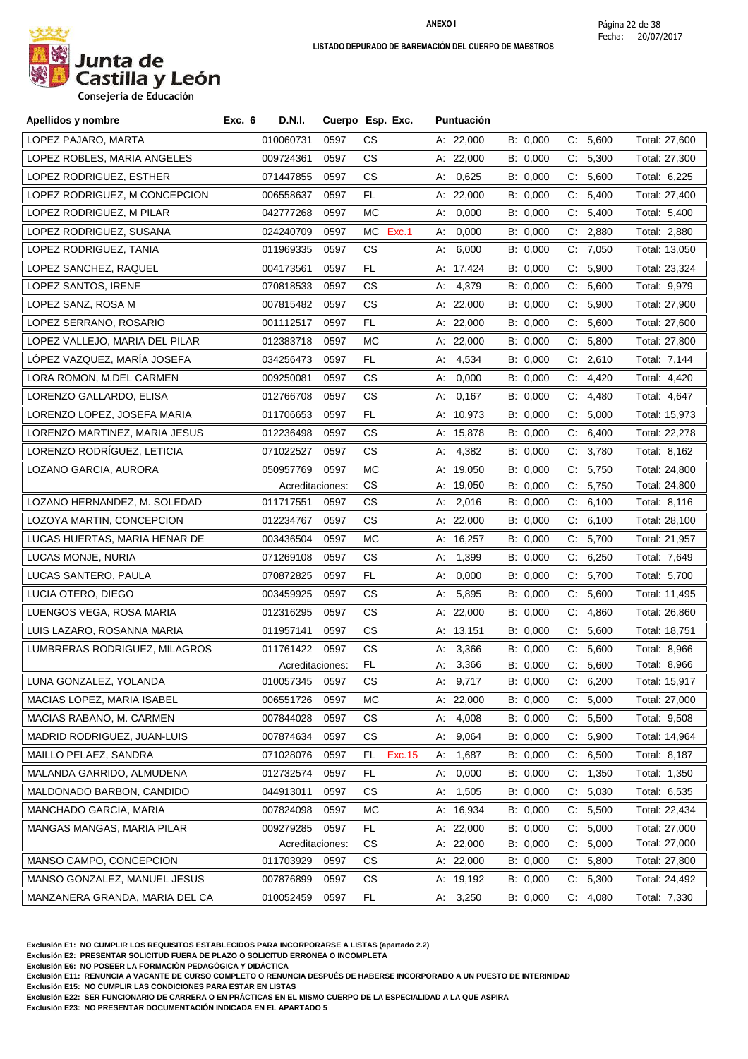**ANEXO I**

**LISTADO DEPURADO DE BAREMACIÓN DEL CUERPO DE MAESTROS**

Junta de Castilla y León
Consejería de Educación

Fecha: 20/07/2017

| Apellidos y nombre | Exc. 6 | D.N.I. | Cuerpo | Esp. | Exc. | Puntuación | | | |
|---|---|---|---|---|---|---|---|---|---|
| LOPEZ PAJARO, MARTA | | 010060731 | 0597 | CS | | A: 22,000 | B: 0,000 | C: 5,600 | Total: 27,600 |
| LOPEZ ROBLES, MARIA ANGELES | | 009724361 | 0597 | CS | | A: 22,000 | B: 0,000 | C: 5,300 | Total: 27,300 |
| LOPEZ RODRIGUEZ, ESTHER | | 071447855 | 0597 | CS | | A: 0,625 | B: 0,000 | C: 5,600 | Total: 6,225 |
| LOPEZ RODRIGUEZ, M CONCEPCION | | 006558637 | 0597 | FL | | A: 22,000 | B: 0,000 | C: 5,400 | Total: 27,400 |
| LOPEZ RODRIGUEZ, M PILAR | | 042777268 | 0597 | MC | | A: 0,000 | B: 0,000 | C: 5,400 | Total: 5,400 |
| LOPEZ RODRIGUEZ, SUSANA | | 024240709 | 0597 | MC | Exc.1 | A: 0,000 | B: 0,000 | C: 2,880 | Total: 2,880 |
| LOPEZ RODRIGUEZ, TANIA | | 011969335 | 0597 | CS | | A: 6,000 | B: 0,000 | C: 7,050 | Total: 13,050 |
| LOPEZ SANCHEZ, RAQUEL | | 004173561 | 0597 | FL | | A: 17,424 | B: 0,000 | C: 5,900 | Total: 23,324 |
| LOPEZ SANTOS, IRENE | | 070818533 | 0597 | CS | | A: 4,379 | B: 0,000 | C: 5,600 | Total: 9,979 |
| LOPEZ SANZ, ROSA M | | 007815482 | 0597 | CS | | A: 22,000 | B: 0,000 | C: 5,900 | Total: 27,900 |
| LOPEZ SERRANO, ROSARIO | | 001112517 | 0597 | FL | | A: 22,000 | B: 0,000 | C: 5,600 | Total: 27,600 |
| LOPEZ VALLEJO, MARIA DEL PILAR | | 012383718 | 0597 | MC | | A: 22,000 | B: 0,000 | C: 5,800 | Total: 27,800 |
| LÓPEZ VAZQUEZ, MARÍA JOSEFA | | 034256473 | 0597 | FL | | A: 4,534 | B: 0,000 | C: 2,610 | Total: 7,144 |
| LORA ROMON, M.DEL CARMEN | | 009250081 | 0597 | CS | | A: 0,000 | B: 0,000 | C: 4,420 | Total: 4,420 |
| LORENZO GALLARDO, ELISA | | 012766708 | 0597 | CS | | A: 0,167 | B: 0,000 | C: 4,480 | Total: 4,647 |
| LORENZO LOPEZ, JOSEFA MARIA | | 011706653 | 0597 | FL | | A: 10,973 | B: 0,000 | C: 5,000 | Total: 15,973 |
| LORENZO MARTINEZ, MARIA JESUS | | 012236498 | 0597 | CS | | A: 15,878 | B: 0,000 | C: 6,400 | Total: 22,278 |
| LORENZO RODRÍGUEZ, LETICIA | | 071022527 | 0597 | CS | | A: 4,382 | B: 0,000 | C: 3,780 | Total: 8,162 |
| LOZANO GARCIA, AURORA | | 050957769 | 0597 | MC | | A: 19,050 | B: 0,000 | C: 5,750 | Total: 24,800 |
| | | Acreditaciones: | | CS | | A: 19,050 | B: 0,000 | C: 5,750 | Total: 24,800 |
| LOZANO HERNANDEZ, M. SOLEDAD | | 011717551 | 0597 | CS | | A: 2,016 | B: 0,000 | C: 6,100 | Total: 8,116 |
| LOZOYA MARTIN, CONCEPCION | | 012234767 | 0597 | CS | | A: 22,000 | B: 0,000 | C: 6,100 | Total: 28,100 |
| LUCAS HUERTAS, MARIA HENAR DE | | 003436504 | 0597 | MC | | A: 16,257 | B: 0,000 | C: 5,700 | Total: 21,957 |
| LUCAS MONJE, NURIA | | 071269108 | 0597 | CS | | A: 1,399 | B: 0,000 | C: 6,250 | Total: 7,649 |
| LUCAS SANTERO, PAULA | | 070872825 | 0597 | FL | | A: 0,000 | B: 0,000 | C: 5,700 | Total: 5,700 |
| LUCIA OTERO, DIEGO | | 003459925 | 0597 | CS | | A: 5,895 | B: 0,000 | C: 5,600 | Total: 11,495 |
| LUENGOS VEGA, ROSA MARIA | | 012316295 | 0597 | CS | | A: 22,000 | B: 0,000 | C: 4,860 | Total: 26,860 |
| LUIS LAZARO, ROSANNA MARIA | | 011957141 | 0597 | CS | | A: 13,151 | B: 0,000 | C: 5,600 | Total: 18,751 |
| LUMBRERAS RODRIGUEZ, MILAGROS | | 011761422 | 0597 | CS | | A: 3,366 | B: 0,000 | C: 5,600 | Total: 8,966 |
| | | Acreditaciones: | | FL | | A: 3,366 | B: 0,000 | C: 5,600 | Total: 8,966 |
| LUNA GONZALEZ, YOLANDA | | 010057345 | 0597 | CS | | A: 9,717 | B: 0,000 | C: 6,200 | Total: 15,917 |
| MACIAS LOPEZ, MARIA ISABEL | | 006551726 | 0597 | MC | | A: 22,000 | B: 0,000 | C: 5,000 | Total: 27,000 |
| MACIAS RABANO, M. CARMEN | | 007844028 | 0597 | CS | | A: 4,008 | B: 0,000 | C: 5,500 | Total: 9,508 |
| MADRID RODRIGUEZ, JUAN-LUIS | | 007874634 | 0597 | CS | | A: 9,064 | B: 0,000 | C: 5,900 | Total: 14,964 |
| MAILLO PELAEZ, SANDRA | | 071028076 | 0597 | FL | Exc.15 | A: 1,687 | B: 0,000 | C: 6,500 | Total: 8,187 |
| MALANDA GARRIDO, ALMUDENA | | 012732574 | 0597 | FL | | A: 0,000 | B: 0,000 | C: 1,350 | Total: 1,350 |
| MALDONADO BARBON, CANDIDO | | 044913011 | 0597 | CS | | A: 1,505 | B: 0,000 | C: 5,030 | Total: 6,535 |
| MANCHADO GARCIA, MARIA | | 007824098 | 0597 | MC | | A: 16,934 | B: 0,000 | C: 5,500 | Total: 22,434 |
| MANGAS MANGAS, MARIA PILAR | | 009279285 | 0597 | FL | | A: 22,000 | B: 0,000 | C: 5,000 | Total: 27,000 |
| | | Acreditaciones: | | CS | | A: 22,000 | B: 0,000 | C: 5,000 | Total: 27,000 |
| MANSO CAMPO, CONCEPCION | | 011703929 | 0597 | CS | | A: 22,000 | B: 0,000 | C: 5,800 | Total: 27,800 |
| MANSO GONZALEZ, MANUEL JESUS | | 007876899 | 0597 | CS | | A: 19,192 | B: 0,000 | C: 5,300 | Total: 24,492 |
| MANZANERA GRANDA, MARIA DEL CA | | 010052459 | 0597 | FL | | A: 3,250 | B: 0,000 | C: 4,080 | Total: 7,330 |

**Exclusión E1: NO CUMPLIR LOS REQUISITOS ESTABLECIDOS PARA INCORPORARSE A LISTAS (apartado 2.2)**
**Exclusión E2: PRESENTAR SOLICITUD FUERA DE PLAZO O SOLICITUD ERRONEA O INCOMPLETA**
**Exclusión E6: NO POSEER LA FORMACIÓN PEDAGÓGICA Y DIDÁCTICA**
**Exclusión E11: RENUNCIA A VACANTE DE CURSO COMPLETO O RENUNCIA DESPUÉS DE HABERSE INCORPORADO A UN PUESTO DE INTERINIDAD**
**Exclusión E15: NO CUMPLIR LAS CONDICIONES PARA ESTAR EN LISTAS**
**Exclusión E22: SER FUNCIONARIO DE CARRERA O EN PRÁCTICAS EN EL MISMO CUERPO DE LA ESPECIALIDAD A LA QUE ASPIRA**
**Exclusión E23: NO PRESENTAR DOCUMENTACIÓN INDICADA EN EL APARTADO 5**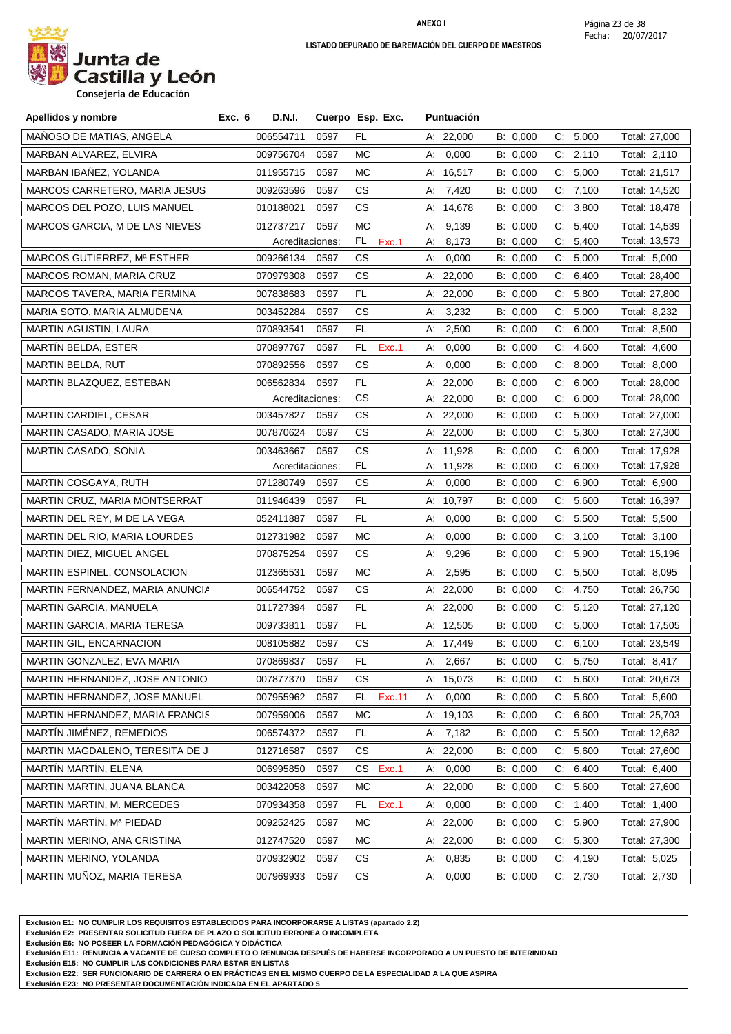**ANEXO I**

Fecha: 20/07/2017

**LISTADO DEPURADO DE BAREMACIÓN DEL CUERPO DE MAESTROS**

Junta de Castilla y León
Consejería de Educación

| Apellidos y nombre | Exc. 6 | D.N.I. | Cuerpo | Esp. | Exc. | Puntuación | | | |
|---|---|---|---|---|---|---|---|---|---|
| MAÑOSO DE MATIAS, ANGELA | | 006554711 | 0597 | FL | | A: 22,000 | B: 0,000 | C: 5,000 | Total: 27,000 |
| MARBAN ALVAREZ, ELVIRA | | 009756704 | 0597 | MC | | A: 0,000 | B: 0,000 | C: 2,110 | Total: 2,110 |
| MARBAN IBAÑEZ, YOLANDA | | 011955715 | 0597 | MC | | A: 16,517 | B: 0,000 | C: 5,000 | Total: 21,517 |
| MARCOS CARRETERO, MARIA JESUS | | 009263596 | 0597 | CS | | A: 7,420 | B: 0,000 | C: 7,100 | Total: 14,520 |
| MARCOS DEL POZO, LUIS MANUEL | | 010188021 | 0597 | CS | | A: 14,678 | B: 0,000 | C: 3,800 | Total: 18,478 |
| MARCOS GARCIA, M DE LAS NIEVES | | 012737217 | 0597 | MC | | A: 9,139 | B: 0,000 | C: 5,400 | Total: 14,539 |
| | | Acreditaciones: | | FL | Exc.1 | A: 8,173 | B: 0,000 | C: 5,400 | Total: 13,573 |
| MARCOS GUTIERREZ, Mª ESTHER | | 009266134 | 0597 | CS | | A: 0,000 | B: 0,000 | C: 5,000 | Total: 5,000 |
| MARCOS ROMAN, MARIA CRUZ | | 070979308 | 0597 | CS | | A: 22,000 | B: 0,000 | C: 6,400 | Total: 28,400 |
| MARCOS TAVERA, MARIA FERMINA | | 007838683 | 0597 | FL | | A: 22,000 | B: 0,000 | C: 5,800 | Total: 27,800 |
| MARIA SOTO, MARIA ALMUDENA | | 003452284 | 0597 | CS | | A: 3,232 | B: 0,000 | C: 5,000 | Total: 8,232 |
| MARTIN AGUSTIN, LAURA | | 070893541 | 0597 | FL | | A: 2,500 | B: 0,000 | C: 6,000 | Total: 8,500 |
| MARTÍN BELDA, ESTER | | 070897767 | 0597 | FL | Exc.1 | A: 0,000 | B: 0,000 | C: 4,600 | Total: 4,600 |
| MARTIN BELDA, RUT | | 070892556 | 0597 | CS | | A: 0,000 | B: 0,000 | C: 8,000 | Total: 8,000 |
| MARTIN BLAZQUEZ, ESTEBAN | | 006562834 | 0597 | FL | | A: 22,000 | B: 0,000 | C: 6,000 | Total: 28,000 |
| | | Acreditaciones: | | CS | | A: 22,000 | B: 0,000 | C: 6,000 | Total: 28,000 |
| MARTIN CARDIEL, CESAR | | 003457827 | 0597 | CS | | A: 22,000 | B: 0,000 | C: 5,000 | Total: 27,000 |
| MARTIN CASADO, MARIA JOSE | | 007870624 | 0597 | CS | | A: 22,000 | B: 0,000 | C: 5,300 | Total: 27,300 |
| MARTIN CASADO, SONIA | | 003463667 | 0597 | CS | | A: 11,928 | B: 0,000 | C: 6,000 | Total: 17,928 |
| | | Acreditaciones: | | FL | | A: 11,928 | B: 0,000 | C: 6,000 | Total: 17,928 |
| MARTIN COSGAYA, RUTH | | 071280749 | 0597 | CS | | A: 0,000 | B: 0,000 | C: 6,900 | Total: 6,900 |
| MARTIN CRUZ, MARIA MONTSERRAT | | 011946439 | 0597 | FL | | A: 10,797 | B: 0,000 | C: 5,600 | Total: 16,397 |
| MARTIN DEL REY, M DE LA VEGA | | 052411887 | 0597 | FL | | A: 0,000 | B: 0,000 | C: 5,500 | Total: 5,500 |
| MARTIN DEL RIO, MARIA LOURDES | | 012731982 | 0597 | MC | | A: 0,000 | B: 0,000 | C: 3,100 | Total: 3,100 |
| MARTIN DIEZ, MIGUEL ANGEL | | 070875254 | 0597 | CS | | A: 9,296 | B: 0,000 | C: 5,900 | Total: 15,196 |
| MARTIN ESPINEL, CONSOLACION | | 012365531 | 0597 | MC | | A: 2,595 | B: 0,000 | C: 5,500 | Total: 8,095 |
| MARTIN FERNANDEZ, MARIA ANUNCIA | | 006544752 | 0597 | CS | | A: 22,000 | B: 0,000 | C: 4,750 | Total: 26,750 |
| MARTIN GARCIA, MANUELA | | 011727394 | 0597 | FL | | A: 22,000 | B: 0,000 | C: 5,120 | Total: 27,120 |
| MARTIN GARCIA, MARIA TERESA | | 009733811 | 0597 | FL | | A: 12,505 | B: 0,000 | C: 5,000 | Total: 17,505 |
| MARTIN GIL, ENCARNACION | | 008105882 | 0597 | CS | | A: 17,449 | B: 0,000 | C: 6,100 | Total: 23,549 |
| MARTIN GONZALEZ, EVA MARIA | | 070869837 | 0597 | FL | | A: 2,667 | B: 0,000 | C: 5,750 | Total: 8,417 |
| MARTIN HERNANDEZ, JOSE ANTONIO | | 007877370 | 0597 | CS | | A: 15,073 | B: 0,000 | C: 5,600 | Total: 20,673 |
| MARTIN HERNANDEZ, JOSE MANUEL | | 007955962 | 0597 | FL | Exc.11 | A: 0,000 | B: 0,000 | C: 5,600 | Total: 5,600 |
| MARTIN HERNANDEZ, MARIA FRANCIS | | 007959006 | 0597 | MC | | A: 19,103 | B: 0,000 | C: 6,600 | Total: 25,703 |
| MARTÍN JIMÉNEZ, REMEDIOS | | 006574372 | 0597 | FL | | A: 7,182 | B: 0,000 | C: 5,500 | Total: 12,682 |
| MARTIN MAGDALENO, TERESITA DE J | | 012716587 | 0597 | CS | | A: 22,000 | B: 0,000 | C: 5,600 | Total: 27,600 |
| MARTÍN MARTÍN, ELENA | | 006995850 | 0597 | CS | Exc.1 | A: 0,000 | B: 0,000 | C: 6,400 | Total: 6,400 |
| MARTIN MARTIN, JUANA BLANCA | | 003422058 | 0597 | MC | | A: 22,000 | B: 0,000 | C: 5,600 | Total: 27,600 |
| MARTIN MARTIN, M. MERCEDES | | 070934358 | 0597 | FL | Exc.1 | A: 0,000 | B: 0,000 | C: 1,400 | Total: 1,400 |
| MARTÍN MARTÍN, Mª PIEDAD | | 009252425 | 0597 | MC | | A: 22,000 | B: 0,000 | C: 5,900 | Total: 27,900 |
| MARTIN MERINO, ANA CRISTINA | | 012747520 | 0597 | MC | | A: 22,000 | B: 0,000 | C: 5,300 | Total: 27,300 |
| MARTIN MERINO, YOLANDA | | 070932902 | 0597 | CS | | A: 0,835 | B: 0,000 | C: 4,190 | Total: 5,025 |
| MARTIN MUÑOZ, MARIA TERESA | | 007969933 | 0597 | CS | | A: 0,000 | B: 0,000 | C: 2,730 | Total: 2,730 |

**Exclusión E1: NO CUMPLIR LOS REQUISITOS ESTABLECIDOS PARA INCORPORARSE A LISTAS (apartado 2.2)**
**Exclusión E2: PRESENTAR SOLICITUD FUERA DE PLAZO O SOLICITUD ERRONEA O INCOMPLETA**
**Exclusión E6: NO POSEER LA FORMACIÓN PEDAGÓGICA Y DIDÁCTICA**
**Exclusión E11: RENUNCIA A VACANTE DE CURSO COMPLETO O RENUNCIA DESPUÉS DE HABERSE INCORPORADO A UN PUESTO DE INTERINIDAD**
**Exclusión E15: NO CUMPLIR LAS CONDICIONES PARA ESTAR EN LISTAS**
**Exclusión E22: SER FUNCIONARIO DE CARRERA O EN PRÁCTICAS EN EL MISMO CUERPO DE LA ESPECIALIDAD A LA QUE ASPIRA**
**Exclusión E23: NO PRESENTAR DOCUMENTACIÓN INDICADA EN EL APARTADO 5**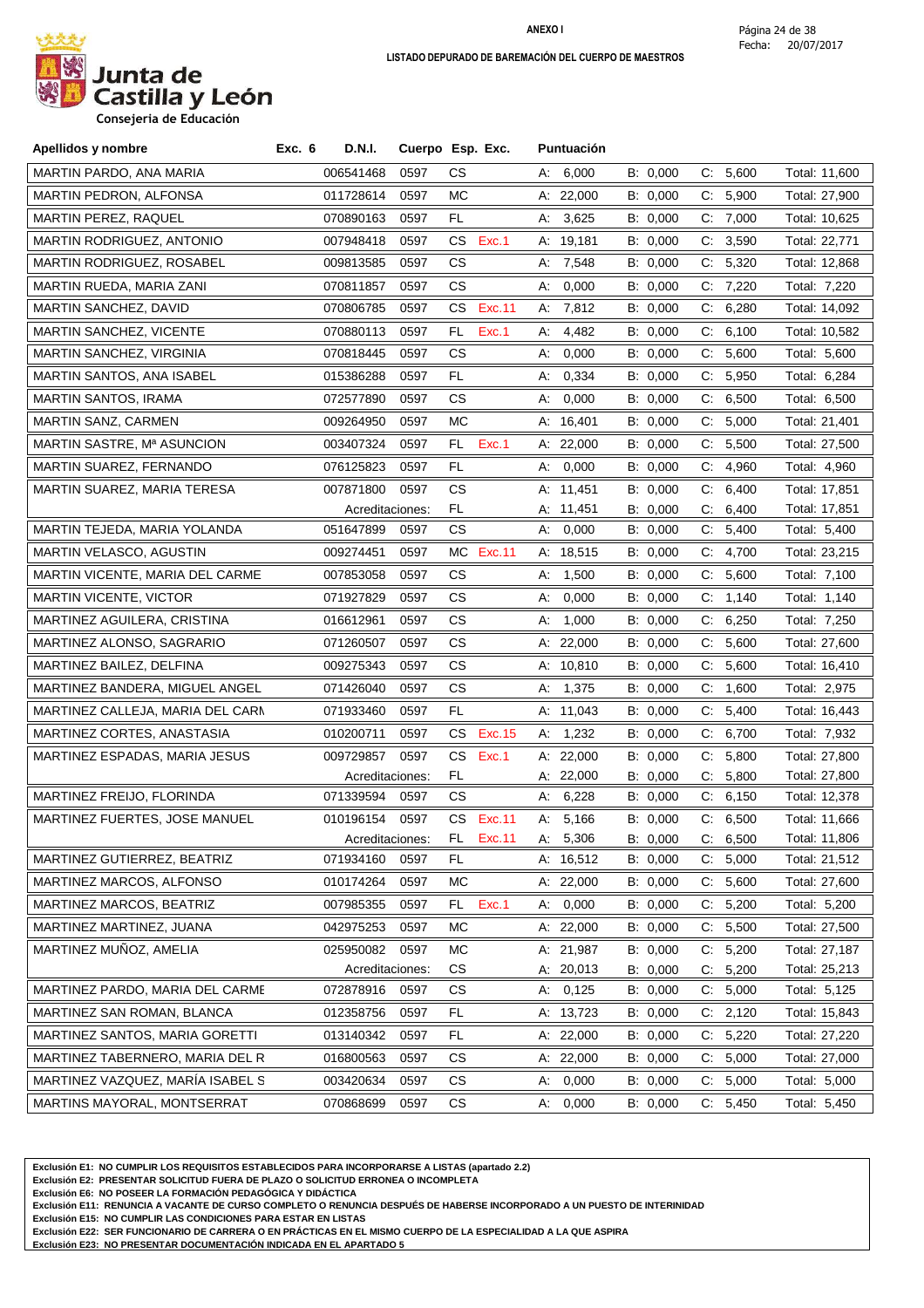**ANEXO I**

**LISTADO DEPURADO DE BAREMACIÓN DEL CUERPO DE MAESTROS**

Junta de Castilla y León
Consejería de Educación

Fecha: 20/07/2017

| Apellidos y nombre | Exc. 6 | D.N.I. | Cuerpo | Esp. | Exc. | Puntuación | | | |
|---|---|---|---|---|---|---|---|---|---|
| MARTIN PARDO, ANA MARIA | | 006541468 | 0597 | CS | | A: 6,000 | B: 0,000 | C: 5,600 | Total: 11,600 |
| MARTIN PEDRON, ALFONSA | | 011728614 | 0597 | MC | | A: 22,000 | B: 0,000 | C: 5,900 | Total: 27,900 |
| MARTIN PEREZ, RAQUEL | | 070890163 | 0597 | FL | | A: 3,625 | B: 0,000 | C: 7,000 | Total: 10,625 |
| MARTIN RODRIGUEZ, ANTONIO | | 007948418 | 0597 | CS | Exc.1 | A: 19,181 | B: 0,000 | C: 3,590 | Total: 22,771 |
| MARTIN RODRIGUEZ, ROSABEL | | 009813585 | 0597 | CS | | A: 7,548 | B: 0,000 | C: 5,320 | Total: 12,868 |
| MARTIN RUEDA, MARIA ZANI | | 070811857 | 0597 | CS | | A: 0,000 | B: 0,000 | C: 7,220 | Total: 7,220 |
| MARTIN SANCHEZ, DAVID | | 070806785 | 0597 | CS | Exc.11 | A: 7,812 | B: 0,000 | C: 6,280 | Total: 14,092 |
| MARTIN SANCHEZ, VICENTE | | 070880113 | 0597 | FL | Exc.1 | A: 4,482 | B: 0,000 | C: 6,100 | Total: 10,582 |
| MARTIN SANCHEZ, VIRGINIA | | 070818445 | 0597 | CS | | A: 0,000 | B: 0,000 | C: 5,600 | Total: 5,600 |
| MARTIN SANTOS, ANA ISABEL | | 015386288 | 0597 | FL | | A: 0,334 | B: 0,000 | C: 5,950 | Total: 6,284 |
| MARTIN SANTOS, IRAMA | | 072577890 | 0597 | CS | | A: 0,000 | B: 0,000 | C: 6,500 | Total: 6,500 |
| MARTIN SANZ, CARMEN | | 009264950 | 0597 | MC | | A: 16,401 | B: 0,000 | C: 5,000 | Total: 21,401 |
| MARTIN SASTRE, Mª ASUNCION | | 003407324 | 0597 | FL | Exc.1 | A: 22,000 | B: 0,000 | C: 5,500 | Total: 27,500 |
| MARTIN SUAREZ, FERNANDO | | 076125823 | 0597 | FL | | A: 0,000 | B: 0,000 | C: 4,960 | Total: 4,960 |
| MARTIN SUAREZ, MARIA TERESA | | 007871800 | 0597 | CS | | A: 11,451 | B: 0,000 | C: 6,400 | Total: 17,851 |
| | | Acreditaciones: | | FL | | A: 11,451 | B: 0,000 | C: 6,400 | Total: 17,851 |
| MARTIN TEJEDA, MARIA YOLANDA | | 051647899 | 0597 | CS | | A: 0,000 | B: 0,000 | C: 5,400 | Total: 5,400 |
| MARTIN VELASCO, AGUSTIN | | 009274451 | 0597 | MC | Exc.11 | A: 18,515 | B: 0,000 | C: 4,700 | Total: 23,215 |
| MARTIN VICENTE, MARIA DEL CARME | | 007853058 | 0597 | CS | | A: 1,500 | B: 0,000 | C: 5,600 | Total: 7,100 |
| MARTIN VICENTE, VICTOR | | 071927829 | 0597 | CS | | A: 0,000 | B: 0,000 | C: 1,140 | Total: 1,140 |
| MARTINEZ AGUILERA, CRISTINA | | 016612961 | 0597 | CS | | A: 1,000 | B: 0,000 | C: 6,250 | Total: 7,250 |
| MARTINEZ ALONSO, SAGRARIO | | 071260507 | 0597 | CS | | A: 22,000 | B: 0,000 | C: 5,600 | Total: 27,600 |
| MARTINEZ BAILEZ, DELFINA | | 009275343 | 0597 | CS | | A: 10,810 | B: 0,000 | C: 5,600 | Total: 16,410 |
| MARTINEZ BANDERA, MIGUEL ANGEL | | 071426040 | 0597 | CS | | A: 1,375 | B: 0,000 | C: 1,600 | Total: 2,975 |
| MARTINEZ CALLEJA, MARIA DEL CARM | | 071933460 | 0597 | FL | | A: 11,043 | B: 0,000 | C: 5,400 | Total: 16,443 |
| MARTINEZ CORTES, ANASTASIA | | 010200711 | 0597 | CS | Exc.15 | A: 1,232 | B: 0,000 | C: 6,700 | Total: 7,932 |
| MARTINEZ ESPADAS, MARIA JESUS | | 009729857 | 0597 | CS | Exc.1 | A: 22,000 | B: 0,000 | C: 5,800 | Total: 27,800 |
| | | Acreditaciones: | | FL | | A: 22,000 | B: 0,000 | C: 5,800 | Total: 27,800 |
| MARTINEZ FREIJO, FLORINDA | | 071339594 | 0597 | CS | | A: 6,228 | B: 0,000 | C: 6,150 | Total: 12,378 |
| MARTINEZ FUERTES, JOSE MANUEL | | 010196154 | 0597 | CS | Exc.11 | A: 5,166 | B: 0,000 | C: 6,500 | Total: 11,666 |
| | | Acreditaciones: | | FL | Exc.11 | A: 5,306 | B: 0,000 | C: 6,500 | Total: 11,806 |
| MARTINEZ GUTIERREZ, BEATRIZ | | 071934160 | 0597 | FL | | A: 16,512 | B: 0,000 | C: 5,000 | Total: 21,512 |
| MARTINEZ MARCOS, ALFONSO | | 010174264 | 0597 | MC | | A: 22,000 | B: 0,000 | C: 5,600 | Total: 27,600 |
| MARTINEZ MARCOS, BEATRIZ | | 007985355 | 0597 | FL | Exc.1 | A: 0,000 | B: 0,000 | C: 5,200 | Total: 5,200 |
| MARTINEZ MARTINEZ, JUANA | | 042975253 | 0597 | MC | | A: 22,000 | B: 0,000 | C: 5,500 | Total: 27,500 |
| MARTINEZ MUÑOZ, AMELIA | | 025950082 | 0597 | MC | | A: 21,987 | B: 0,000 | C: 5,200 | Total: 27,187 |
| | | Acreditaciones: | | CS | | A: 20,013 | B: 0,000 | C: 5,200 | Total: 25,213 |
| MARTINEZ PARDO, MARIA DEL CARME | | 072878916 | 0597 | CS | | A: 0,125 | B: 0,000 | C: 5,000 | Total: 5,125 |
| MARTINEZ SAN ROMAN, BLANCA | | 012358756 | 0597 | FL | | A: 13,723 | B: 0,000 | C: 2,120 | Total: 15,843 |
| MARTINEZ SANTOS, MARIA GORETTI | | 013140342 | 0597 | FL | | A: 22,000 | B: 0,000 | C: 5,220 | Total: 27,220 |
| MARTINEZ TABERNERO, MARIA DEL R | | 016800563 | 0597 | CS | | A: 22,000 | B: 0,000 | C: 5,000 | Total: 27,000 |
| MARTINEZ VAZQUEZ, MARÍA ISABEL S | | 003420634 | 0597 | CS | | A: 0,000 | B: 0,000 | C: 5,000 | Total: 5,000 |
| MARTINS MAYORAL, MONTSERRAT | | 070868699 | 0597 | CS | | A: 0,000 | B: 0,000 | C: 5,450 | Total: 5,450 |

**Exclusión E1: NO CUMPLIR LOS REQUISITOS ESTABLECIDOS PARA INCORPORARSE A LISTAS (apartado 2.2)**
**Exclusión E2: PRESENTAR SOLICITUD FUERA DE PLAZO O SOLICITUD ERRONEA O INCOMPLETA**
**Exclusión E6: NO POSEER LA FORMACIÓN PEDAGÓGICA Y DIDÁCTICA**
**Exclusión E11: RENUNCIA A VACANTE DE CURSO COMPLETO O RENUNCIA DESPUÉS DE HABERSE INCORPORADO A UN PUESTO DE INTERINIDAD**
**Exclusión E15: NO CUMPLIR LAS CONDICIONES PARA ESTAR EN LISTAS**
**Exclusión E22: SER FUNCIONARIO DE CARRERA O EN PRÁCTICAS EN EL MISMO CUERPO DE LA ESPECIALIDAD A LA QUE ASPIRA**
**Exclusión E23: NO PRESENTAR DOCUMENTACIÓN INDICADA EN EL APARTADO 5**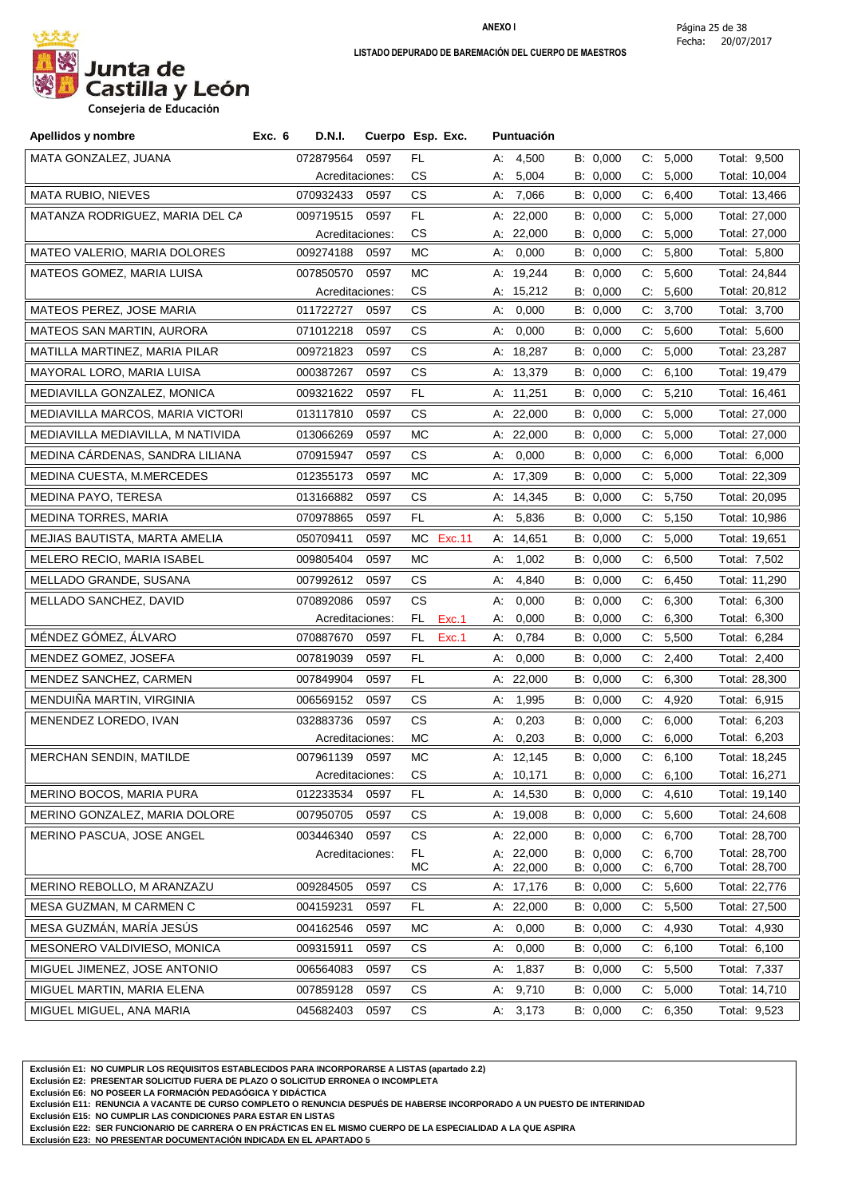ANEXO I

LISTADO DEPURADO DE BAREMACIÓN DEL CUERPO DE MAESTROS

Fecha: 20/07/2017

Junta de Castilla y León
Consejería de Educación

| Apellidos y nombre | Exc. 6 | D.N.I. | Cuerpo | Esp. | Exc. | Puntuación | | | |
|---|---|---|---|---|---|---|---|---|---|
| MATA GONZALEZ, JUANA | | 072879564 | 0597 | FL | | A: 4,500 | B: 0,000 | C: 5,000 | Total: 9,500 |
| | | Acreditaciones: | | CS | | A: 5,004 | B: 0,000 | C: 5,000 | Total: 10,004 |
| MATA RUBIO, NIEVES | | 070932433 | 0597 | CS | | A: 7,066 | B: 0,000 | C: 6,400 | Total: 13,466 |
| MATANZA RODRIGUEZ, MARIA DEL CA | | 009719515 | 0597 | FL | | A: 22,000 | B: 0,000 | C: 5,000 | Total: 27,000 |
| | | Acreditaciones: | | CS | | A: 22,000 | B: 0,000 | C: 5,000 | Total: 27,000 |
| MATEO VALERIO, MARIA DOLORES | | 009274188 | 0597 | MC | | A: 0,000 | B: 0,000 | C: 5,800 | Total: 5,800 |
| MATEOS GOMEZ, MARIA LUISA | | 007850570 | 0597 | MC | | A: 19,244 | B: 0,000 | C: 5,600 | Total: 24,844 |
| | | Acreditaciones: | | CS | | A: 15,212 | B: 0,000 | C: 5,600 | Total: 20,812 |
| MATEOS PEREZ, JOSE MARIA | | 011722727 | 0597 | CS | | A: 0,000 | B: 0,000 | C: 3,700 | Total: 3,700 |
| MATEOS SAN MARTIN, AURORA | | 071012218 | 0597 | CS | | A: 0,000 | B: 0,000 | C: 5,600 | Total: 5,600 |
| MATILLA MARTINEZ, MARIA PILAR | | 009721823 | 0597 | CS | | A: 18,287 | B: 0,000 | C: 5,000 | Total: 23,287 |
| MAYORAL LORO, MARIA LUISA | | 000387267 | 0597 | CS | | A: 13,379 | B: 0,000 | C: 6,100 | Total: 19,479 |
| MEDIAVILLA GONZALEZ, MONICA | | 009321622 | 0597 | FL | | A: 11,251 | B: 0,000 | C: 5,210 | Total: 16,461 |
| MEDIAVILLA MARCOS, MARIA VICTORI | | 013117810 | 0597 | CS | | A: 22,000 | B: 0,000 | C: 5,000 | Total: 27,000 |
| MEDIAVILLA MEDIAVILLA, M NATIVIDA | | 013066269 | 0597 | MC | | A: 22,000 | B: 0,000 | C: 5,000 | Total: 27,000 |
| MEDINA CÁRDENAS, SANDRA LILIANA | | 070915947 | 0597 | CS | | A: 0,000 | B: 0,000 | C: 6,000 | Total: 6,000 |
| MEDINA CUESTA, M.MERCEDES | | 012355173 | 0597 | MC | | A: 17,309 | B: 0,000 | C: 5,000 | Total: 22,309 |
| MEDINA PAYO, TERESA | | 013166882 | 0597 | CS | | A: 14,345 | B: 0,000 | C: 5,750 | Total: 20,095 |
| MEDINA TORRES, MARIA | | 070978865 | 0597 | FL | | A: 5,836 | B: 0,000 | C: 5,150 | Total: 10,986 |
| MEJIAS BAUTISTA, MARTA AMELIA | | 050709411 | 0597 | MC | Exc.11 | A: 14,651 | B: 0,000 | C: 5,000 | Total: 19,651 |
| MELERO RECIO, MARIA ISABEL | | 009805404 | 0597 | MC | | A: 1,002 | B: 0,000 | C: 6,500 | Total: 7,502 |
| MELLADO GRANDE, SUSANA | | 007992612 | 0597 | CS | | A: 4,840 | B: 0,000 | C: 6,450 | Total: 11,290 |
| MELLADO SANCHEZ, DAVID | | 070892086 | 0597 | CS | | A: 0,000 | B: 0,000 | C: 6,300 | Total: 6,300 |
| | | Acreditaciones: | | FL | Exc.1 | A: 0,000 | B: 0,000 | C: 6,300 | Total: 6,300 |
| MÉNDEZ GÓMEZ, ÁLVARO | | 070887670 | 0597 | FL | Exc.1 | A: 0,784 | B: 0,000 | C: 5,500 | Total: 6,284 |
| MENDEZ GOMEZ, JOSEFA | | 007819039 | 0597 | FL | | A: 0,000 | B: 0,000 | C: 2,400 | Total: 2,400 |
| MENDEZ SANCHEZ, CARMEN | | 007849904 | 0597 | FL | | A: 22,000 | B: 0,000 | C: 6,300 | Total: 28,300 |
| MENDUIÑA MARTIN, VIRGINIA | | 006569152 | 0597 | CS | | A: 1,995 | B: 0,000 | C: 4,920 | Total: 6,915 |
| MENENDEZ LOREDO, IVAN | | 032883736 | 0597 | CS | | A: 0,203 | B: 0,000 | C: 6,000 | Total: 6,203 |
| | | Acreditaciones: | | MC | | A: 0,203 | B: 0,000 | C: 6,000 | Total: 6,203 |
| MERCHAN SENDIN, MATILDE | | 007961139 | 0597 | MC | | A: 12,145 | B: 0,000 | C: 6,100 | Total: 18,245 |
| | | Acreditaciones: | | CS | | A: 10,171 | B: 0,000 | C: 6,100 | Total: 16,271 |
| MERINO BOCOS, MARIA PURA | | 012233534 | 0597 | FL | | A: 14,530 | B: 0,000 | C: 4,610 | Total: 19,140 |
| MERINO GONZALEZ, MARIA DOLORE | | 007950705 | 0597 | CS | | A: 19,008 | B: 0,000 | C: 5,600 | Total: 24,608 |
| MERINO PASCUA, JOSE ANGEL | | 003446340 | 0597 | CS | | A: 22,000 | B: 0,000 | C: 6,700 | Total: 28,700 |
| | | Acreditaciones: | | FL | | A: 22,000 | B: 0,000 | C: 6,700 | Total: 28,700 |
| | | | | MC | | A: 22,000 | B: 0,000 | C: 6,700 | Total: 28,700 |
| MERINO REBOLLO, M ARANZAZU | | 009284505 | 0597 | CS | | A: 17,176 | B: 0,000 | C: 5,600 | Total: 22,776 |
| MESA GUZMAN, M CARMEN C | | 004159231 | 0597 | FL | | A: 22,000 | B: 0,000 | C: 5,500 | Total: 27,500 |
| MESA GUZMÁN, MARÍA JESÚS | | 004162546 | 0597 | MC | | A: 0,000 | B: 0,000 | C: 4,930 | Total: 4,930 |
| MESONERO VALDIVIESO, MONICA | | 009315911 | 0597 | CS | | A: 0,000 | B: 0,000 | C: 6,100 | Total: 6,100 |
| MIGUEL JIMENEZ, JOSE ANTONIO | | 006564083 | 0597 | CS | | A: 1,837 | B: 0,000 | C: 5,500 | Total: 7,337 |
| MIGUEL MARTIN, MARIA ELENA | | 007859128 | 0597 | CS | | A: 9,710 | B: 0,000 | C: 5,000 | Total: 14,710 |
| MIGUEL MIGUEL, ANA MARIA | | 045682403 | 0597 | CS | | A: 3,173 | B: 0,000 | C: 6,350 | Total: 9,523 |

**Exclusión E1: NO CUMPLIR LOS REQUISITOS ESTABLECIDOS PARA INCORPORARSE A LISTAS (apartado 2.2)**
**Exclusión E2: PRESENTAR SOLICITUD FUERA DE PLAZO O SOLICITUD ERRONEA O INCOMPLETA**
**Exclusión E6: NO POSEER LA FORMACIÓN PEDAGÓGICA Y DIDÁCTICA**
**Exclusión E11: RENUNCIA A VACANTE DE CURSO COMPLETO O RENUNCIA DESPUÉS DE HABERSE INCORPORADO A UN PUESTO DE INTERINIDAD**
**Exclusión E15: NO CUMPLIR LAS CONDICIONES PARA ESTAR EN LISTAS**
**Exclusión E22: SER FUNCIONARIO DE CARRERA O EN PRÁCTICAS EN EL MISMO CUERPO DE LA ESPECIALIDAD A LA QUE ASPIRA**
**Exclusión E23: NO PRESENTAR DOCUMENTACIÓN INDICADA EN EL APARTADO 5**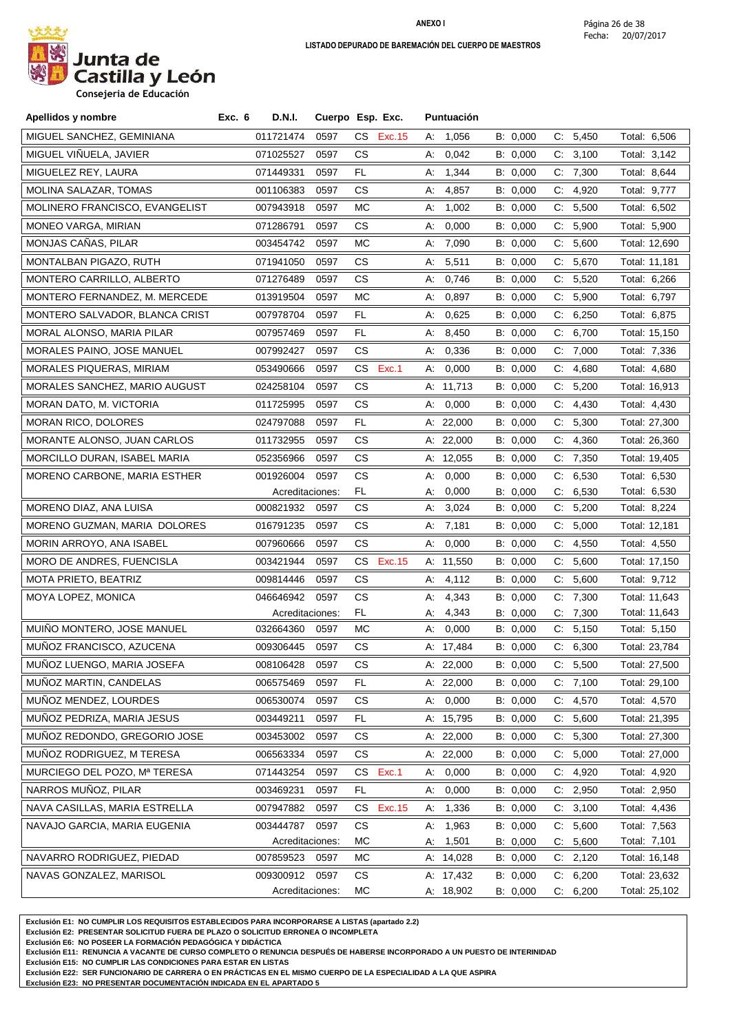**ANEXO I**

**LISTADO DEPURADO DE BAREMACIÓN DEL CUERPO DE MAESTROS**

Junta de Castilla y León
Consejería de Educación

Fecha: 20/07/2017

| Apellidos y nombre | Exc. 6 | D.N.I. | Cuerpo | Esp. | Exc. | Puntuación | | | |
|---|---|---|---|---|---|---|---|---|---|
| MIGUEL SANCHEZ, GEMINIANA | | 011721474 | 0597 | CS | Exc.15 | A: 1,056 | B: 0,000 | C: 5,450 | Total: 6,506 |
| MIGUEL VIÑUELA, JAVIER | | 071025527 | 0597 | CS | | A: 0,042 | B: 0,000 | C: 3,100 | Total: 3,142 |
| MIGUELEZ REY, LAURA | | 071449331 | 0597 | FL | | A: 1,344 | B: 0,000 | C: 7,300 | Total: 8,644 |
| MOLINA SALAZAR, TOMAS | | 001106383 | 0597 | CS | | A: 4,857 | B: 0,000 | C: 4,920 | Total: 9,777 |
| MOLINERO FRANCISCO, EVANGELIST | | 007943918 | 0597 | MC | | A: 1,002 | B: 0,000 | C: 5,500 | Total: 6,502 |
| MONEO VARGA, MIRIAN | | 071286791 | 0597 | CS | | A: 0,000 | B: 0,000 | C: 5,900 | Total: 5,900 |
| MONJAS CAÑAS, PILAR | | 003454742 | 0597 | MC | | A: 7,090 | B: 0,000 | C: 5,600 | Total: 12,690 |
| MONTALBAN PIGAZO, RUTH | | 071941050 | 0597 | CS | | A: 5,511 | B: 0,000 | C: 5,670 | Total: 11,181 |
| MONTERO CARRILLO, ALBERTO | | 071276489 | 0597 | CS | | A: 0,746 | B: 0,000 | C: 5,520 | Total: 6,266 |
| MONTERO FERNANDEZ, M. MERCEDE | | 013919504 | 0597 | MC | | A: 0,897 | B: 0,000 | C: 5,900 | Total: 6,797 |
| MONTERO SALVADOR, BLANCA CRIST | | 007978704 | 0597 | FL | | A: 0,625 | B: 0,000 | C: 6,250 | Total: 6,875 |
| MORAL ALONSO, MARIA PILAR | | 007957469 | 0597 | FL | | A: 8,450 | B: 0,000 | C: 6,700 | Total: 15,150 |
| MORALES PAINO, JOSE MANUEL | | 007992427 | 0597 | CS | | A: 0,336 | B: 0,000 | C: 7,000 | Total: 7,336 |
| MORALES PIQUERAS, MIRIAM | | 053490666 | 0597 | CS | Exc.1 | A: 0,000 | B: 0,000 | C: 4,680 | Total: 4,680 |
| MORALES SANCHEZ, MARIO AUGUST | | 024258104 | 0597 | CS | | A: 11,713 | B: 0,000 | C: 5,200 | Total: 16,913 |
| MORAN DATO, M. VICTORIA | | 011725995 | 0597 | CS | | A: 0,000 | B: 0,000 | C: 4,430 | Total: 4,430 |
| MORAN RICO, DOLORES | | 024797088 | 0597 | FL | | A: 22,000 | B: 0,000 | C: 5,300 | Total: 27,300 |
| MORANTE ALONSO, JUAN CARLOS | | 011732955 | 0597 | CS | | A: 22,000 | B: 0,000 | C: 4,360 | Total: 26,360 |
| MORCILLO DURAN, ISABEL MARIA | | 052356966 | 0597 | CS | | A: 12,055 | B: 0,000 | C: 7,350 | Total: 19,405 |
| MORENO CARBONE, MARIA ESTHER | | 001926004 | 0597 | CS | | A: 0,000 | B: 0,000 | C: 6,530 | Total: 6,530 |
| | | Acreditaciones: | | FL | | A: 0,000 | B: 0,000 | C: 6,530 | Total: 6,530 |
| MORENO DIAZ, ANA LUISA | | 000821932 | 0597 | CS | | A: 3,024 | B: 0,000 | C: 5,200 | Total: 8,224 |
| MORENO GUZMAN, MARIA DOLORES | | 016791235 | 0597 | CS | | A: 7,181 | B: 0,000 | C: 5,000 | Total: 12,181 |
| MORIN ARROYO, ANA ISABEL | | 007960666 | 0597 | CS | | A: 0,000 | B: 0,000 | C: 4,550 | Total: 4,550 |
| MORO DE ANDRES, FUENCISLA | | 003421944 | 0597 | CS | Exc.15 | A: 11,550 | B: 0,000 | C: 5,600 | Total: 17,150 |
| MOTA PRIETO, BEATRIZ | | 009814446 | 0597 | CS | | A: 4,112 | B: 0,000 | C: 5,600 | Total: 9,712 |
| MOYA LOPEZ, MONICA | | 046646942 | 0597 | CS | | A: 4,343 | B: 0,000 | C: 7,300 | Total: 11,643 |
| | | Acreditaciones: | | FL | | A: 4,343 | B: 0,000 | C: 7,300 | Total: 11,643 |
| MUIÑO MONTERO, JOSE MANUEL | | 032664360 | 0597 | MC | | A: 0,000 | B: 0,000 | C: 5,150 | Total: 5,150 |
| MUÑOZ FRANCISCO, AZUCENA | | 009306445 | 0597 | CS | | A: 17,484 | B: 0,000 | C: 6,300 | Total: 23,784 |
| MUÑOZ LUENGO, MARIA JOSEFA | | 008106428 | 0597 | CS | | A: 22,000 | B: 0,000 | C: 5,500 | Total: 27,500 |
| MUÑOZ MARTIN, CANDELAS | | 006575469 | 0597 | FL | | A: 22,000 | B: 0,000 | C: 7,100 | Total: 29,100 |
| MUÑOZ MENDEZ, LOURDES | | 006530074 | 0597 | CS | | A: 0,000 | B: 0,000 | C: 4,570 | Total: 4,570 |
| MUÑOZ PEDRIZA, MARIA JESUS | | 003449211 | 0597 | FL | | A: 15,795 | B: 0,000 | C: 5,600 | Total: 21,395 |
| MUÑOZ REDONDO, GREGORIO JOSE | | 003453002 | 0597 | CS | | A: 22,000 | B: 0,000 | C: 5,300 | Total: 27,300 |
| MUÑOZ RODRIGUEZ, M TERESA | | 006563334 | 0597 | CS | | A: 22,000 | B: 0,000 | C: 5,000 | Total: 27,000 |
| MURCIEGO DEL POZO, Mª TERESA | | 071443254 | 0597 | CS | Exc.1 | A: 0,000 | B: 0,000 | C: 4,920 | Total: 4,920 |
| NARROS MUÑOZ, PILAR | | 003469231 | 0597 | FL | | A: 0,000 | B: 0,000 | C: 2,950 | Total: 2,950 |
| NAVA CASILLAS, MARIA ESTRELLA | | 007947882 | 0597 | CS | Exc.15 | A: 1,336 | B: 0,000 | C: 3,100 | Total: 4,436 |
| NAVAJO GARCIA, MARIA EUGENIA | | 003444787 | 0597 | CS | | A: 1,963 | B: 0,000 | C: 5,600 | Total: 7,563 |
| | | Acreditaciones: | | MC | | A: 1,501 | B: 0,000 | C: 5,600 | Total: 7,101 |
| NAVARRO RODRIGUEZ, PIEDAD | | 007859523 | 0597 | MC | | A: 14,028 | B: 0,000 | C: 2,120 | Total: 16,148 |
| NAVAS GONZALEZ, MARISOL | | 009300912 | 0597 | CS | | A: 17,432 | B: 0,000 | C: 6,200 | Total: 23,632 |
| | | Acreditaciones: | | MC | | A: 18,902 | B: 0,000 | C: 6,200 | Total: 25,102 |

**Exclusión E1: NO CUMPLIR LOS REQUISITOS ESTABLECIDOS PARA INCORPORARSE A LISTAS (apartado 2.2)**
**Exclusión E2: PRESENTAR SOLICITUD FUERA DE PLAZO O SOLICITUD ERRONEA O INCOMPLETA**
**Exclusión E6: NO POSEER LA FORMACIÓN PEDAGÓGICA Y DIDÁCTICA**
**Exclusión E11: RENUNCIA A VACANTE DE CURSO COMPLETO O RENUNCIA DESPUÉS DE HABERSE INCORPORADO A UN PUESTO DE INTERINIDAD**
**Exclusión E15: NO CUMPLIR LAS CONDICIONES PARA ESTAR EN LISTAS**
**Exclusión E22: SER FUNCIONARIO DE CARRERA O EN PRÁCTICAS EN EL MISMO CUERPO DE LA ESPECIALIDAD A LA QUE ASPIRA**
**Exclusión E23: NO PRESENTAR DOCUMENTACIÓN INDICADA EN EL APARTADO 5**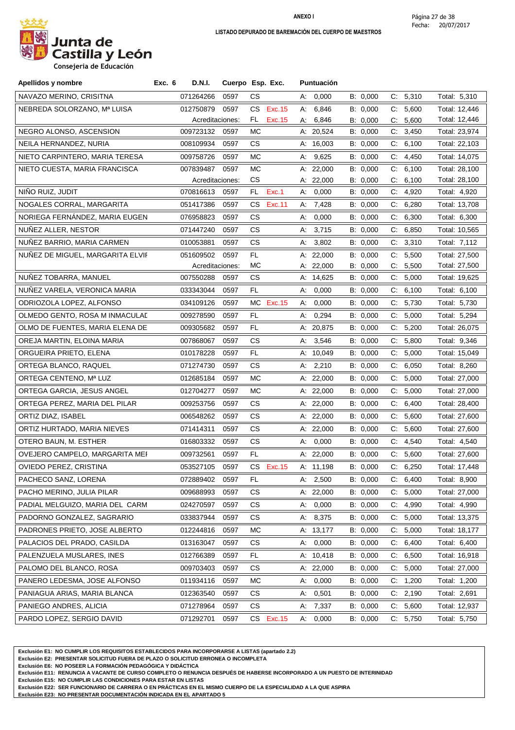**ANEXO I**

**LISTADO DEPURADO DE BAREMACIÓN DEL CUERPO DE MAESTROS**

Fecha: 20/07/2017

Junta de Castilla y León
Consejería de Educación

| Apellidos y nombre | Exc. 6 | D.N.I. | Cuerpo | Esp. | Exc. | Puntuación | | | |
|---|---|---|---|---|---|---|---|---|---|
| NAVAZO MERINO, CRISITNA | | 071264266 | 0597 | CS | | A: 0,000 | B: 0,000 | C: 5,310 | Total: 5,310 |
| NEBREDA SOLORZANO, Mª LUISA | | 012750879 | 0597 | CS | Exc.15 | A: 6,846 | B: 0,000 | C: 5,600 | Total: 12,446 |
| | | Acreditaciones: | | FL | Exc.15 | A: 6,846 | B: 0,000 | C: 5,600 | Total: 12,446 |
| NEGRO ALONSO, ASCENSION | | 009723132 | 0597 | MC | | A: 20,524 | B: 0,000 | C: 3,450 | Total: 23,974 |
| NEILA HERNANDEZ, NURIA | | 008109934 | 0597 | CS | | A: 16,003 | B: 0,000 | C: 6,100 | Total: 22,103 |
| NIETO CARPINTERO, MARIA TERESA | | 009758726 | 0597 | MC | | A: 9,625 | B: 0,000 | C: 4,450 | Total: 14,075 |
| NIETO CUESTA, MARIA FRANCISCA | | 007839487 | 0597 | MC | | A: 22,000 | B: 0,000 | C: 6,100 | Total: 28,100 |
| | | Acreditaciones: | | CS | | A: 22,000 | B: 0,000 | C: 6,100 | Total: 28,100 |
| NIÑO RUIZ, JUDIT | | 070816613 | 0597 | FL | Exc.1 | A: 0,000 | B: 0,000 | C: 4,920 | Total: 4,920 |
| NOGALES CORRAL, MARGARITA | | 051417386 | 0597 | CS | Exc.11 | A: 7,428 | B: 0,000 | C: 6,280 | Total: 13,708 |
| NORIEGA FERNÁNDEZ, MARIA EUGEN | | 076958823 | 0597 | CS | | A: 0,000 | B: 0,000 | C: 6,300 | Total: 6,300 |
| NUÑEZ ALLER, NESTOR | | 071447240 | 0597 | CS | | A: 3,715 | B: 0,000 | C: 6,850 | Total: 10,565 |
| NUÑEZ BARRIO, MARIA CARMEN | | 010053881 | 0597 | CS | | A: 3,802 | B: 0,000 | C: 3,310 | Total: 7,112 |
| NUÑEZ DE MIGUEL, MARGARITA ELVIF | | 051609502 | 0597 | FL | | A: 22,000 | B: 0,000 | C: 5,500 | Total: 27,500 |
| | | Acreditaciones: | | MC | | A: 22,000 | B: 0,000 | C: 5,500 | Total: 27,500 |
| NUÑEZ TOBARRA, MANUEL | | 007550288 | 0597 | CS | | A: 14,625 | B: 0,000 | C: 5,000 | Total: 19,625 |
| NUÑEZ VARELA, VERONICA MARIA | | 033343044 | 0597 | FL | | A: 0,000 | B: 0,000 | C: 6,100 | Total: 6,100 |
| ODRIOZOLA LOPEZ, ALFONSO | | 034109126 | 0597 | MC | Exc.15 | A: 0,000 | B: 0,000 | C: 5,730 | Total: 5,730 |
| OLMEDO GENTO, ROSA M INMACULAD | | 009278590 | 0597 | FL | | A: 0,294 | B: 0,000 | C: 5,000 | Total: 5,294 |
| OLMO DE FUENTES, MARIA ELENA DE | | 009305682 | 0597 | FL | | A: 20,875 | B: 0,000 | C: 5,200 | Total: 26,075 |
| OREJA MARTIN, ELOINA MARIA | | 007868067 | 0597 | CS | | A: 3,546 | B: 0,000 | C: 5,800 | Total: 9,346 |
| ORGUEIRA PRIETO, ELENA | | 010178228 | 0597 | FL | | A: 10,049 | B: 0,000 | C: 5,000 | Total: 15,049 |
| ORTEGA BLANCO, RAQUEL | | 071274730 | 0597 | CS | | A: 2,210 | B: 0,000 | C: 6,050 | Total: 8,260 |
| ORTEGA CENTENO, Mª LUZ | | 012685184 | 0597 | MC | | A: 22,000 | B: 0,000 | C: 5,000 | Total: 27,000 |
| ORTEGA GARCIA, JESUS ANGEL | | 012704277 | 0597 | MC | | A: 22,000 | B: 0,000 | C: 5,000 | Total: 27,000 |
| ORTEGA PEREZ, MARIA DEL PILAR | | 009253756 | 0597 | CS | | A: 22,000 | B: 0,000 | C: 6,400 | Total: 28,400 |
| ORTIZ DIAZ, ISABEL | | 006548262 | 0597 | CS | | A: 22,000 | B: 0,000 | C: 5,600 | Total: 27,600 |
| ORTIZ HURTADO, MARIA NIEVES | | 071414311 | 0597 | CS | | A: 22,000 | B: 0,000 | C: 5,600 | Total: 27,600 |
| OTERO BAUN, M. ESTHER | | 016803332 | 0597 | CS | | A: 0,000 | B: 0,000 | C: 4,540 | Total: 4,540 |
| OVEJERO CAMPELO, MARGARITA MEI | | 009732561 | 0597 | FL | | A: 22,000 | B: 0,000 | C: 5,600 | Total: 27,600 |
| OVIEDO PEREZ, CRISTINA | | 053527105 | 0597 | CS | Exc.15 | A: 11,198 | B: 0,000 | C: 6,250 | Total: 17,448 |
| PACHECO SANZ, LORENA | | 072889402 | 0597 | FL | | A: 2,500 | B: 0,000 | C: 6,400 | Total: 8,900 |
| PACHO MERINO, JULIA PILAR | | 009688993 | 0597 | CS | | A: 22,000 | B: 0,000 | C: 5,000 | Total: 27,000 |
| PADIAL MELGUIZO, MARIA DEL CARM | | 024270597 | 0597 | CS | | A: 0,000 | B: 0,000 | C: 4,990 | Total: 4,990 |
| PADORNO GONZALEZ, SAGRARIO | | 033837944 | 0597 | CS | | A: 8,375 | B: 0,000 | C: 5,000 | Total: 13,375 |
| PADRONES PRIETO, JOSE ALBERTO | | 012244816 | 0597 | MC | | A: 13,177 | B: 0,000 | C: 5,000 | Total: 18,177 |
| PALACIOS DEL PRADO, CASILDA | | 013163047 | 0597 | CS | | A: 0,000 | B: 0,000 | C: 6,400 | Total: 6,400 |
| PALENZUELA MUSLARES, INES | | 012766389 | 0597 | FL | | A: 10,418 | B: 0,000 | C: 6,500 | Total: 16,918 |
| PALOMO DEL BLANCO, ROSA | | 009703403 | 0597 | CS | | A: 22,000 | B: 0,000 | C: 5,000 | Total: 27,000 |
| PANERO LEDESMA, JOSE ALFONSO | | 011934116 | 0597 | MC | | A: 0,000 | B: 0,000 | C: 1,200 | Total: 1,200 |
| PANIAGUA ARIAS, MARIA BLANCA | | 012363540 | 0597 | CS | | A: 0,501 | B: 0,000 | C: 2,190 | Total: 2,691 |
| PANIEGO ANDRES, ALICIA | | 071278964 | 0597 | CS | | A: 7,337 | B: 0,000 | C: 5,600 | Total: 12,937 |
| PARDO LOPEZ, SERGIO DAVID | | 071292701 | 0597 | CS | Exc.15 | A: 0,000 | B: 0,000 | C: 5,750 | Total: 5,750 |

**Exclusión E1: NO CUMPLIR LOS REQUISITOS ESTABLECIDOS PARA INCORPORARSE A LISTAS (apartado 2.2)**
**Exclusión E2: PRESENTAR SOLICITUD FUERA DE PLAZO O SOLICITUD ERRONEA O INCOMPLETA**
**Exclusión E6: NO POSEER LA FORMACIÓN PEDAGÓGICA Y DIDÁCTICA**
**Exclusión E11: RENUNCIA A VACANTE DE CURSO COMPLETO O RENUNCIA DESPUÉS DE HABERSE INCORPORADO A UN PUESTO DE INTERINIDAD**
**Exclusión E15: NO CUMPLIR LAS CONDICIONES PARA ESTAR EN LISTAS**
**Exclusión E22: SER FUNCIONARIO DE CARRERA O EN PRÁCTICAS EN EL MISMO CUERPO DE LA ESPECIALIDAD A LA QUE ASPIRA**
**Exclusión E23: NO PRESENTAR DOCUMENTACIÓN INDICADA EN EL APARTADO 5**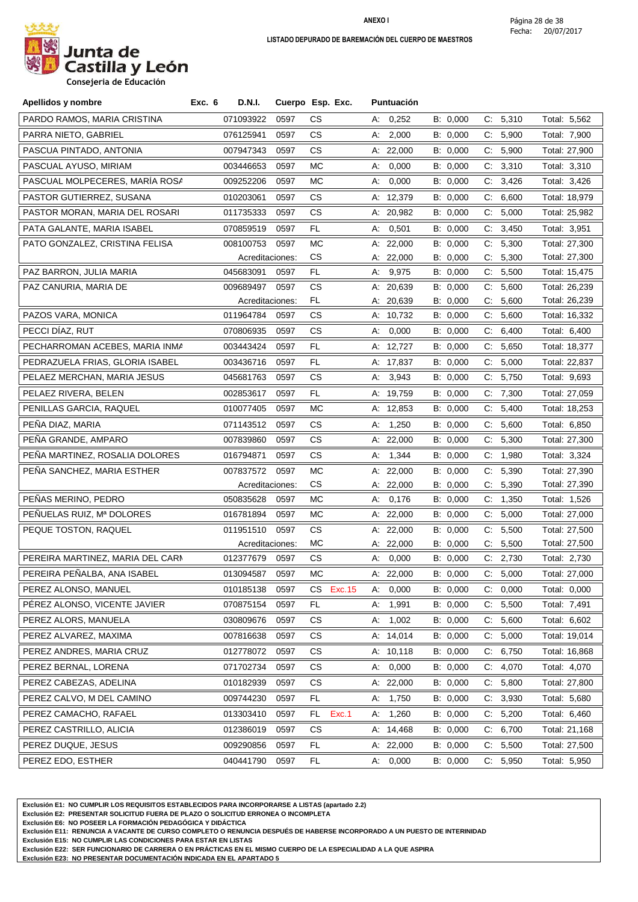Junta de Castilla y León

Consejería de Educación

**ANEXO I**

**LISTADO DEPURADO DE BAREMACIÓN DEL CUERPO DE MAESTROS**

Fecha: 20/07/2017

| Apellidos y nombre | Exc. 6 | D.N.I. | Cuerpo | Esp. | Exc. | Puntuación | | | |
|---|---|---|---|---|---|---|---|---|---|
| PARDO RAMOS, MARIA CRISTINA | | 071093922 | 0597 | CS | | A: 0,252 | B: 0,000 | C: 5,310 | Total: 5,562 |
| PARRA NIETO, GABRIEL | | 076125941 | 0597 | CS | | A: 2,000 | B: 0,000 | C: 5,900 | Total: 7,900 |
| PASCUA PINTADO, ANTONIA | | 007947343 | 0597 | CS | | A: 22,000 | B: 0,000 | C: 5,900 | Total: 27,900 |
| PASCUAL AYUSO, MIRIAM | | 003446653 | 0597 | MC | | A: 0,000 | B: 0,000 | C: 3,310 | Total: 3,310 |
| PASCUAL MOLPECERES, MARÍA ROSA | | 009252206 | 0597 | MC | | A: 0,000 | B: 0,000 | C: 3,426 | Total: 3,426 |
| PASTOR GUTIERREZ, SUSANA | | 010203061 | 0597 | CS | | A: 12,379 | B: 0,000 | C: 6,600 | Total: 18,979 |
| PASTOR MORAN, MARIA DEL ROSARI | | 011735333 | 0597 | CS | | A: 20,982 | B: 0,000 | C: 5,000 | Total: 25,982 |
| PATA GALANTE, MARIA ISABEL | | 070859519 | 0597 | FL | | A: 0,501 | B: 0,000 | C: 3,450 | Total: 3,951 |
| PATO GONZALEZ, CRISTINA FELISA | | 008100753 | 0597 | MC | | A: 22,000 | B: 0,000 | C: 5,300 | Total: 27,300 |
| | | Acreditaciones: | | CS | | A: 22,000 | B: 0,000 | C: 5,300 | Total: 27,300 |
| PAZ BARRON, JULIA MARIA | | 045683091 | 0597 | FL | | A: 9,975 | B: 0,000 | C: 5,500 | Total: 15,475 |
| PAZ CANURIA, MARIA DE | | 009689497 | 0597 | CS | | A: 20,639 | B: 0,000 | C: 5,600 | Total: 26,239 |
| | | Acreditaciones: | | FL | | A: 20,639 | B: 0,000 | C: 5,600 | Total: 26,239 |
| PAZOS VARA, MONICA | | 011964784 | 0597 | CS | | A: 10,732 | B: 0,000 | C: 5,600 | Total: 16,332 |
| PECCI DÍAZ, RUT | | 070806935 | 0597 | CS | | A: 0,000 | B: 0,000 | C: 6,400 | Total: 6,400 |
| PECHARROMAN ACEBES, MARIA INMA | | 003443424 | 0597 | FL | | A: 12,727 | B: 0,000 | C: 5,650 | Total: 18,377 |
| PEDRAZUELA FRIAS, GLORIA ISABEL | | 003436716 | 0597 | FL | | A: 17,837 | B: 0,000 | C: 5,000 | Total: 22,837 |
| PELAEZ MERCHAN, MARIA JESUS | | 045681763 | 0597 | CS | | A: 3,943 | B: 0,000 | C: 5,750 | Total: 9,693 |
| PELAEZ RIVERA, BELEN | | 002853617 | 0597 | FL | | A: 19,759 | B: 0,000 | C: 7,300 | Total: 27,059 |
| PENILLAS GARCIA, RAQUEL | | 010077405 | 0597 | MC | | A: 12,853 | B: 0,000 | C: 5,400 | Total: 18,253 |
| PEÑA DIAZ, MARIA | | 071143512 | 0597 | CS | | A: 1,250 | B: 0,000 | C: 5,600 | Total: 6,850 |
| PEÑA GRANDE, AMPARO | | 007839860 | 0597 | CS | | A: 22,000 | B: 0,000 | C: 5,300 | Total: 27,300 |
| PEÑA MARTINEZ, ROSALIA DOLORES | | 016794871 | 0597 | CS | | A: 1,344 | B: 0,000 | C: 1,980 | Total: 3,324 |
| PEÑA SANCHEZ, MARIA ESTHER | | 007837572 | 0597 | MC | | A: 22,000 | B: 0,000 | C: 5,390 | Total: 27,390 |
| | | Acreditaciones: | | CS | | A: 22,000 | B: 0,000 | C: 5,390 | Total: 27,390 |
| PEÑAS MERINO, PEDRO | | 050835628 | 0597 | MC | | A: 0,176 | B: 0,000 | C: 1,350 | Total: 1,526 |
| PEÑUELAS RUIZ, Mª DOLORES | | 016781894 | 0597 | MC | | A: 22,000 | B: 0,000 | C: 5,000 | Total: 27,000 |
| PEQUE TOSTON, RAQUEL | | 011951510 | 0597 | CS | | A: 22,000 | B: 0,000 | C: 5,500 | Total: 27,500 |
| | | Acreditaciones: | | MC | | A: 22,000 | B: 0,000 | C: 5,500 | Total: 27,500 |
| PEREIRA MARTINEZ, MARIA DEL CARM | | 012377679 | 0597 | CS | | A: 0,000 | B: 0,000 | C: 2,730 | Total: 2,730 |
| PEREIRA PEÑALBA, ANA ISABEL | | 013094587 | 0597 | MC | | A: 22,000 | B: 0,000 | C: 5,000 | Total: 27,000 |
| PEREZ ALONSO, MANUEL | | 010185138 | 0597 | CS | Exc.15 | A: 0,000 | B: 0,000 | C: 0,000 | Total: 0,000 |
| PÉREZ ALONSO, VICENTE JAVIER | | 070875154 | 0597 | FL | | A: 1,991 | B: 0,000 | C: 5,500 | Total: 7,491 |
| PEREZ ALORS, MANUELA | | 030809676 | 0597 | CS | | A: 1,002 | B: 0,000 | C: 5,600 | Total: 6,602 |
| PEREZ ALVAREZ, MAXIMA | | 007816638 | 0597 | CS | | A: 14,014 | B: 0,000 | C: 5,000 | Total: 19,014 |
| PEREZ ANDRES, MARIA CRUZ | | 012778072 | 0597 | CS | | A: 10,118 | B: 0,000 | C: 6,750 | Total: 16,868 |
| PEREZ BERNAL, LORENA | | 071702734 | 0597 | CS | | A: 0,000 | B: 0,000 | C: 4,070 | Total: 4,070 |
| PEREZ CABEZAS, ADELINA | | 010182939 | 0597 | CS | | A: 22,000 | B: 0,000 | C: 5,800 | Total: 27,800 |
| PEREZ CALVO, M DEL CAMINO | | 009744230 | 0597 | FL | | A: 1,750 | B: 0,000 | C: 3,930 | Total: 5,680 |
| PEREZ CAMACHO, RAFAEL | | 013303410 | 0597 | FL | Exc.1 | A: 1,260 | B: 0,000 | C: 5,200 | Total: 6,460 |
| PEREZ CASTRILLO, ALICIA | | 012386019 | 0597 | CS | | A: 14,468 | B: 0,000 | C: 6,700 | Total: 21,168 |
| PEREZ DUQUE, JESUS | | 009290856 | 0597 | FL | | A: 22,000 | B: 0,000 | C: 5,500 | Total: 27,500 |
| PEREZ EDO, ESTHER | | 040441790 | 0597 | FL | | A: 0,000 | B: 0,000 | C: 5,950 | Total: 5,950 |

**Exclusión E1: NO CUMPLIR LOS REQUISITOS ESTABLECIDOS PARA INCORPORARSE A LISTAS (apartado 2.2)**
**Exclusión E2: PRESENTAR SOLICITUD FUERA DE PLAZO O SOLICITUD ERRONEA O INCOMPLETA**
**Exclusión E6: NO POSEER LA FORMACIÓN PEDAGÓGICA Y DIDÁCTICA**
**Exclusión E11: RENUNCIA A VACANTE DE CURSO COMPLETO O RENUNCIA DESPUÉS DE HABERSE INCORPORADO A UN PUESTO DE INTERINIDAD**
**Exclusión E15: NO CUMPLIR LAS CONDICIONES PARA ESTAR EN LISTAS**
**Exclusión E22: SER FUNCIONARIO DE CARRERA O EN PRÁCTICAS EN EL MISMO CUERPO DE LA ESPECIALIDAD A LA QUE ASPIRA**
**Exclusión E23: NO PRESENTAR DOCUMENTACIÓN INDICADA EN EL APARTADO 5**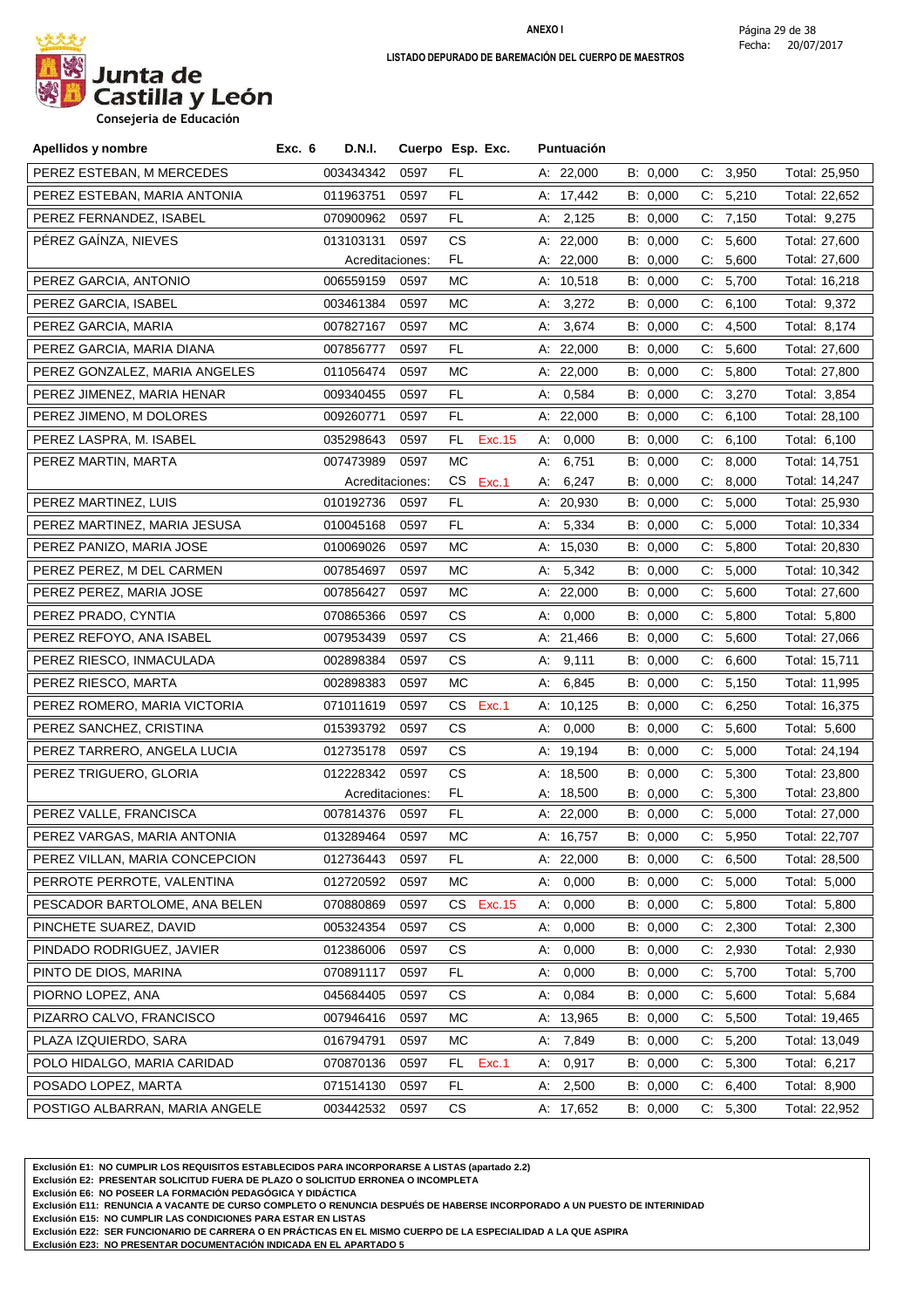**ANEXO I**

**LISTADO DEPURADO DE BAREMACIÓN DEL CUERPO DE MAESTROS**

Fecha: 20/07/2017

Junta de Castilla y León
Consejería de Educación

| Apellidos y nombre | Exc. 6 | D.N.I. | Cuerpo | Esp. | Exc. | Puntuación | | | |
|---|---|---|---|---|---|---|---|---|---|
| PEREZ ESTEBAN, M MERCEDES | | 003434342 | 0597 | FL | | A: 22,000 | B: 0,000 | C: 3,950 | Total: 25,950 |
| PEREZ ESTEBAN, MARIA ANTONIA | | 011963751 | 0597 | FL | | A: 17,442 | B: 0,000 | C: 5,210 | Total: 22,652 |
| PEREZ FERNANDEZ, ISABEL | | 070900962 | 0597 | FL | | A: 2,125 | B: 0,000 | C: 7,150 | Total: 9,275 |
| PÉREZ GAÍNZA, NIEVES | | 013103131 | 0597 | CS | | A: 22,000 | B: 0,000 | C: 5,600 | Total: 27,600 |
| | | Acreditaciones: | | FL | | A: 22,000 | B: 0,000 | C: 5,600 | Total: 27,600 |
| PEREZ GARCIA, ANTONIO | | 006559159 | 0597 | MC | | A: 10,518 | B: 0,000 | C: 5,700 | Total: 16,218 |
| PEREZ GARCIA, ISABEL | | 003461384 | 0597 | MC | | A: 3,272 | B: 0,000 | C: 6,100 | Total: 9,372 |
| PEREZ GARCIA, MARIA | | 007827167 | 0597 | MC | | A: 3,674 | B: 0,000 | C: 4,500 | Total: 8,174 |
| PEREZ GARCIA, MARIA DIANA | | 007856777 | 0597 | FL | | A: 22,000 | B: 0,000 | C: 5,600 | Total: 27,600 |
| PEREZ GONZALEZ, MARIA ANGELES | | 011056474 | 0597 | MC | | A: 22,000 | B: 0,000 | C: 5,800 | Total: 27,800 |
| PEREZ JIMENEZ, MARIA HENAR | | 009340455 | 0597 | FL | | A: 0,584 | B: 0,000 | C: 3,270 | Total: 3,854 |
| PEREZ JIMENO, M DOLORES | | 009260771 | 0597 | FL | | A: 22,000 | B: 0,000 | C: 6,100 | Total: 28,100 |
| PEREZ LASPRA, M. ISABEL | | 035298643 | 0597 | FL | Exc.15 | A: 0,000 | B: 0,000 | C: 6,100 | Total: 6,100 |
| PEREZ MARTIN, MARTA | | 007473989 | 0597 | MC | | A: 6,751 | B: 0,000 | C: 8,000 | Total: 14,751 |
| | | Acreditaciones: | | CS | Exc.1 | A: 6,247 | B: 0,000 | C: 8,000 | Total: 14,247 |
| PEREZ MARTINEZ, LUIS | | 010192736 | 0597 | FL | | A: 20,930 | B: 0,000 | C: 5,000 | Total: 25,930 |
| PEREZ MARTINEZ, MARIA JESUSA | | 010045168 | 0597 | FL | | A: 5,334 | B: 0,000 | C: 5,000 | Total: 10,334 |
| PEREZ PANIZO, MARIA JOSE | | 010069026 | 0597 | MC | | A: 15,030 | B: 0,000 | C: 5,800 | Total: 20,830 |
| PEREZ PEREZ, M DEL CARMEN | | 007854697 | 0597 | MC | | A: 5,342 | B: 0,000 | C: 5,000 | Total: 10,342 |
| PEREZ PEREZ, MARIA JOSE | | 007856427 | 0597 | MC | | A: 22,000 | B: 0,000 | C: 5,600 | Total: 27,600 |
| PEREZ PRADO, CYNTIA | | 070865366 | 0597 | CS | | A: 0,000 | B: 0,000 | C: 5,800 | Total: 5,800 |
| PEREZ REFOYO, ANA ISABEL | | 007953439 | 0597 | CS | | A: 21,466 | B: 0,000 | C: 5,600 | Total: 27,066 |
| PEREZ RIESCO, INMACULADA | | 002898384 | 0597 | CS | | A: 9,111 | B: 0,000 | C: 6,600 | Total: 15,711 |
| PEREZ RIESCO, MARTA | | 002898383 | 0597 | MC | | A: 6,845 | B: 0,000 | C: 5,150 | Total: 11,995 |
| PEREZ ROMERO, MARIA VICTORIA | | 071011619 | 0597 | CS | Exc.1 | A: 10,125 | B: 0,000 | C: 6,250 | Total: 16,375 |
| PEREZ SANCHEZ, CRISTINA | | 015393792 | 0597 | CS | | A: 0,000 | B: 0,000 | C: 5,600 | Total: 5,600 |
| PEREZ TARRERO, ANGELA LUCIA | | 012735178 | 0597 | CS | | A: 19,194 | B: 0,000 | C: 5,000 | Total: 24,194 |
| PEREZ TRIGUERO, GLORIA | | 012228342 | 0597 | CS | | A: 18,500 | B: 0,000 | C: 5,300 | Total: 23,800 |
| | | Acreditaciones: | | FL | | A: 18,500 | B: 0,000 | C: 5,300 | Total: 23,800 |
| PEREZ VALLE, FRANCISCA | | 007814376 | 0597 | FL | | A: 22,000 | B: 0,000 | C: 5,000 | Total: 27,000 |
| PEREZ VARGAS, MARIA ANTONIA | | 013289464 | 0597 | MC | | A: 16,757 | B: 0,000 | C: 5,950 | Total: 22,707 |
| PEREZ VILLAN, MARIA CONCEPCION | | 012736443 | 0597 | FL | | A: 22,000 | B: 0,000 | C: 6,500 | Total: 28,500 |
| PERROTE PERROTE, VALENTINA | | 012720592 | 0597 | MC | | A: 0,000 | B: 0,000 | C: 5,000 | Total: 5,000 |
| PESCADOR BARTOLOME, ANA BELEN | | 070880869 | 0597 | CS | Exc.15 | A: 0,000 | B: 0,000 | C: 5,800 | Total: 5,800 |
| PINCHETE SUAREZ, DAVID | | 005324354 | 0597 | CS | | A: 0,000 | B: 0,000 | C: 2,300 | Total: 2,300 |
| PINDADO RODRIGUEZ, JAVIER | | 012386006 | 0597 | CS | | A: 0,000 | B: 0,000 | C: 2,930 | Total: 2,930 |
| PINTO DE DIOS, MARINA | | 070891117 | 0597 | FL | | A: 0,000 | B: 0,000 | C: 5,700 | Total: 5,700 |
| PIORNO LOPEZ, ANA | | 045684405 | 0597 | CS | | A: 0,084 | B: 0,000 | C: 5,600 | Total: 5,684 |
| PIZARRO CALVO, FRANCISCO | | 007946416 | 0597 | MC | | A: 13,965 | B: 0,000 | C: 5,500 | Total: 19,465 |
| PLAZA IZQUIERDO, SARA | | 016794791 | 0597 | MC | | A: 7,849 | B: 0,000 | C: 5,200 | Total: 13,049 |
| POLO HIDALGO, MARIA CARIDAD | | 070870136 | 0597 | FL | Exc.1 | A: 0,917 | B: 0,000 | C: 5,300 | Total: 6,217 |
| POSADO LOPEZ, MARTA | | 071514130 | 0597 | FL | | A: 2,500 | B: 0,000 | C: 6,400 | Total: 8,900 |
| POSTIGO ALBARRAN, MARIA ANGELE | | 003442532 | 0597 | CS | | A: 17,652 | B: 0,000 | C: 5,300 | Total: 22,952 |

**Exclusión E1: NO CUMPLIR LOS REQUISITOS ESTABLECIDOS PARA INCORPORARSE A LISTAS (apartado 2.2)**
**Exclusión E2: PRESENTAR SOLICITUD FUERA DE PLAZO O SOLICITUD ERRONEA O INCOMPLETA**
**Exclusión E6: NO POSEER LA FORMACIÓN PEDAGÓGICA Y DIDÁCTICA**
**Exclusión E11: RENUNCIA A VACANTE DE CURSO COMPLETO O RENUNCIA DESPUÉS DE HABERSE INCORPORADO A UN PUESTO DE INTERINIDAD**
**Exclusión E15: NO CUMPLIR LAS CONDICIONES PARA ESTAR EN LISTAS**
**Exclusión E22: SER FUNCIONARIO DE CARRERA O EN PRÁCTICAS EN EL MISMO CUERPO DE LA ESPECIALIDAD A LA QUE ASPIRA**
**Exclusión E23: NO PRESENTAR DOCUMENTACIÓN INDICADA EN EL APARTADO 5**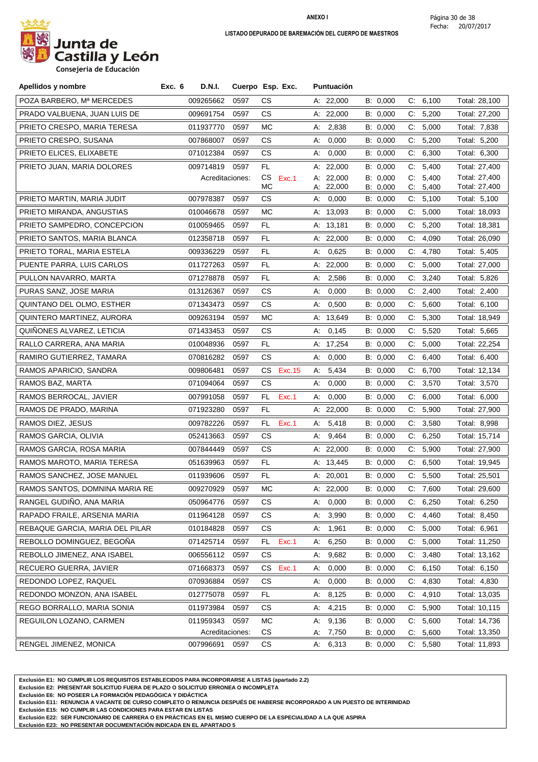**ANEXO I**

**LISTADO DEPURADO DE BAREMACIÓN DEL CUERPO DE MAESTROS**

Junta de Castilla y León
Consejería de Educación

Fecha: 20/07/2017

| Apellidos y nombre | Exc. 6 | D.N.I. | Cuerpo | Esp. | Exc. | Puntuación | | | |
|---|---|---|---|---|---|---|---|---|---|
| POZA BARBERO, Mª MERCEDES | | 009265662 | 0597 | CS | | A: 22,000 | B: 0,000 | C: 6,100 | Total: 28,100 |
| PRADO VALBUENA, JUAN LUIS DE | | 009691754 | 0597 | CS | | A: 22,000 | B: 0,000 | C: 5,200 | Total: 27,200 |
| PRIETO CRESPO, MARIA TERESA | | 011937770 | 0597 | MC | | A: 2,838 | B: 0,000 | C: 5,000 | Total: 7,838 |
| PRIETO CRESPO, SUSANA | | 007868007 | 0597 | CS | | A: 0,000 | B: 0,000 | C: 5,200 | Total: 5,200 |
| PRIETO ELICES, ELIXABETE | | 071012384 | 0597 | CS | | A: 0,000 | B: 0,000 | C: 6,300 | Total: 6,300 |
| PRIETO JUAN, MARIA DOLORES | | 009714819 | 0597 | FL | | A: 22,000 | B: 0,000 | C: 5,400 | Total: 27,400 |
| | | Acreditaciones: | | CS | Exc.1 | A: 22,000 | B: 0,000 | C: 5,400 | Total: 27,400 |
| | | | | MC | | A: 22,000 | B: 0,000 | C: 5,400 | Total: 27,400 |
| PRIETO MARTIN, MARIA JUDIT | | 007978387 | 0597 | CS | | A: 0,000 | B: 0,000 | C: 5,100 | Total: 5,100 |
| PRIETO MIRANDA, ANGUSTIAS | | 010046678 | 0597 | MC | | A: 13,093 | B: 0,000 | C: 5,000 | Total: 18,093 |
| PRIETO SAMPEDRO, CONCEPCION | | 010059465 | 0597 | FL | | A: 13,181 | B: 0,000 | C: 5,200 | Total: 18,381 |
| PRIETO SANTOS, MARIA BLANCA | | 012358718 | 0597 | FL | | A: 22,000 | B: 0,000 | C: 4,090 | Total: 26,090 |
| PRIETO TORAL, MARIA ESTELA | | 009336229 | 0597 | FL | | A: 0,625 | B: 0,000 | C: 4,780 | Total: 5,405 |
| PUENTE PARRA, LUIS CARLOS | | 011727263 | 0597 | FL | | A: 22,000 | B: 0,000 | C: 5,000 | Total: 27,000 |
| PULLON NAVARRO, MARTA | | 071278878 | 0597 | FL | | A: 2,586 | B: 0,000 | C: 3,240 | Total: 5,826 |
| PURAS SANZ, JOSE MARIA | | 013126367 | 0597 | CS | | A: 0,000 | B: 0,000 | C: 2,400 | Total: 2,400 |
| QUINTANO DEL OLMO, ESTHER | | 071343473 | 0597 | CS | | A: 0,500 | B: 0,000 | C: 5,600 | Total: 6,100 |
| QUINTERO MARTINEZ, AURORA | | 009263194 | 0597 | MC | | A: 13,649 | B: 0,000 | C: 5,300 | Total: 18,949 |
| QUIÑONES ALVAREZ, LETICIA | | 071433453 | 0597 | CS | | A: 0,145 | B: 0,000 | C: 5,520 | Total: 5,665 |
| RALLO CARRERA, ANA MARIA | | 010048936 | 0597 | FL | | A: 17,254 | B: 0,000 | C: 5,000 | Total: 22,254 |
| RAMIRO GUTIERREZ, TAMARA | | 070816282 | 0597 | CS | | A: 0,000 | B: 0,000 | C: 6,400 | Total: 6,400 |
| RAMOS APARICIO, SANDRA | | 009806481 | 0597 | CS | Exc.15 | A: 5,434 | B: 0,000 | C: 6,700 | Total: 12,134 |
| RAMOS BAZ, MARTA | | 071094064 | 0597 | CS | | A: 0,000 | B: 0,000 | C: 3,570 | Total: 3,570 |
| RAMOS BERROCAL, JAVIER | | 007991058 | 0597 | FL | Exc.1 | A: 0,000 | B: 0,000 | C: 6,000 | Total: 6,000 |
| RAMOS DE PRADO, MARINA | | 071923280 | 0597 | FL | | A: 22,000 | B: 0,000 | C: 5,900 | Total: 27,900 |
| RAMOS DIEZ, JESUS | | 009782226 | 0597 | FL | Exc.1 | A: 5,418 | B: 0,000 | C: 3,580 | Total: 8,998 |
| RAMOS GARCIA, OLIVIA | | 052413663 | 0597 | CS | | A: 9,464 | B: 0,000 | C: 6,250 | Total: 15,714 |
| RAMOS GARCIA, ROSA MARIA | | 007844449 | 0597 | CS | | A: 22,000 | B: 0,000 | C: 5,900 | Total: 27,900 |
| RAMOS MAROTO, MARIA TERESA | | 051639963 | 0597 | FL | | A: 13,445 | B: 0,000 | C: 6,500 | Total: 19,945 |
| RAMOS SANCHEZ, JOSE MANUEL | | 011939606 | 0597 | FL | | A: 20,001 | B: 0,000 | C: 5,500 | Total: 25,501 |
| RAMOS SANTOS, DOMNINA MARIA RE | | 009270929 | 0597 | MC | | A: 22,000 | B: 0,000 | C: 7,600 | Total: 29,600 |
| RANGEL GUDIÑO, ANA MARIA | | 050964776 | 0597 | CS | | A: 0,000 | B: 0,000 | C: 6,250 | Total: 6,250 |
| RAPADO FRAILE, ARSENIA MARIA | | 011964128 | 0597 | CS | | A: 3,990 | B: 0,000 | C: 4,460 | Total: 8,450 |
| REBAQUE GARCIA, MARIA DEL PILAR | | 010184828 | 0597 | CS | | A: 1,961 | B: 0,000 | C: 5,000 | Total: 6,961 |
| REBOLLO DOMINGUEZ, BEGOÑA | | 071425714 | 0597 | FL | Exc.1 | A: 6,250 | B: 0,000 | C: 5,000 | Total: 11,250 |
| REBOLLO JIMENEZ, ANA ISABEL | | 006556112 | 0597 | CS | | A: 9,682 | B: 0,000 | C: 3,480 | Total: 13,162 |
| RECUERO GUERRA, JAVIER | | 071668373 | 0597 | CS | Exc.1 | A: 0,000 | B: 0,000 | C: 6,150 | Total: 6,150 |
| REDONDO LOPEZ, RAQUEL | | 070936884 | 0597 | CS | | A: 0,000 | B: 0,000 | C: 4,830 | Total: 4,830 |
| REDONDO MONZON, ANA ISABEL | | 012775078 | 0597 | FL | | A: 8,125 | B: 0,000 | C: 4,910 | Total: 13,035 |
| REGO BORRALLO, MARIA SONIA | | 011973984 | 0597 | CS | | A: 4,215 | B: 0,000 | C: 5,900 | Total: 10,115 |
| REGUILON LOZANO, CARMEN | | 011959343 | 0597 | MC | | A: 9,136 | B: 0,000 | C: 5,600 | Total: 14,736 |
| | | Acreditaciones: | | CS | | A: 7,750 | B: 0,000 | C: 5,600 | Total: 13,350 |
| RENGEL JIMENEZ, MONICA | | 007996691 | 0597 | CS | | A: 6,313 | B: 0,000 | C: 5,580 | Total: 11,893 |

**Exclusión E1: NO CUMPLIR LOS REQUISITOS ESTABLECIDOS PARA INCORPORARSE A LISTAS (apartado 2.2)**
**Exclusión E2: PRESENTAR SOLICITUD FUERA DE PLAZO O SOLICITUD ERRONEA O INCOMPLETA**
**Exclusión E6: NO POSEER LA FORMACIÓN PEDAGÓGICA Y DIDÁCTICA**
**Exclusión E11: RENUNCIA A VACANTE DE CURSO COMPLETO O RENUNCIA DESPUÉS DE HABERSE INCORPORADO A UN PUESTO DE INTERINIDAD**
**Exclusión E15: NO CUMPLIR LAS CONDICIONES PARA ESTAR EN LISTAS**
**Exclusión E22: SER FUNCIONARIO DE CARRERA O EN PRÁCTICAS EN EL MISMO CUERPO DE LA ESPECIALIDAD A LA QUE ASPIRA**
**Exclusión E23: NO PRESENTAR DOCUMENTACIÓN INDICADA EN EL APARTADO 5**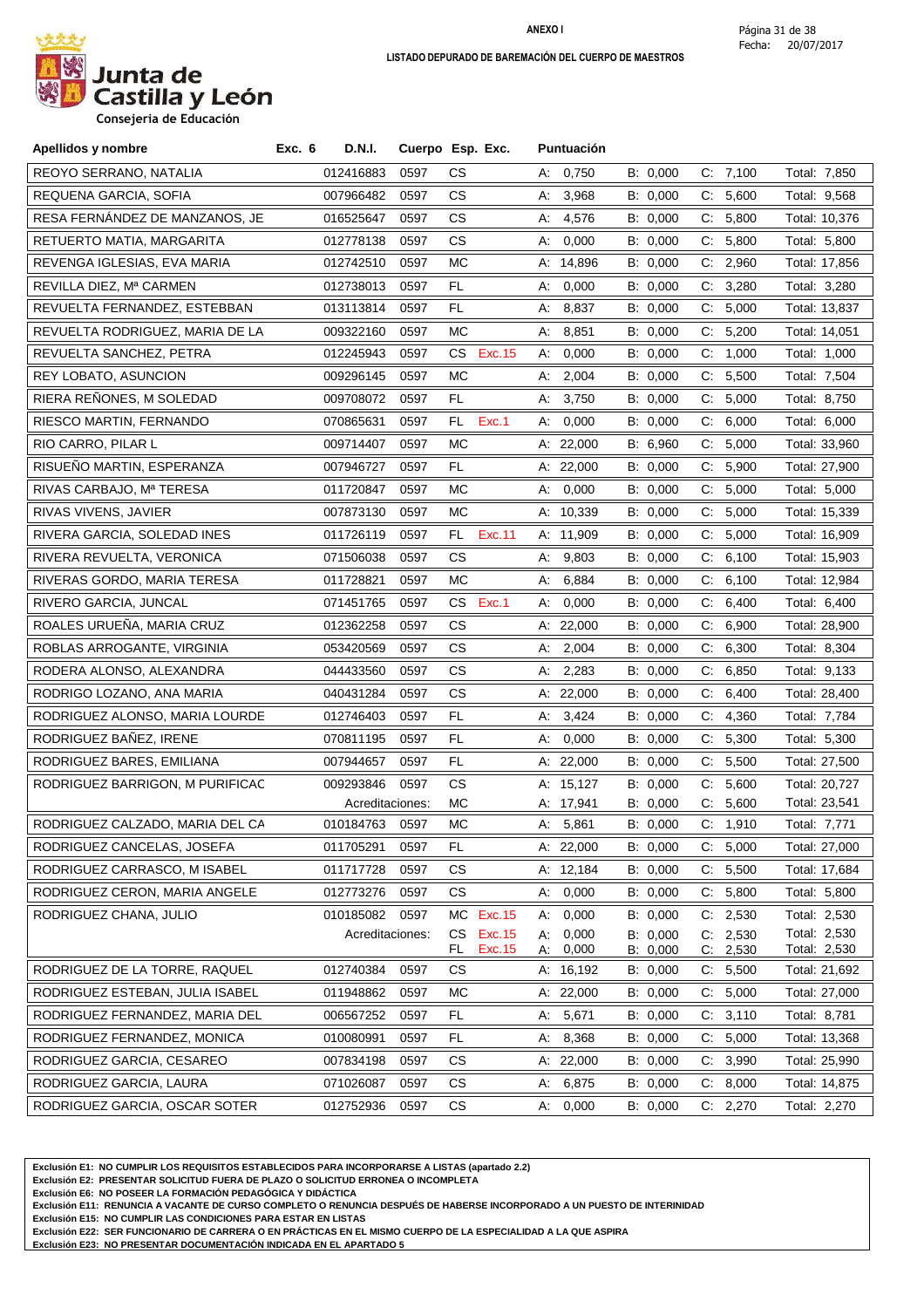**ANEXO I**

Junta de Castilla y León
Consejería de Educación

**LISTADO DEPURADO DE BAREMACIÓN DEL CUERPO DE MAESTROS**

Fecha: 20/07/2017

| Apellidos y nombre | Exc. 6 | D.N.I. | Cuerpo | Esp. | Exc. | Puntuación | | | |
|---|---|---|---|---|---|---|---|---|---|
| REOYO SERRANO, NATALIA | | 012416883 | 0597 | CS | | A: 0,750 | B: 0,000 | C: 7,100 | Total: 7,850 |
| REQUENA GARCIA, SOFIA | | 007966482 | 0597 | CS | | A: 3,968 | B: 0,000 | C: 5,600 | Total: 9,568 |
| RESA FERNÁNDEZ DE MANZANOS, JE | | 016525647 | 0597 | CS | | A: 4,576 | B: 0,000 | C: 5,800 | Total: 10,376 |
| RETUERTO MATIA, MARGARITA | | 012778138 | 0597 | CS | | A: 0,000 | B: 0,000 | C: 5,800 | Total: 5,800 |
| REVENGA IGLESIAS, EVA MARIA | | 012742510 | 0597 | MC | | A: 14,896 | B: 0,000 | C: 2,960 | Total: 17,856 |
| REVILLA DIEZ, Mª CARMEN | | 012738013 | 0597 | FL | | A: 0,000 | B: 0,000 | C: 3,280 | Total: 3,280 |
| REVUELTA FERNANDEZ, ESTEBBAN | | 013113814 | 0597 | FL | | A: 8,837 | B: 0,000 | C: 5,000 | Total: 13,837 |
| REVUELTA RODRIGUEZ, MARIA DE LA | | 009322160 | 0597 | MC | | A: 8,851 | B: 0,000 | C: 5,200 | Total: 14,051 |
| REVUELTA SANCHEZ, PETRA | | 012245943 | 0597 | CS | Exc.15 | A: 0,000 | B: 0,000 | C: 1,000 | Total: 1,000 |
| REY LOBATO, ASUNCION | | 009296145 | 0597 | MC | | A: 2,004 | B: 0,000 | C: 5,500 | Total: 7,504 |
| RIERA REÑONES, M SOLEDAD | | 009708072 | 0597 | FL | | A: 3,750 | B: 0,000 | C: 5,000 | Total: 8,750 |
| RIESCO MARTIN, FERNANDO | | 070865631 | 0597 | FL | Exc.1 | A: 0,000 | B: 0,000 | C: 6,000 | Total: 6,000 |
| RIO CARRO, PILAR L | | 009714407 | 0597 | MC | | A: 22,000 | B: 6,960 | C: 5,000 | Total: 33,960 |
| RISUEÑO MARTIN, ESPERANZA | | 007946727 | 0597 | FL | | A: 22,000 | B: 0,000 | C: 5,900 | Total: 27,900 |
| RIVAS CARBAJO, Mª TERESA | | 011720847 | 0597 | MC | | A: 0,000 | B: 0,000 | C: 5,000 | Total: 5,000 |
| RIVAS VIVENS, JAVIER | | 007873130 | 0597 | MC | | A: 10,339 | B: 0,000 | C: 5,000 | Total: 15,339 |
| RIVERA GARCIA, SOLEDAD INES | | 011726119 | 0597 | FL | Exc.11 | A: 11,909 | B: 0,000 | C: 5,000 | Total: 16,909 |
| RIVERA REVUELTA, VERONICA | | 071506038 | 0597 | CS | | A: 9,803 | B: 0,000 | C: 6,100 | Total: 15,903 |
| RIVERAS GORDO, MARIA TERESA | | 011728821 | 0597 | MC | | A: 6,884 | B: 0,000 | C: 6,100 | Total: 12,984 |
| RIVERO GARCIA, JUNCAL | | 071451765 | 0597 | CS | Exc.1 | A: 0,000 | B: 0,000 | C: 6,400 | Total: 6,400 |
| ROALES URUEÑA, MARIA CRUZ | | 012362258 | 0597 | CS | | A: 22,000 | B: 0,000 | C: 6,900 | Total: 28,900 |
| ROBLAS ARROGANTE, VIRGINIA | | 053420569 | 0597 | CS | | A: 2,004 | B: 0,000 | C: 6,300 | Total: 8,304 |
| RODERA ALONSO, ALEXANDRA | | 044433560 | 0597 | CS | | A: 2,283 | B: 0,000 | C: 6,850 | Total: 9,133 |
| RODRIGO LOZANO, ANA MARIA | | 040431284 | 0597 | CS | | A: 22,000 | B: 0,000 | C: 6,400 | Total: 28,400 |
| RODRIGUEZ ALONSO, MARIA LOURDE | | 012746403 | 0597 | FL | | A: 3,424 | B: 0,000 | C: 4,360 | Total: 7,784 |
| RODRIGUEZ BAÑEZ, IRENE | | 070811195 | 0597 | FL | | A: 0,000 | B: 0,000 | C: 5,300 | Total: 5,300 |
| RODRIGUEZ BARES, EMILIANA | | 007944657 | 0597 | FL | | A: 22,000 | B: 0,000 | C: 5,500 | Total: 27,500 |
| RODRIGUEZ BARRIGON, M PURIFICAC | | 009293846 | 0597 | CS | | A: 15,127 | B: 0,000 | C: 5,600 | Total: 20,727 |
| | | Acreditaciones: | | MC | | A: 17,941 | B: 0,000 | C: 5,600 | Total: 23,541 |
| RODRIGUEZ CALZADO, MARIA DEL CA | | 010184763 | 0597 | MC | | A: 5,861 | B: 0,000 | C: 1,910 | Total: 7,771 |
| RODRIGUEZ CANCELAS, JOSEFA | | 011705291 | 0597 | FL | | A: 22,000 | B: 0,000 | C: 5,000 | Total: 27,000 |
| RODRIGUEZ CARRASCO, M ISABEL | | 011717728 | 0597 | CS | | A: 12,184 | B: 0,000 | C: 5,500 | Total: 17,684 |
| RODRIGUEZ CERON, MARIA ANGELE | | 012773276 | 0597 | CS | | A: 0,000 | B: 0,000 | C: 5,800 | Total: 5,800 |
| RODRIGUEZ CHANA, JULIO | | 010185082 | 0597 | MC | Exc.15 | A: 0,000 | B: 0,000 | C: 2,530 | Total: 2,530 |
| | | Acreditaciones: | | CS | Exc.15 | A: 0,000 | B: 0,000 | C: 2,530 | Total: 2,530 |
| | | | | FL | Exc.15 | A: 0,000 | B: 0,000 | C: 2,530 | Total: 2,530 |
| RODRIGUEZ DE LA TORRE, RAQUEL | | 012740384 | 0597 | CS | | A: 16,192 | B: 0,000 | C: 5,500 | Total: 21,692 |
| RODRIGUEZ ESTEBAN, JULIA ISABEL | | 011948862 | 0597 | MC | | A: 22,000 | B: 0,000 | C: 5,000 | Total: 27,000 |
| RODRIGUEZ FERNANDEZ, MARIA DEL | | 006567252 | 0597 | FL | | A: 5,671 | B: 0,000 | C: 3,110 | Total: 8,781 |
| RODRIGUEZ FERNANDEZ, MONICA | | 010080991 | 0597 | FL | | A: 8,368 | B: 0,000 | C: 5,000 | Total: 13,368 |
| RODRIGUEZ GARCIA, CESAREO | | 007834198 | 0597 | CS | | A: 22,000 | B: 0,000 | C: 3,990 | Total: 25,990 |
| RODRIGUEZ GARCIA, LAURA | | 071026087 | 0597 | CS | | A: 6,875 | B: 0,000 | C: 8,000 | Total: 14,875 |
| RODRIGUEZ GARCIA, OSCAR SOTER | | 012752936 | 0597 | CS | | A: 0,000 | B: 0,000 | C: 2,270 | Total: 2,270 |

**Exclusión E1: NO CUMPLIR LOS REQUISITOS ESTABLECIDOS PARA INCORPORARSE A LISTAS (apartado 2.2)**
**Exclusión E2: PRESENTAR SOLICITUD FUERA DE PLAZO O SOLICITUD ERRONEA O INCOMPLETA**
**Exclusión E6: NO POSEER LA FORMACIÓN PEDAGÓGICA Y DIDÁCTICA**
**Exclusión E11: RENUNCIA A VACANTE DE CURSO COMPLETO O RENUNCIA DESPUÉS DE HABERSE INCORPORADO A UN PUESTO DE INTERINIDAD**
**Exclusión E15: NO CUMPLIR LAS CONDICIONES PARA ESTAR EN LISTAS**
**Exclusión E22: SER FUNCIONARIO DE CARRERA O EN PRÁCTICAS EN EL MISMO CUERPO DE LA ESPECIALIDAD A LA QUE ASPIRA**
**Exclusión E23: NO PRESENTAR DOCUMENTACIÓN INDICADA EN EL APARTADO 5**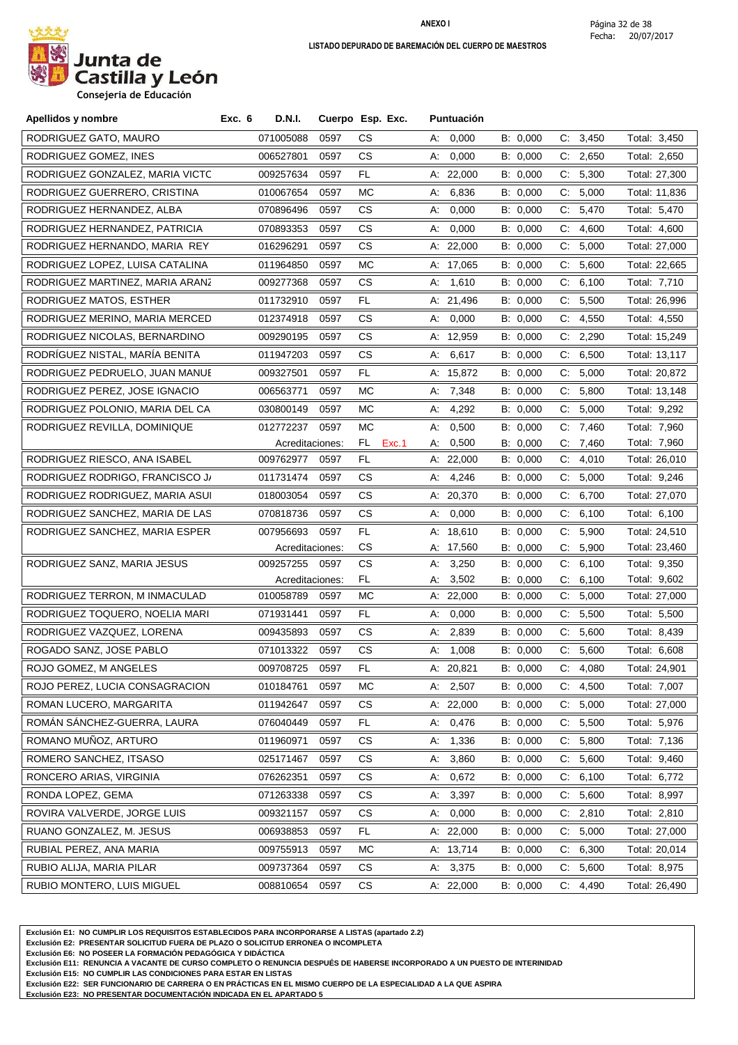**ANEXO I**

**LISTADO DEPURADO DE BAREMACIÓN DEL CUERPO DE MAESTROS**

Junta de Castilla y León
Consejería de Educación

Fecha: 20/07/2017

| Apellidos y nombre | Exc. 6 | D.N.I. | Cuerpo | Esp. | Exc. | Puntuación | | | |
|---|---|---|---|---|---|---|---|---|---|
| RODRIGUEZ GATO, MAURO | | 071005088 | 0597 | CS | | A: 0,000 | B: 0,000 | C: 3,450 | Total: 3,450 |
| RODRIGUEZ GOMEZ, INES | | 006527801 | 0597 | CS | | A: 0,000 | B: 0,000 | C: 2,650 | Total: 2,650 |
| RODRIGUEZ GONZALEZ, MARIA VICTC | | 009257634 | 0597 | FL | | A: 22,000 | B: 0,000 | C: 5,300 | Total: 27,300 |
| RODRIGUEZ GUERRERO, CRISTINA | | 010067654 | 0597 | MC | | A: 6,836 | B: 0,000 | C: 5,000 | Total: 11,836 |
| RODRIGUEZ HERNANDEZ, ALBA | | 070896496 | 0597 | CS | | A: 0,000 | B: 0,000 | C: 5,470 | Total: 5,470 |
| RODRIGUEZ HERNANDEZ, PATRICIA | | 070893353 | 0597 | CS | | A: 0,000 | B: 0,000 | C: 4,600 | Total: 4,600 |
| RODRIGUEZ HERNANDO, MARIA REY | | 016296291 | 0597 | CS | | A: 22,000 | B: 0,000 | C: 5,000 | Total: 27,000 |
| RODRIGUEZ LOPEZ, LUISA CATALINA | | 011964850 | 0597 | MC | | A: 17,065 | B: 0,000 | C: 5,600 | Total: 22,665 |
| RODRIGUEZ MARTINEZ, MARIA ARANZ | | 009277368 | 0597 | CS | | A: 1,610 | B: 0,000 | C: 6,100 | Total: 7,710 |
| RODRIGUEZ MATOS, ESTHER | | 011732910 | 0597 | FL | | A: 21,496 | B: 0,000 | C: 5,500 | Total: 26,996 |
| RODRIGUEZ MERINO, MARIA MERCED | | 012374918 | 0597 | CS | | A: 0,000 | B: 0,000 | C: 4,550 | Total: 4,550 |
| RODRIGUEZ NICOLAS, BERNARDINO | | 009290195 | 0597 | CS | | A: 12,959 | B: 0,000 | C: 2,290 | Total: 15,249 |
| RODRÍGUEZ NISTAL, MARÍA BENITA | | 011947203 | 0597 | CS | | A: 6,617 | B: 0,000 | C: 6,500 | Total: 13,117 |
| RODRIGUEZ PEDRUELO, JUAN MANUE | | 009327501 | 0597 | FL | | A: 15,872 | B: 0,000 | C: 5,000 | Total: 20,872 |
| RODRIGUEZ PEREZ, JOSE IGNACIO | | 006563771 | 0597 | MC | | A: 7,348 | B: 0,000 | C: 5,800 | Total: 13,148 |
| RODRIGUEZ POLONIO, MARIA DEL CA | | 030800149 | 0597 | MC | | A: 4,292 | B: 0,000 | C: 5,000 | Total: 9,292 |
| RODRIGUEZ REVILLA, DOMINIQUE | | 012772237 | 0597 | MC | | A: 0,500 | B: 0,000 | C: 7,460 | Total: 7,960 |
| | | Acreditaciones: | | FL | Exc.1 | A: 0,500 | B: 0,000 | C: 7,460 | Total: 7,960 |
| RODRIGUEZ RIESCO, ANA ISABEL | | 009762977 | 0597 | FL | | A: 22,000 | B: 0,000 | C: 4,010 | Total: 26,010 |
| RODRIGUEZ RODRIGO, FRANCISCO J/ | | 011731474 | 0597 | CS | | A: 4,246 | B: 0,000 | C: 5,000 | Total: 9,246 |
| RODRIGUEZ RODRIGUEZ, MARIA ASUI | | 018003054 | 0597 | CS | | A: 20,370 | B: 0,000 | C: 6,700 | Total: 27,070 |
| RODRIGUEZ SANCHEZ, MARIA DE LAS | | 070818736 | 0597 | CS | | A: 0,000 | B: 0,000 | C: 6,100 | Total: 6,100 |
| RODRIGUEZ SANCHEZ, MARIA ESPER | | 007956693 | 0597 | FL | | A: 18,610 | B: 0,000 | C: 5,900 | Total: 24,510 |
| | | Acreditaciones: | | CS | | A: 17,560 | B: 0,000 | C: 5,900 | Total: 23,460 |
| RODRIGUEZ SANZ, MARIA JESUS | | 009257255 | 0597 | CS | | A: 3,250 | B: 0,000 | C: 6,100 | Total: 9,350 |
| | | Acreditaciones: | | FL | | A: 3,502 | B: 0,000 | C: 6,100 | Total: 9,602 |
| RODRIGUEZ TERRON, M INMACULAD | | 010058789 | 0597 | MC | | A: 22,000 | B: 0,000 | C: 5,000 | Total: 27,000 |
| RODRIGUEZ TOQUERO, NOELIA MARI | | 071931441 | 0597 | FL | | A: 0,000 | B: 0,000 | C: 5,500 | Total: 5,500 |
| RODRIGUEZ VAZQUEZ, LORENA | | 009435893 | 0597 | CS | | A: 2,839 | B: 0,000 | C: 5,600 | Total: 8,439 |
| ROGADO SANZ, JOSE PABLO | | 071013322 | 0597 | CS | | A: 1,008 | B: 0,000 | C: 5,600 | Total: 6,608 |
| ROJO GOMEZ, M ANGELES | | 009708725 | 0597 | FL | | A: 20,821 | B: 0,000 | C: 4,080 | Total: 24,901 |
| ROJO PEREZ, LUCIA CONSAGRACION | | 010184761 | 0597 | MC | | A: 2,507 | B: 0,000 | C: 4,500 | Total: 7,007 |
| ROMAN LUCERO, MARGARITA | | 011942647 | 0597 | CS | | A: 22,000 | B: 0,000 | C: 5,000 | Total: 27,000 |
| ROMÁN SÁNCHEZ-GUERRA, LAURA | | 076040449 | 0597 | FL | | A: 0,476 | B: 0,000 | C: 5,500 | Total: 5,976 |
| ROMANO MUÑOZ, ARTURO | | 011960971 | 0597 | CS | | A: 1,336 | B: 0,000 | C: 5,800 | Total: 7,136 |
| ROMERO SANCHEZ, ITSASO | | 025171467 | 0597 | CS | | A: 3,860 | B: 0,000 | C: 5,600 | Total: 9,460 |
| RONCERO ARIAS, VIRGINIA | | 076262351 | 0597 | CS | | A: 0,672 | B: 0,000 | C: 6,100 | Total: 6,772 |
| RONDA LOPEZ, GEMA | | 071263338 | 0597 | CS | | A: 3,397 | B: 0,000 | C: 5,600 | Total: 8,997 |
| ROVIRA VALVERDE, JORGE LUIS | | 009321157 | 0597 | CS | | A: 0,000 | B: 0,000 | C: 2,810 | Total: 2,810 |
| RUANO GONZALEZ, M. JESUS | | 006938853 | 0597 | FL | | A: 22,000 | B: 0,000 | C: 5,000 | Total: 27,000 |
| RUBIAL PEREZ, ANA MARIA | | 009755913 | 0597 | MC | | A: 13,714 | B: 0,000 | C: 6,300 | Total: 20,014 |
| RUBIO ALIJA, MARIA PILAR | | 009737364 | 0597 | CS | | A: 3,375 | B: 0,000 | C: 5,600 | Total: 8,975 |
| RUBIO MONTERO, LUIS MIGUEL | | 008810654 | 0597 | CS | | A: 22,000 | B: 0,000 | C: 4,490 | Total: 26,490 |

**Exclusión E1: NO CUMPLIR LOS REQUISITOS ESTABLECIDOS PARA INCORPORARSE A LISTAS (apartado 2.2)**
**Exclusión E2: PRESENTAR SOLICITUD FUERA DE PLAZO O SOLICITUD ERRONEA O INCOMPLETA**
**Exclusión E6: NO POSEER LA FORMACIÓN PEDAGÓGICA Y DIDÁCTICA**
**Exclusión E11: RENUNCIA A VACANTE DE CURSO COMPLETO O RENUNCIA DESPUÉS DE HABERSE INCORPORADO A UN PUESTO DE INTERINIDAD**
**Exclusión E15: NO CUMPLIR LAS CONDICIONES PARA ESTAR EN LISTAS**
**Exclusión E22: SER FUNCIONARIO DE CARRERA O EN PRÁCTICAS EN EL MISMO CUERPO DE LA ESPECIALIDAD A LA QUE ASPIRA**
**Exclusión E23: NO PRESENTAR DOCUMENTACIÓN INDICADA EN EL APARTADO 5**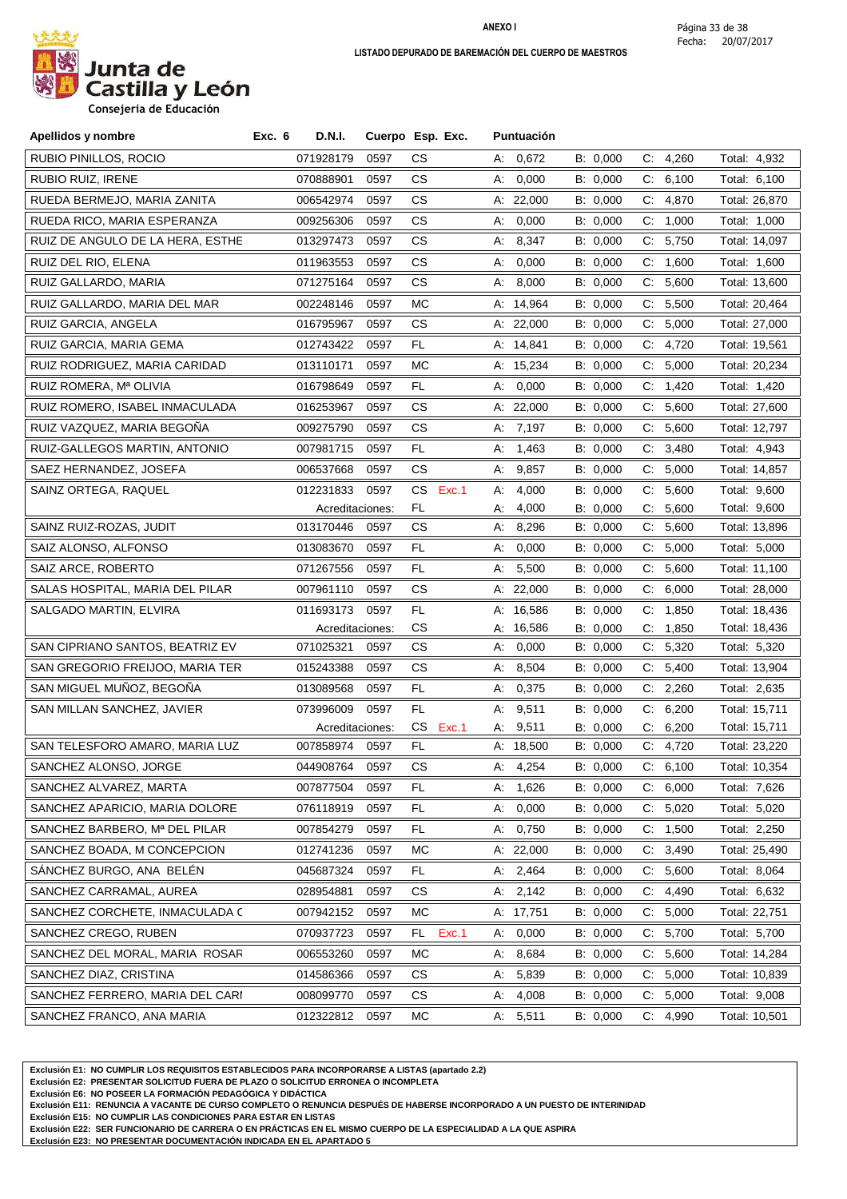Junta de Castilla y León
Consejería de Educación

**ANEXO I**

**LISTADO DEPURADO DE BAREMACIÓN DEL CUERPO DE MAESTROS**

Fecha: 20/07/2017

| Apellidos y nombre | Exc. 6 | D.N.I. | Cuerpo | Esp. | Exc. | Puntuación | | | |
|---|---|---|---|---|---|---|---|---|---|
| RUBIO PINILLOS, ROCIO | | 071928179 | 0597 | CS | | A: 0,672 | B: 0,000 | C: 4,260 | Total: 4,932 |
| RUBIO RUIZ, IRENE | | 070888901 | 0597 | CS | | A: 0,000 | B: 0,000 | C: 6,100 | Total: 6,100 |
| RUEDA BERMEJO, MARIA ZANITA | | 006542974 | 0597 | CS | | A: 22,000 | B: 0,000 | C: 4,870 | Total: 26,870 |
| RUEDA RICO, MARIA ESPERANZA | | 009256306 | 0597 | CS | | A: 0,000 | B: 0,000 | C: 1,000 | Total: 1,000 |
| RUIZ DE ANGULO DE LA HERA, ESTHE | | 013297473 | 0597 | CS | | A: 8,347 | B: 0,000 | C: 5,750 | Total: 14,097 |
| RUIZ DEL RIO, ELENA | | 011963553 | 0597 | CS | | A: 0,000 | B: 0,000 | C: 1,600 | Total: 1,600 |
| RUIZ GALLARDO, MARIA | | 071275164 | 0597 | CS | | A: 8,000 | B: 0,000 | C: 5,600 | Total: 13,600 |
| RUIZ GALLARDO, MARIA DEL MAR | | 002248146 | 0597 | MC | | A: 14,964 | B: 0,000 | C: 5,500 | Total: 20,464 |
| RUIZ GARCIA, ANGELA | | 016795967 | 0597 | CS | | A: 22,000 | B: 0,000 | C: 5,000 | Total: 27,000 |
| RUIZ GARCIA, MARIA GEMA | | 012743422 | 0597 | FL | | A: 14,841 | B: 0,000 | C: 4,720 | Total: 19,561 |
| RUIZ RODRIGUEZ, MARIA CARIDAD | | 013110171 | 0597 | MC | | A: 15,234 | B: 0,000 | C: 5,000 | Total: 20,234 |
| RUIZ ROMERA, Mª OLIVIA | | 016798649 | 0597 | FL | | A: 0,000 | B: 0,000 | C: 1,420 | Total: 1,420 |
| RUIZ ROMERO, ISABEL INMACULADA | | 016253967 | 0597 | CS | | A: 22,000 | B: 0,000 | C: 5,600 | Total: 27,600 |
| RUIZ VAZQUEZ, MARIA BEGOÑA | | 009275790 | 0597 | CS | | A: 7,197 | B: 0,000 | C: 5,600 | Total: 12,797 |
| RUIZ-GALLEGOS MARTIN, ANTONIO | | 007981715 | 0597 | FL | | A: 1,463 | B: 0,000 | C: 3,480 | Total: 4,943 |
| SAEZ HERNANDEZ, JOSEFA | | 006537668 | 0597 | CS | | A: 9,857 | B: 0,000 | C: 5,000 | Total: 14,857 |
| SAINZ ORTEGA, RAQUEL | | 012231833 | 0597 | CS | Exc.1 | A: 4,000 | B: 0,000 | C: 5,600 | Total: 9,600 |
| | | Acreditaciones: | | FL | | A: 4,000 | B: 0,000 | C: 5,600 | Total: 9,600 |
| SAINZ RUIZ-ROZAS, JUDIT | | 013170446 | 0597 | CS | | A: 8,296 | B: 0,000 | C: 5,600 | Total: 13,896 |
| SAIZ ALONSO, ALFONSO | | 013083670 | 0597 | FL | | A: 0,000 | B: 0,000 | C: 5,000 | Total: 5,000 |
| SAIZ ARCE, ROBERTO | | 071267556 | 0597 | FL | | A: 5,500 | B: 0,000 | C: 5,600 | Total: 11,100 |
| SALAS HOSPITAL, MARIA DEL PILAR | | 007961110 | 0597 | CS | | A: 22,000 | B: 0,000 | C: 6,000 | Total: 28,000 |
| SALGADO MARTIN, ELVIRA | | 011693173 | 0597 | FL | | A: 16,586 | B: 0,000 | C: 1,850 | Total: 18,436 |
| | | Acreditaciones: | | CS | | A: 16,586 | B: 0,000 | C: 1,850 | Total: 18,436 |
| SAN CIPRIANO SANTOS, BEATRIZ EV | | 071025321 | 0597 | CS | | A: 0,000 | B: 0,000 | C: 5,320 | Total: 5,320 |
| SAN GREGORIO FREIJOO, MARIA TER | | 015243388 | 0597 | CS | | A: 8,504 | B: 0,000 | C: 5,400 | Total: 13,904 |
| SAN MIGUEL MUÑOZ, BEGOÑA | | 013089568 | 0597 | FL | | A: 0,375 | B: 0,000 | C: 2,260 | Total: 2,635 |
| SAN MILLAN SANCHEZ, JAVIER | | 073996009 | 0597 | FL | | A: 9,511 | B: 0,000 | C: 6,200 | Total: 15,711 |
| | | Acreditaciones: | | CS | Exc.1 | A: 9,511 | B: 0,000 | C: 6,200 | Total: 15,711 |
| SAN TELESFORO AMARO, MARIA LUZ | | 007858974 | 0597 | FL | | A: 18,500 | B: 0,000 | C: 4,720 | Total: 23,220 |
| SANCHEZ ALONSO, JORGE | | 044908764 | 0597 | CS | | A: 4,254 | B: 0,000 | C: 6,100 | Total: 10,354 |
| SANCHEZ ALVAREZ, MARTA | | 007877504 | 0597 | FL | | A: 1,626 | B: 0,000 | C: 6,000 | Total: 7,626 |
| SANCHEZ APARICIO, MARIA DOLORE | | 076118919 | 0597 | FL | | A: 0,000 | B: 0,000 | C: 5,020 | Total: 5,020 |
| SANCHEZ BARBERO, Mª DEL PILAR | | 007854279 | 0597 | FL | | A: 0,750 | B: 0,000 | C: 1,500 | Total: 2,250 |
| SANCHEZ BOADA, M CONCEPCION | | 012741236 | 0597 | MC | | A: 22,000 | B: 0,000 | C: 3,490 | Total: 25,490 |
| SÁNCHEZ BURGO, ANA BELÉN | | 045687324 | 0597 | FL | | A: 2,464 | B: 0,000 | C: 5,600 | Total: 8,064 |
| SANCHEZ CARRAMAL, AUREA | | 028954881 | 0597 | CS | | A: 2,142 | B: 0,000 | C: 4,490 | Total: 6,632 |
| SANCHEZ CORCHETE, INMACULADA C | | 007942152 | 0597 | MC | | A: 17,751 | B: 0,000 | C: 5,000 | Total: 22,751 |
| SANCHEZ CREGO, RUBEN | | 070937723 | 0597 | FL | Exc.1 | A: 0,000 | B: 0,000 | C: 5,700 | Total: 5,700 |
| SANCHEZ DEL MORAL, MARIA ROSAR | | 006553260 | 0597 | MC | | A: 8,684 | B: 0,000 | C: 5,600 | Total: 14,284 |
| SANCHEZ DIAZ, CRISTINA | | 014586366 | 0597 | CS | | A: 5,839 | B: 0,000 | C: 5,000 | Total: 10,839 |
| SANCHEZ FERRERO, MARIA DEL CARI | | 008099770 | 0597 | CS | | A: 4,008 | B: 0,000 | C: 5,000 | Total: 9,008 |
| SANCHEZ FRANCO, ANA MARIA | | 012322812 | 0597 | MC | | A: 5,511 | B: 0,000 | C: 4,990 | Total: 10,501 |

**Exclusión E1: NO CUMPLIR LOS REQUISITOS ESTABLECIDOS PARA INCORPORARSE A LISTAS (apartado 2.2)**
**Exclusión E2: PRESENTAR SOLICITUD FUERA DE PLAZO O SOLICITUD ERRONEA O INCOMPLETA**
**Exclusión E6: NO POSEER LA FORMACIÓN PEDAGÓGICA Y DIDÁCTICA**
**Exclusión E11: RENUNCIA A VACANTE DE CURSO COMPLETO O RENUNCIA DESPUÉS DE HABERSE INCORPORADO A UN PUESTO DE INTERINIDAD**
**Exclusión E15: NO CUMPLIR LAS CONDICIONES PARA ESTAR EN LISTAS**
**Exclusión E22: SER FUNCIONARIO DE CARRERA O EN PRÁCTICAS EN EL MISMO CUERPO DE LA ESPECIALIDAD A LA QUE ASPIRA**
**Exclusión E23: NO PRESENTAR DOCUMENTACIÓN INDICADA EN EL APARTADO 5**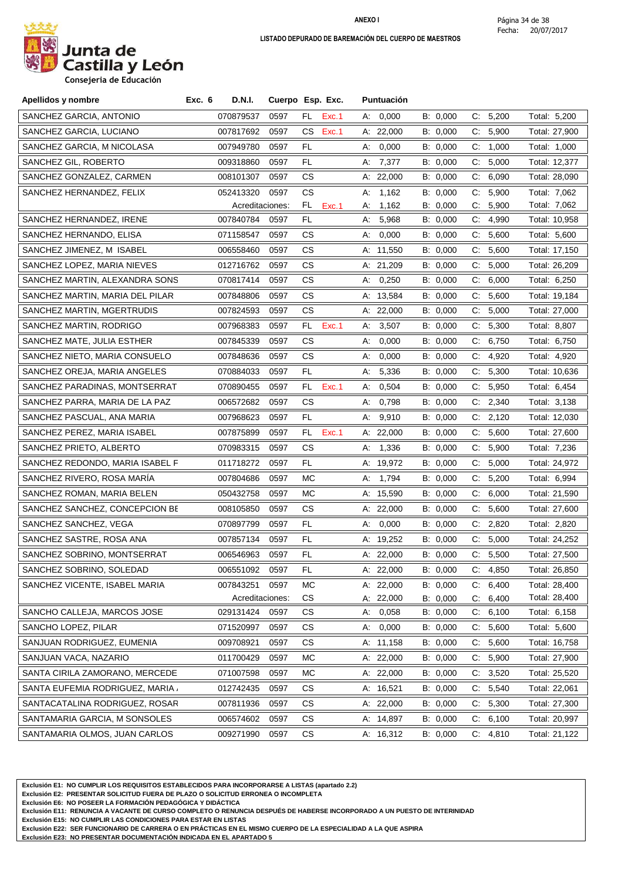**ANEXO I**

**LISTADO DEPURADO DE BAREMACIÓN DEL CUERPO DE MAESTROS**

Fecha: 20/07/2017

Junta de Castilla y León
Consejería de Educación

| Apellidos y nombre | Exc. 6 | D.N.I. | Cuerpo | Esp. | Exc. | Puntuación | | | |
|---|---|---|---|---|---|---|---|---|---|
| SANCHEZ GARCIA, ANTONIO | | 070879537 | 0597 | FL | Exc.1 | A: 0,000 | B: 0,000 | C: 5,200 | Total: 5,200 |
| SANCHEZ GARCIA, LUCIANO | | 007817692 | 0597 | CS | Exc.1 | A: 22,000 | B: 0,000 | C: 5,900 | Total: 27,900 |
| SANCHEZ GARCIA, M NICOLASA | | 007949780 | 0597 | FL | | A: 0,000 | B: 0,000 | C: 1,000 | Total: 1,000 |
| SANCHEZ GIL, ROBERTO | | 009318860 | 0597 | FL | | A: 7,377 | B: 0,000 | C: 5,000 | Total: 12,377 |
| SANCHEZ GONZALEZ, CARMEN | | 008101307 | 0597 | CS | | A: 22,000 | B: 0,000 | C: 6,090 | Total: 28,090 |
| SANCHEZ HERNANDEZ, FELIX | | 052413320 | 0597 | CS | | A: 1,162 | B: 0,000 | C: 5,900 | Total: 7,062 |
| | | Acreditaciones: | | FL | Exc.1 | A: 1,162 | B: 0,000 | C: 5,900 | Total: 7,062 |
| SANCHEZ HERNANDEZ, IRENE | | 007840784 | 0597 | FL | | A: 5,968 | B: 0,000 | C: 4,990 | Total: 10,958 |
| SANCHEZ HERNANDO, ELISA | | 071158547 | 0597 | CS | | A: 0,000 | B: 0,000 | C: 5,600 | Total: 5,600 |
| SANCHEZ JIMENEZ, M ISABEL | | 006558460 | 0597 | CS | | A: 11,550 | B: 0,000 | C: 5,600 | Total: 17,150 |
| SANCHEZ LOPEZ, MARIA NIEVES | | 012716762 | 0597 | CS | | A: 21,209 | B: 0,000 | C: 5,000 | Total: 26,209 |
| SANCHEZ MARTIN, ALEXANDRA SONS | | 070817414 | 0597 | CS | | A: 0,250 | B: 0,000 | C: 6,000 | Total: 6,250 |
| SANCHEZ MARTIN, MARIA DEL PILAR | | 007848806 | 0597 | CS | | A: 13,584 | B: 0,000 | C: 5,600 | Total: 19,184 |
| SANCHEZ MARTIN, MGERTRUDIS | | 007824593 | 0597 | CS | | A: 22,000 | B: 0,000 | C: 5,000 | Total: 27,000 |
| SANCHEZ MARTIN, RODRIGO | | 007968383 | 0597 | FL | Exc.1 | A: 3,507 | B: 0,000 | C: 5,300 | Total: 8,807 |
| SANCHEZ MATE, JULIA ESTHER | | 007845339 | 0597 | CS | | A: 0,000 | B: 0,000 | C: 6,750 | Total: 6,750 |
| SANCHEZ NIETO, MARIA CONSUELO | | 007848636 | 0597 | CS | | A: 0,000 | B: 0,000 | C: 4,920 | Total: 4,920 |
| SANCHEZ OREJA, MARIA ANGELES | | 070884033 | 0597 | FL | | A: 5,336 | B: 0,000 | C: 5,300 | Total: 10,636 |
| SANCHEZ PARADINAS, MONTSERRAT | | 070890455 | 0597 | FL | Exc.1 | A: 0,504 | B: 0,000 | C: 5,950 | Total: 6,454 |
| SANCHEZ PARRA, MARIA DE LA PAZ | | 006572682 | 0597 | CS | | A: 0,798 | B: 0,000 | C: 2,340 | Total: 3,138 |
| SANCHEZ PASCUAL, ANA MARIA | | 007968623 | 0597 | FL | | A: 9,910 | B: 0,000 | C: 2,120 | Total: 12,030 |
| SANCHEZ PEREZ, MARIA ISABEL | | 007875899 | 0597 | FL | Exc.1 | A: 22,000 | B: 0,000 | C: 5,600 | Total: 27,600 |
| SANCHEZ PRIETO, ALBERTO | | 070983315 | 0597 | CS | | A: 1,336 | B: 0,000 | C: 5,900 | Total: 7,236 |
| SANCHEZ REDONDO, MARIA ISABEL F | | 011718272 | 0597 | FL | | A: 19,972 | B: 0,000 | C: 5,000 | Total: 24,972 |
| SANCHEZ RIVERO, ROSA MARÍA | | 007804686 | 0597 | MC | | A: 1,794 | B: 0,000 | C: 5,200 | Total: 6,994 |
| SANCHEZ ROMAN, MARIA BELEN | | 050432758 | 0597 | MC | | A: 15,590 | B: 0,000 | C: 6,000 | Total: 21,590 |
| SANCHEZ SANCHEZ, CONCEPCION BE | | 008105850 | 0597 | CS | | A: 22,000 | B: 0,000 | C: 5,600 | Total: 27,600 |
| SANCHEZ SANCHEZ, VEGA | | 070897799 | 0597 | FL | | A: 0,000 | B: 0,000 | C: 2,820 | Total: 2,820 |
| SANCHEZ SASTRE, ROSA ANA | | 007857134 | 0597 | FL | | A: 19,252 | B: 0,000 | C: 5,000 | Total: 24,252 |
| SANCHEZ SOBRINO, MONTSERRAT | | 006546963 | 0597 | FL | | A: 22,000 | B: 0,000 | C: 5,500 | Total: 27,500 |
| SANCHEZ SOBRINO, SOLEDAD | | 006551092 | 0597 | FL | | A: 22,000 | B: 0,000 | C: 4,850 | Total: 26,850 |
| SANCHEZ VICENTE, ISABEL MARIA | | 007843251 | 0597 | MC | | A: 22,000 | B: 0,000 | C: 6,400 | Total: 28,400 |
| | | Acreditaciones: | | CS | | A: 22,000 | B: 0,000 | C: 6,400 | Total: 28,400 |
| SANCHO CALLEJA, MARCOS JOSE | | 029131424 | 0597 | CS | | A: 0,058 | B: 0,000 | C: 6,100 | Total: 6,158 |
| SANCHO LOPEZ, PILAR | | 071520997 | 0597 | CS | | A: 0,000 | B: 0,000 | C: 5,600 | Total: 5,600 |
| SANJUAN RODRIGUEZ, EUMENIA | | 009708921 | 0597 | CS | | A: 11,158 | B: 0,000 | C: 5,600 | Total: 16,758 |
| SANJUAN VACA, NAZARIO | | 011700429 | 0597 | MC | | A: 22,000 | B: 0,000 | C: 5,900 | Total: 27,900 |
| SANTA CIRILA ZAMORANO, MERCEDE | | 071007598 | 0597 | MC | | A: 22,000 | B: 0,000 | C: 3,520 | Total: 25,520 |
| SANTA EUFEMIA RODRIGUEZ, MARIA / | | 012742435 | 0597 | CS | | A: 16,521 | B: 0,000 | C: 5,540 | Total: 22,061 |
| SANTACATALINA RODRIGUEZ, ROSAR | | 007811936 | 0597 | CS | | A: 22,000 | B: 0,000 | C: 5,300 | Total: 27,300 |
| SANTAMARIA GARCIA, M SONSOLES | | 006574602 | 0597 | CS | | A: 14,897 | B: 0,000 | C: 6,100 | Total: 20,997 |
| SANTAMARIA OLMOS, JUAN CARLOS | | 009271990 | 0597 | CS | | A: 16,312 | B: 0,000 | C: 4,810 | Total: 21,122 |

**Exclusión E1: NO CUMPLIR LOS REQUISITOS ESTABLECIDOS PARA INCORPORARSE A LISTAS (apartado 2.2)**
**Exclusión E2: PRESENTAR SOLICITUD FUERA DE PLAZO O SOLICITUD ERRONEA O INCOMPLETA**
**Exclusión E6: NO POSEER LA FORMACIÓN PEDAGÓGICA Y DIDÁCTICA**
**Exclusión E11: RENUNCIA A VACANTE DE CURSO COMPLETO O RENUNCIA DESPUÉS DE HABERSE INCORPORADO A UN PUESTO DE INTERINIDAD**
**Exclusión E15: NO CUMPLIR LAS CONDICIONES PARA ESTAR EN LISTAS**
**Exclusión E22: SER FUNCIONARIO DE CARRERA O EN PRÁCTICAS EN EL MISMO CUERPO DE LA ESPECIALIDAD A LA QUE ASPIRA**
**Exclusión E23: NO PRESENTAR DOCUMENTACIÓN INDICADA EN EL APARTADO 5**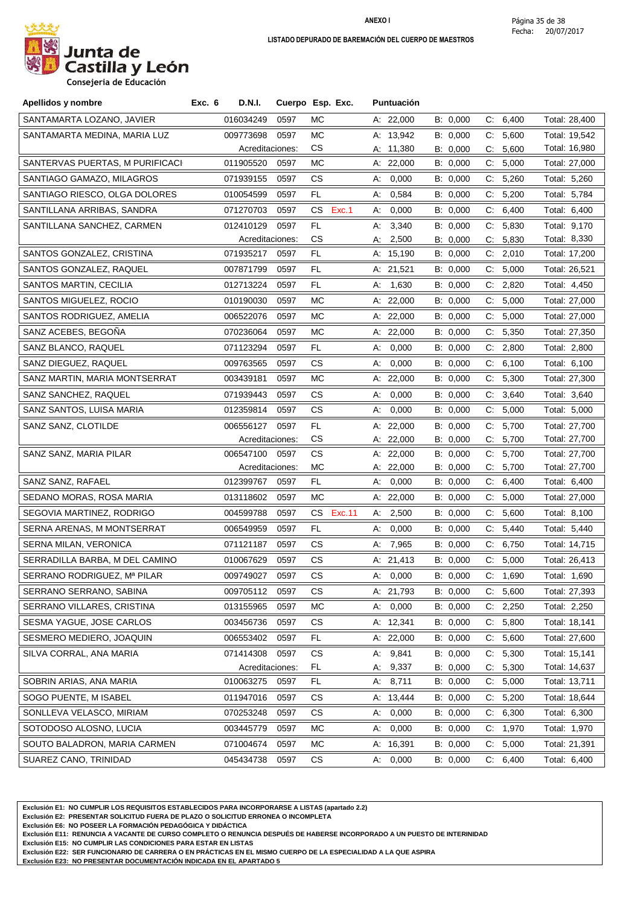**ANEXO I**

**LISTADO DEPURADO DE BAREMACIÓN DEL CUERPO DE MAESTROS**

Fecha: 20/07/2017

Junta de Castilla y León
Consejería de Educación

| Apellidos y nombre | Exc. 6 | D.N.I. | Cuerpo | Esp. | Exc. | Puntuación | | | |
|---|---|---|---|---|---|---|---|---|---|
| SANTAMARTA LOZANO, JAVIER | | 016034249 | 0597 | MC | | A: 22,000 | B: 0,000 | C: 6,400 | Total: 28,400 |
| SANTAMARTA MEDINA, MARIA LUZ | | 009773698 | 0597 | MC | | A: 13,942 | B: 0,000 | C: 5,600 | Total: 19,542 |
| | | Acreditaciones: | | CS | | A: 11,380 | B: 0,000 | C: 5,600 | Total: 16,980 |
| SANTERVAS PUERTAS, M PURIFICACI | | 011905520 | 0597 | MC | | A: 22,000 | B: 0,000 | C: 5,000 | Total: 27,000 |
| SANTIAGO GAMAZO, MILAGROS | | 071939155 | 0597 | CS | | A: 0,000 | B: 0,000 | C: 5,260 | Total: 5,260 |
| SANTIAGO RIESCO, OLGA DOLORES | | 010054599 | 0597 | FL | | A: 0,584 | B: 0,000 | C: 5,200 | Total: 5,784 |
| SANTILLANA ARRIBAS, SANDRA | | 071270703 | 0597 | CS | Exc.1 | A: 0,000 | B: 0,000 | C: 6,400 | Total: 6,400 |
| SANTILLANA SANCHEZ, CARMEN | | 012410129 | 0597 | FL | | A: 3,340 | B: 0,000 | C: 5,830 | Total: 9,170 |
| | | Acreditaciones: | | CS | | A: 2,500 | B: 0,000 | C: 5,830 | Total: 8,330 |
| SANTOS GONZALEZ, CRISTINA | | 071935217 | 0597 | FL | | A: 15,190 | B: 0,000 | C: 2,010 | Total: 17,200 |
| SANTOS GONZALEZ, RAQUEL | | 007871799 | 0597 | FL | | A: 21,521 | B: 0,000 | C: 5,000 | Total: 26,521 |
| SANTOS MARTIN, CECILIA | | 012713224 | 0597 | FL | | A: 1,630 | B: 0,000 | C: 2,820 | Total: 4,450 |
| SANTOS MIGUELEZ, ROCIO | | 010190030 | 0597 | MC | | A: 22,000 | B: 0,000 | C: 5,000 | Total: 27,000 |
| SANTOS RODRIGUEZ, AMELIA | | 006522076 | 0597 | MC | | A: 22,000 | B: 0,000 | C: 5,000 | Total: 27,000 |
| SANZ ACEBES, BEGOÑA | | 070236064 | 0597 | MC | | A: 22,000 | B: 0,000 | C: 5,350 | Total: 27,350 |
| SANZ BLANCO, RAQUEL | | 071123294 | 0597 | FL | | A: 0,000 | B: 0,000 | C: 2,800 | Total: 2,800 |
| SANZ DIEGUEZ, RAQUEL | | 009763565 | 0597 | CS | | A: 0,000 | B: 0,000 | C: 6,100 | Total: 6,100 |
| SANZ MARTIN, MARIA MONTSERRAT | | 003439181 | 0597 | MC | | A: 22,000 | B: 0,000 | C: 5,300 | Total: 27,300 |
| SANZ SANCHEZ, RAQUEL | | 071939443 | 0597 | CS | | A: 0,000 | B: 0,000 | C: 3,640 | Total: 3,640 |
| SANZ SANTOS, LUISA MARIA | | 012359814 | 0597 | CS | | A: 0,000 | B: 0,000 | C: 5,000 | Total: 5,000 |
| SANZ SANZ, CLOTILDE | | 006556127 | 0597 | FL | | A: 22,000 | B: 0,000 | C: 5,700 | Total: 27,700 |
| | | Acreditaciones: | | CS | | A: 22,000 | B: 0,000 | C: 5,700 | Total: 27,700 |
| SANZ SANZ, MARIA PILAR | | 006547100 | 0597 | CS | | A: 22,000 | B: 0,000 | C: 5,700 | Total: 27,700 |
| | | Acreditaciones: | | MC | | A: 22,000 | B: 0,000 | C: 5,700 | Total: 27,700 |
| SANZ SANZ, RAFAEL | | 012399767 | 0597 | FL | | A: 0,000 | B: 0,000 | C: 6,400 | Total: 6,400 |
| SEDANO MORAS, ROSA MARIA | | 013118602 | 0597 | MC | | A: 22,000 | B: 0,000 | C: 5,000 | Total: 27,000 |
| SEGOVIA MARTINEZ, RODRIGO | | 004599788 | 0597 | CS | Exc.11 | A: 2,500 | B: 0,000 | C: 5,600 | Total: 8,100 |
| SERNA ARENAS, M MONTSERRAT | | 006549959 | 0597 | FL | | A: 0,000 | B: 0,000 | C: 5,440 | Total: 5,440 |
| SERNA MILAN, VERONICA | | 071121187 | 0597 | CS | | A: 7,965 | B: 0,000 | C: 6,750 | Total: 14,715 |
| SERRADILLA BARBA, M DEL CAMINO | | 010067629 | 0597 | CS | | A: 21,413 | B: 0,000 | C: 5,000 | Total: 26,413 |
| SERRANO RODRIGUEZ, Mª PILAR | | 009749027 | 0597 | CS | | A: 0,000 | B: 0,000 | C: 1,690 | Total: 1,690 |
| SERRANO SERRANO, SABINA | | 009705112 | 0597 | CS | | A: 21,793 | B: 0,000 | C: 5,600 | Total: 27,393 |
| SERRANO VILLARES, CRISTINA | | 013155965 | 0597 | MC | | A: 0,000 | B: 0,000 | C: 2,250 | Total: 2,250 |
| SESMA YAGUE, JOSE CARLOS | | 003456736 | 0597 | CS | | A: 12,341 | B: 0,000 | C: 5,800 | Total: 18,141 |
| SESMERO MEDIERO, JOAQUIN | | 006553402 | 0597 | FL | | A: 22,000 | B: 0,000 | C: 5,600 | Total: 27,600 |
| SILVA CORRAL, ANA MARIA | | 071414308 | 0597 | CS | | A: 9,841 | B: 0,000 | C: 5,300 | Total: 15,141 |
| | | Acreditaciones: | | FL | | A: 9,337 | B: 0,000 | C: 5,300 | Total: 14,637 |
| SOBRIN ARIAS, ANA MARIA | | 010063275 | 0597 | FL | | A: 8,711 | B: 0,000 | C: 5,000 | Total: 13,711 |
| SOGO PUENTE, M ISABEL | | 011947016 | 0597 | CS | | A: 13,444 | B: 0,000 | C: 5,200 | Total: 18,644 |
| SONLLEVA VELASCO, MIRIAM | | 070253248 | 0597 | CS | | A: 0,000 | B: 0,000 | C: 6,300 | Total: 6,300 |
| SOTODOSO ALOSNO, LUCIA | | 003445779 | 0597 | MC | | A: 0,000 | B: 0,000 | C: 1,970 | Total: 1,970 |
| SOUTO BALADRON, MARIA CARMEN | | 071004674 | 0597 | MC | | A: 16,391 | B: 0,000 | C: 5,000 | Total: 21,391 |
| SUAREZ CANO, TRINIDAD | | 045434738 | 0597 | CS | | A: 0,000 | B: 0,000 | C: 6,400 | Total: 6,400 |

**Exclusión E1: NO CUMPLIR LOS REQUISITOS ESTABLECIDOS PARA INCORPORARSE A LISTAS (apartado 2.2)**
**Exclusión E2: PRESENTAR SOLICITUD FUERA DE PLAZO O SOLICITUD ERRONEA O INCOMPLETA**
**Exclusión E6: NO POSEER LA FORMACIÓN PEDAGÓGICA Y DIDÁCTICA**
**Exclusión E11: RENUNCIA A VACANTE DE CURSO COMPLETO O RENUNCIA DESPUÉS DE HABERSE INCORPORADO A UN PUESTO DE INTERINIDAD**
**Exclusión E15: NO CUMPLIR LAS CONDICIONES PARA ESTAR EN LISTAS**
**Exclusión E22: SER FUNCIONARIO DE CARRERA O EN PRÁCTICAS EN EL MISMO CUERPO DE LA ESPECIALIDAD A LA QUE ASPIRA**
**Exclusión E23: NO PRESENTAR DOCUMENTACIÓN INDICADA EN EL APARTADO 5**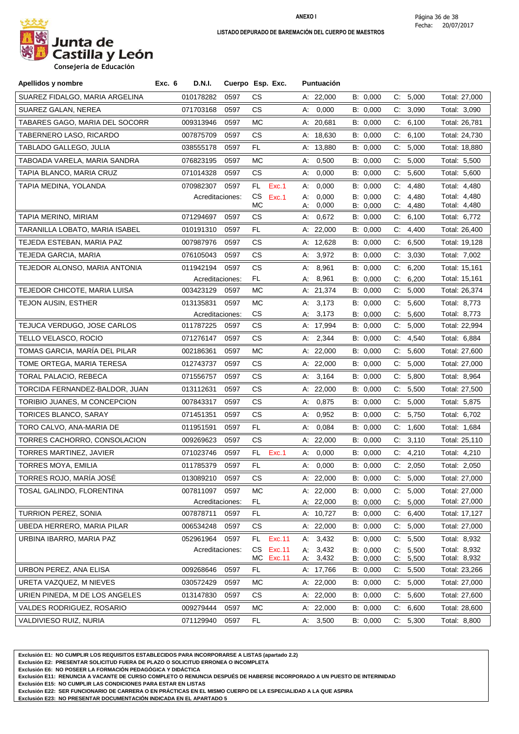**ANEXO I**

**LISTADO DEPURADO DE BAREMACIÓN DEL CUERPO DE MAESTROS**

Fecha: 20/07/2017

| Apellidos y nombre | Exc. 6 | D.N.I. | Cuerpo | Esp. | Exc. | Puntuación | | | |
|---|---|---|---|---|---|---|---|---|---|
| SUAREZ FIDALGO, MARIA ARGELINA | | 010178282 | 0597 | CS | | A: 22,000 | B: 0,000 | C: 5,000 | Total: 27,000 |
| SUAREZ GALAN, NEREA | | 071703168 | 0597 | CS | | A: 0,000 | B: 0,000 | C: 3,090 | Total: 3,090 |
| TABARES GAGO, MARIA DEL SOCORR | | 009313946 | 0597 | MC | | A: 20,681 | B: 0,000 | C: 6,100 | Total: 26,781 |
| TABERNERO LASO, RICARDO | | 007875709 | 0597 | CS | | A: 18,630 | B: 0,000 | C: 6,100 | Total: 24,730 |
| TABLADO GALLEGO, JULIA | | 038555178 | 0597 | FL | | A: 13,880 | B: 0,000 | C: 5,000 | Total: 18,880 |
| TABOADA VARELA, MARIA SANDRA | | 076823195 | 0597 | MC | | A: 0,500 | B: 0,000 | C: 5,000 | Total: 5,500 |
| TAPIA BLANCO, MARIA CRUZ | | 071014328 | 0597 | CS | | A: 0,000 | B: 0,000 | C: 5,600 | Total: 5,600 |
| TAPIA MEDINA, YOLANDA | | 070982307 | 0597 | FL | Exc.1 | A: 0,000 | B: 0,000 | C: 4,480 | Total: 4,480 |
| | | Acreditaciones: | | CS | Exc.1 | A: 0,000 | B: 0,000 | C: 4,480 | Total: 4,480 |
| | | | | MC | | A: 0,000 | B: 0,000 | C: 4,480 | Total: 4,480 |
| TAPIA MERINO, MIRIAM | | 071294697 | 0597 | CS | | A: 0,672 | B: 0,000 | C: 6,100 | Total: 6,772 |
| TARANILLA LOBATO, MARIA ISABEL | | 010191310 | 0597 | FL | | A: 22,000 | B: 0,000 | C: 4,400 | Total: 26,400 |
| TEJEDA ESTEBAN, MARIA PAZ | | 007987976 | 0597 | CS | | A: 12,628 | B: 0,000 | C: 6,500 | Total: 19,128 |
| TEJEDA GARCIA, MARIA | | 076105043 | 0597 | CS | | A: 3,972 | B: 0,000 | C: 3,030 | Total: 7,002 |
| TEJEDOR ALONSO, MARIA ANTONIA | | 011942194 | 0597 | CS | | A: 8,961 | B: 0,000 | C: 6,200 | Total: 15,161 |
| | | Acreditaciones: | | FL | | A: 8,961 | B: 0,000 | C: 6,200 | Total: 15,161 |
| TEJEDOR CHICOTE, MARIA LUISA | | 003423129 | 0597 | MC | | A: 21,374 | B: 0,000 | C: 5,000 | Total: 26,374 |
| TEJON AUSIN, ESTHER | | 013135831 | 0597 | MC | | A: 3,173 | B: 0,000 | C: 5,600 | Total: 8,773 |
| | | Acreditaciones: | | CS | | A: 3,173 | B: 0,000 | C: 5,600 | Total: 8,773 |
| TEJUCA VERDUGO, JOSE CARLOS | | 011787225 | 0597 | CS | | A: 17,994 | B: 0,000 | C: 5,000 | Total: 22,994 |
| TELLO VELASCO, ROCIO | | 071276147 | 0597 | CS | | A: 2,344 | B: 0,000 | C: 4,540 | Total: 6,884 |
| TOMAS GARCIA, MARÍA DEL PILAR | | 002186361 | 0597 | MC | | A: 22,000 | B: 0,000 | C: 5,600 | Total: 27,600 |
| TOME ORTEGA, MARIA TERESA | | 012743737 | 0597 | CS | | A: 22,000 | B: 0,000 | C: 5,000 | Total: 27,000 |
| TORAL PALACIO, REBECA | | 071556757 | 0597 | CS | | A: 3,164 | B: 0,000 | C: 5,800 | Total: 8,964 |
| TORCIDA FERNANDEZ-BALDOR, JUAN | | 013112631 | 0597 | CS | | A: 22,000 | B: 0,000 | C: 5,500 | Total: 27,500 |
| TORIBIO JUANES, M CONCEPCION | | 007843317 | 0597 | CS | | A: 0,875 | B: 0,000 | C: 5,000 | Total: 5,875 |
| TORICES BLANCO, SARAY | | 071451351 | 0597 | CS | | A: 0,952 | B: 0,000 | C: 5,750 | Total: 6,702 |
| TORO CALVO, ANA-MARIA DE | | 011951591 | 0597 | FL | | A: 0,084 | B: 0,000 | C: 1,600 | Total: 1,684 |
| TORRES CACHORRO, CONSOLACION | | 009269623 | 0597 | CS | | A: 22,000 | B: 0,000 | C: 3,110 | Total: 25,110 |
| TORRES MARTINEZ, JAVIER | | 071023746 | 0597 | FL | Exc.1 | A: 0,000 | B: 0,000 | C: 4,210 | Total: 4,210 |
| TORRES MOYA, EMILIA | | 011785379 | 0597 | FL | | A: 0,000 | B: 0,000 | C: 2,050 | Total: 2,050 |
| TORRES ROJO, MARÍA JOSÉ | | 013089210 | 0597 | CS | | A: 22,000 | B: 0,000 | C: 5,000 | Total: 27,000 |
| TOSAL GALINDO, FLORENTINA | | 007811097 | 0597 | MC | | A: 22,000 | B: 0,000 | C: 5,000 | Total: 27,000 |
| | | Acreditaciones: | | FL | | A: 22,000 | B: 0,000 | C: 5,000 | Total: 27,000 |
| TURRION PEREZ, SONIA | | 007878711 | 0597 | FL | | A: 10,727 | B: 0,000 | C: 6,400 | Total: 17,127 |
| UBEDA HERRERO, MARIA PILAR | | 006534248 | 0597 | CS | | A: 22,000 | B: 0,000 | C: 5,000 | Total: 27,000 |
| URBINA IBARRO, MARIA PAZ | | 052961964 | 0597 | FL | Exc.11 | A: 3,432 | B: 0,000 | C: 5,500 | Total: 8,932 |
| | | Acreditaciones: | | CS | Exc.11 | A: 3,432 | B: 0,000 | C: 5,500 | Total: 8,932 |
| | | | | MC | Exc.11 | A: 3,432 | B: 0,000 | C: 5,500 | Total: 8,932 |
| URBON PEREZ, ANA ELISA | | 009268646 | 0597 | FL | | A: 17,766 | B: 0,000 | C: 5,500 | Total: 23,266 |
| URETA VAZQUEZ, M NIEVES | | 030572429 | 0597 | MC | | A: 22,000 | B: 0,000 | C: 5,000 | Total: 27,000 |
| URIEN PINEDA, M DE LOS ANGELES | | 013147830 | 0597 | CS | | A: 22,000 | B: 0,000 | C: 5,600 | Total: 27,600 |
| VALDES RODRIGUEZ, ROSARIO | | 009279444 | 0597 | MC | | A: 22,000 | B: 0,000 | C: 6,600 | Total: 28,600 |
| VALDIVIESO RUIZ, NURIA | | 071129940 | 0597 | FL | | A: 3,500 | B: 0,000 | C: 5,300 | Total: 8,800 |

**Exclusión E1: NO CUMPLIR LOS REQUISITOS ESTABLECIDOS PARA INCORPORARSE A LISTAS (apartado 2.2)**
**Exclusión E2: PRESENTAR SOLICITUD FUERA DE PLAZO O SOLICITUD ERRONEA O INCOMPLETA**
**Exclusión E6: NO POSEER LA FORMACIÓN PEDAGÓGICA Y DIDÁCTICA**
**Exclusión E11: RENUNCIA A VACANTE DE CURSO COMPLETO O RENUNCIA DESPUÉS DE HABERSE INCORPORADO A UN PUESTO DE INTERINIDAD**
**Exclusión E15: NO CUMPLIR LAS CONDICIONES PARA ESTAR EN LISTAS**
**Exclusión E22: SER FUNCIONARIO DE CARRERA O EN PRÁCTICAS EN EL MISMO CUERPO DE LA ESPECIALIDAD A LA QUE ASPIRA**
**Exclusión E23: NO PRESENTAR DOCUMENTACIÓN INDICADA EN EL APARTADO 5**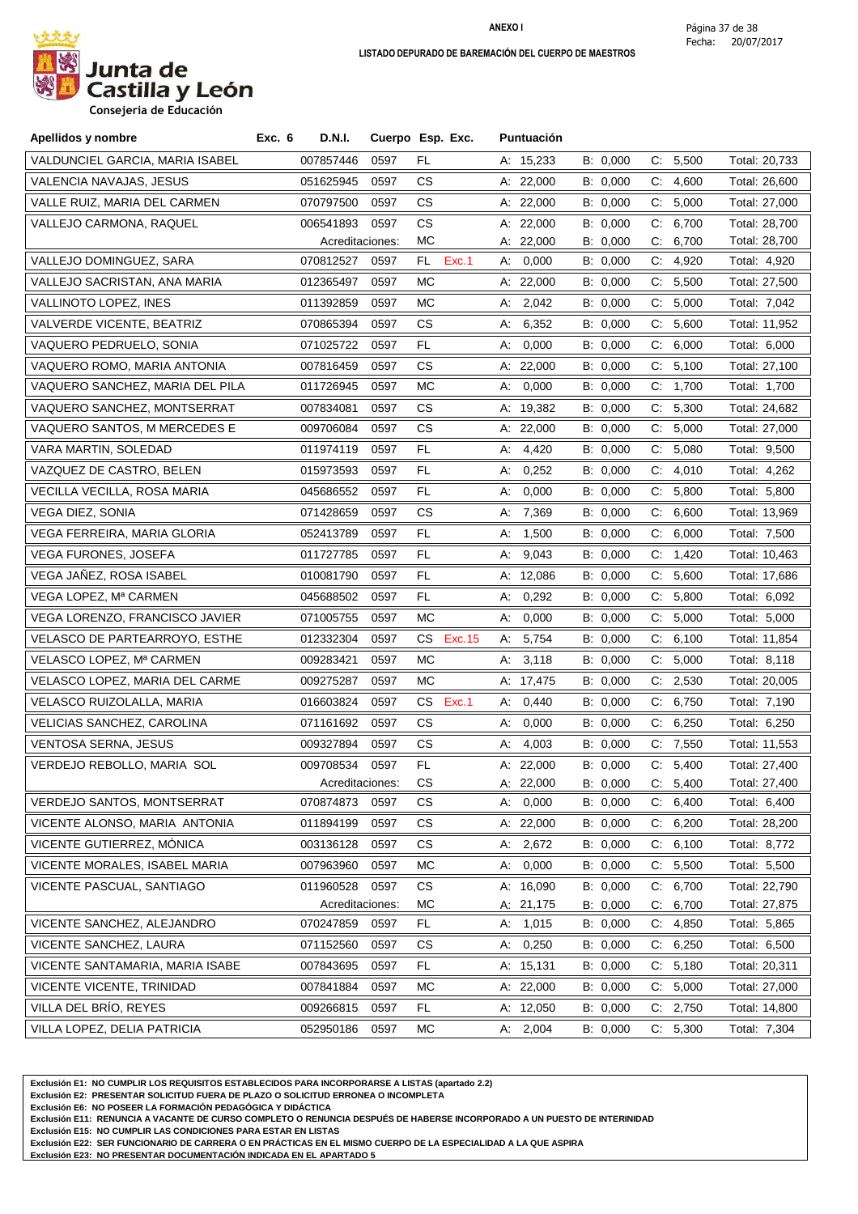**ANEXO I**

**LISTADO DEPURADO DE BAREMACIÓN DEL CUERPO DE MAESTROS**

Junta de Castilla y León
Consejería de Educación

Fecha: 20/07/2017

| Apellidos y nombre | Exc. 6 | D.N.I. | Cuerpo | Esp. | Exc. | Puntuación | | | |
|---|---|---|---|---|---|---|---|---|---|
| VALDUNCIEL GARCIA, MARIA ISABEL | | 007857446 | 0597 | FL | | A: 15,233 | B: 0,000 | C: 5,500 | Total: 20,733 |
| VALENCIA NAVAJAS, JESUS | | 051625945 | 0597 | CS | | A: 22,000 | B: 0,000 | C: 4,600 | Total: 26,600 |
| VALLE RUIZ, MARIA DEL CARMEN | | 070797500 | 0597 | CS | | A: 22,000 | B: 0,000 | C: 5,000 | Total: 27,000 |
| VALLEJO CARMONA, RAQUEL | | 006541893 | 0597 | CS | | A: 22,000 | B: 0,000 | C: 6,700 | Total: 28,700 |
| | | Acreditaciones: | | MC | | A: 22,000 | B: 0,000 | C: 6,700 | Total: 28,700 |
| VALLEJO DOMINGUEZ, SARA | | 070812527 | 0597 | FL | Exc.1 | A: 0,000 | B: 0,000 | C: 4,920 | Total: 4,920 |
| VALLEJO SACRISTAN, ANA MARIA | | 012365497 | 0597 | MC | | A: 22,000 | B: 0,000 | C: 5,500 | Total: 27,500 |
| VALLINOTO LOPEZ, INES | | 011392859 | 0597 | MC | | A: 2,042 | B: 0,000 | C: 5,000 | Total: 7,042 |
| VALVERDE VICENTE, BEATRIZ | | 070865394 | 0597 | CS | | A: 6,352 | B: 0,000 | C: 5,600 | Total: 11,952 |
| VAQUERO PEDRUELO, SONIA | | 071025722 | 0597 | FL | | A: 0,000 | B: 0,000 | C: 6,000 | Total: 6,000 |
| VAQUERO ROMO, MARIA ANTONIA | | 007816459 | 0597 | CS | | A: 22,000 | B: 0,000 | C: 5,100 | Total: 27,100 |
| VAQUERO SANCHEZ, MARIA DEL PILA | | 011726945 | 0597 | MC | | A: 0,000 | B: 0,000 | C: 1,700 | Total: 1,700 |
| VAQUERO SANCHEZ, MONTSERRAT | | 007834081 | 0597 | CS | | A: 19,382 | B: 0,000 | C: 5,300 | Total: 24,682 |
| VAQUERO SANTOS, M MERCEDES E | | 009706084 | 0597 | CS | | A: 22,000 | B: 0,000 | C: 5,000 | Total: 27,000 |
| VARA MARTIN, SOLEDAD | | 011974119 | 0597 | FL | | A: 4,420 | B: 0,000 | C: 5,080 | Total: 9,500 |
| VAZQUEZ DE CASTRO, BELEN | | 015973593 | 0597 | FL | | A: 0,252 | B: 0,000 | C: 4,010 | Total: 4,262 |
| VECILLA VECILLA, ROSA MARIA | | 045686552 | 0597 | FL | | A: 0,000 | B: 0,000 | C: 5,800 | Total: 5,800 |
| VEGA DIEZ, SONIA | | 071428659 | 0597 | CS | | A: 7,369 | B: 0,000 | C: 6,600 | Total: 13,969 |
| VEGA FERREIRA, MARIA GLORIA | | 052413789 | 0597 | FL | | A: 1,500 | B: 0,000 | C: 6,000 | Total: 7,500 |
| VEGA FURONES, JOSEFA | | 011727785 | 0597 | FL | | A: 9,043 | B: 0,000 | C: 1,420 | Total: 10,463 |
| VEGA JAÑEZ, ROSA ISABEL | | 010081790 | 0597 | FL | | A: 12,086 | B: 0,000 | C: 5,600 | Total: 17,686 |
| VEGA LOPEZ, Mª CARMEN | | 045688502 | 0597 | FL | | A: 0,292 | B: 0,000 | C: 5,800 | Total: 6,092 |
| VEGA LORENZO, FRANCISCO JAVIER | | 071005755 | 0597 | MC | | A: 0,000 | B: 0,000 | C: 5,000 | Total: 5,000 |
| VELASCO DE PARTEARROYO, ESTHE | | 012332304 | 0597 | CS | Exc.15 | A: 5,754 | B: 0,000 | C: 6,100 | Total: 11,854 |
| VELASCO LOPEZ, Mª CARMEN | | 009283421 | 0597 | MC | | A: 3,118 | B: 0,000 | C: 5,000 | Total: 8,118 |
| VELASCO LOPEZ, MARIA DEL CARME | | 009275287 | 0597 | MC | | A: 17,475 | B: 0,000 | C: 2,530 | Total: 20,005 |
| VELASCO RUIZOLALLA, MARIA | | 016603824 | 0597 | CS | Exc.1 | A: 0,440 | B: 0,000 | C: 6,750 | Total: 7,190 |
| VELICIAS SANCHEZ, CAROLINA | | 071161692 | 0597 | CS | | A: 0,000 | B: 0,000 | C: 6,250 | Total: 6,250 |
| VENTOSA SERNA, JESUS | | 009327894 | 0597 | CS | | A: 4,003 | B: 0,000 | C: 7,550 | Total: 11,553 |
| VERDEJO REBOLLO, MARIA SOL | | 009708534 | 0597 | FL | | A: 22,000 | B: 0,000 | C: 5,400 | Total: 27,400 |
| | | Acreditaciones: | | CS | | A: 22,000 | B: 0,000 | C: 5,400 | Total: 27,400 |
| VERDEJO SANTOS, MONTSERRAT | | 070874873 | 0597 | CS | | A: 0,000 | B: 0,000 | C: 6,400 | Total: 6,400 |
| VICENTE ALONSO, MARIA ANTONIA | | 011894199 | 0597 | CS | | A: 22,000 | B: 0,000 | C: 6,200 | Total: 28,200 |
| VICENTE GUTIERREZ, MÓNICA | | 003136128 | 0597 | CS | | A: 2,672 | B: 0,000 | C: 6,100 | Total: 8,772 |
| VICENTE MORALES, ISABEL MARIA | | 007963960 | 0597 | MC | | A: 0,000 | B: 0,000 | C: 5,500 | Total: 5,500 |
| VICENTE PASCUAL, SANTIAGO | | 011960528 | 0597 | CS | | A: 16,090 | B: 0,000 | C: 6,700 | Total: 22,790 |
| | | Acreditaciones: | | MC | | A: 21,175 | B: 0,000 | C: 6,700 | Total: 27,875 |
| VICENTE SANCHEZ, ALEJANDRO | | 070247859 | 0597 | FL | | A: 1,015 | B: 0,000 | C: 4,850 | Total: 5,865 |
| VICENTE SANCHEZ, LAURA | | 071152560 | 0597 | CS | | A: 0,250 | B: 0,000 | C: 6,250 | Total: 6,500 |
| VICENTE SANTAMARIA, MARIA ISABE | | 007843695 | 0597 | FL | | A: 15,131 | B: 0,000 | C: 5,180 | Total: 20,311 |
| VICENTE VICENTE, TRINIDAD | | 007841884 | 0597 | MC | | A: 22,000 | B: 0,000 | C: 5,000 | Total: 27,000 |
| VILLA DEL BRÍO, REYES | | 009266815 | 0597 | FL | | A: 12,050 | B: 0,000 | C: 2,750 | Total: 14,800 |
| VILLA LOPEZ, DELIA PATRICIA | | 052950186 | 0597 | MC | | A: 2,004 | B: 0,000 | C: 5,300 | Total: 7,304 |

**Exclusión E1: NO CUMPLIR LOS REQUISITOS ESTABLECIDOS PARA INCORPORARSE A LISTAS (apartado 2.2)**
**Exclusión E2: PRESENTAR SOLICITUD FUERA DE PLAZO O SOLICITUD ERRONEA O INCOMPLETA**
**Exclusión E6: NO POSEER LA FORMACIÓN PEDAGÓGICA Y DIDÁCTICA**
**Exclusión E11: RENUNCIA A VACANTE DE CURSO COMPLETO O RENUNCIA DESPUÉS DE HABERSE INCORPORADO A UN PUESTO DE INTERINIDAD**
**Exclusión E15: NO CUMPLIR LAS CONDICIONES PARA ESTAR EN LISTAS**
**Exclusión E22: SER FUNCIONARIO DE CARRERA O EN PRÁCTICAS EN EL MISMO CUERPO DE LA ESPECIALIDAD A LA QUE ASPIRA**
**Exclusión E23: NO PRESENTAR DOCUMENTACIÓN INDICADA EN EL APARTADO 5**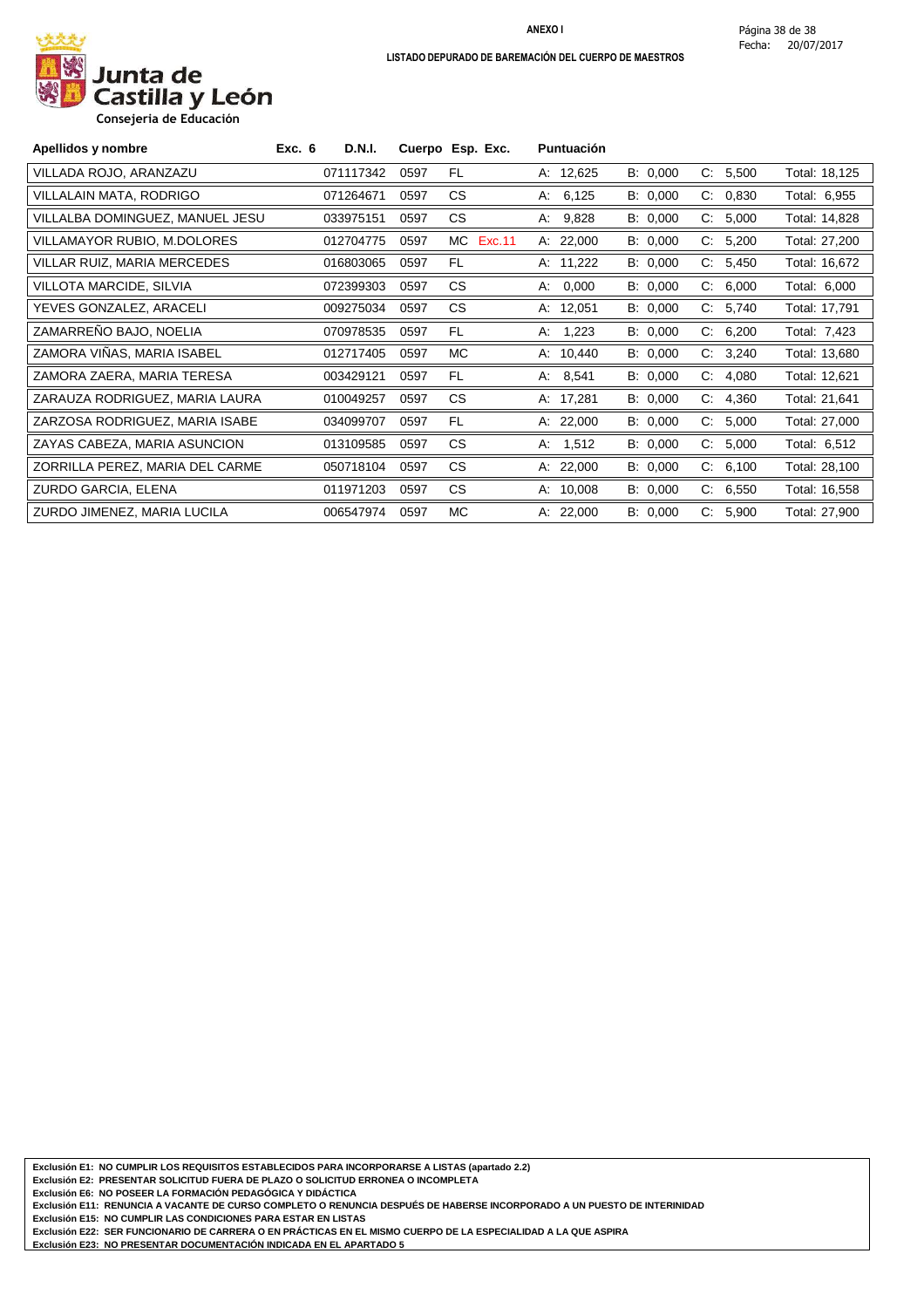Junta de Castilla y León
Consejería de Educación

ANEXO I

LISTADO DEPURADO DE BAREMACIÓN DEL CUERPO DE MAESTROS

| Apellidos y nombre | Exc. 6 | D.N.I. | Cuerpo | Esp. | Exc. | Puntuación | | | |
|---|---|---|---|---|---|---|---|---|---|
| VILLADA ROJO, ARANZAZU | | 071117342 | 0597 | FL | | A: 12,625 | B: 0,000 | C: 5,500 | Total: 18,125 |
| VILLALAIN MATA, RODRIGO | | 071264671 | 0597 | CS | | A: 6,125 | B: 0,000 | C: 0,830 | Total: 6,955 |
| VILLALBA DOMINGUEZ, MANUEL JESU | | 033975151 | 0597 | CS | | A: 9,828 | B: 0,000 | C: 5,000 | Total: 14,828 |
| VILLAMAYOR RUBIO, M.DOLORES | | 012704775 | 0597 | MC | Exc.11 | A: 22,000 | B: 0,000 | C: 5,200 | Total: 27,200 |
| VILLAR RUIZ, MARIA MERCEDES | | 016803065 | 0597 | FL | | A: 11,222 | B: 0,000 | C: 5,450 | Total: 16,672 |
| VILLOTA MARCIDE, SILVIA | | 072399303 | 0597 | CS | | A: 0,000 | B: 0,000 | C: 6,000 | Total: 6,000 |
| YEVES GONZALEZ, ARACELI | | 009275034 | 0597 | CS | | A: 12,051 | B: 0,000 | C: 5,740 | Total: 17,791 |
| ZAMARREÑO BAJO, NOELIA | | 070978535 | 0597 | FL | | A: 1,223 | B: 0,000 | C: 6,200 | Total: 7,423 |
| ZAMORA VIÑAS, MARIA ISABEL | | 012717405 | 0597 | MC | | A: 10,440 | B: 0,000 | C: 3,240 | Total: 13,680 |
| ZAMORA ZAERA, MARIA TERESA | | 003429121 | 0597 | FL | | A: 8,541 | B: 0,000 | C: 4,080 | Total: 12,621 |
| ZARAUZA RODRIGUEZ, MARIA LAURA | | 010049257 | 0597 | CS | | A: 17,281 | B: 0,000 | C: 4,360 | Total: 21,641 |
| ZARZOSA RODRIGUEZ, MARIA ISABE | | 034099707 | 0597 | FL | | A: 22,000 | B: 0,000 | C: 5,000 | Total: 27,000 |
| ZAYAS CABEZA, MARIA ASUNCION | | 013109585 | 0597 | CS | | A: 1,512 | B: 0,000 | C: 5,000 | Total: 6,512 |
| ZORRILLA PEREZ, MARIA DEL CARME | | 050718104 | 0597 | CS | | A: 22,000 | B: 0,000 | C: 6,100 | Total: 28,100 |
| ZURDO GARCIA, ELENA | | 011971203 | 0597 | CS | | A: 10,008 | B: 0,000 | C: 6,550 | Total: 16,558 |
| ZURDO JIMENEZ, MARIA LUCILA | | 006547974 | 0597 | MC | | A: 22,000 | B: 0,000 | C: 5,900 | Total: 27,900 |

**Exclusión E1: NO CUMPLIR LOS REQUISITOS ESTABLECIDOS PARA INCORPORARSE A LISTAS (apartado 2.2)**
**Exclusión E2: PRESENTAR SOLICITUD FUERA DE PLAZO O SOLICITUD ERRONEA O INCOMPLETA**
**Exclusión E6: NO POSEER LA FORMACIÓN PEDAGÓGICA Y DIDÁCTICA**
**Exclusión E11: RENUNCIA A VACANTE DE CURSO COMPLETO O RENUNCIA DESPUÉS DE HABERSE INCORPORADO A UN PUESTO DE INTERINIDAD**
**Exclusión E15: NO CUMPLIR LAS CONDICIONES PARA ESTAR EN LISTAS**
**Exclusión E22: SER FUNCIONARIO DE CARRERA O EN PRÁCTICAS EN EL MISMO CUERPO DE LA ESPECIALIDAD A LA QUE ASPIRA**
**Exclusión E23: NO PRESENTAR DOCUMENTACIÓN INDICADA EN EL APARTADO 5**